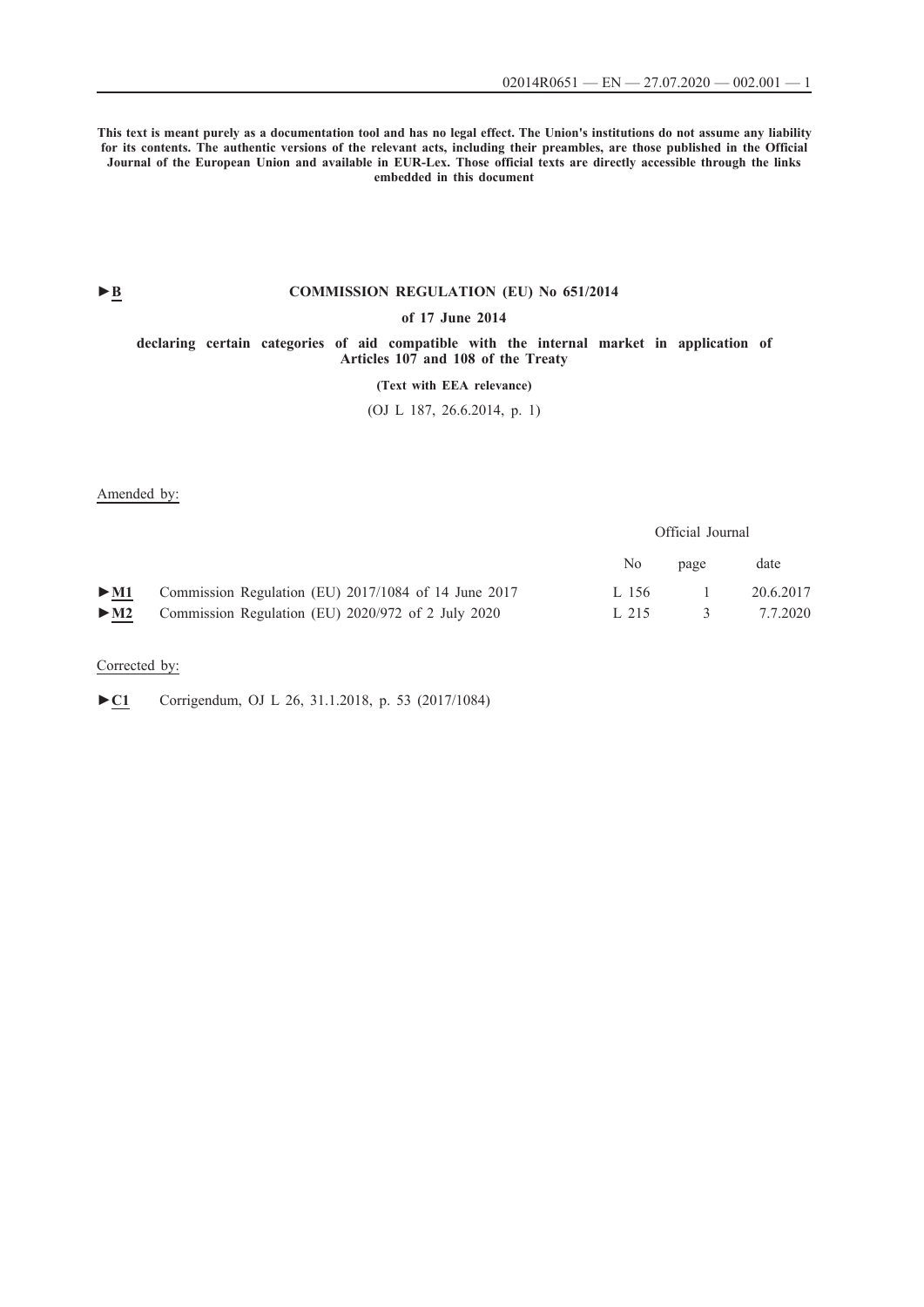**This text is meant purely as a documentation tool and has no legal effect. The Union's institutions do not assume any liability for its contents. The authentic versions of the relevant acts, including their preambles, are those published in the Official Journal of the European Union and available in EUR-Lex. Those official texts are directly accessible through the links embedded in this document**

►B

# COMMISSION REGULATION (EU) No 651/2014

**of 17 June 2014**

**declaring certain categories of aid compatible with the internal market in application of Articles 107 and 108 of the Treaty**

**(Text with EEA relevance)**

(OJ L 187, 26.6.2014, p. 1)

Amended by:

| | | Official Journal | | |
|---|---|---|---|---|
| | | No | page | date |
| ►M1 | Commission Regulation (EU) 2017/1084 of 14 June 2017 | L 156 | 1 | 20.6.2017 |
| ►M2 | Commission Regulation (EU) 2020/972 of 2 July 2020 | L 215 | 3 | 7.7.2020 |

Corrected by:

►C1 Corrigendum, OJ L 26, 31.1.2018, p. 53 (2017/1084)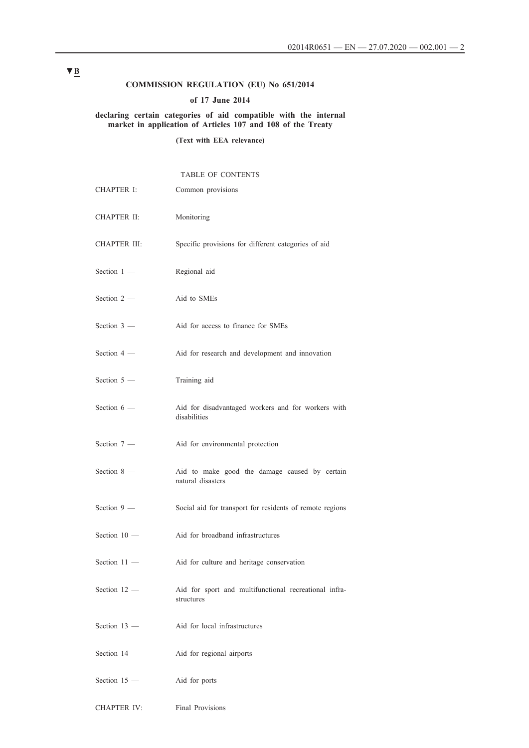▼B

# COMMISSION REGULATION (EU) No 651/2014

## of 17 June 2014

## declaring certain categories of aid compatible with the internal market in application of Articles 107 and 108 of the Treaty

**(Text with EEA relevance)**

TABLE OF CONTENTS

| | |
|---|---|
| CHAPTER I: | Common provisions |
| CHAPTER II: | Monitoring |
| CHAPTER III: | Specific provisions for different categories of aid |
| Section 1 — | Regional aid |
| Section 2 — | Aid to SMEs |
| Section 3 — | Aid for access to finance for SMEs |
| Section 4 — | Aid for research and development and innovation |
| Section 5 — | Training aid |
| Section 6 — | Aid for disadvantaged workers and for workers with disabilities |
| Section 7 — | Aid for environmental protection |
| Section 8 — | Aid to make good the damage caused by certain natural disasters |
| Section 9 — | Social aid for transport for residents of remote regions |
| Section 10 — | Aid for broadband infrastructures |
| Section 11 — | Aid for culture and heritage conservation |
| Section 12 — | Aid for sport and multifunctional recreational infrastructures |
| Section 13 — | Aid for local infrastructures |
| Section 14 — | Aid for regional airports |
| Section 15 — | Aid for ports |
| CHAPTER IV: | Final Provisions |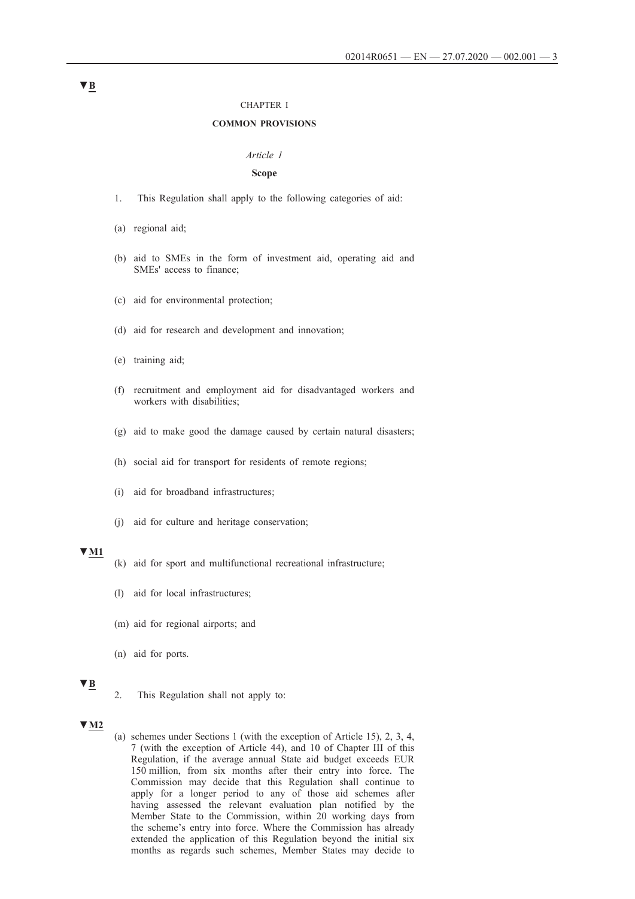▼B

CHAPTER I

**COMMON PROVISIONS**

*Article 1*

**Scope**

1. This Regulation shall apply to the following categories of aid:

(a) regional aid;

(b) aid to SMEs in the form of investment aid, operating aid and SMEs' access to finance;

(c) aid for environmental protection;

(d) aid for research and development and innovation;

(e) training aid;

(f) recruitment and employment aid for disadvantaged workers and workers with disabilities;

(g) aid to make good the damage caused by certain natural disasters;

(h) social aid for transport for residents of remote regions;

(i) aid for broadband infrastructures;

(j) aid for culture and heritage conservation;

▼M1

(k) aid for sport and multifunctional recreational infrastructure;

(l) aid for local infrastructures;

(m) aid for regional airports; and

(n) aid for ports.

▼B

2. This Regulation shall not apply to:

▼M2

(a) schemes under Sections 1 (with the exception of Article 15), 2, 3, 4, 7 (with the exception of Article 44), and 10 of Chapter III of this Regulation, if the average annual State aid budget exceeds EUR 150 million, from six months after their entry into force. The Commission may decide that this Regulation shall continue to apply for a longer period to any of those aid schemes after having assessed the relevant evaluation plan notified by the Member State to the Commission, within 20 working days from the scheme's entry into force. Where the Commission has already extended the application of this Regulation beyond the initial six months as regards such schemes, Member States may decide to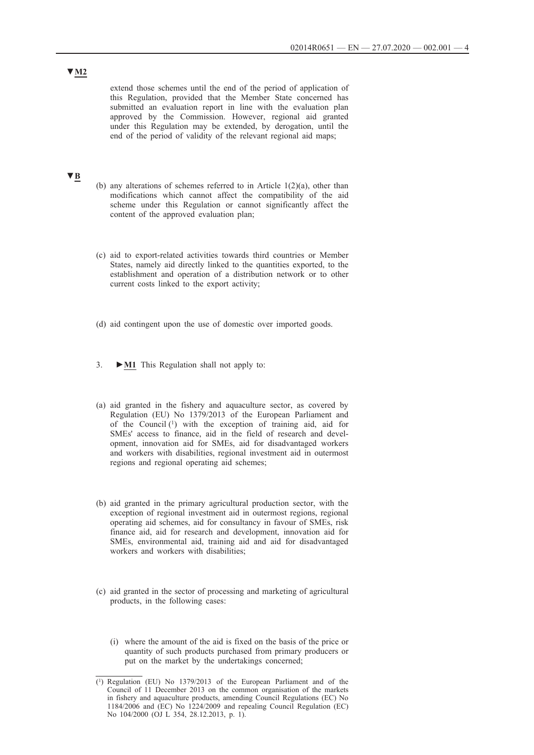▼M2

extend those schemes until the end of the period of application of this Regulation, provided that the Member State concerned has submitted an evaluation report in line with the evaluation plan approved by the Commission. However, regional aid granted under this Regulation may be extended, by derogation, until the end of the period of validity of the relevant regional aid maps;

▼B

(b) any alterations of schemes referred to in Article 1(2)(a), other than modifications which cannot affect the compatibility of the aid scheme under this Regulation or cannot significantly affect the content of the approved evaluation plan;

(c) aid to export-related activities towards third countries or Member States, namely aid directly linked to the quantities exported, to the establishment and operation of a distribution network or to other current costs linked to the export activity;

(d) aid contingent upon the use of domestic over imported goods.

3. ►M1 This Regulation shall not apply to:

(a) aid granted in the fishery and aquaculture sector, as covered by Regulation (EU) No 1379/2013 of the European Parliament and of the Council [1] with the exception of training aid, aid for SMEs' access to finance, aid in the field of research and development, innovation aid for SMEs, aid for disadvantaged workers and workers with disabilities, regional investment aid in outermost regions and regional operating aid schemes;

(b) aid granted in the primary agricultural production sector, with the exception of regional investment aid in outermost regions, regional operating aid schemes, aid for consultancy in favour of SMEs, risk finance aid, aid for research and development, innovation aid for SMEs, environmental aid, training aid and aid for disadvantaged workers and workers with disabilities;

(c) aid granted in the sector of processing and marketing of agricultural products, in the following cases:

(i) where the amount of the aid is fixed on the basis of the price or quantity of such products purchased from primary producers or put on the market by the undertakings concerned;

[1] Regulation (EU) No 1379/2013 of the European Parliament and of the Council of 11 December 2013 on the common organisation of the markets in fishery and aquaculture products, amending Council Regulations (EC) No 1184/2006 and (EC) No 1224/2009 and repealing Council Regulation (EC) No 104/2000 (OJ L 354, 28.12.2013, p. 1).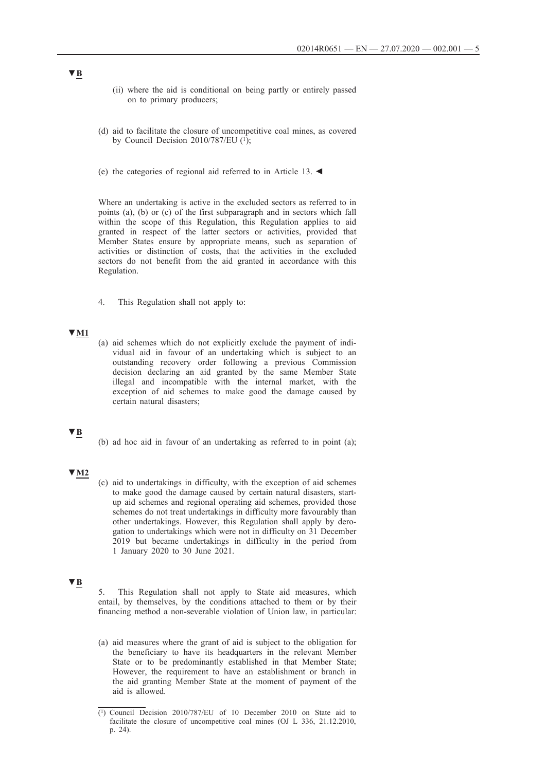▼B

(ii) where the aid is conditional on being partly or entirely passed on to primary producers;

(d) aid to facilitate the closure of uncompetitive coal mines, as covered by Council Decision 2010/787/EU [1];

(e) the categories of regional aid referred to in Article 13. ◄

Where an undertaking is active in the excluded sectors as referred to in points (a), (b) or (c) of the first subparagraph and in sectors which fall within the scope of this Regulation, this Regulation applies to aid granted in respect of the latter sectors or activities, provided that Member States ensure by appropriate means, such as separation of activities or distinction of costs, that the activities in the excluded sectors do not benefit from the aid granted in accordance with this Regulation.

4. This Regulation shall not apply to:

▼M1

(a) aid schemes which do not explicitly exclude the payment of individual aid in favour of an undertaking which is subject to an outstanding recovery order following a previous Commission decision declaring an aid granted by the same Member State illegal and incompatible with the internal market, with the exception of aid schemes to make good the damage caused by certain natural disasters;

▼B

(b) ad hoc aid in favour of an undertaking as referred to in point (a);

▼M2

(c) aid to undertakings in difficulty, with the exception of aid schemes to make good the damage caused by certain natural disasters, start-up aid schemes and regional operating aid schemes, provided those schemes do not treat undertakings in difficulty more favourably than other undertakings. However, this Regulation shall apply by derogation to undertakings which were not in difficulty on 31 December 2019 but became undertakings in difficulty in the period from 1 January 2020 to 30 June 2021.

▼B

5. This Regulation shall not apply to State aid measures, which entail, by themselves, by the conditions attached to them or by their financing method a non-severable violation of Union law, in particular:

(a) aid measures where the grant of aid is subject to the obligation for the beneficiary to have its headquarters in the relevant Member State or to be predominantly established in that Member State; However, the requirement to have an establishment or branch in the aid granting Member State at the moment of payment of the aid is allowed.

---

[1] Council Decision 2010/787/EU of 10 December 2010 on State aid to facilitate the closure of uncompetitive coal mines (OJ L 336, 21.12.2010, p. 24).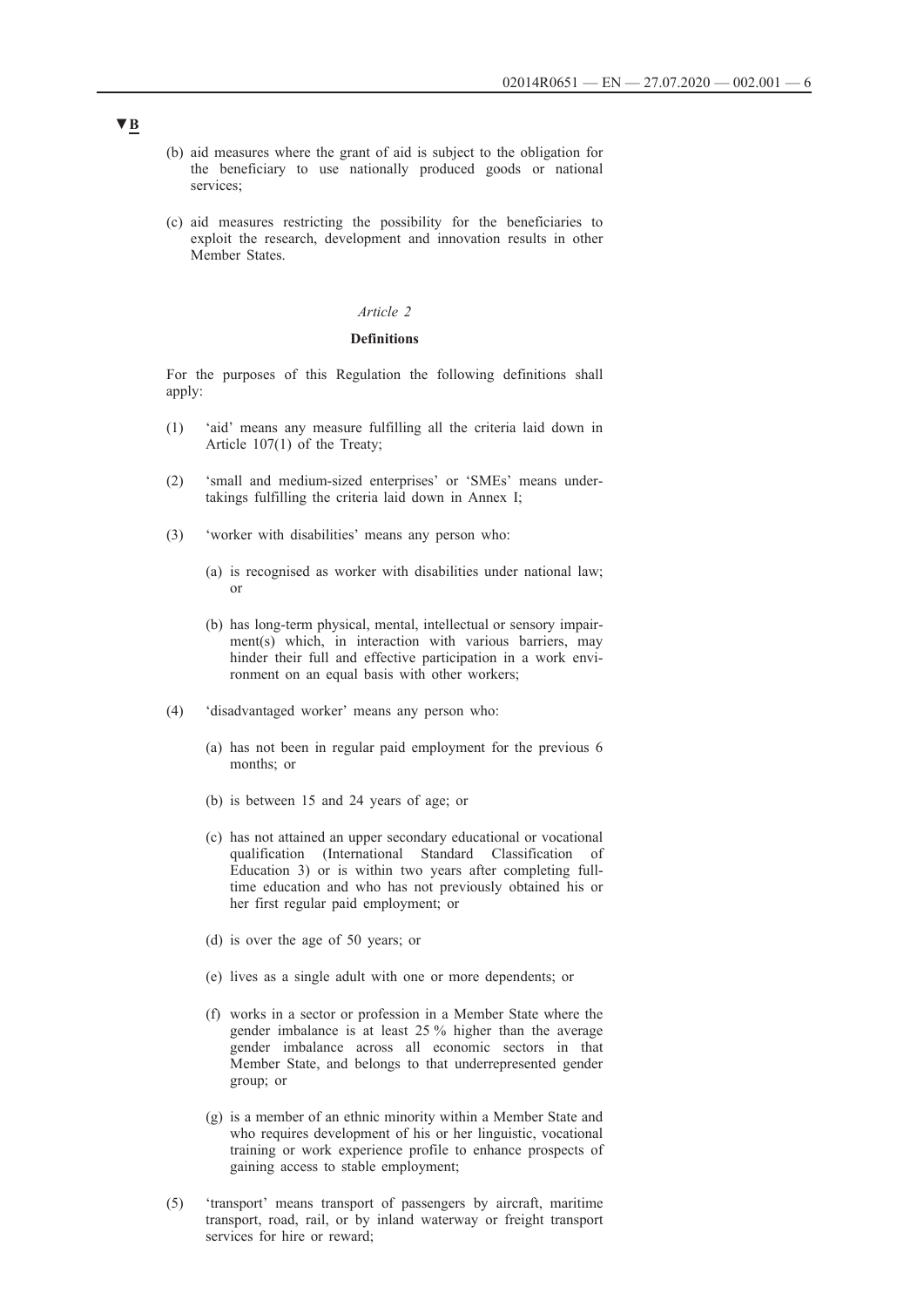▼B

(b) aid measures where the grant of aid is subject to the obligation for the beneficiary to use nationally produced goods or national services;

(c) aid measures restricting the possibility for the beneficiaries to exploit the research, development and innovation results in other Member States.

*Article 2*

**Definitions**

For the purposes of this Regulation the following definitions shall apply:

(1) 'aid' means any measure fulfilling all the criteria laid down in Article 107(1) of the Treaty;

(2) 'small and medium-sized enterprises' or 'SMEs' means undertakings fulfilling the criteria laid down in Annex I;

(3) 'worker with disabilities' means any person who:

(a) is recognised as worker with disabilities under national law; or

(b) has long-term physical, mental, intellectual or sensory impairment(s) which, in interaction with various barriers, may hinder their full and effective participation in a work environment on an equal basis with other workers;

(4) 'disadvantaged worker' means any person who:

(a) has not been in regular paid employment for the previous 6 months; or

(b) is between 15 and 24 years of age; or

(c) has not attained an upper secondary educational or vocational qualification (International Standard Classification of Education 3) or is within two years after completing full-time education and who has not previously obtained his or her first regular paid employment; or

(d) is over the age of 50 years; or

(e) lives as a single adult with one or more dependents; or

(f) works in a sector or profession in a Member State where the gender imbalance is at least 25 % higher than the average gender imbalance across all economic sectors in that Member State, and belongs to that underrepresented gender group; or

(g) is a member of an ethnic minority within a Member State and who requires development of his or her linguistic, vocational training or work experience profile to enhance prospects of gaining access to stable employment;

(5) 'transport' means transport of passengers by aircraft, maritime transport, road, rail, or by inland waterway or freight transport services for hire or reward;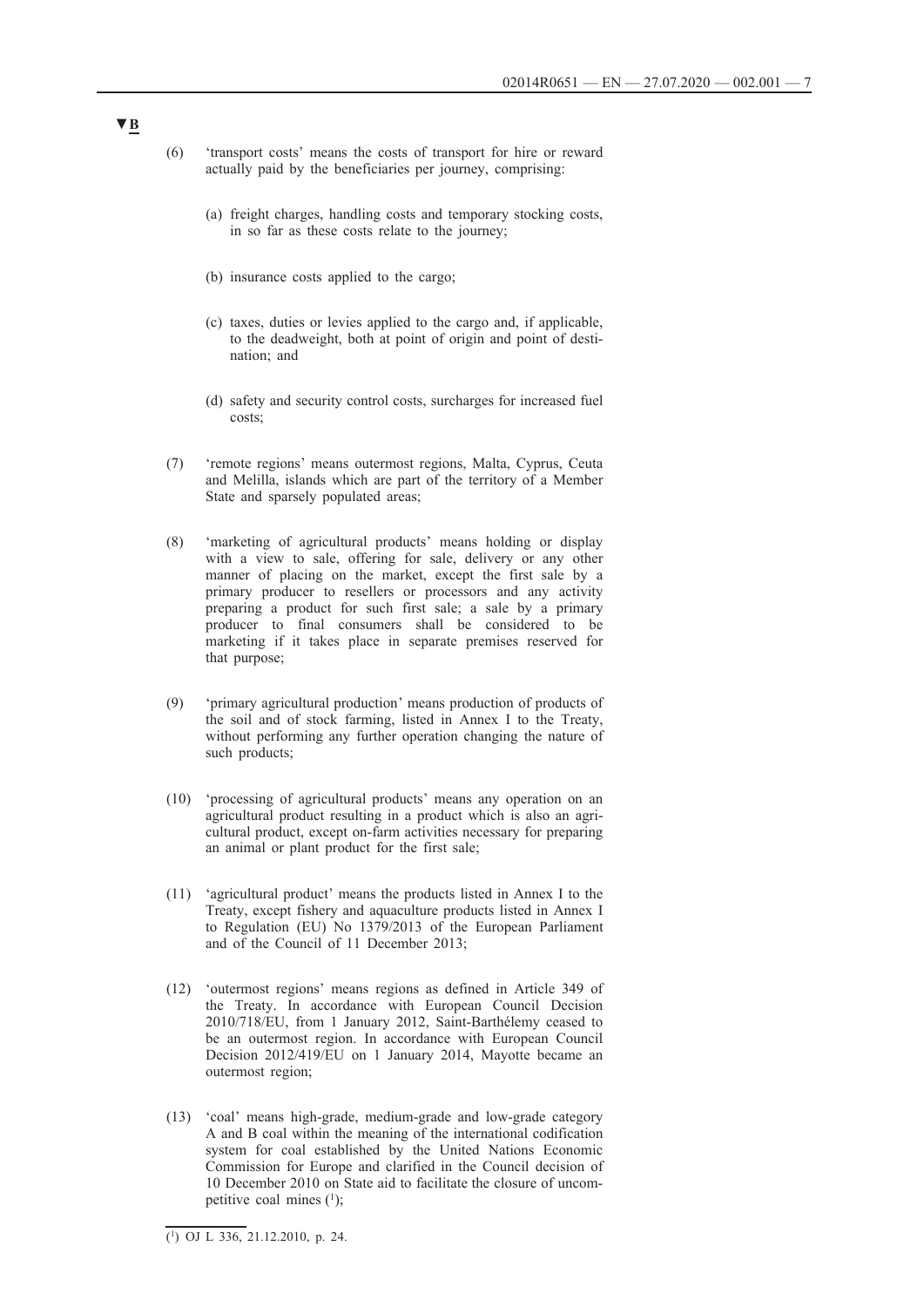▼B

(6) 'transport costs' means the costs of transport for hire or reward actually paid by the beneficiaries per journey, comprising:

(a) freight charges, handling costs and temporary stocking costs, in so far as these costs relate to the journey;

(b) insurance costs applied to the cargo;

(c) taxes, duties or levies applied to the cargo and, if applicable, to the deadweight, both at point of origin and point of destination; and

(d) safety and security control costs, surcharges for increased fuel costs;

(7) 'remote regions' means outermost regions, Malta, Cyprus, Ceuta and Melilla, islands which are part of the territory of a Member State and sparsely populated areas;

(8) 'marketing of agricultural products' means holding or display with a view to sale, offering for sale, delivery or any other manner of placing on the market, except the first sale by a primary producer to resellers or processors and any activity preparing a product for such first sale; a sale by a primary producer to final consumers shall be considered to be marketing if it takes place in separate premises reserved for that purpose;

(9) 'primary agricultural production' means production of products of the soil and of stock farming, listed in Annex I to the Treaty, without performing any further operation changing the nature of such products;

(10) 'processing of agricultural products' means any operation on an agricultural product resulting in a product which is also an agricultural product, except on-farm activities necessary for preparing an animal or plant product for the first sale;

(11) 'agricultural product' means the products listed in Annex I to the Treaty, except fishery and aquaculture products listed in Annex I to Regulation (EU) No 1379/2013 of the European Parliament and of the Council of 11 December 2013;

(12) 'outermost regions' means regions as defined in Article 349 of the Treaty. In accordance with European Council Decision 2010/718/EU, from 1 January 2012, Saint-Barthélemy ceased to be an outermost region. In accordance with European Council Decision 2012/419/EU on 1 January 2014, Mayotte became an outermost region;

(13) 'coal' means high-grade, medium-grade and low-grade category A and B coal within the meaning of the international codification system for coal established by the United Nations Economic Commission for Europe and clarified in the Council decision of 10 December 2010 on State aid to facilitate the closure of uncompetitive coal mines [1];

---

[1] OJ L 336, 21.12.2010, p. 24.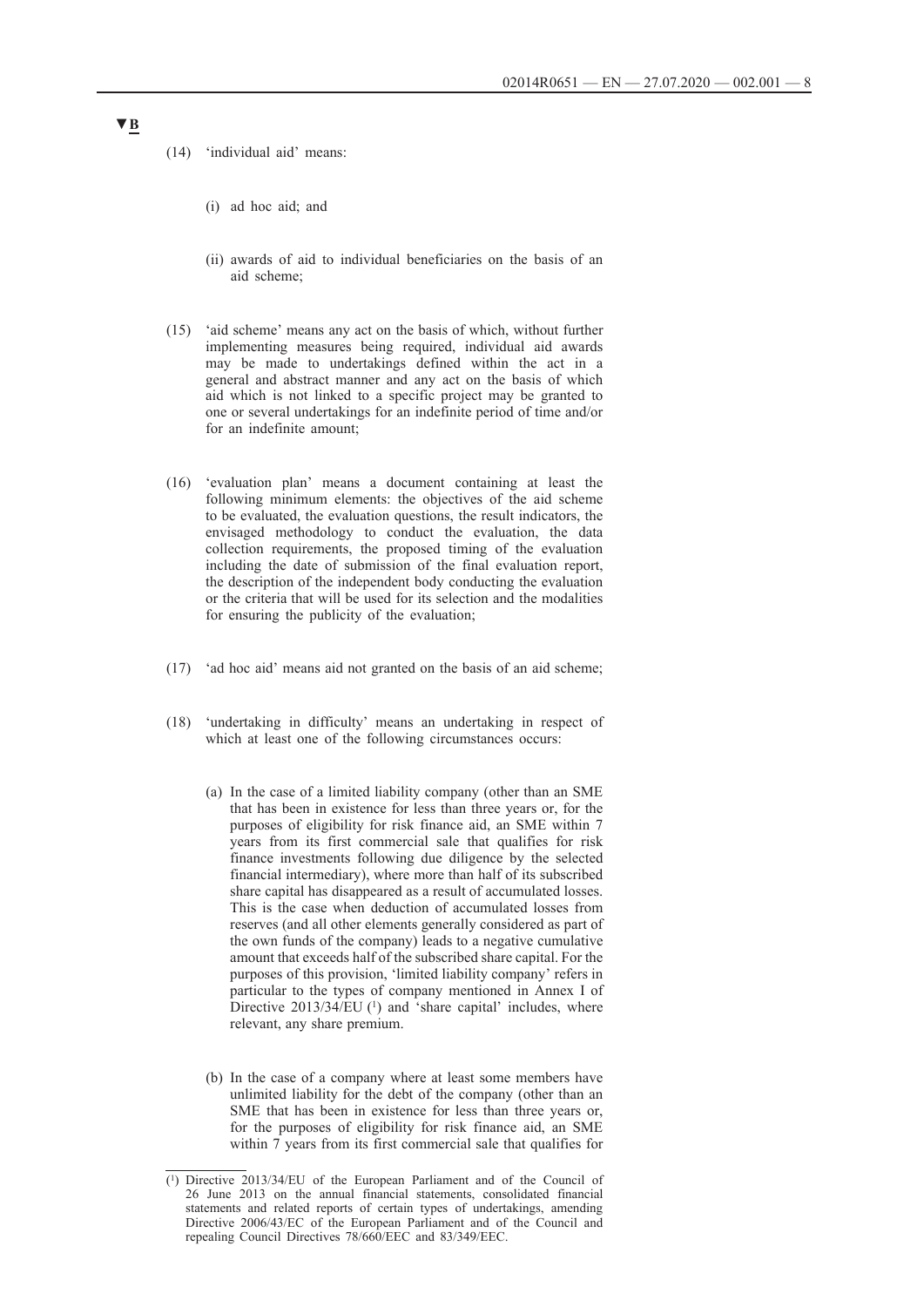▼B

(14) 'individual aid' means:

(i) ad hoc aid; and

(ii) awards of aid to individual beneficiaries on the basis of an aid scheme;

(15) 'aid scheme' means any act on the basis of which, without further implementing measures being required, individual aid awards may be made to undertakings defined within the act in a general and abstract manner and any act on the basis of which aid which is not linked to a specific project may be granted to one or several undertakings for an indefinite period of time and/or for an indefinite amount;

(16) 'evaluation plan' means a document containing at least the following minimum elements: the objectives of the aid scheme to be evaluated, the evaluation questions, the result indicators, the envisaged methodology to conduct the evaluation, the data collection requirements, the proposed timing of the evaluation including the date of submission of the final evaluation report, the description of the independent body conducting the evaluation or the criteria that will be used for its selection and the modalities for ensuring the publicity of the evaluation;

(17) 'ad hoc aid' means aid not granted on the basis of an aid scheme;

(18) 'undertaking in difficulty' means an undertaking in respect of which at least one of the following circumstances occurs:

(a) In the case of a limited liability company (other than an SME that has been in existence for less than three years or, for the purposes of eligibility for risk finance aid, an SME within 7 years from its first commercial sale that qualifies for risk finance investments following due diligence by the selected financial intermediary), where more than half of its subscribed share capital has disappeared as a result of accumulated losses. This is the case when deduction of accumulated losses from reserves (and all other elements generally considered as part of the own funds of the company) leads to a negative cumulative amount that exceeds half of the subscribed share capital. For the purposes of this provision, 'limited liability company' refers in particular to the types of company mentioned in Annex I of Directive 2013/34/EU [1] and 'share capital' includes, where relevant, any share premium.

(b) In the case of a company where at least some members have unlimited liability for the debt of the company (other than an SME that has been in existence for less than three years or, for the purposes of eligibility for risk finance aid, an SME within 7 years from its first commercial sale that qualifies for

---

[1] Directive 2013/34/EU of the European Parliament and of the Council of 26 June 2013 on the annual financial statements, consolidated financial statements and related reports of certain types of undertakings, amending Directive 2006/43/EC of the European Parliament and of the Council and repealing Council Directives 78/660/EEC and 83/349/EEC.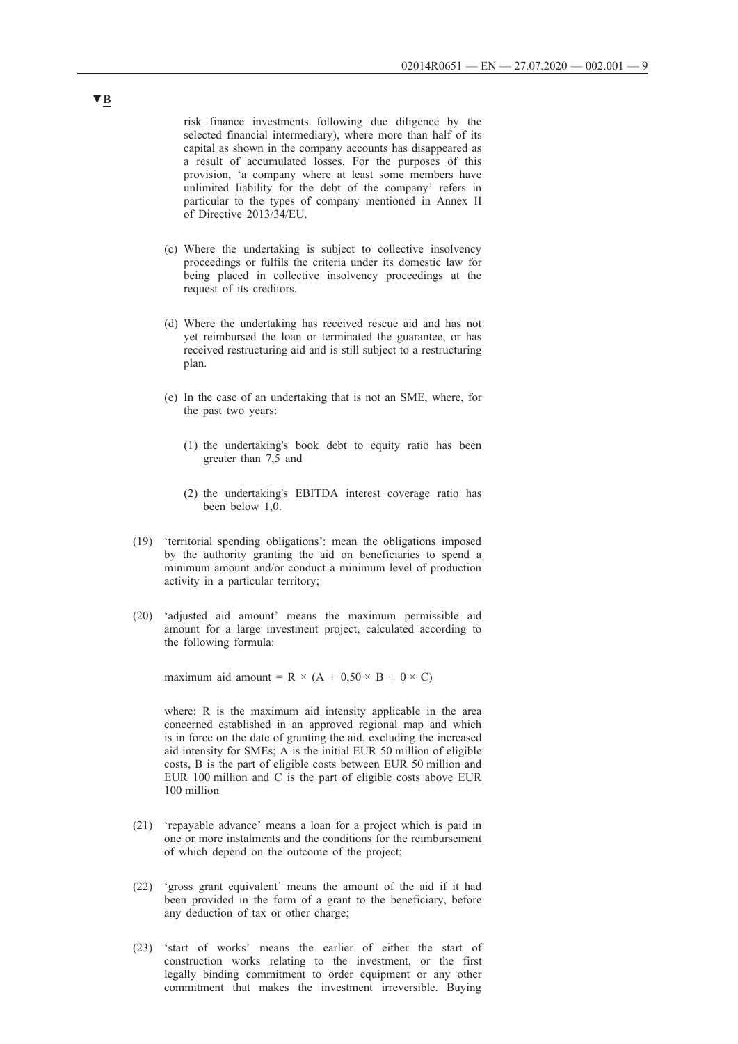**▼B**

risk finance investments following due diligence by the selected financial intermediary), where more than half of its capital as shown in the company accounts has disappeared as a result of accumulated losses. For the purposes of this provision, 'a company where at least some members have unlimited liability for the debt of the company' refers in particular to the types of company mentioned in Annex II of Directive 2013/34/EU.

(c) Where the undertaking is subject to collective insolvency proceedings or fulfils the criteria under its domestic law for being placed in collective insolvency proceedings at the request of its creditors.

(d) Where the undertaking has received rescue aid and has not yet reimbursed the loan or terminated the guarantee, or has received restructuring aid and is still subject to a restructuring plan.

(e) In the case of an undertaking that is not an SME, where, for the past two years:

(1) the undertaking's book debt to equity ratio has been greater than 7,5 and

(2) the undertaking's EBITDA interest coverage ratio has been below 1,0.

(19) 'territorial spending obligations': mean the obligations imposed by the authority granting the aid on beneficiaries to spend a minimum amount and/or conduct a minimum level of production activity in a particular territory;

(20) 'adjusted aid amount' means the maximum permissible aid amount for a large investment project, calculated according to the following formula:

$$\text{maximum aid amount} = R \times (A + 0{,}50 \times B + 0 \times C)$$

where: R is the maximum aid intensity applicable in the area concerned established in an approved regional map and which is in force on the date of granting the aid, excluding the increased aid intensity for SMEs; A is the initial EUR 50 million of eligible costs, B is the part of eligible costs between EUR 50 million and EUR 100 million and C is the part of eligible costs above EUR 100 million

(21) 'repayable advance' means a loan for a project which is paid in one or more instalments and the conditions for the reimbursement of which depend on the outcome of the project;

(22) 'gross grant equivalent' means the amount of the aid if it had been provided in the form of a grant to the beneficiary, before any deduction of tax or other charge;

(23) 'start of works' means the earlier of either the start of construction works relating to the investment, or the first legally binding commitment to order equipment or any other commitment that makes the investment irreversible. Buying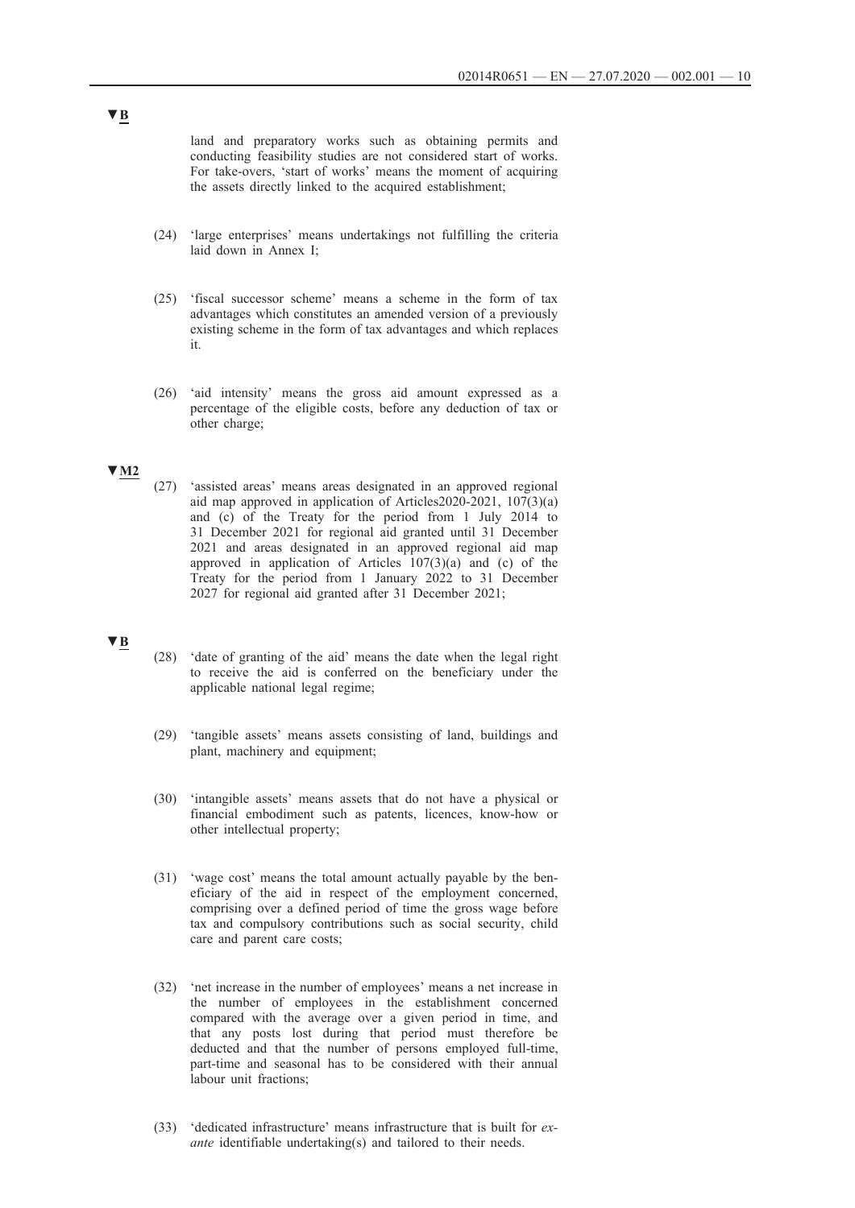▼B

land and preparatory works such as obtaining permits and conducting feasibility studies are not considered start of works. For take-overs, 'start of works' means the moment of acquiring the assets directly linked to the acquired establishment;

(24) 'large enterprises' means undertakings not fulfilling the criteria laid down in Annex I;

(25) 'fiscal successor scheme' means a scheme in the form of tax advantages which constitutes an amended version of a previously existing scheme in the form of tax advantages and which replaces it.

(26) 'aid intensity' means the gross aid amount expressed as a percentage of the eligible costs, before any deduction of tax or other charge;

▼M2

(27) 'assisted areas' means areas designated in an approved regional aid map approved in application of Articles2020-2021, 107(3)(a) and (c) of the Treaty for the period from 1 July 2014 to 31 December 2021 for regional aid granted until 31 December 2021 and areas designated in an approved regional aid map approved in application of Articles 107(3)(a) and (c) of the Treaty for the period from 1 January 2022 to 31 December 2027 for regional aid granted after 31 December 2021;

▼B

(28) 'date of granting of the aid' means the date when the legal right to receive the aid is conferred on the beneficiary under the applicable national legal regime;

(29) 'tangible assets' means assets consisting of land, buildings and plant, machinery and equipment;

(30) 'intangible assets' means assets that do not have a physical or financial embodiment such as patents, licences, know-how or other intellectual property;

(31) 'wage cost' means the total amount actually payable by the beneficiary of the aid in respect of the employment concerned, comprising over a defined period of time the gross wage before tax and compulsory contributions such as social security, child care and parent care costs;

(32) 'net increase in the number of employees' means a net increase in the number of employees in the establishment concerned compared with the average over a given period in time, and that any posts lost during that period must therefore be deducted and that the number of persons employed full-time, part-time and seasonal has to be considered with their annual labour unit fractions;

(33) 'dedicated infrastructure' means infrastructure that is built for *ex-ante* identifiable undertaking(s) and tailored to their needs.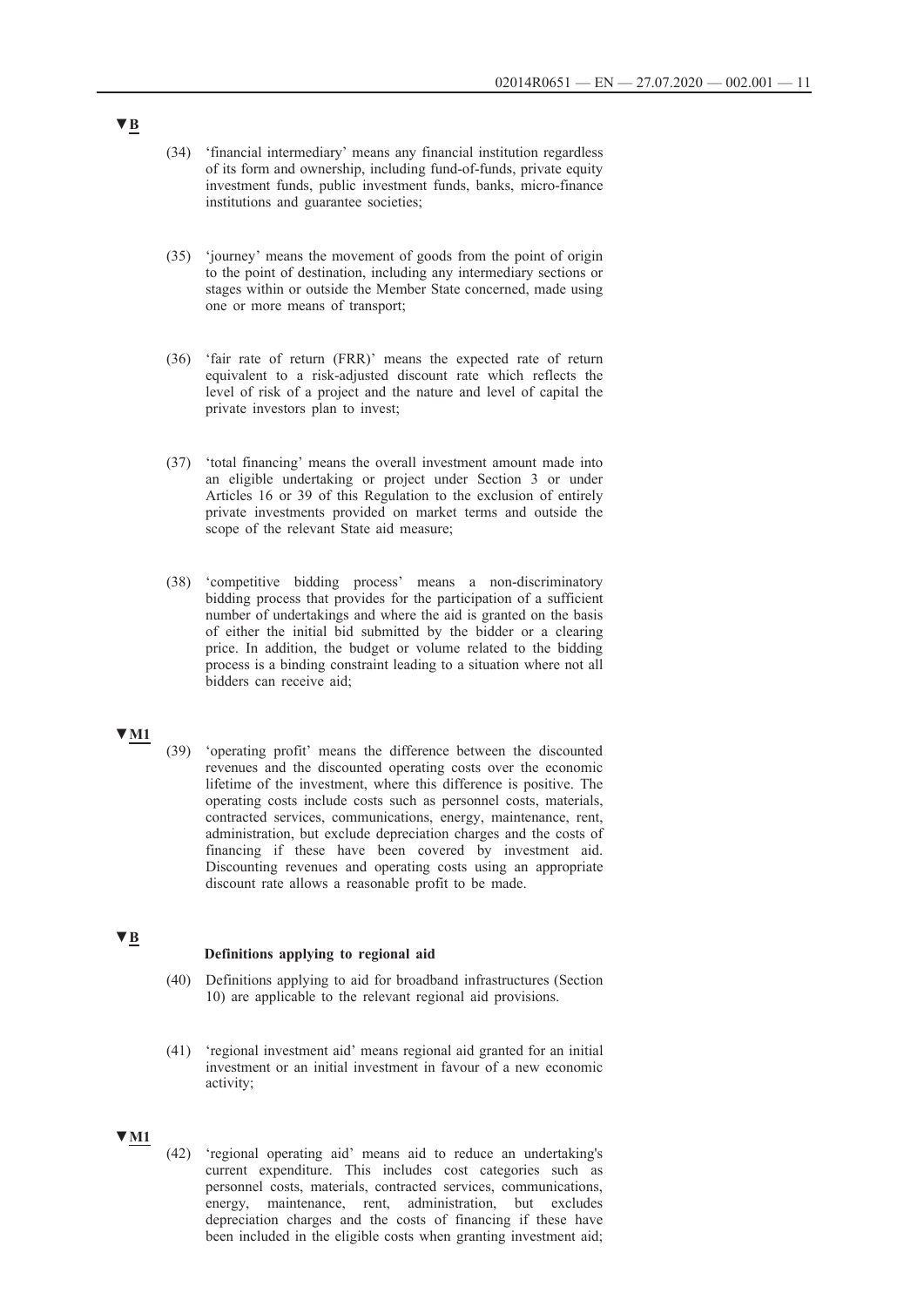▼B

(34) 'financial intermediary' means any financial institution regardless of its form and ownership, including fund-of-funds, private equity investment funds, public investment funds, banks, micro-finance institutions and guarantee societies;

(35) 'journey' means the movement of goods from the point of origin to the point of destination, including any intermediary sections or stages within or outside the Member State concerned, made using one or more means of transport;

(36) 'fair rate of return (FRR)' means the expected rate of return equivalent to a risk-adjusted discount rate which reflects the level of risk of a project and the nature and level of capital the private investors plan to invest;

(37) 'total financing' means the overall investment amount made into an eligible undertaking or project under Section 3 or under Articles 16 or 39 of this Regulation to the exclusion of entirely private investments provided on market terms and outside the scope of the relevant State aid measure;

(38) 'competitive bidding process' means a non-discriminatory bidding process that provides for the participation of a sufficient number of undertakings and where the aid is granted on the basis of either the initial bid submitted by the bidder or a clearing price. In addition, the budget or volume related to the bidding process is a binding constraint leading to a situation where not all bidders can receive aid;

▼M1

(39) 'operating profit' means the difference between the discounted revenues and the discounted operating costs over the economic lifetime of the investment, where this difference is positive. The operating costs include costs such as personnel costs, materials, contracted services, communications, energy, maintenance, rent, administration, but exclude depreciation charges and the costs of financing if these have been covered by investment aid. Discounting revenues and operating costs using an appropriate discount rate allows a reasonable profit to be made.

▼B

**Definitions applying to regional aid**

(40) Definitions applying to aid for broadband infrastructures (Section 10) are applicable to the relevant regional aid provisions.

(41) 'regional investment aid' means regional aid granted for an initial investment or an initial investment in favour of a new economic activity;

▼M1

(42) 'regional operating aid' means aid to reduce an undertaking's current expenditure. This includes cost categories such as personnel costs, materials, contracted services, communications, energy, maintenance, rent, administration, but excludes depreciation charges and the costs of financing if these have been included in the eligible costs when granting investment aid;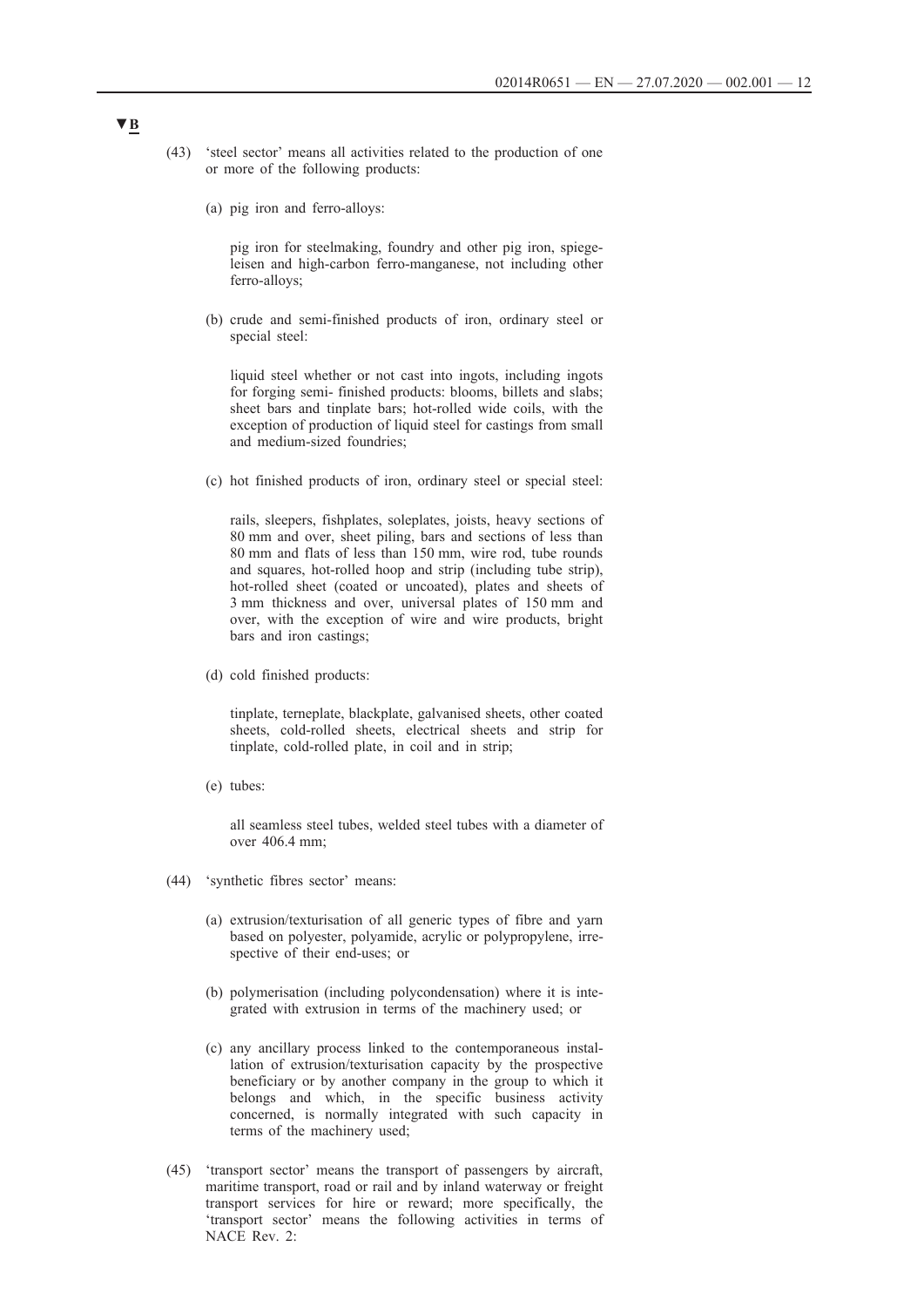▼B

(43) 'steel sector' means all activities related to the production of one or more of the following products:

(a) pig iron and ferro-alloys:

pig iron for steelmaking, foundry and other pig iron, spiegeleisen and high-carbon ferro-manganese, not including other ferro-alloys;

(b) crude and semi-finished products of iron, ordinary steel or special steel:

liquid steel whether or not cast into ingots, including ingots for forging semi- finished products: blooms, billets and slabs; sheet bars and tinplate bars; hot-rolled wide coils, with the exception of production of liquid steel for castings from small and medium-sized foundries;

(c) hot finished products of iron, ordinary steel or special steel:

rails, sleepers, fishplates, soleplates, joists, heavy sections of 80 mm and over, sheet piling, bars and sections of less than 80 mm and flats of less than 150 mm, wire rod, tube rounds and squares, hot-rolled hoop and strip (including tube strip), hot-rolled sheet (coated or uncoated), plates and sheets of 3 mm thickness and over, universal plates of 150 mm and over, with the exception of wire and wire products, bright bars and iron castings;

(d) cold finished products:

tinplate, terneplate, blackplate, galvanised sheets, other coated sheets, cold-rolled sheets, electrical sheets and strip for tinplate, cold-rolled plate, in coil and in strip;

(e) tubes:

all seamless steel tubes, welded steel tubes with a diameter of over 406.4 mm;

(44) 'synthetic fibres sector' means:

(a) extrusion/texturisation of all generic types of fibre and yarn based on polyester, polyamide, acrylic or polypropylene, irrespective of their end-uses; or

(b) polymerisation (including polycondensation) where it is integrated with extrusion in terms of the machinery used; or

(c) any ancillary process linked to the contemporaneous installation of extrusion/texturisation capacity by the prospective beneficiary or by another company in the group to which it belongs and which, in the specific business activity concerned, is normally integrated with such capacity in terms of the machinery used;

(45) 'transport sector' means the transport of passengers by aircraft, maritime transport, road or rail and by inland waterway or freight transport services for hire or reward; more specifically, the 'transport sector' means the following activities in terms of NACE Rev. 2: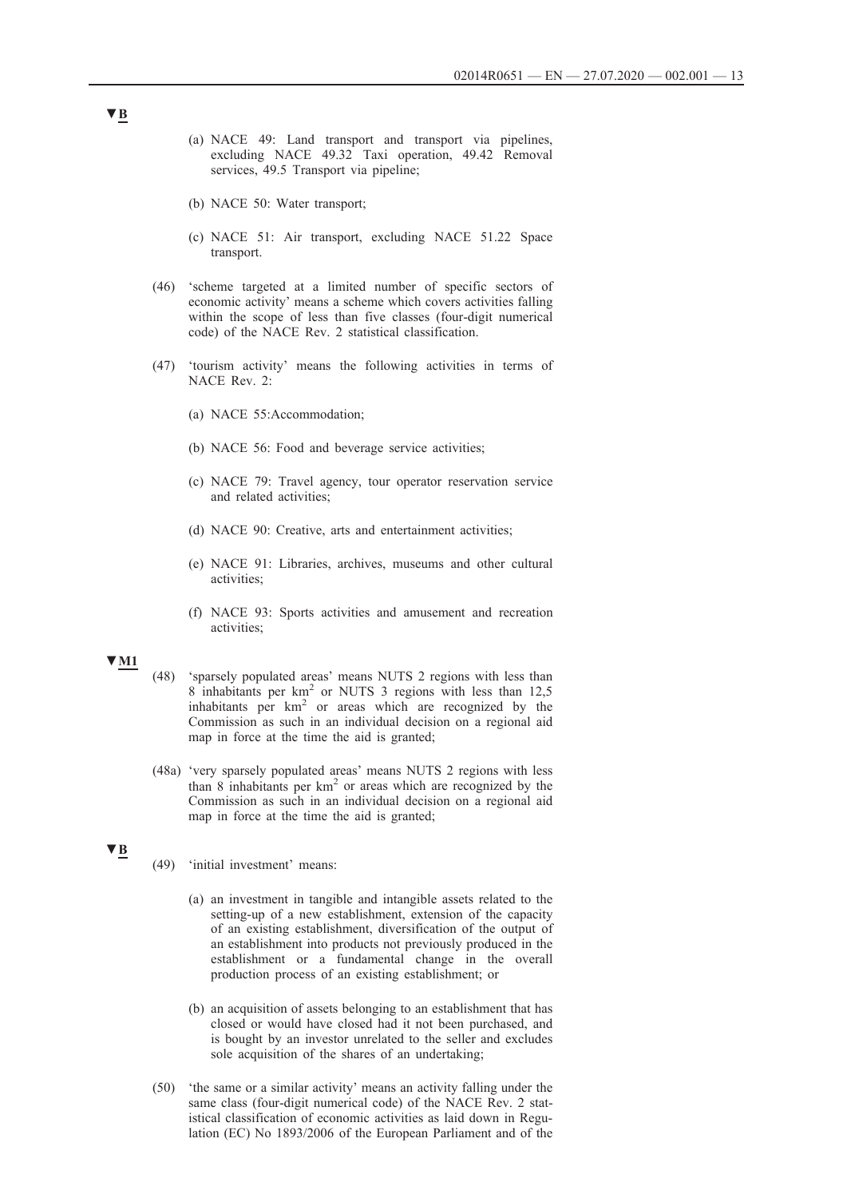▼B

(a) NACE 49: Land transport and transport via pipelines, excluding NACE 49.32 Taxi operation, 49.42 Removal services, 49.5 Transport via pipeline;

(b) NACE 50: Water transport;

(c) NACE 51: Air transport, excluding NACE 51.22 Space transport.

(46) 'scheme targeted at a limited number of specific sectors of economic activity' means a scheme which covers activities falling within the scope of less than five classes (four-digit numerical code) of the NACE Rev. 2 statistical classification.

(47) 'tourism activity' means the following activities in terms of NACE Rev. 2:

(a) NACE 55:Accommodation;

(b) NACE 56: Food and beverage service activities;

(c) NACE 79: Travel agency, tour operator reservation service and related activities;

(d) NACE 90: Creative, arts and entertainment activities;

(e) NACE 91: Libraries, archives, museums and other cultural activities;

(f) NACE 93: Sports activities and amusement and recreation activities;

▼M1

(48) 'sparsely populated areas' means NUTS 2 regions with less than 8 inhabitants per $km^2$ or NUTS 3 regions with less than 12,5 inhabitants per $km^2$ or areas which are recognized by the Commission as such in an individual decision on a regional aid map in force at the time the aid is granted;

(48a) 'very sparsely populated areas' means NUTS 2 regions with less than 8 inhabitants per $km^2$ or areas which are recognized by the Commission as such in an individual decision on a regional aid map in force at the time the aid is granted;

▼B

(49) 'initial investment' means:

(a) an investment in tangible and intangible assets related to the setting-up of a new establishment, extension of the capacity of an existing establishment, diversification of the output of an establishment into products not previously produced in the establishment or a fundamental change in the overall production process of an existing establishment; or

(b) an acquisition of assets belonging to an establishment that has closed or would have closed had it not been purchased, and is bought by an investor unrelated to the seller and excludes sole acquisition of the shares of an undertaking;

(50) 'the same or a similar activity' means an activity falling under the same class (four-digit numerical code) of the NACE Rev. 2 statistical classification of economic activities as laid down in Regulation (EC) No 1893/2006 of the European Parliament and of the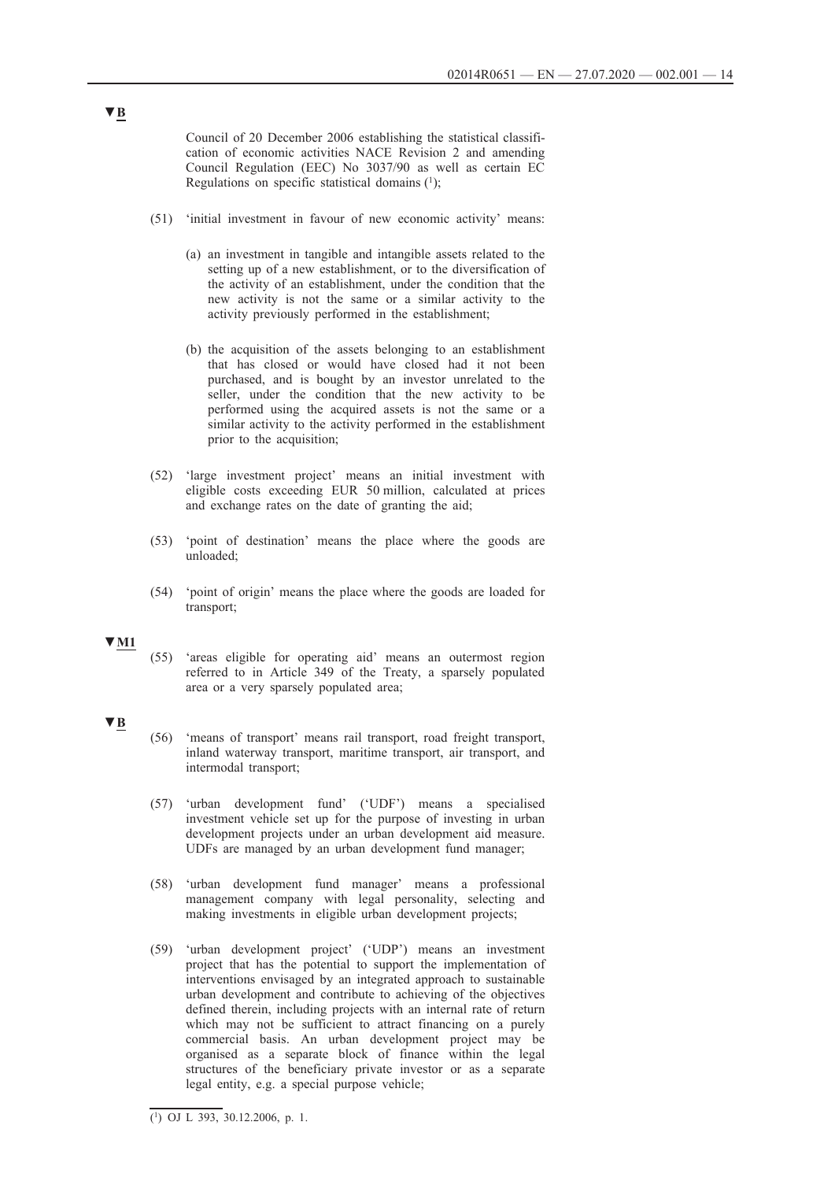▼B

Council of 20 December 2006 establishing the statistical classification of economic activities NACE Revision 2 and amending Council Regulation (EEC) No 3037/90 as well as certain EC Regulations on specific statistical domains [1];

(51) 'initial investment in favour of new economic activity' means:

(a) an investment in tangible and intangible assets related to the setting up of a new establishment, or to the diversification of the activity of an establishment, under the condition that the new activity is not the same or a similar activity to the activity previously performed in the establishment;

(b) the acquisition of the assets belonging to an establishment that has closed or would have closed had it not been purchased, and is bought by an investor unrelated to the seller, under the condition that the new activity to be performed using the acquired assets is not the same or a similar activity to the activity performed in the establishment prior to the acquisition;

(52) 'large investment project' means an initial investment with eligible costs exceeding EUR 50 million, calculated at prices and exchange rates on the date of granting the aid;

(53) 'point of destination' means the place where the goods are unloaded;

(54) 'point of origin' means the place where the goods are loaded for transport;

▼M1

(55) 'areas eligible for operating aid' means an outermost region referred to in Article 349 of the Treaty, a sparsely populated area or a very sparsely populated area;

▼B

(56) 'means of transport' means rail transport, road freight transport, inland waterway transport, maritime transport, air transport, and intermodal transport;

(57) 'urban development fund' ('UDF') means a specialised investment vehicle set up for the purpose of investing in urban development projects under an urban development aid measure. UDFs are managed by an urban development fund manager;

(58) 'urban development fund manager' means a professional management company with legal personality, selecting and making investments in eligible urban development projects;

(59) 'urban development project' ('UDP') means an investment project that has the potential to support the implementation of interventions envisaged by an integrated approach to sustainable urban development and contribute to achieving of the objectives defined therein, including projects with an internal rate of return which may not be sufficient to attract financing on a purely commercial basis. An urban development project may be organised as a separate block of finance within the legal structures of the beneficiary private investor or as a separate legal entity, e.g. a special purpose vehicle;

[1] OJ L 393, 30.12.2006, p. 1.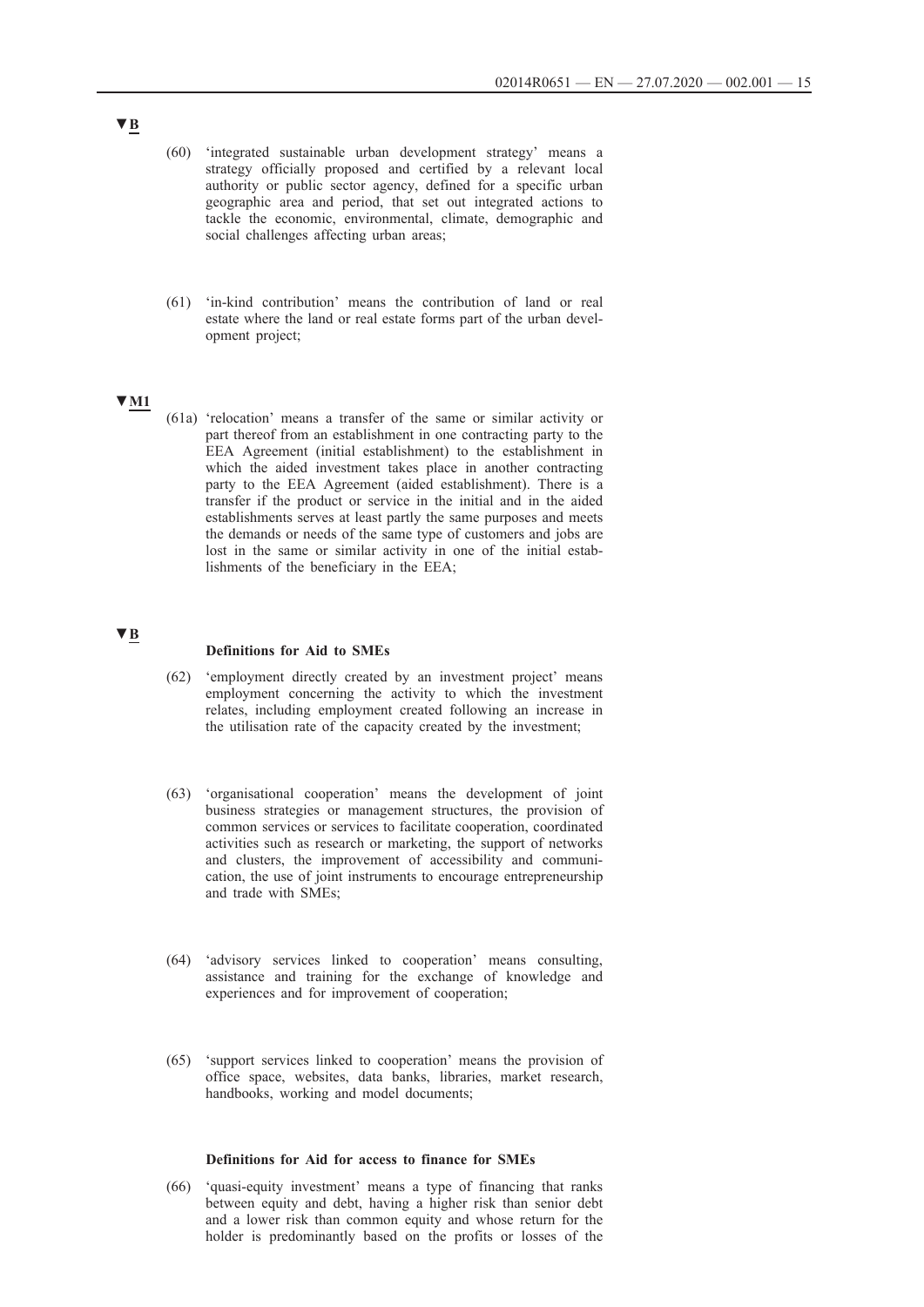▼B

(60) 'integrated sustainable urban development strategy' means a strategy officially proposed and certified by a relevant local authority or public sector agency, defined for a specific urban geographic area and period, that set out integrated actions to tackle the economic, environmental, climate, demographic and social challenges affecting urban areas;

(61) 'in-kind contribution' means the contribution of land or real estate where the land or real estate forms part of the urban development project;

▼M1

(61a) 'relocation' means a transfer of the same or similar activity or part thereof from an establishment in one contracting party to the EEA Agreement (initial establishment) to the establishment in which the aided investment takes place in another contracting party to the EEA Agreement (aided establishment). There is a transfer if the product or service in the initial and in the aided establishments serves at least partly the same purposes and meets the demands or needs of the same type of customers and jobs are lost in the same or similar activity in one of the initial establishments of the beneficiary in the EEA;

▼B

**Definitions for Aid to SMEs**

(62) 'employment directly created by an investment project' means employment concerning the activity to which the investment relates, including employment created following an increase in the utilisation rate of the capacity created by the investment;

(63) 'organisational cooperation' means the development of joint business strategies or management structures, the provision of common services or services to facilitate cooperation, coordinated activities such as research or marketing, the support of networks and clusters, the improvement of accessibility and communication, the use of joint instruments to encourage entrepreneurship and trade with SMEs;

(64) 'advisory services linked to cooperation' means consulting, assistance and training for the exchange of knowledge and experiences and for improvement of cooperation;

(65) 'support services linked to cooperation' means the provision of office space, websites, data banks, libraries, market research, handbooks, working and model documents;

**Definitions for Aid for access to finance for SMEs**

(66) 'quasi-equity investment' means a type of financing that ranks between equity and debt, having a higher risk than senior debt and a lower risk than common equity and whose return for the holder is predominantly based on the profits or losses of the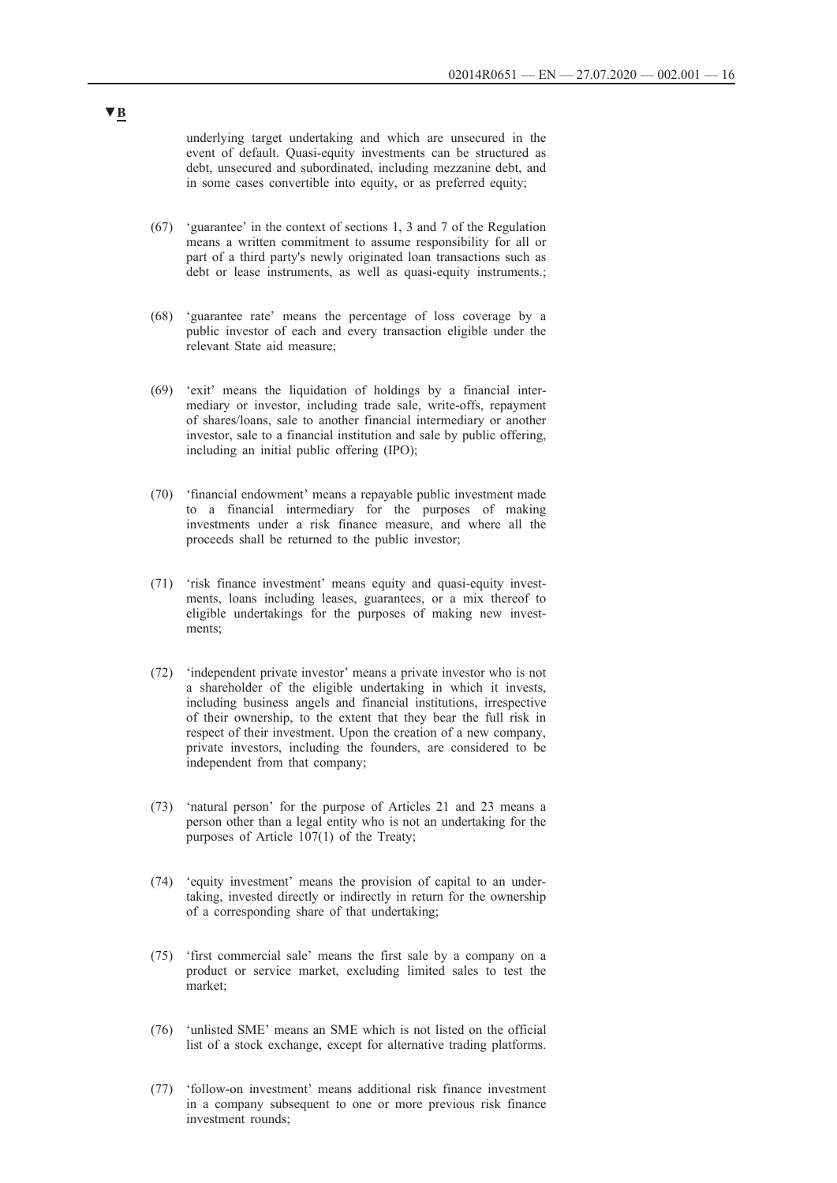▼B

underlying target undertaking and which are unsecured in the event of default. Quasi-equity investments can be structured as debt, unsecured and subordinated, including mezzanine debt, and in some cases convertible into equity, or as preferred equity;

(67) 'guarantee' in the context of sections 1, 3 and 7 of the Regulation means a written commitment to assume responsibility for all or part of a third party's newly originated loan transactions such as debt or lease instruments, as well as quasi-equity instruments.;

(68) 'guarantee rate' means the percentage of loss coverage by a public investor of each and every transaction eligible under the relevant State aid measure;

(69) 'exit' means the liquidation of holdings by a financial intermediary or investor, including trade sale, write-offs, repayment of shares/loans, sale to another financial intermediary or another investor, sale to a financial institution and sale by public offering, including an initial public offering (IPO);

(70) 'financial endowment' means a repayable public investment made to a financial intermediary for the purposes of making investments under a risk finance measure, and where all the proceeds shall be returned to the public investor;

(71) 'risk finance investment' means equity and quasi-equity investments, loans including leases, guarantees, or a mix thereof to eligible undertakings for the purposes of making new investments;

(72) 'independent private investor' means a private investor who is not a shareholder of the eligible undertaking in which it invests, including business angels and financial institutions, irrespective of their ownership, to the extent that they bear the full risk in respect of their investment. Upon the creation of a new company, private investors, including the founders, are considered to be independent from that company;

(73) 'natural person' for the purpose of Articles 21 and 23 means a person other than a legal entity who is not an undertaking for the purposes of Article 107(1) of the Treaty;

(74) 'equity investment' means the provision of capital to an undertaking, invested directly or indirectly in return for the ownership of a corresponding share of that undertaking;

(75) 'first commercial sale' means the first sale by a company on a product or service market, excluding limited sales to test the market;

(76) 'unlisted SME' means an SME which is not listed on the official list of a stock exchange, except for alternative trading platforms.

(77) 'follow-on investment' means additional risk finance investment in a company subsequent to one or more previous risk finance investment rounds;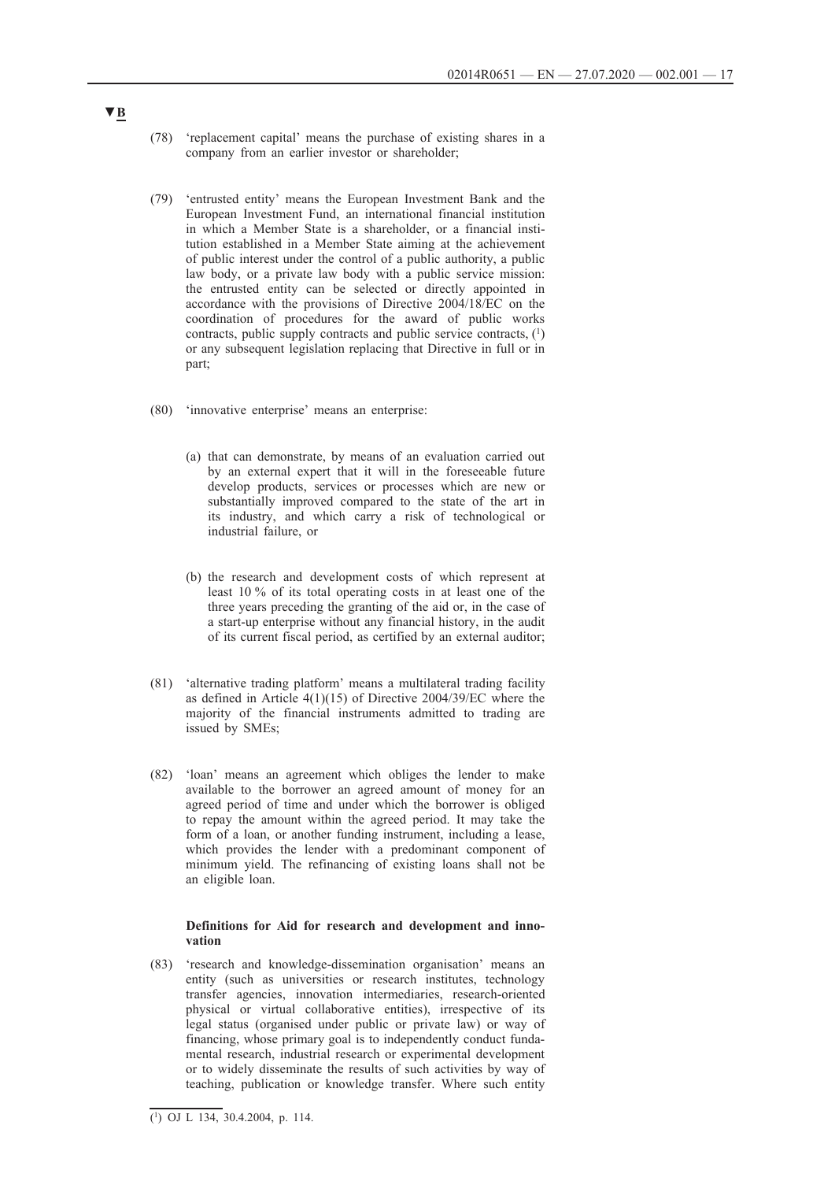▼B

(78) 'replacement capital' means the purchase of existing shares in a company from an earlier investor or shareholder;

(79) 'entrusted entity' means the European Investment Bank and the European Investment Fund, an international financial institution in which a Member State is a shareholder, or a financial institution established in a Member State aiming at the achievement of public interest under the control of a public authority, a public law body, or a private law body with a public service mission: the entrusted entity can be selected or directly appointed in accordance with the provisions of Directive 2004/18/EC on the coordination of procedures for the award of public works contracts, public supply contracts and public service contracts, [1] or any subsequent legislation replacing that Directive in full or in part;

(80) 'innovative enterprise' means an enterprise:

(a) that can demonstrate, by means of an evaluation carried out by an external expert that it will in the foreseeable future develop products, services or processes which are new or substantially improved compared to the state of the art in its industry, and which carry a risk of technological or industrial failure, or

(b) the research and development costs of which represent at least 10 % of its total operating costs in at least one of the three years preceding the granting of the aid or, in the case of a start-up enterprise without any financial history, in the audit of its current fiscal period, as certified by an external auditor;

(81) 'alternative trading platform' means a multilateral trading facility as defined in Article 4(1)(15) of Directive 2004/39/EC where the majority of the financial instruments admitted to trading are issued by SMEs;

(82) 'loan' means an agreement which obliges the lender to make available to the borrower an agreed amount of money for an agreed period of time and under which the borrower is obliged to repay the amount within the agreed period. It may take the form of a loan, or another funding instrument, including a lease, which provides the lender with a predominant component of minimum yield. The refinancing of existing loans shall not be an eligible loan.

**Definitions for Aid for research and development and innovation**

(83) 'research and knowledge-dissemination organisation' means an entity (such as universities or research institutes, technology transfer agencies, innovation intermediaries, research-oriented physical or virtual collaborative entities), irrespective of its legal status (organised under public or private law) or way of financing, whose primary goal is to independently conduct fundamental research, industrial research or experimental development or to widely disseminate the results of such activities by way of teaching, publication or knowledge transfer. Where such entity

---

[1] OJ L 134, 30.4.2004, p. 114.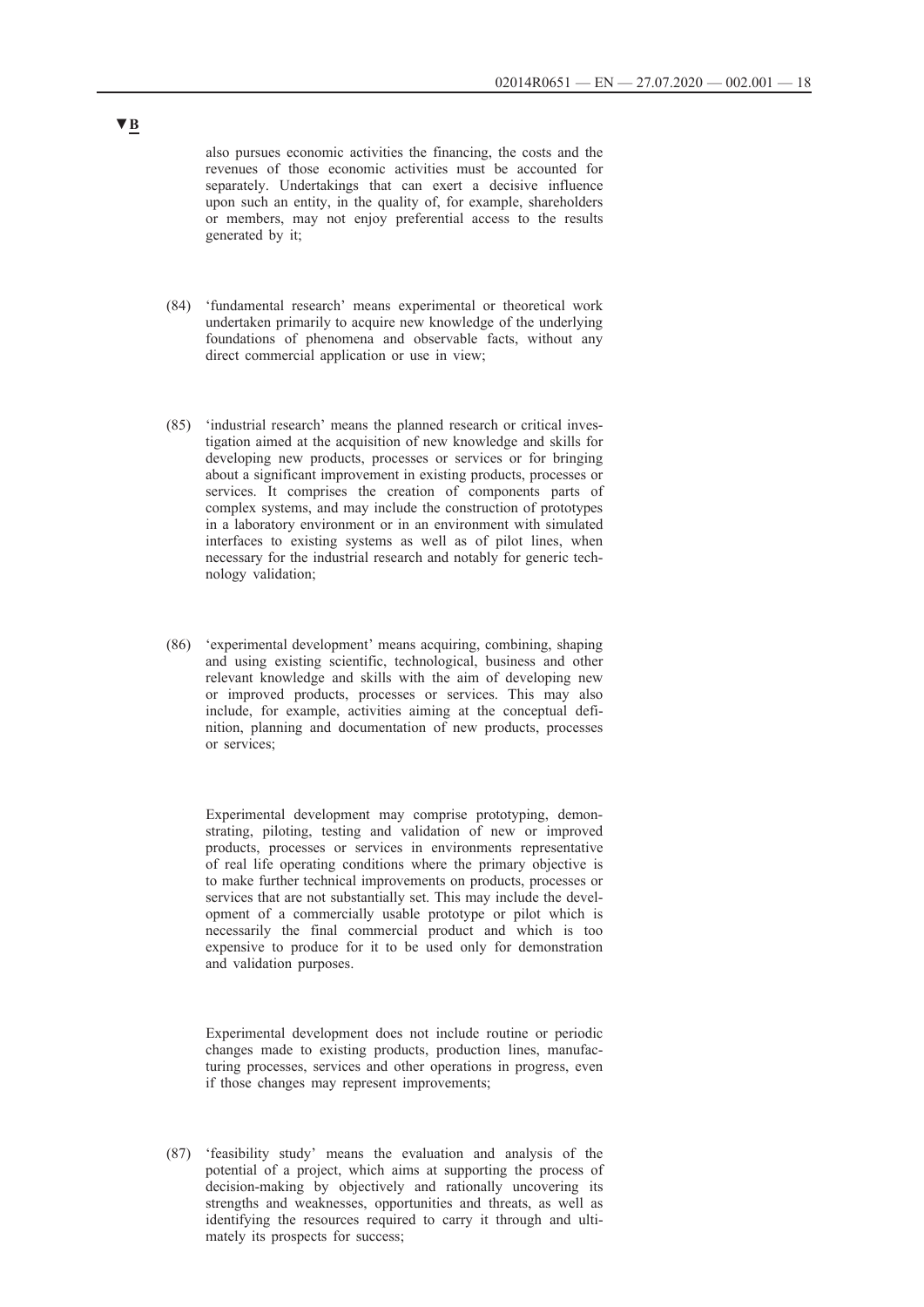▼B

also pursues economic activities the financing, the costs and the revenues of those economic activities must be accounted for separately. Undertakings that can exert a decisive influence upon such an entity, in the quality of, for example, shareholders or members, may not enjoy preferential access to the results generated by it;

(84) 'fundamental research' means experimental or theoretical work undertaken primarily to acquire new knowledge of the underlying foundations of phenomena and observable facts, without any direct commercial application or use in view;

(85) 'industrial research' means the planned research or critical investigation aimed at the acquisition of new knowledge and skills for developing new products, processes or services or for bringing about a significant improvement in existing products, processes or services. It comprises the creation of components parts of complex systems, and may include the construction of prototypes in a laboratory environment or in an environment with simulated interfaces to existing systems as well as of pilot lines, when necessary for the industrial research and notably for generic technology validation;

(86) 'experimental development' means acquiring, combining, shaping and using existing scientific, technological, business and other relevant knowledge and skills with the aim of developing new or improved products, processes or services. This may also include, for example, activities aiming at the conceptual definition, planning and documentation of new products, processes or services;

Experimental development may comprise prototyping, demonstrating, piloting, testing and validation of new or improved products, processes or services in environments representative of real life operating conditions where the primary objective is to make further technical improvements on products, processes or services that are not substantially set. This may include the development of a commercially usable prototype or pilot which is necessarily the final commercial product and which is too expensive to produce for it to be used only for demonstration and validation purposes.

Experimental development does not include routine or periodic changes made to existing products, production lines, manufacturing processes, services and other operations in progress, even if those changes may represent improvements;

(87) 'feasibility study' means the evaluation and analysis of the potential of a project, which aims at supporting the process of decision-making by objectively and rationally uncovering its strengths and weaknesses, opportunities and threats, as well as identifying the resources required to carry it through and ultimately its prospects for success;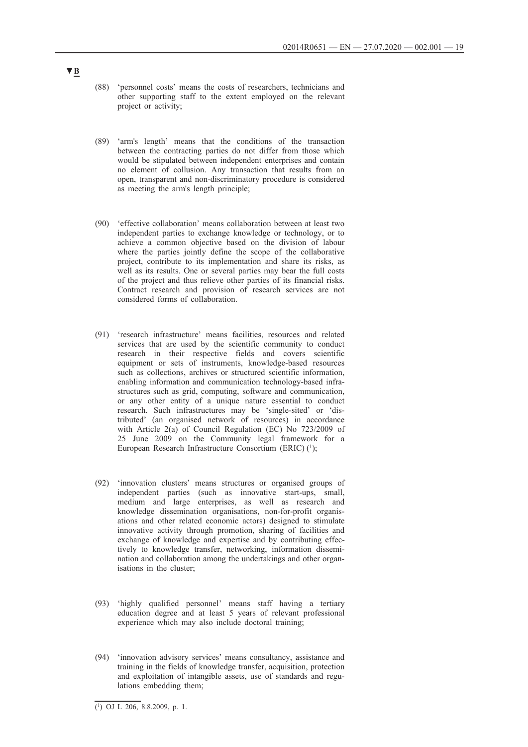**▼B**

(88) 'personnel costs' means the costs of researchers, technicians and other supporting staff to the extent employed on the relevant project or activity;

(89) 'arm's length' means that the conditions of the transaction between the contracting parties do not differ from those which would be stipulated between independent enterprises and contain no element of collusion. Any transaction that results from an open, transparent and non-discriminatory procedure is considered as meeting the arm's length principle;

(90) 'effective collaboration' means collaboration between at least two independent parties to exchange knowledge or technology, or to achieve a common objective based on the division of labour where the parties jointly define the scope of the collaborative project, contribute to its implementation and share its risks, as well as its results. One or several parties may bear the full costs of the project and thus relieve other parties of its financial risks. Contract research and provision of research services are not considered forms of collaboration.

(91) 'research infrastructure' means facilities, resources and related services that are used by the scientific community to conduct research in their respective fields and covers scientific equipment or sets of instruments, knowledge-based resources such as collections, archives or structured scientific information, enabling information and communication technology-based infrastructures such as grid, computing, software and communication, or any other entity of a unique nature essential to conduct research. Such infrastructures may be 'single-sited' or 'distributed' (an organised network of resources) in accordance with Article 2(a) of Council Regulation (EC) No 723/2009 of 25 June 2009 on the Community legal framework for a European Research Infrastructure Consortium (ERIC) [1];

(92) 'innovation clusters' means structures or organised groups of independent parties (such as innovative start-ups, small, medium and large enterprises, as well as research and knowledge dissemination organisations, non-for-profit organisations and other related economic actors) designed to stimulate innovative activity through promotion, sharing of facilities and exchange of knowledge and expertise and by contributing effectively to knowledge transfer, networking, information dissemination and collaboration among the undertakings and other organisations in the cluster;

(93) 'highly qualified personnel' means staff having a tertiary education degree and at least 5 years of relevant professional experience which may also include doctoral training;

(94) 'innovation advisory services' means consultancy, assistance and training in the fields of knowledge transfer, acquisition, protection and exploitation of intangible assets, use of standards and regulations embedding them;

---

[1] OJ L 206, 8.8.2009, p. 1.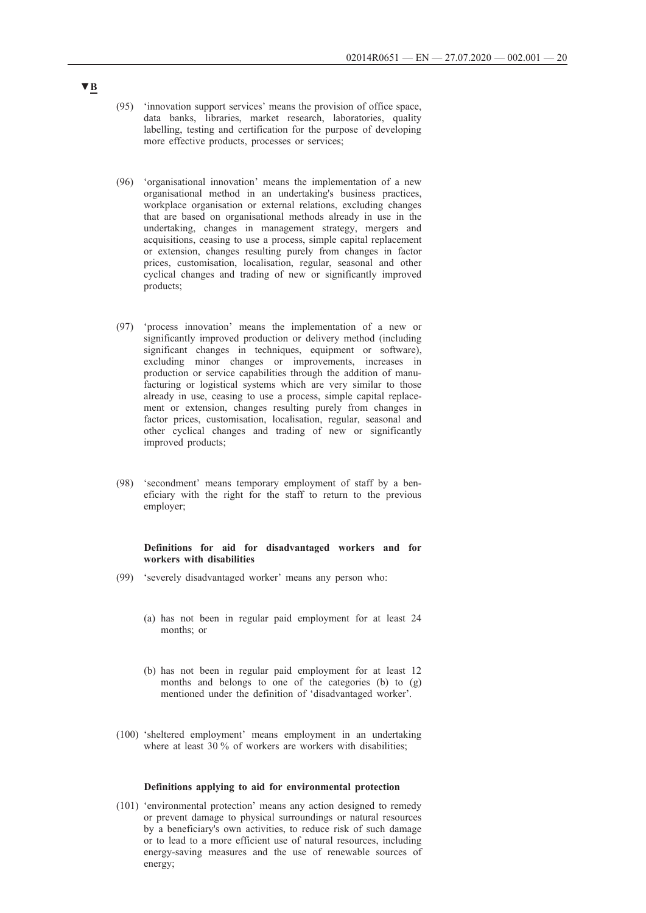▼B

(95) 'innovation support services' means the provision of office space, data banks, libraries, market research, laboratories, quality labelling, testing and certification for the purpose of developing more effective products, processes or services;

(96) 'organisational innovation' means the implementation of a new organisational method in an undertaking's business practices, workplace organisation or external relations, excluding changes that are based on organisational methods already in use in the undertaking, changes in management strategy, mergers and acquisitions, ceasing to use a process, simple capital replacement or extension, changes resulting purely from changes in factor prices, customisation, localisation, regular, seasonal and other cyclical changes and trading of new or significantly improved products;

(97) 'process innovation' means the implementation of a new or significantly improved production or delivery method (including significant changes in techniques, equipment or software), excluding minor changes or improvements, increases in production or service capabilities through the addition of manufacturing or logistical systems which are very similar to those already in use, ceasing to use a process, simple capital replacement or extension, changes resulting purely from changes in factor prices, customisation, localisation, regular, seasonal and other cyclical changes and trading of new or significantly improved products;

(98) 'secondment' means temporary employment of staff by a beneficiary with the right for the staff to return to the previous employer;

**Definitions for aid for disadvantaged workers and for workers with disabilities**

(99) 'severely disadvantaged worker' means any person who:

(a) has not been in regular paid employment for at least 24 months; or

(b) has not been in regular paid employment for at least 12 months and belongs to one of the categories (b) to (g) mentioned under the definition of 'disadvantaged worker'.

(100) 'sheltered employment' means employment in an undertaking where at least 30 % of workers are workers with disabilities;

**Definitions applying to aid for environmental protection**

(101) 'environmental protection' means any action designed to remedy or prevent damage to physical surroundings or natural resources by a beneficiary's own activities, to reduce risk of such damage or to lead to a more efficient use of natural resources, including energy-saving measures and the use of renewable sources of energy;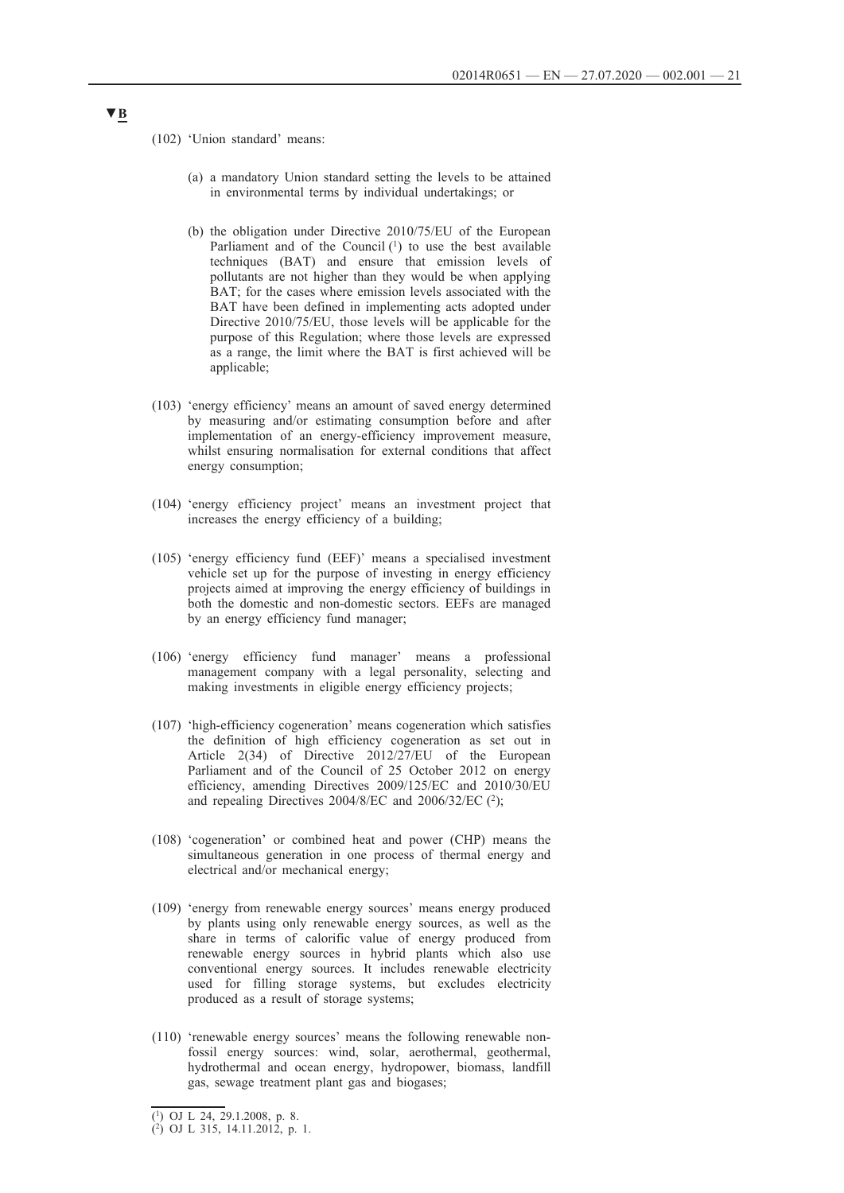▼B

(102) 'Union standard' means:

(a) a mandatory Union standard setting the levels to be attained in environmental terms by individual undertakings; or

(b) the obligation under Directive 2010/75/EU of the European Parliament and of the Council [1] to use the best available techniques (BAT) and ensure that emission levels of pollutants are not higher than they would be when applying BAT; for the cases where emission levels associated with the BAT have been defined in implementing acts adopted under Directive 2010/75/EU, those levels will be applicable for the purpose of this Regulation; where those levels are expressed as a range, the limit where the BAT is first achieved will be applicable;

(103) 'energy efficiency' means an amount of saved energy determined by measuring and/or estimating consumption before and after implementation of an energy-efficiency improvement measure, whilst ensuring normalisation for external conditions that affect energy consumption;

(104) 'energy efficiency project' means an investment project that increases the energy efficiency of a building;

(105) 'energy efficiency fund (EEF)' means a specialised investment vehicle set up for the purpose of investing in energy efficiency projects aimed at improving the energy efficiency of buildings in both the domestic and non-domestic sectors. EEFs are managed by an energy efficiency fund manager;

(106) 'energy efficiency fund manager' means a professional management company with a legal personality, selecting and making investments in eligible energy efficiency projects;

(107) 'high-efficiency cogeneration' means cogeneration which satisfies the definition of high efficiency cogeneration as set out in Article 2(34) of Directive 2012/27/EU of the European Parliament and of the Council of 25 October 2012 on energy efficiency, amending Directives 2009/125/EC and 2010/30/EU and repealing Directives 2004/8/EC and 2006/32/EC [2];

(108) 'cogeneration' or combined heat and power (CHP) means the simultaneous generation in one process of thermal energy and electrical and/or mechanical energy;

(109) 'energy from renewable energy sources' means energy produced by plants using only renewable energy sources, as well as the share in terms of calorific value of energy produced from renewable energy sources in hybrid plants which also use conventional energy sources. It includes renewable electricity used for filling storage systems, but excludes electricity produced as a result of storage systems;

(110) 'renewable energy sources' means the following renewable non-fossil energy sources: wind, solar, aerothermal, geothermal, hydrothermal and ocean energy, hydropower, biomass, landfill gas, sewage treatment plant gas and biogases;

---

[1] OJ L 24, 29.1.2008, p. 8.

[2] OJ L 315, 14.11.2012, p. 1.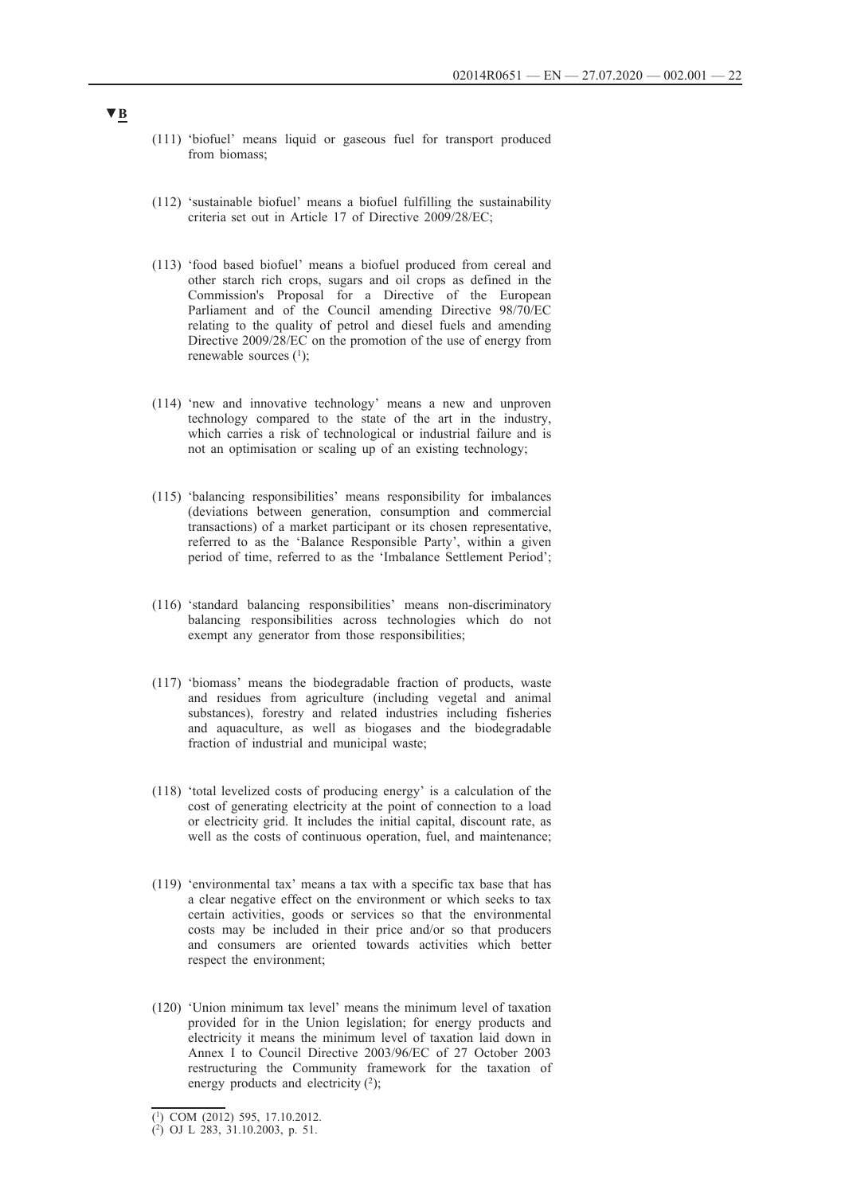▼B

(111) 'biofuel' means liquid or gaseous fuel for transport produced from biomass;

(112) 'sustainable biofuel' means a biofuel fulfilling the sustainability criteria set out in Article 17 of Directive 2009/28/EC;

(113) 'food based biofuel' means a biofuel produced from cereal and other starch rich crops, sugars and oil crops as defined in the Commission's Proposal for a Directive of the European Parliament and of the Council amending Directive 98/70/EC relating to the quality of petrol and diesel fuels and amending Directive 2009/28/EC on the promotion of the use of energy from renewable sources [1];

(114) 'new and innovative technology' means a new and unproven technology compared to the state of the art in the industry, which carries a risk of technological or industrial failure and is not an optimisation or scaling up of an existing technology;

(115) 'balancing responsibilities' means responsibility for imbalances (deviations between generation, consumption and commercial transactions) of a market participant or its chosen representative, referred to as the 'Balance Responsible Party', within a given period of time, referred to as the 'Imbalance Settlement Period';

(116) 'standard balancing responsibilities' means non-discriminatory balancing responsibilities across technologies which do not exempt any generator from those responsibilities;

(117) 'biomass' means the biodegradable fraction of products, waste and residues from agriculture (including vegetal and animal substances), forestry and related industries including fisheries and aquaculture, as well as biogases and the biodegradable fraction of industrial and municipal waste;

(118) 'total levelized costs of producing energy' is a calculation of the cost of generating electricity at the point of connection to a load or electricity grid. It includes the initial capital, discount rate, as well as the costs of continuous operation, fuel, and maintenance;

(119) 'environmental tax' means a tax with a specific tax base that has a clear negative effect on the environment or which seeks to tax certain activities, goods or services so that the environmental costs may be included in their price and/or so that producers and consumers are oriented towards activities which better respect the environment;

(120) 'Union minimum tax level' means the minimum level of taxation provided for in the Union legislation; for energy products and electricity it means the minimum level of taxation laid down in Annex I to Council Directive 2003/96/EC of 27 October 2003 restructuring the Community framework for the taxation of energy products and electricity [2];

---

[1] COM (2012) 595, 17.10.2012.

[2] OJ L 283, 31.10.2003, p. 51.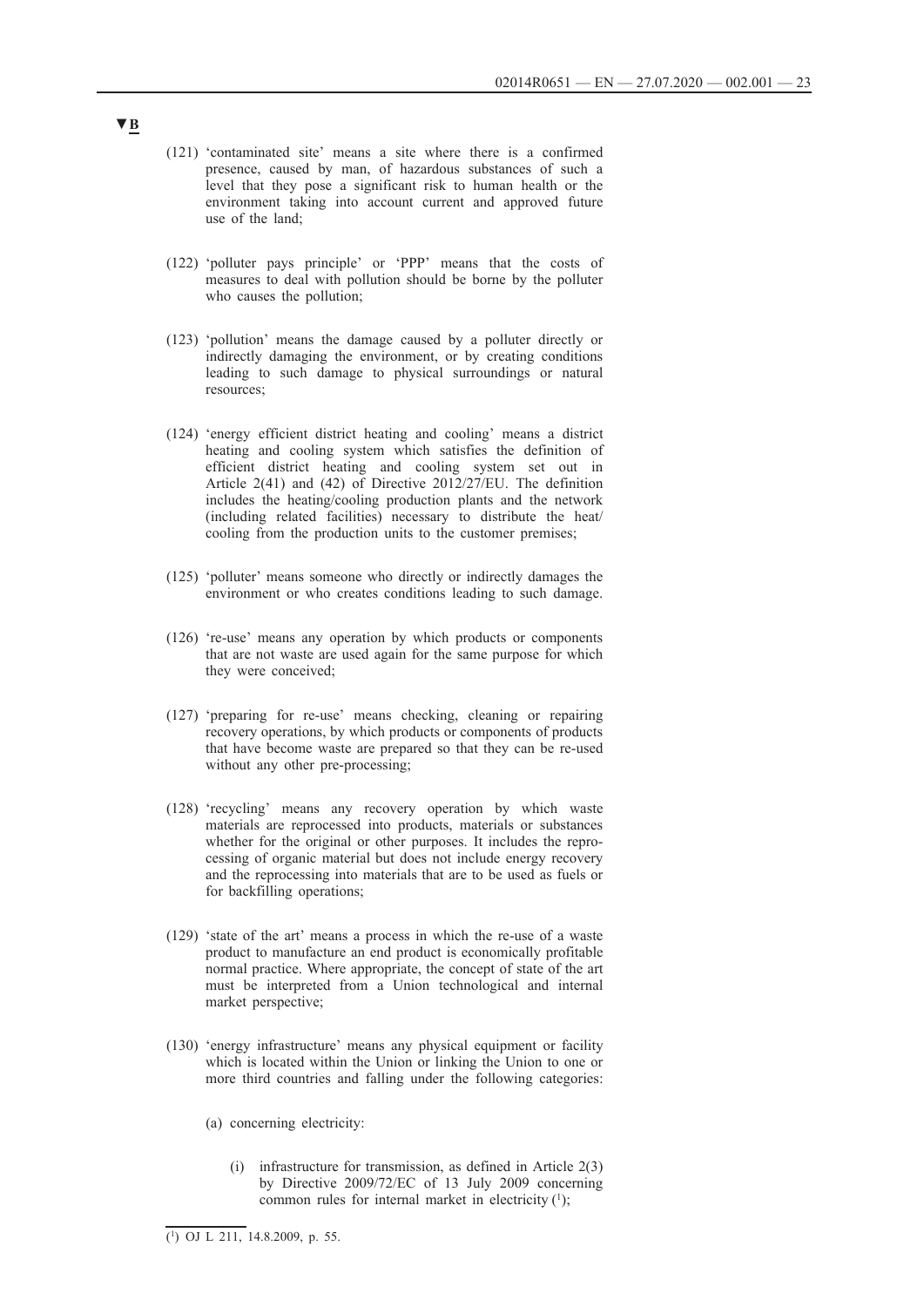**▼B**

(121) 'contaminated site' means a site where there is a confirmed presence, caused by man, of hazardous substances of such a level that they pose a significant risk to human health or the environment taking into account current and approved future use of the land;

(122) 'polluter pays principle' or 'PPP' means that the costs of measures to deal with pollution should be borne by the polluter who causes the pollution;

(123) 'pollution' means the damage caused by a polluter directly or indirectly damaging the environment, or by creating conditions leading to such damage to physical surroundings or natural resources;

(124) 'energy efficient district heating and cooling' means a district heating and cooling system which satisfies the definition of efficient district heating and cooling system set out in Article 2(41) and (42) of Directive 2012/27/EU. The definition includes the heating/cooling production plants and the network (including related facilities) necessary to distribute the heat/cooling from the production units to the customer premises;

(125) 'polluter' means someone who directly or indirectly damages the environment or who creates conditions leading to such damage.

(126) 're-use' means any operation by which products or components that are not waste are used again for the same purpose for which they were conceived;

(127) 'preparing for re-use' means checking, cleaning or repairing recovery operations, by which products or components of products that have become waste are prepared so that they can be re-used without any other pre-processing;

(128) 'recycling' means any recovery operation by which waste materials are reprocessed into products, materials or substances whether for the original or other purposes. It includes the reprocessing of organic material but does not include energy recovery and the reprocessing into materials that are to be used as fuels or for backfilling operations;

(129) 'state of the art' means a process in which the re-use of a waste product to manufacture an end product is economically profitable normal practice. Where appropriate, the concept of state of the art must be interpreted from a Union technological and internal market perspective;

(130) 'energy infrastructure' means any physical equipment or facility which is located within the Union or linking the Union to one or more third countries and falling under the following categories:

(a) concerning electricity:

(i) infrastructure for transmission, as defined in Article 2(3) by Directive 2009/72/EC of 13 July 2009 concerning common rules for internal market in electricity [1];

---

[1] OJ L 211, 14.8.2009, p. 55.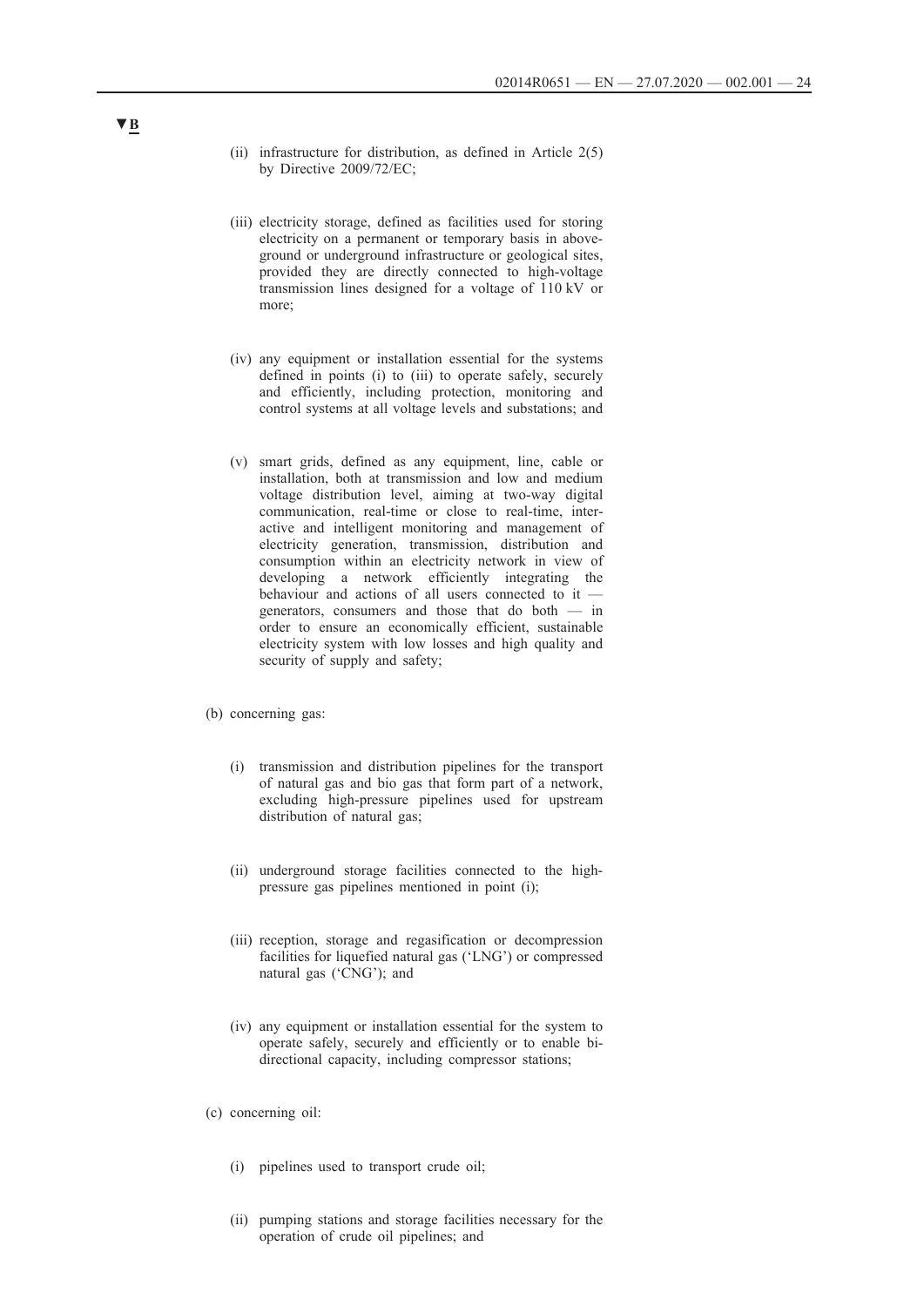▼B

(ii) infrastructure for distribution, as defined in Article 2(5) by Directive 2009/72/EC;

(iii) electricity storage, defined as facilities used for storing electricity on a permanent or temporary basis in above-ground or underground infrastructure or geological sites, provided they are directly connected to high-voltage transmission lines designed for a voltage of 110 kV or more;

(iv) any equipment or installation essential for the systems defined in points (i) to (iii) to operate safely, securely and efficiently, including protection, monitoring and control systems at all voltage levels and substations; and

(v) smart grids, defined as any equipment, line, cable or installation, both at transmission and low and medium voltage distribution level, aiming at two-way digital communication, real-time or close to real-time, interactive and intelligent monitoring and management of electricity generation, transmission, distribution and consumption within an electricity network in view of developing a network efficiently integrating the behaviour and actions of all users connected to it — generators, consumers and those that do both — in order to ensure an economically efficient, sustainable electricity system with low losses and high quality and security of supply and safety;

(b) concerning gas:

(i) transmission and distribution pipelines for the transport of natural gas and bio gas that form part of a network, excluding high-pressure pipelines used for upstream distribution of natural gas;

(ii) underground storage facilities connected to the high-pressure gas pipelines mentioned in point (i);

(iii) reception, storage and regasification or decompression facilities for liquefied natural gas ('LNG') or compressed natural gas ('CNG'); and

(iv) any equipment or installation essential for the system to operate safely, securely and efficiently or to enable bi-directional capacity, including compressor stations;

(c) concerning oil:

(i) pipelines used to transport crude oil;

(ii) pumping stations and storage facilities necessary for the operation of crude oil pipelines; and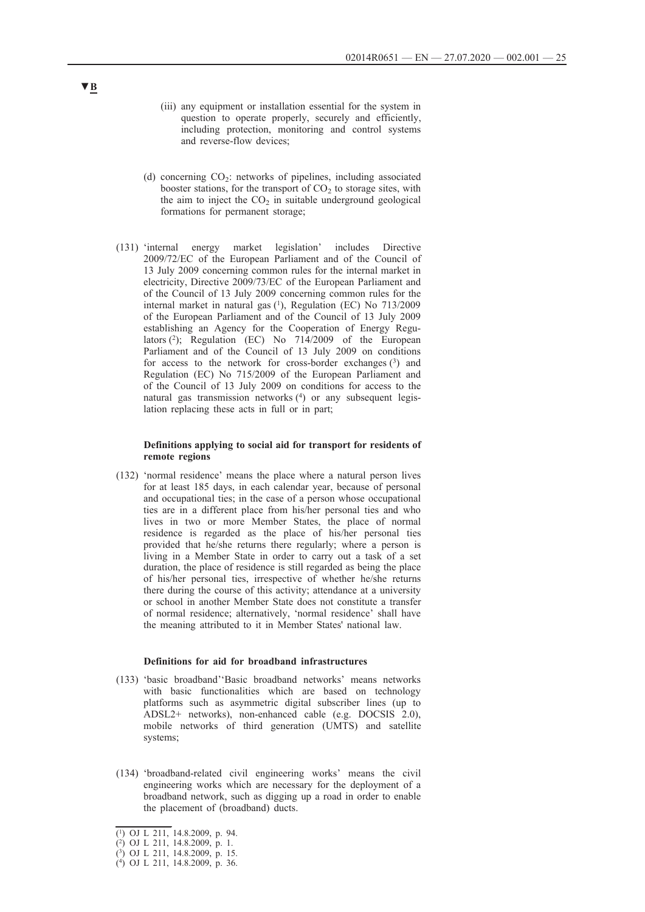▼B

(iii) any equipment or installation essential for the system in question to operate properly, securely and efficiently, including protection, monitoring and control systems and reverse-flow devices;

(d) concerning $CO_2$: networks of pipelines, including associated booster stations, for the transport of $CO_2$ to storage sites, with the aim to inject the $CO_2$ in suitable underground geological formations for permanent storage;

(131) 'internal energy market legislation' includes Directive 2009/72/EC of the European Parliament and of the Council of 13 July 2009 concerning common rules for the internal market in electricity, Directive 2009/73/EC of the European Parliament and of the Council of 13 July 2009 concerning common rules for the internal market in natural gas [1], Regulation (EC) No 713/2009 of the European Parliament and of the Council of 13 July 2009 establishing an Agency for the Cooperation of Energy Regulators [2]; Regulation (EC) No 714/2009 of the European Parliament and of the Council of 13 July 2009 on conditions for access to the network for cross-border exchanges [3] and Regulation (EC) No 715/2009 of the European Parliament and of the Council of 13 July 2009 on conditions for access to the natural gas transmission networks [4] or any subsequent legislation replacing these acts in full or in part;

**Definitions applying to social aid for transport for residents of remote regions**

(132) 'normal residence' means the place where a natural person lives for at least 185 days, in each calendar year, because of personal and occupational ties; in the case of a person whose occupational ties are in a different place from his/her personal ties and who lives in two or more Member States, the place of normal residence is regarded as the place of his/her personal ties provided that he/she returns there regularly; where a person is living in a Member State in order to carry out a task of a set duration, the place of residence is still regarded as being the place of his/her personal ties, irrespective of whether he/she returns there during the course of this activity; attendance at a university or school in another Member State does not constitute a transfer of normal residence; alternatively, 'normal residence' shall have the meaning attributed to it in Member States' national law.

**Definitions for aid for broadband infrastructures**

(133) 'basic broadband''Basic broadband networks' means networks with basic functionalities which are based on technology platforms such as asymmetric digital subscriber lines (up to ADSL2+ networks), non-enhanced cable (e.g. DOCSIS 2.0), mobile networks of third generation (UMTS) and satellite systems;

(134) 'broadband-related civil engineering works' means the civil engineering works which are necessary for the deployment of a broadband network, such as digging up a road in order to enable the placement of (broadband) ducts.

---

[1] OJ L 211, 14.8.2009, p. 94.
[2] OJ L 211, 14.8.2009, p. 1.
[3] OJ L 211, 14.8.2009, p. 15.
[4] OJ L 211, 14.8.2009, p. 36.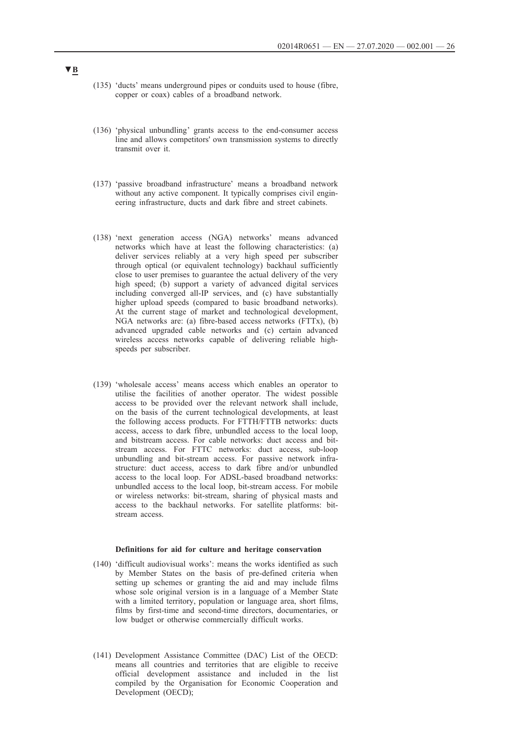▼B

(135) 'ducts' means underground pipes or conduits used to house (fibre, copper or coax) cables of a broadband network.

(136) 'physical unbundling' grants access to the end-consumer access line and allows competitors' own transmission systems to directly transmit over it.

(137) 'passive broadband infrastructure' means a broadband network without any active component. It typically comprises civil engineering infrastructure, ducts and dark fibre and street cabinets.

(138) 'next generation access (NGA) networks' means advanced networks which have at least the following characteristics: (a) deliver services reliably at a very high speed per subscriber through optical (or equivalent technology) backhaul sufficiently close to user premises to guarantee the actual delivery of the very high speed; (b) support a variety of advanced digital services including converged all-IP services, and (c) have substantially higher upload speeds (compared to basic broadband networks). At the current stage of market and technological development, NGA networks are: (a) fibre-based access networks (FTTx), (b) advanced upgraded cable networks and (c) certain advanced wireless access networks capable of delivering reliable high-speeds per subscriber.

(139) 'wholesale access' means access which enables an operator to utilise the facilities of another operator. The widest possible access to be provided over the relevant network shall include, on the basis of the current technological developments, at least the following access products. For FTTH/FTTB networks: ducts access, access to dark fibre, unbundled access to the local loop, and bitstream access. For cable networks: duct access and bit-stream access. For FTTC networks: duct access, sub-loop unbundling and bit-stream access. For passive network infrastructure: duct access, access to dark fibre and/or unbundled access to the local loop. For ADSL-based broadband networks: unbundled access to the local loop, bit-stream access. For mobile or wireless networks: bit-stream, sharing of physical masts and access to the backhaul networks. For satellite platforms: bit-stream access.

**Definitions for aid for culture and heritage conservation**

(140) 'difficult audiovisual works': means the works identified as such by Member States on the basis of pre-defined criteria when setting up schemes or granting the aid and may include films whose sole original version is in a language of a Member State with a limited territory, population or language area, short films, films by first-time and second-time directors, documentaries, or low budget or otherwise commercially difficult works.

(141) Development Assistance Committee (DAC) List of the OECD: means all countries and territories that are eligible to receive official development assistance and included in the list compiled by the Organisation for Economic Cooperation and Development (OECD);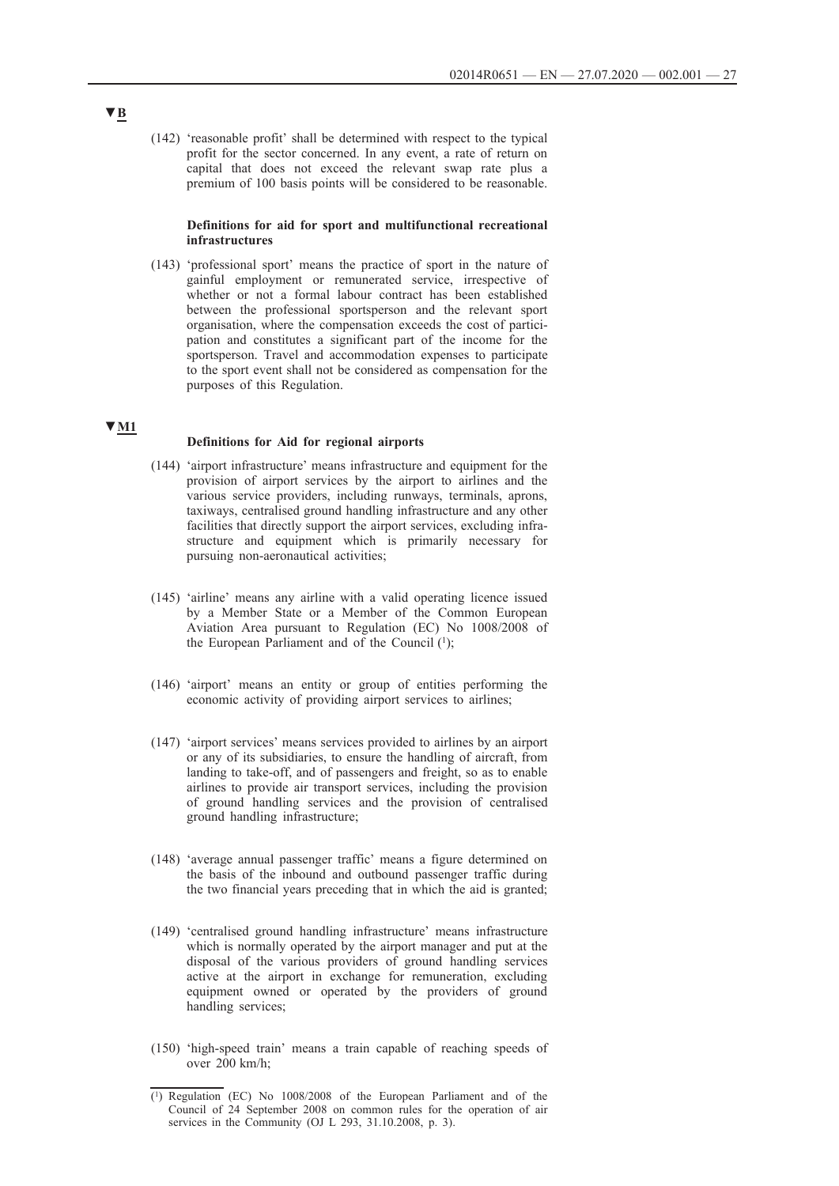▼B

(142) 'reasonable profit' shall be determined with respect to the typical profit for the sector concerned. In any event, a rate of return on capital that does not exceed the relevant swap rate plus a premium of 100 basis points will be considered to be reasonable.

**Definitions for aid for sport and multifunctional recreational infrastructures**

(143) 'professional sport' means the practice of sport in the nature of gainful employment or remunerated service, irrespective of whether or not a formal labour contract has been established between the professional sportsperson and the relevant sport organisation, where the compensation exceeds the cost of participation and constitutes a significant part of the income for the sportsperson. Travel and accommodation expenses to participate to the sport event shall not be considered as compensation for the purposes of this Regulation.

▼M1

**Definitions for Aid for regional airports**

(144) 'airport infrastructure' means infrastructure and equipment for the provision of airport services by the airport to airlines and the various service providers, including runways, terminals, aprons, taxiways, centralised ground handling infrastructure and any other facilities that directly support the airport services, excluding infrastructure and equipment which is primarily necessary for pursuing non-aeronautical activities;

(145) 'airline' means any airline with a valid operating licence issued by a Member State or a Member of the Common European Aviation Area pursuant to Regulation (EC) No 1008/2008 of the European Parliament and of the Council [1];

(146) 'airport' means an entity or group of entities performing the economic activity of providing airport services to airlines;

(147) 'airport services' means services provided to airlines by an airport or any of its subsidiaries, to ensure the handling of aircraft, from landing to take-off, and of passengers and freight, so as to enable airlines to provide air transport services, including the provision of ground handling services and the provision of centralised ground handling infrastructure;

(148) 'average annual passenger traffic' means a figure determined on the basis of the inbound and outbound passenger traffic during the two financial years preceding that in which the aid is granted;

(149) 'centralised ground handling infrastructure' means infrastructure which is normally operated by the airport manager and put at the disposal of the various providers of ground handling services active at the airport in exchange for remuneration, excluding equipment owned or operated by the providers of ground handling services;

(150) 'high-speed train' means a train capable of reaching speeds of over 200 km/h;

---

[1] Regulation (EC) No 1008/2008 of the European Parliament and of the Council of 24 September 2008 on common rules for the operation of air services in the Community (OJ L 293, 31.10.2008, p. 3).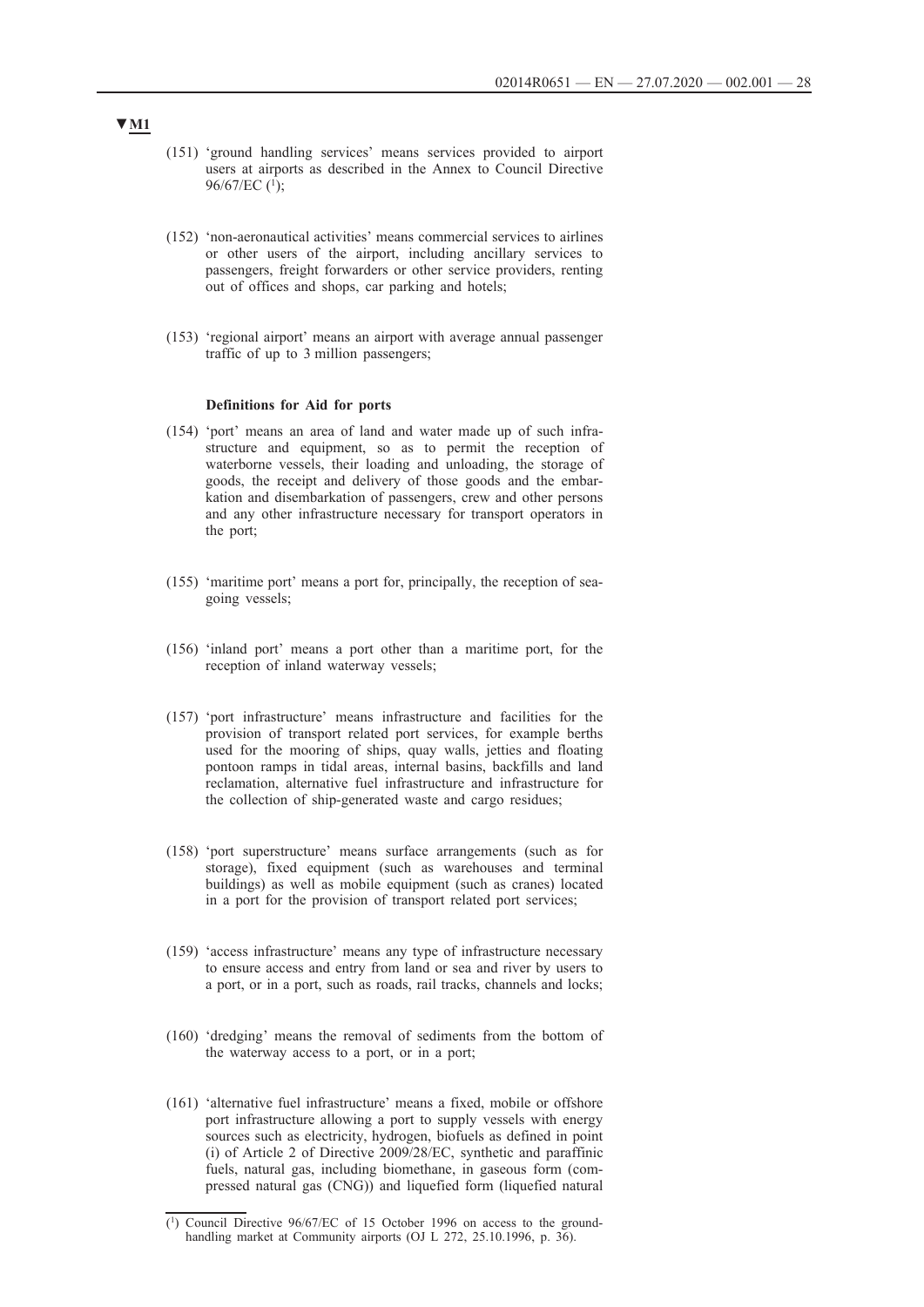▼M1

(151) 'ground handling services' means services provided to airport users at airports as described in the Annex to Council Directive 96/67/EC [1];

(152) 'non-aeronautical activities' means commercial services to airlines or other users of the airport, including ancillary services to passengers, freight forwarders or other service providers, renting out of offices and shops, car parking and hotels;

(153) 'regional airport' means an airport with average annual passenger traffic of up to 3 million passengers;

**Definitions for Aid for ports**

(154) 'port' means an area of land and water made up of such infrastructure and equipment, so as to permit the reception of waterborne vessels, their loading and unloading, the storage of goods, the receipt and delivery of those goods and the embarkation and disembarkation of passengers, crew and other persons and any other infrastructure necessary for transport operators in the port;

(155) 'maritime port' means a port for, principally, the reception of sea-going vessels;

(156) 'inland port' means a port other than a maritime port, for the reception of inland waterway vessels;

(157) 'port infrastructure' means infrastructure and facilities for the provision of transport related port services, for example berths used for the mooring of ships, quay walls, jetties and floating pontoon ramps in tidal areas, internal basins, backfills and land reclamation, alternative fuel infrastructure and infrastructure for the collection of ship-generated waste and cargo residues;

(158) 'port superstructure' means surface arrangements (such as for storage), fixed equipment (such as warehouses and terminal buildings) as well as mobile equipment (such as cranes) located in a port for the provision of transport related port services;

(159) 'access infrastructure' means any type of infrastructure necessary to ensure access and entry from land or sea and river by users to a port, or in a port, such as roads, rail tracks, channels and locks;

(160) 'dredging' means the removal of sediments from the bottom of the waterway access to a port, or in a port;

(161) 'alternative fuel infrastructure' means a fixed, mobile or offshore port infrastructure allowing a port to supply vessels with energy sources such as electricity, hydrogen, biofuels as defined in point (i) of Article 2 of Directive 2009/28/EC, synthetic and paraffinic fuels, natural gas, including biomethane, in gaseous form (compressed natural gas (CNG)) and liquefied form (liquefied natural

[1] Council Directive 96/67/EC of 15 October 1996 on access to the groundhandling market at Community airports (OJ L 272, 25.10.1996, p. 36).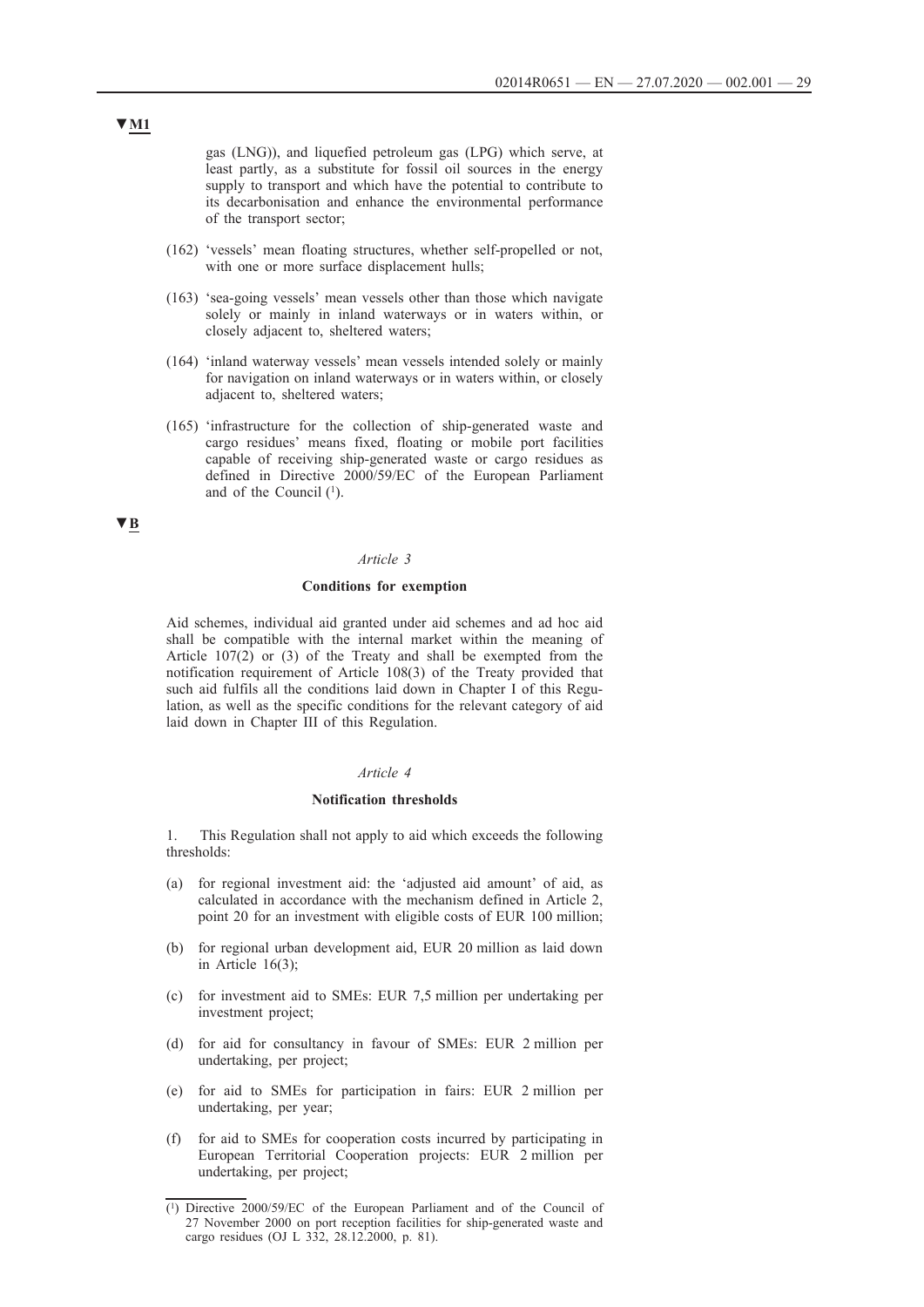▼M1

gas (LNG)), and liquefied petroleum gas (LPG) which serve, at least partly, as a substitute for fossil oil sources in the energy supply to transport and which have the potential to contribute to its decarbonisation and enhance the environmental performance of the transport sector;

(162) 'vessels' mean floating structures, whether self-propelled or not, with one or more surface displacement hulls;

(163) 'sea-going vessels' mean vessels other than those which navigate solely or mainly in inland waterways or in waters within, or closely adjacent to, sheltered waters;

(164) 'inland waterway vessels' mean vessels intended solely or mainly for navigation on inland waterways or in waters within, or closely adjacent to, sheltered waters;

(165) 'infrastructure for the collection of ship-generated waste and cargo residues' means fixed, floating or mobile port facilities capable of receiving ship-generated waste or cargo residues as defined in Directive 2000/59/EC of the European Parliament and of the Council [1].

▼B

*Article 3*

**Conditions for exemption**

Aid schemes, individual aid granted under aid schemes and ad hoc aid shall be compatible with the internal market within the meaning of Article 107(2) or (3) of the Treaty and shall be exempted from the notification requirement of Article 108(3) of the Treaty provided that such aid fulfils all the conditions laid down in Chapter I of this Regulation, as well as the specific conditions for the relevant category of aid laid down in Chapter III of this Regulation.

*Article 4*

**Notification thresholds**

1. This Regulation shall not apply to aid which exceeds the following thresholds:

(a) for regional investment aid: the 'adjusted aid amount' of aid, as calculated in accordance with the mechanism defined in Article 2, point 20 for an investment with eligible costs of EUR 100 million;

(b) for regional urban development aid, EUR 20 million as laid down in Article 16(3);

(c) for investment aid to SMEs: EUR 7,5 million per undertaking per investment project;

(d) for aid for consultancy in favour of SMEs: EUR 2 million per undertaking, per project;

(e) for aid to SMEs for participation in fairs: EUR 2 million per undertaking, per year;

(f) for aid to SMEs for cooperation costs incurred by participating in European Territorial Cooperation projects: EUR 2 million per undertaking, per project;

[1] Directive 2000/59/EC of the European Parliament and of the Council of 27 November 2000 on port reception facilities for ship-generated waste and cargo residues (OJ L 332, 28.12.2000, p. 81).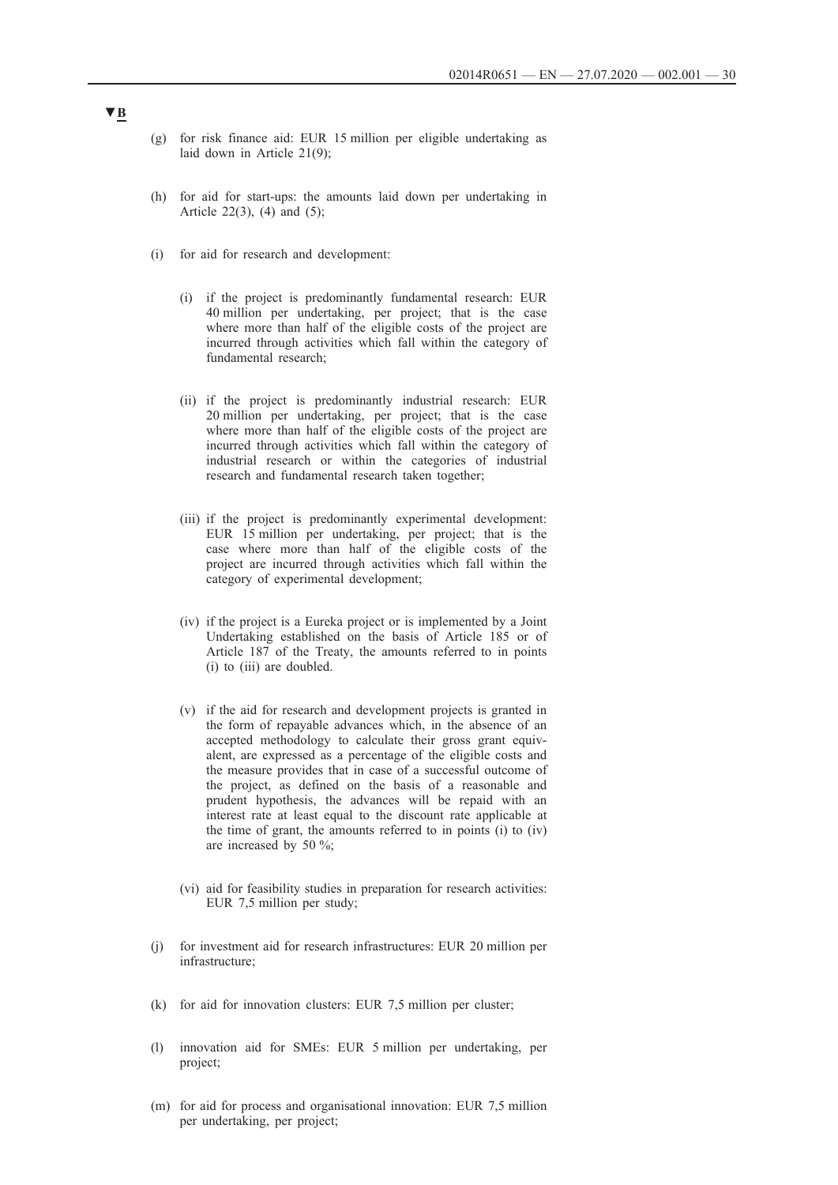▼B

(g) for risk finance aid: EUR 15 million per eligible undertaking as laid down in Article 21(9);

(h) for aid for start-ups: the amounts laid down per undertaking in Article 22(3), (4) and (5);

(i) for aid for research and development:

(i) if the project is predominantly fundamental research: EUR 40 million per undertaking, per project; that is the case where more than half of the eligible costs of the project are incurred through activities which fall within the category of fundamental research;

(ii) if the project is predominantly industrial research: EUR 20 million per undertaking, per project; that is the case where more than half of the eligible costs of the project are incurred through activities which fall within the category of industrial research or within the categories of industrial research and fundamental research taken together;

(iii) if the project is predominantly experimental development: EUR 15 million per undertaking, per project; that is the case where more than half of the eligible costs of the project are incurred through activities which fall within the category of experimental development;

(iv) if the project is a Eureka project or is implemented by a Joint Undertaking established on the basis of Article 185 or of Article 187 of the Treaty, the amounts referred to in points (i) to (iii) are doubled.

(v) if the aid for research and development projects is granted in the form of repayable advances which, in the absence of an accepted methodology to calculate their gross grant equivalent, are expressed as a percentage of the eligible costs and the measure provides that in case of a successful outcome of the project, as defined on the basis of a reasonable and prudent hypothesis, the advances will be repaid with an interest rate at least equal to the discount rate applicable at the time of grant, the amounts referred to in points (i) to (iv) are increased by 50 %;

(vi) aid for feasibility studies in preparation for research activities: EUR 7,5 million per study;

(j) for investment aid for research infrastructures: EUR 20 million per infrastructure;

(k) for aid for innovation clusters: EUR 7,5 million per cluster;

(l) innovation aid for SMEs: EUR 5 million per undertaking, per project;

(m) for aid for process and organisational innovation: EUR 7,5 million per undertaking, per project;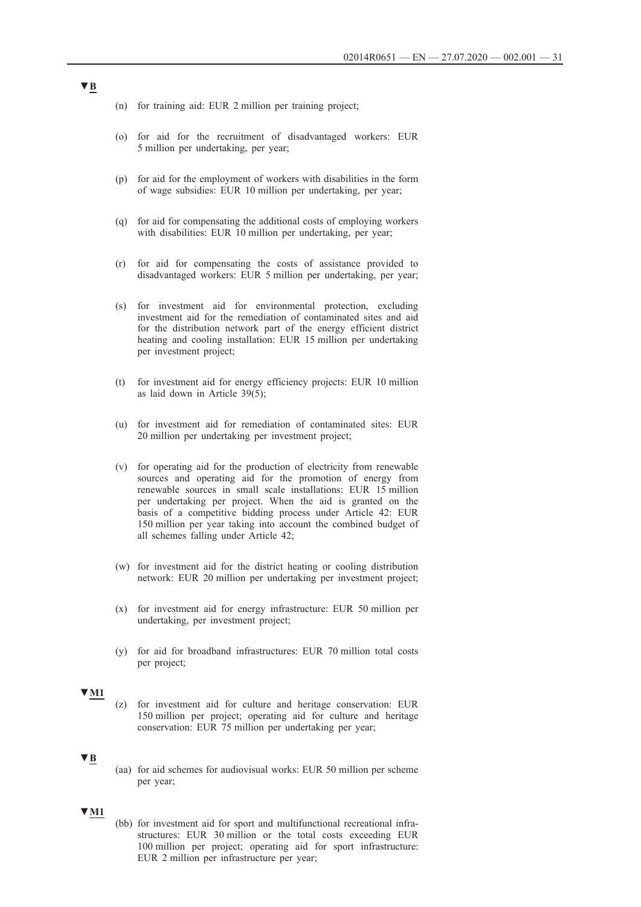▼B

(n) for training aid: EUR 2 million per training project;

(o) for aid for the recruitment of disadvantaged workers: EUR 5 million per undertaking, per year;

(p) for aid for the employment of workers with disabilities in the form of wage subsidies: EUR 10 million per undertaking, per year;

(q) for aid for compensating the additional costs of employing workers with disabilities: EUR 10 million per undertaking, per year;

(r) for aid for compensating the costs of assistance provided to disadvantaged workers: EUR 5 million per undertaking, per year;

(s) for investment aid for environmental protection, excluding investment aid for the remediation of contaminated sites and aid for the distribution network part of the energy efficient district heating and cooling installation: EUR 15 million per undertaking per investment project;

(t) for investment aid for energy efficiency projects: EUR 10 million as laid down in Article 39(5);

(u) for investment aid for remediation of contaminated sites: EUR 20 million per undertaking per investment project;

(v) for operating aid for the production of electricity from renewable sources and operating aid for the promotion of energy from renewable sources in small scale installations: EUR 15 million per undertaking per project. When the aid is granted on the basis of a competitive bidding process under Article 42: EUR 150 million per year taking into account the combined budget of all schemes falling under Article 42;

(w) for investment aid for the district heating or cooling distribution network: EUR 20 million per undertaking per investment project;

(x) for investment aid for energy infrastructure: EUR 50 million per undertaking, per investment project;

(y) for aid for broadband infrastructures: EUR 70 million total costs per project;

▼M1

(z) for investment aid for culture and heritage conservation: EUR 150 million per project; operating aid for culture and heritage conservation: EUR 75 million per undertaking per year;

▼B

(aa) for aid schemes for audiovisual works: EUR 50 million per scheme per year;

▼M1

(bb) for investment aid for sport and multifunctional recreational infrastructures: EUR 30 million or the total costs exceeding EUR 100 million per project; operating aid for sport infrastructure: EUR 2 million per infrastructure per year;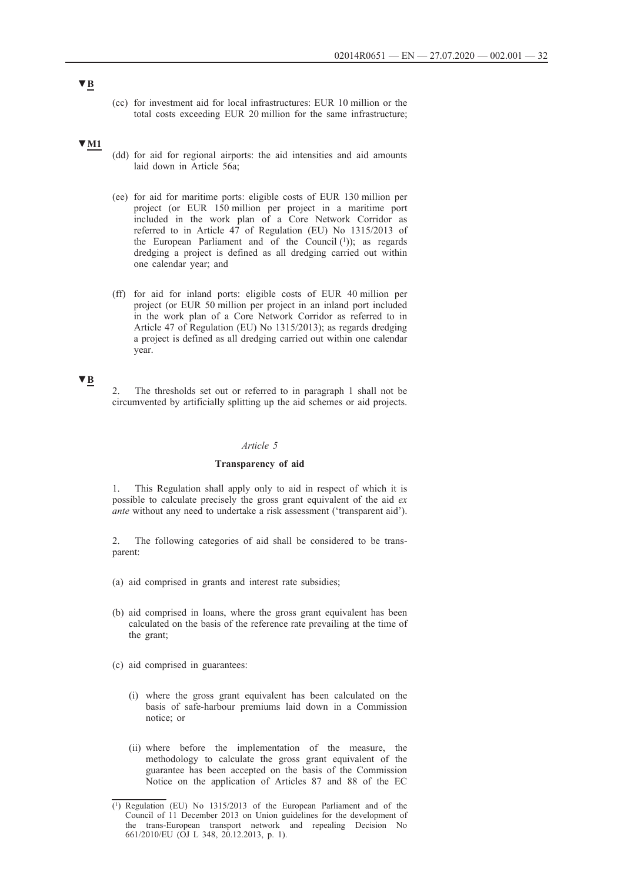▼B

(cc) for investment aid for local infrastructures: EUR 10 million or the total costs exceeding EUR 20 million for the same infrastructure;

▼M1

(dd) for aid for regional airports: the aid intensities and aid amounts laid down in Article 56a;

(ee) for aid for maritime ports: eligible costs of EUR 130 million per project (or EUR 150 million per project in a maritime port included in the work plan of a Core Network Corridor as referred to in Article 47 of Regulation (EU) No 1315/2013 of the European Parliament and of the Council [1]); as regards dredging a project is defined as all dredging carried out within one calendar year; and

(ff) for aid for inland ports: eligible costs of EUR 40 million per project (or EUR 50 million per project in an inland port included in the work plan of a Core Network Corridor as referred to in Article 47 of Regulation (EU) No 1315/2013); as regards dredging a project is defined as all dredging carried out within one calendar year.

▼B

2. The thresholds set out or referred to in paragraph 1 shall not be circumvented by artificially splitting up the aid schemes or aid projects.

*Article 5*

**Transparency of aid**

1. This Regulation shall apply only to aid in respect of which it is possible to calculate precisely the gross grant equivalent of the aid *ex ante* without any need to undertake a risk assessment ('transparent aid').

2. The following categories of aid shall be considered to be transparent:

(a) aid comprised in grants and interest rate subsidies;

(b) aid comprised in loans, where the gross grant equivalent has been calculated on the basis of the reference rate prevailing at the time of the grant;

(c) aid comprised in guarantees:

(i) where the gross grant equivalent has been calculated on the basis of safe-harbour premiums laid down in a Commission notice; or

(ii) where before the implementation of the measure, the methodology to calculate the gross grant equivalent of the guarantee has been accepted on the basis of the Commission Notice on the application of Articles 87 and 88 of the EC

---

[1] Regulation (EU) No 1315/2013 of the European Parliament and of the Council of 11 December 2013 on Union guidelines for the development of the trans-European transport network and repealing Decision No 661/2010/EU (OJ L 348, 20.12.2013, p. 1).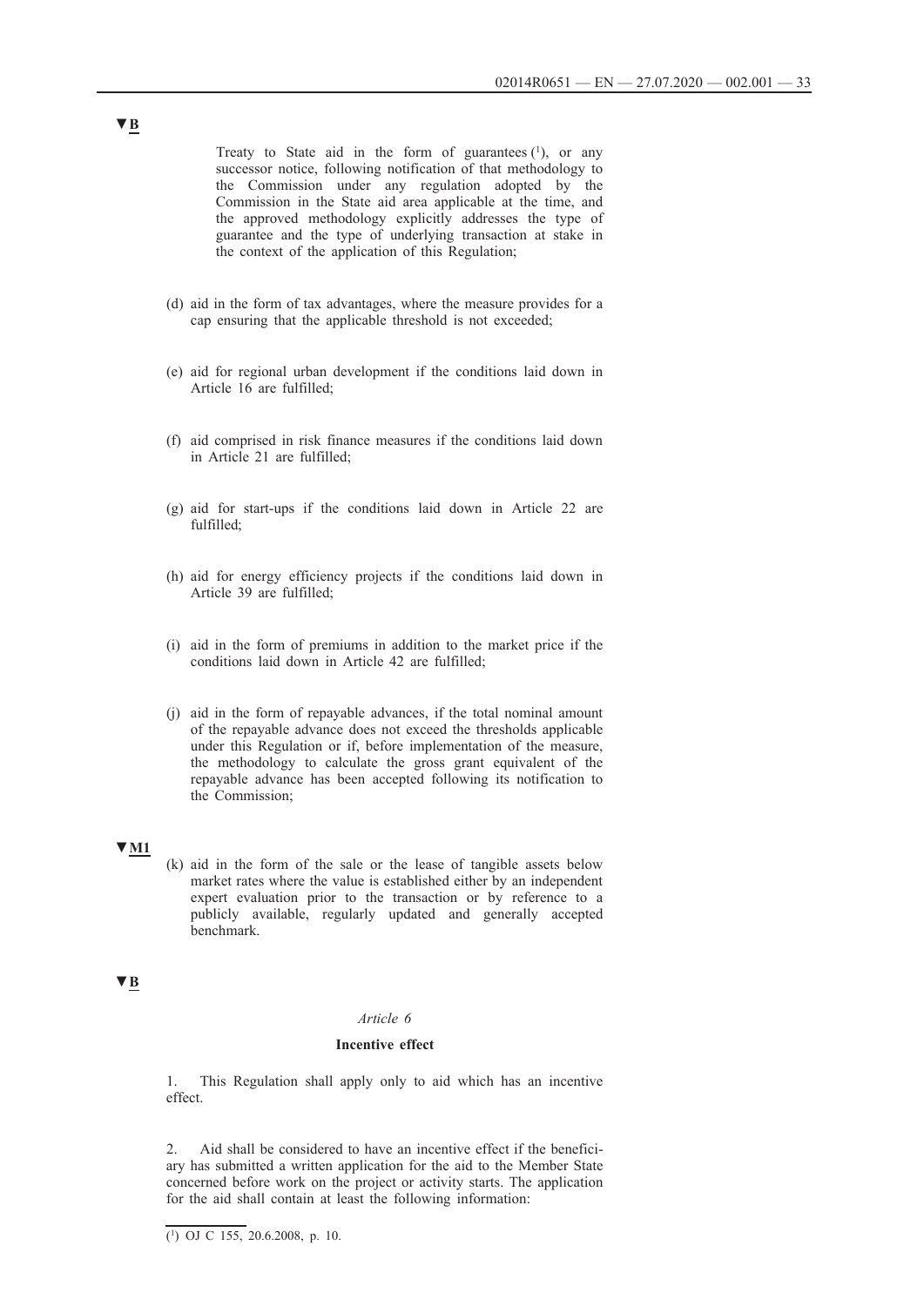▼B

Treaty to State aid in the form of guarantees [1], or any successor notice, following notification of that methodology to the Commission under any regulation adopted by the Commission in the State aid area applicable at the time, and the approved methodology explicitly addresses the type of guarantee and the type of underlying transaction at stake in the context of the application of this Regulation;

(d) aid in the form of tax advantages, where the measure provides for a cap ensuring that the applicable threshold is not exceeded;

(e) aid for regional urban development if the conditions laid down in Article 16 are fulfilled;

(f) aid comprised in risk finance measures if the conditions laid down in Article 21 are fulfilled;

(g) aid for start-ups if the conditions laid down in Article 22 are fulfilled;

(h) aid for energy efficiency projects if the conditions laid down in Article 39 are fulfilled;

(i) aid in the form of premiums in addition to the market price if the conditions laid down in Article 42 are fulfilled;

(j) aid in the form of repayable advances, if the total nominal amount of the repayable advance does not exceed the thresholds applicable under this Regulation or if, before implementation of the measure, the methodology to calculate the gross grant equivalent of the repayable advance has been accepted following its notification to the Commission;

▼M1

(k) aid in the form of the sale or the lease of tangible assets below market rates where the value is established either by an independent expert evaluation prior to the transaction or by reference to a publicly available, regularly updated and generally accepted benchmark.

▼B

*Article 6*

**Incentive effect**

1. This Regulation shall apply only to aid which has an incentive effect.

2. Aid shall be considered to have an incentive effect if the beneficiary has submitted a written application for the aid to the Member State concerned before work on the project or activity starts. The application for the aid shall contain at least the following information:

[1] OJ C 155, 20.6.2008, p. 10.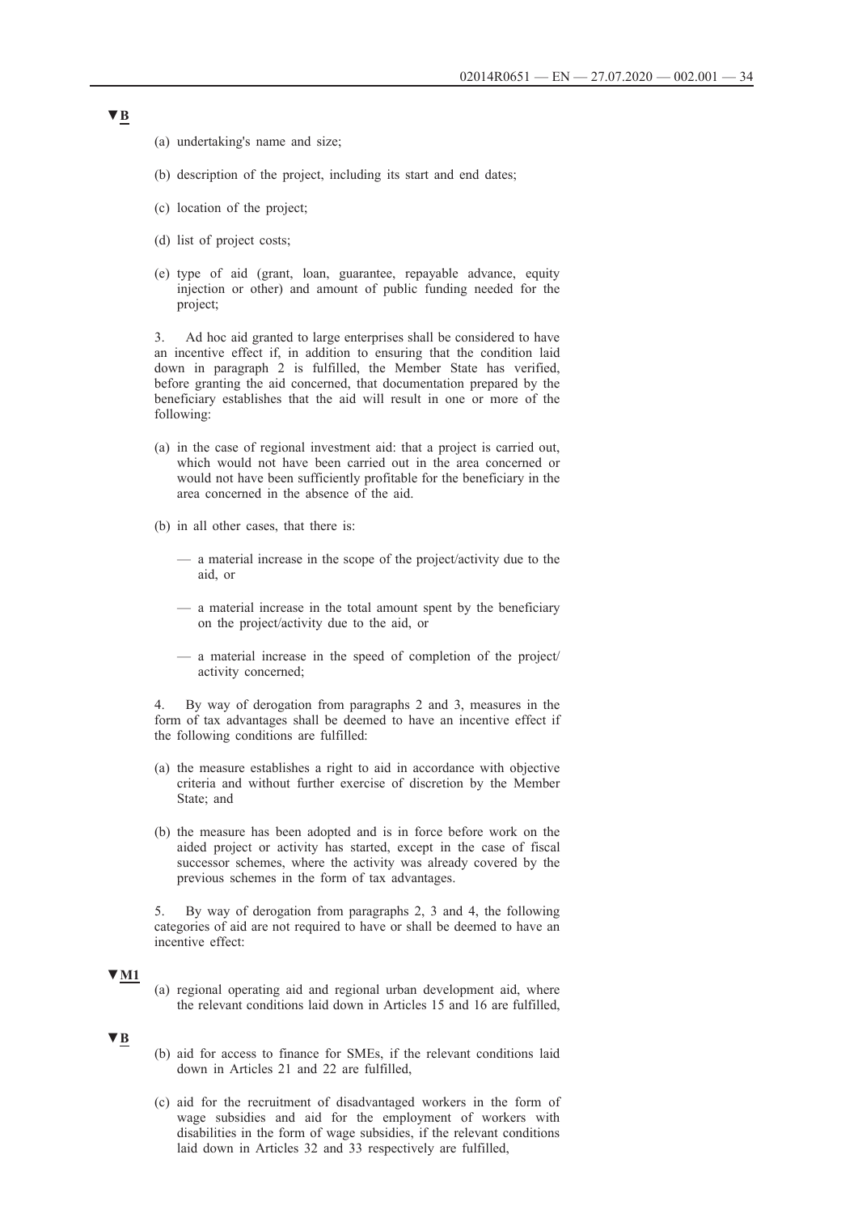▼B

(a) undertaking's name and size;

(b) description of the project, including its start and end dates;

(c) location of the project;

(d) list of project costs;

(e) type of aid (grant, loan, guarantee, repayable advance, equity injection or other) and amount of public funding needed for the project;

3. Ad hoc aid granted to large enterprises shall be considered to have an incentive effect if, in addition to ensuring that the condition laid down in paragraph 2 is fulfilled, the Member State has verified, before granting the aid concerned, that documentation prepared by the beneficiary establishes that the aid will result in one or more of the following:

(a) in the case of regional investment aid: that a project is carried out, which would not have been carried out in the area concerned or would not have been sufficiently profitable for the beneficiary in the area concerned in the absence of the aid.

(b) in all other cases, that there is:

— a material increase in the scope of the project/activity due to the aid, or

— a material increase in the total amount spent by the beneficiary on the project/activity due to the aid, or

— a material increase in the speed of completion of the project/activity concerned;

4. By way of derogation from paragraphs 2 and 3, measures in the form of tax advantages shall be deemed to have an incentive effect if the following conditions are fulfilled:

(a) the measure establishes a right to aid in accordance with objective criteria and without further exercise of discretion by the Member State; and

(b) the measure has been adopted and is in force before work on the aided project or activity has started, except in the case of fiscal successor schemes, where the activity was already covered by the previous schemes in the form of tax advantages.

5. By way of derogation from paragraphs 2, 3 and 4, the following categories of aid are not required to have or shall be deemed to have an incentive effect:

▼M1

(a) regional operating aid and regional urban development aid, where the relevant conditions laid down in Articles 15 and 16 are fulfilled,

▼B

(b) aid for access to finance for SMEs, if the relevant conditions laid down in Articles 21 and 22 are fulfilled,

(c) aid for the recruitment of disadvantaged workers in the form of wage subsidies and aid for the employment of workers with disabilities in the form of wage subsidies, if the relevant conditions laid down in Articles 32 and 33 respectively are fulfilled,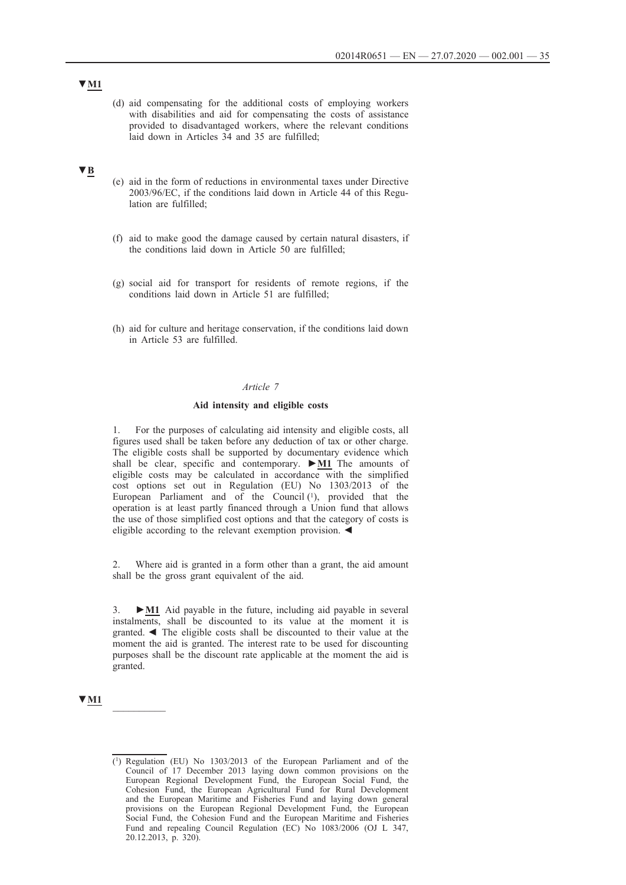▼M1

(d) aid compensating for the additional costs of employing workers with disabilities and aid for compensating the costs of assistance provided to disadvantaged workers, where the relevant conditions laid down in Articles 34 and 35 are fulfilled;

▼B

(e) aid in the form of reductions in environmental taxes under Directive 2003/96/EC, if the conditions laid down in Article 44 of this Regulation are fulfilled;

(f) aid to make good the damage caused by certain natural disasters, if the conditions laid down in Article 50 are fulfilled;

(g) social aid for transport for residents of remote regions, if the conditions laid down in Article 51 are fulfilled;

(h) aid for culture and heritage conservation, if the conditions laid down in Article 53 are fulfilled.

*Article 7*

**Aid intensity and eligible costs**

1. For the purposes of calculating aid intensity and eligible costs, all figures used shall be taken before any deduction of tax or other charge. The eligible costs shall be supported by documentary evidence which shall be clear, specific and contemporary. ►M1 The amounts of eligible costs may be calculated in accordance with the simplified cost options set out in Regulation (EU) No 1303/2013 of the European Parliament and of the Council [1], provided that the operation is at least partly financed through a Union fund that allows the use of those simplified cost options and that the category of costs is eligible according to the relevant exemption provision. ◄

2. Where aid is granted in a form other than a grant, the aid amount shall be the gross grant equivalent of the aid.

3. ►M1 Aid payable in the future, including aid payable in several instalments, shall be discounted to its value at the moment it is granted. ◄ The eligible costs shall be discounted to their value at the moment the aid is granted. The interest rate to be used for discounting purposes shall be the discount rate applicable at the moment the aid is granted.

▼M1

---

[1] Regulation (EU) No 1303/2013 of the European Parliament and of the Council of 17 December 2013 laying down common provisions on the European Regional Development Fund, the European Social Fund, the Cohesion Fund, the European Agricultural Fund for Rural Development and the European Maritime and Fisheries Fund and laying down general provisions on the European Regional Development Fund, the European Social Fund, the Cohesion Fund and the European Maritime and Fisheries Fund and repealing Council Regulation (EC) No 1083/2006 (OJ L 347, 20.12.2013, p. 320).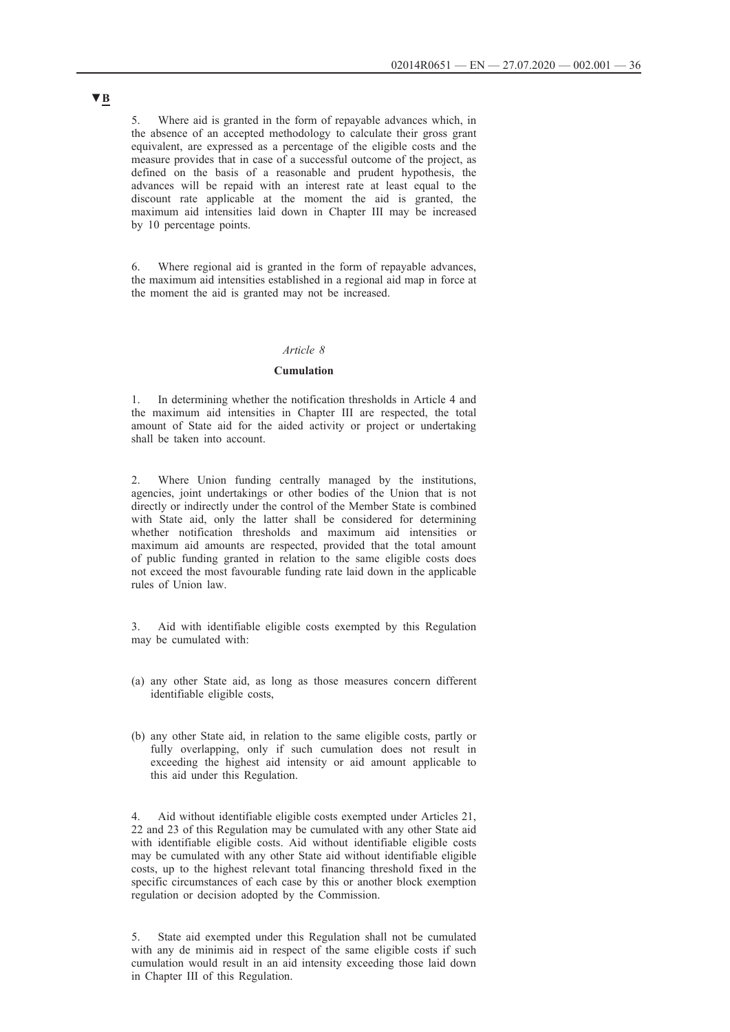▼B

5. Where aid is granted in the form of repayable advances which, in the absence of an accepted methodology to calculate their gross grant equivalent, are expressed as a percentage of the eligible costs and the measure provides that in case of a successful outcome of the project, as defined on the basis of a reasonable and prudent hypothesis, the advances will be repaid with an interest rate at least equal to the discount rate applicable at the moment the aid is granted, the maximum aid intensities laid down in Chapter III may be increased by 10 percentage points.

6. Where regional aid is granted in the form of repayable advances, the maximum aid intensities established in a regional aid map in force at the moment the aid is granted may not be increased.

*Article 8*

**Cumulation**

1. In determining whether the notification thresholds in Article 4 and the maximum aid intensities in Chapter III are respected, the total amount of State aid for the aided activity or project or undertaking shall be taken into account.

2. Where Union funding centrally managed by the institutions, agencies, joint undertakings or other bodies of the Union that is not directly or indirectly under the control of the Member State is combined with State aid, only the latter shall be considered for determining whether notification thresholds and maximum aid intensities or maximum aid amounts are respected, provided that the total amount of public funding granted in relation to the same eligible costs does not exceed the most favourable funding rate laid down in the applicable rules of Union law.

3. Aid with identifiable eligible costs exempted by this Regulation may be cumulated with:

(a) any other State aid, as long as those measures concern different identifiable eligible costs,

(b) any other State aid, in relation to the same eligible costs, partly or fully overlapping, only if such cumulation does not result in exceeding the highest aid intensity or aid amount applicable to this aid under this Regulation.

4. Aid without identifiable eligible costs exempted under Articles 21, 22 and 23 of this Regulation may be cumulated with any other State aid with identifiable eligible costs. Aid without identifiable eligible costs may be cumulated with any other State aid without identifiable eligible costs, up to the highest relevant total financing threshold fixed in the specific circumstances of each case by this or another block exemption regulation or decision adopted by the Commission.

5. State aid exempted under this Regulation shall not be cumulated with any de minimis aid in respect of the same eligible costs if such cumulation would result in an aid intensity exceeding those laid down in Chapter III of this Regulation.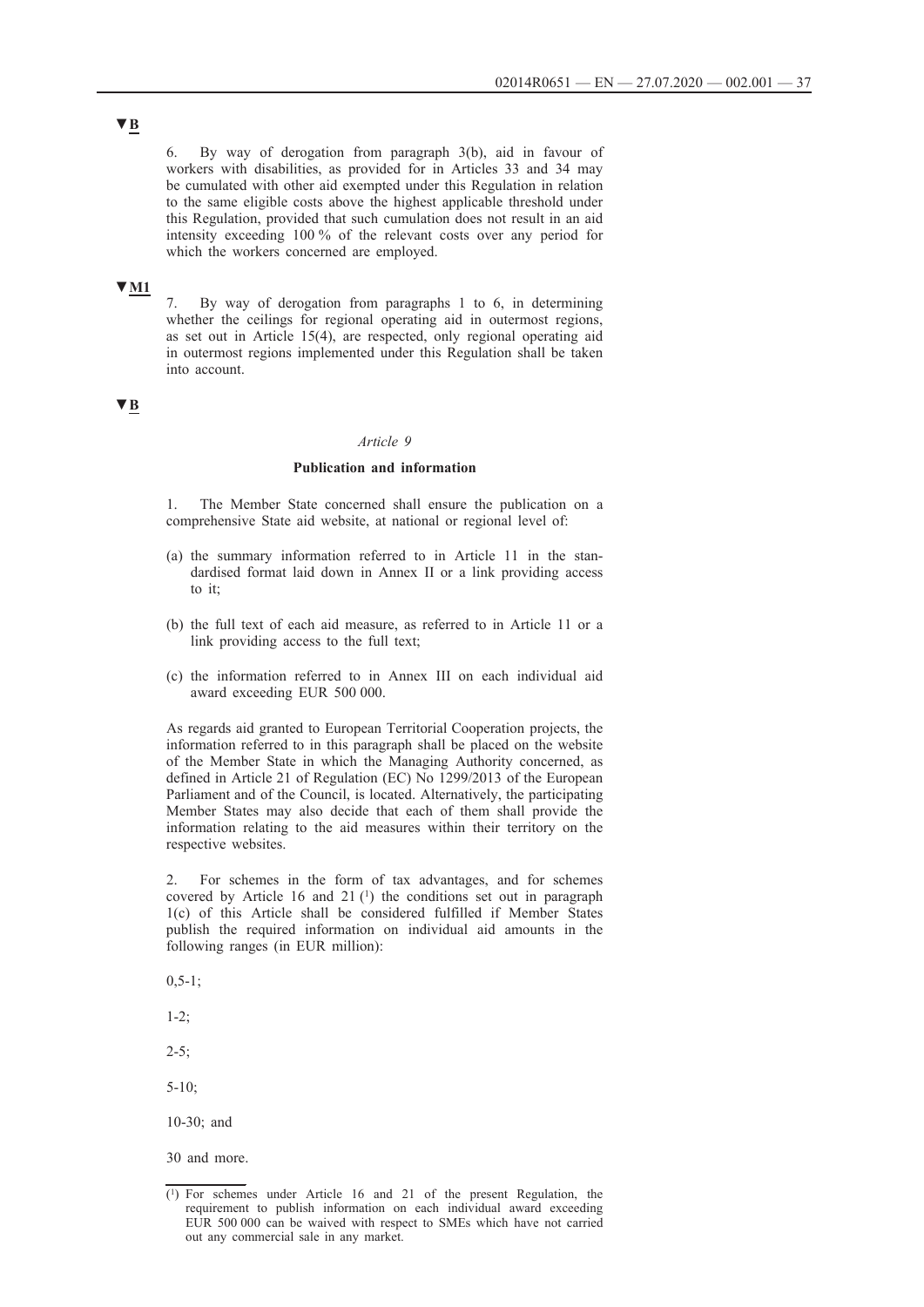▼B

6. By way of derogation from paragraph 3(b), aid in favour of workers with disabilities, as provided for in Articles 33 and 34 may be cumulated with other aid exempted under this Regulation in relation to the same eligible costs above the highest applicable threshold under this Regulation, provided that such cumulation does not result in an aid intensity exceeding 100 % of the relevant costs over any period for which the workers concerned are employed.

▼M1

7. By way of derogation from paragraphs 1 to 6, in determining whether the ceilings for regional operating aid in outermost regions, as set out in Article 15(4), are respected, only regional operating aid in outermost regions implemented under this Regulation shall be taken into account.

▼B

*Article 9*

**Publication and information**

1. The Member State concerned shall ensure the publication on a comprehensive State aid website, at national or regional level of:

(a) the summary information referred to in Article 11 in the standardised format laid down in Annex II or a link providing access to it;

(b) the full text of each aid measure, as referred to in Article 11 or a link providing access to the full text;

(c) the information referred to in Annex III on each individual aid award exceeding EUR 500 000.

As regards aid granted to European Territorial Cooperation projects, the information referred to in this paragraph shall be placed on the website of the Member State in which the Managing Authority concerned, as defined in Article 21 of Regulation (EC) No 1299/2013 of the European Parliament and of the Council, is located. Alternatively, the participating Member States may also decide that each of them shall provide the information relating to the aid measures within their territory on the respective websites.

2. For schemes in the form of tax advantages, and for schemes covered by Article 16 and 21 [1] the conditions set out in paragraph 1(c) of this Article shall be considered fulfilled if Member States publish the required information on individual aid amounts in the following ranges (in EUR million):

0,5-1;

1-2;

2-5;

5-10;

10-30; and

30 and more.

---

[1] For schemes under Article 16 and 21 of the present Regulation, the requirement to publish information on each individual award exceeding EUR 500 000 can be waived with respect to SMEs which have not carried out any commercial sale in any market.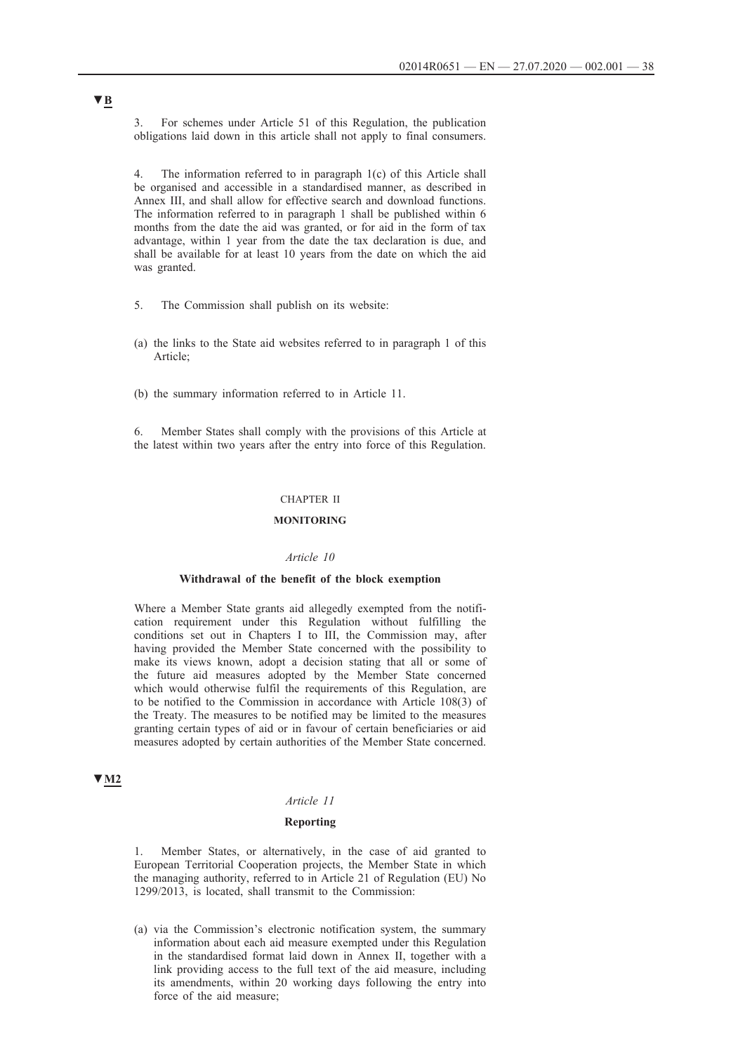▼B

3. For schemes under Article 51 of this Regulation, the publication obligations laid down in this article shall not apply to final consumers.

4. The information referred to in paragraph 1(c) of this Article shall be organised and accessible in a standardised manner, as described in Annex III, and shall allow for effective search and download functions. The information referred to in paragraph 1 shall be published within 6 months from the date the aid was granted, or for aid in the form of tax advantage, within 1 year from the date the tax declaration is due, and shall be available for at least 10 years from the date on which the aid was granted.

5. The Commission shall publish on its website:

(a) the links to the State aid websites referred to in paragraph 1 of this Article;

(b) the summary information referred to in Article 11.

6. Member States shall comply with the provisions of this Article at the latest within two years after the entry into force of this Regulation.

## CHAPTER II

## MONITORING

### *Article 10*

### Withdrawal of the benefit of the block exemption

Where a Member State grants aid allegedly exempted from the notification requirement under this Regulation without fulfilling the conditions set out in Chapters I to III, the Commission may, after having provided the Member State concerned with the possibility to make its views known, adopt a decision stating that all or some of the future aid measures adopted by the Member State concerned which would otherwise fulfil the requirements of this Regulation, are to be notified to the Commission in accordance with Article 108(3) of the Treaty. The measures to be notified may be limited to the measures granting certain types of aid or in favour of certain beneficiaries or aid measures adopted by certain authorities of the Member State concerned.

▼M2

### *Article 11*

### Reporting

1. Member States, or alternatively, in the case of aid granted to European Territorial Cooperation projects, the Member State in which the managing authority, referred to in Article 21 of Regulation (EU) No 1299/2013, is located, shall transmit to the Commission:

(a) via the Commission's electronic notification system, the summary information about each aid measure exempted under this Regulation in the standardised format laid down in Annex II, together with a link providing access to the full text of the aid measure, including its amendments, within 20 working days following the entry into force of the aid measure;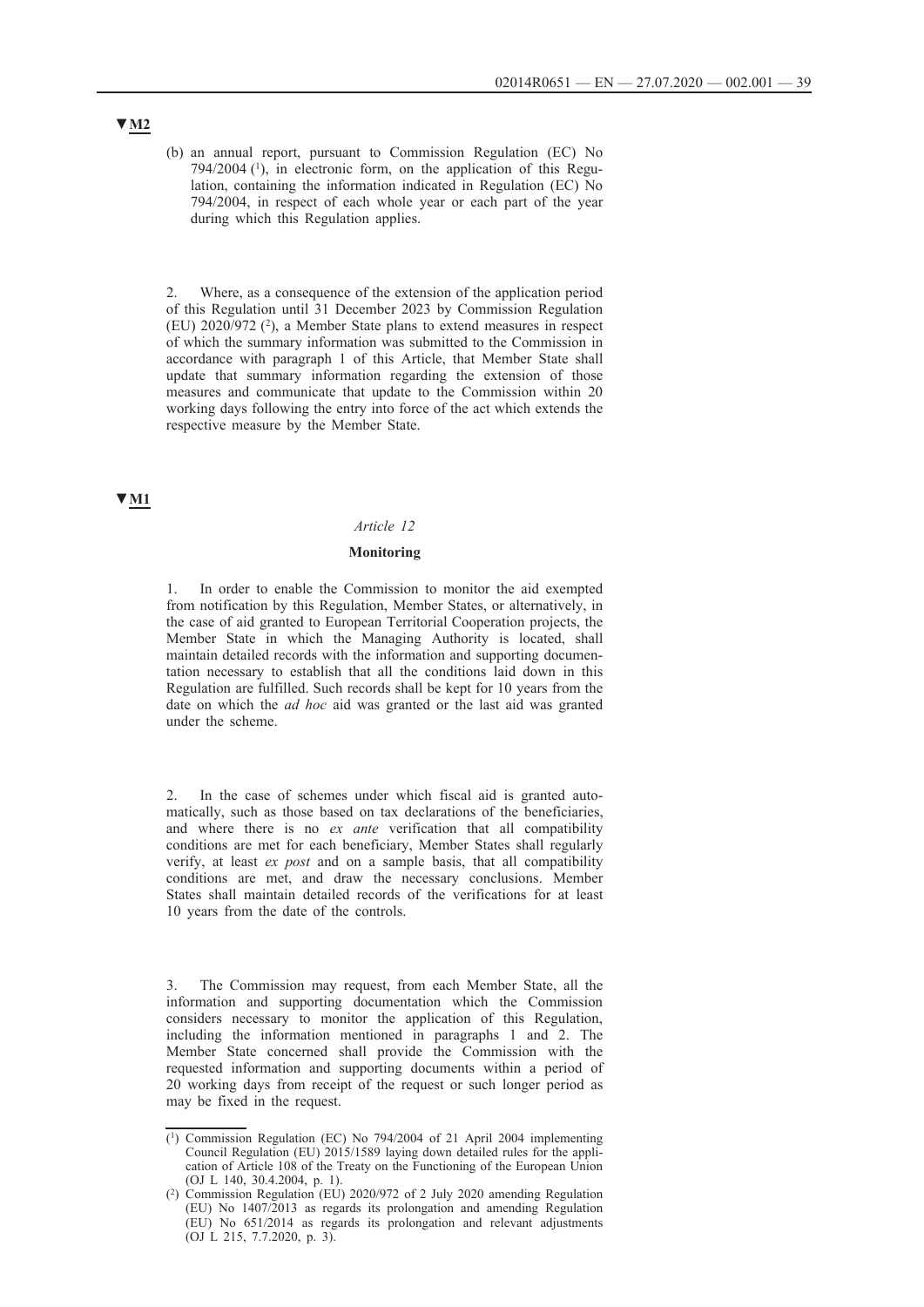▼M2

(b) an annual report, pursuant to Commission Regulation (EC) No 794/2004 [1], in electronic form, on the application of this Regulation, containing the information indicated in Regulation (EC) No 794/2004, in respect of each whole year or each part of the year during which this Regulation applies.

2. Where, as a consequence of the extension of the application period of this Regulation until 31 December 2023 by Commission Regulation (EU) 2020/972 [2], a Member State plans to extend measures in respect of which the summary information was submitted to the Commission in accordance with paragraph 1 of this Article, that Member State shall update that summary information regarding the extension of those measures and communicate that update to the Commission within 20 working days following the entry into force of the act which extends the respective measure by the Member State.

▼M1

*Article 12*

**Monitoring**

1. In order to enable the Commission to monitor the aid exempted from notification by this Regulation, Member States, or alternatively, in the case of aid granted to European Territorial Cooperation projects, the Member State in which the Managing Authority is located, shall maintain detailed records with the information and supporting documentation necessary to establish that all the conditions laid down in this Regulation are fulfilled. Such records shall be kept for 10 years from the date on which the *ad hoc* aid was granted or the last aid was granted under the scheme.

2. In the case of schemes under which fiscal aid is granted automatically, such as those based on tax declarations of the beneficiaries, and where there is no *ex ante* verification that all compatibility conditions are met for each beneficiary, Member States shall regularly verify, at least *ex post* and on a sample basis, that all compatibility conditions are met, and draw the necessary conclusions. Member States shall maintain detailed records of the verifications for at least 10 years from the date of the controls.

3. The Commission may request, from each Member State, all the information and supporting documentation which the Commission considers necessary to monitor the application of this Regulation, including the information mentioned in paragraphs 1 and 2. The Member State concerned shall provide the Commission with the requested information and supporting documents within a period of 20 working days from receipt of the request or such longer period as may be fixed in the request.

---

[1] Commission Regulation (EC) No 794/2004 of 21 April 2004 implementing Council Regulation (EU) 2015/1589 laying down detailed rules for the application of Article 108 of the Treaty on the Functioning of the European Union (OJ L 140, 30.4.2004, p. 1).

[2] Commission Regulation (EU) 2020/972 of 2 July 2020 amending Regulation (EU) No 1407/2013 as regards its prolongation and amending Regulation (EU) No 651/2014 as regards its prolongation and relevant adjustments (OJ L 215, 7.7.2020, p. 3).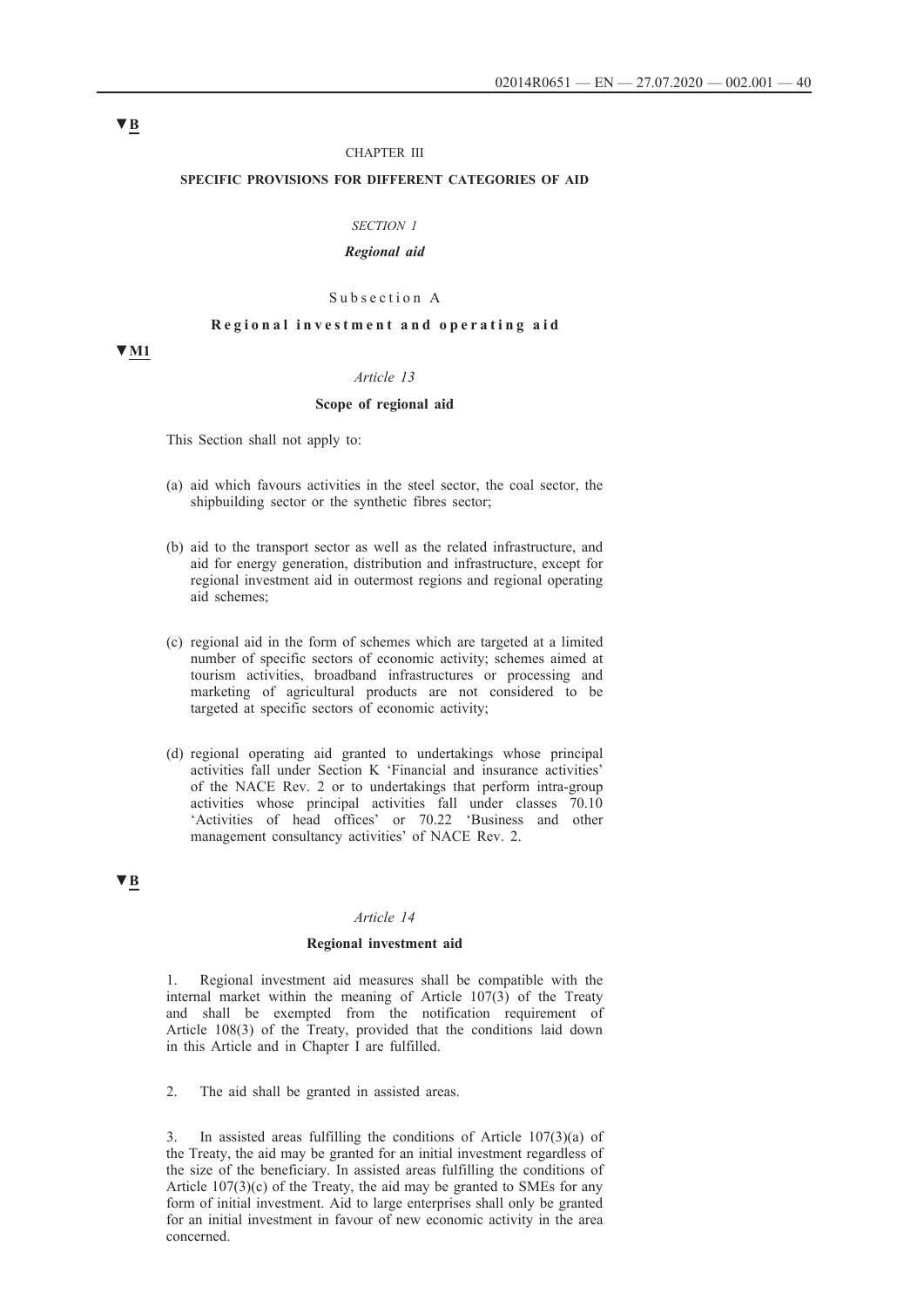▼B

## CHAPTER III

## SPECIFIC PROVISIONS FOR DIFFERENT CATEGORIES OF AID

### *SECTION 1*

### ***Regional aid***

#### Subsection A

#### **Regional investment and operating aid**

▼M1

*Article 13*

**Scope of regional aid**

This Section shall not apply to:

(a) aid which favours activities in the steel sector, the coal sector, the shipbuilding sector or the synthetic fibres sector;

(b) aid to the transport sector as well as the related infrastructure, and aid for energy generation, distribution and infrastructure, except for regional investment aid in outermost regions and regional operating aid schemes;

(c) regional aid in the form of schemes which are targeted at a limited number of specific sectors of economic activity; schemes aimed at tourism activities, broadband infrastructures or processing and marketing of agricultural products are not considered to be targeted at specific sectors of economic activity;

(d) regional operating aid granted to undertakings whose principal activities fall under Section K 'Financial and insurance activities' of the NACE Rev. 2 or to undertakings that perform intra-group activities whose principal activities fall under classes 70.10 'Activities of head offices' or 70.22 'Business and other management consultancy activities' of NACE Rev. 2.

▼B

*Article 14*

**Regional investment aid**

1. Regional investment aid measures shall be compatible with the internal market within the meaning of Article 107(3) of the Treaty and shall be exempted from the notification requirement of Article 108(3) of the Treaty, provided that the conditions laid down in this Article and in Chapter I are fulfilled.

2. The aid shall be granted in assisted areas.

3. In assisted areas fulfilling the conditions of Article 107(3)(a) of the Treaty, the aid may be granted for an initial investment regardless of the size of the beneficiary. In assisted areas fulfilling the conditions of Article 107(3)(c) of the Treaty, the aid may be granted to SMEs for any form of initial investment. Aid to large enterprises shall only be granted for an initial investment in favour of new economic activity in the area concerned.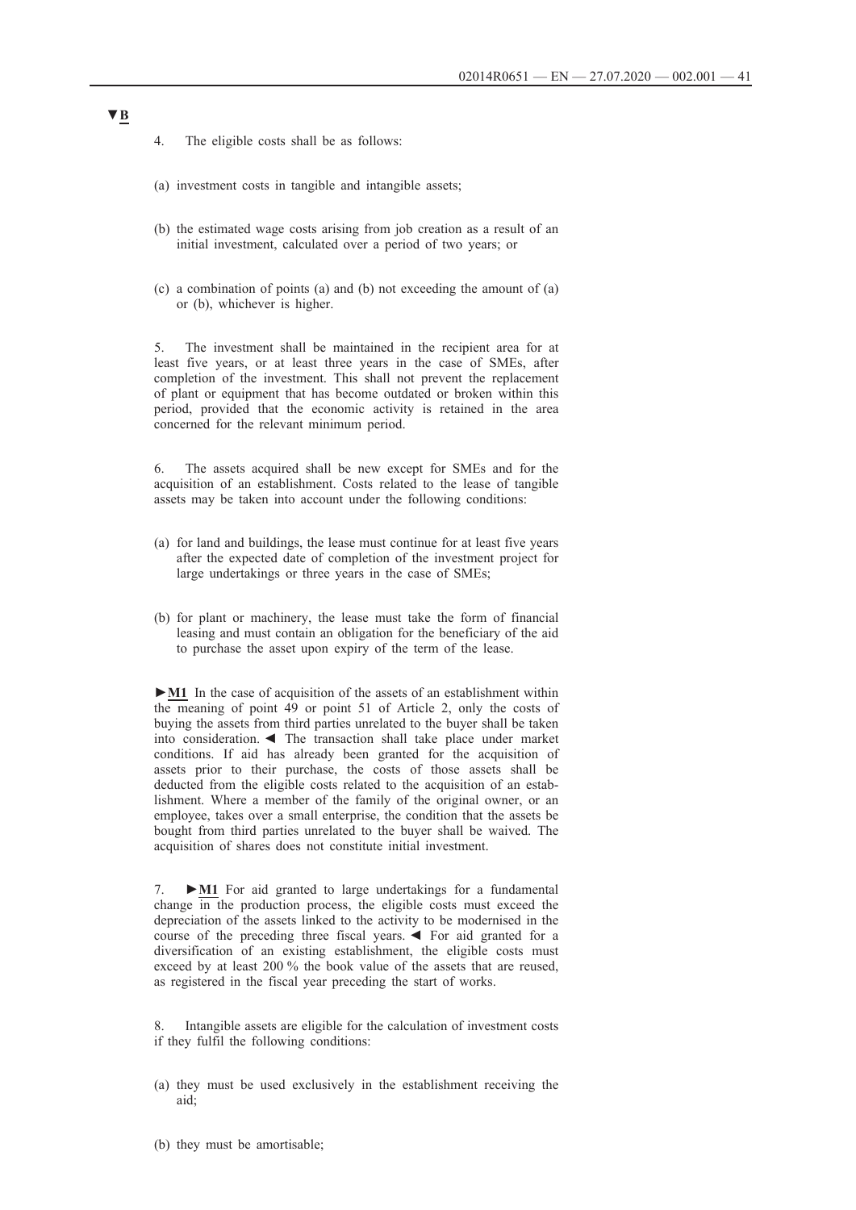▼B

4. The eligible costs shall be as follows:

(a) investment costs in tangible and intangible assets;

(b) the estimated wage costs arising from job creation as a result of an initial investment, calculated over a period of two years; or

(c) a combination of points (a) and (b) not exceeding the amount of (a) or (b), whichever is higher.

5. The investment shall be maintained in the recipient area for at least five years, or at least three years in the case of SMEs, after completion of the investment. This shall not prevent the replacement of plant or equipment that has become outdated or broken within this period, provided that the economic activity is retained in the area concerned for the relevant minimum period.

6. The assets acquired shall be new except for SMEs and for the acquisition of an establishment. Costs related to the lease of tangible assets may be taken into account under the following conditions:

(a) for land and buildings, the lease must continue for at least five years after the expected date of completion of the investment project for large undertakings or three years in the case of SMEs;

(b) for plant or machinery, the lease must take the form of financial leasing and must contain an obligation for the beneficiary of the aid to purchase the asset upon expiry of the term of the lease.

►M1 In the case of acquisition of the assets of an establishment within the meaning of point 49 or point 51 of Article 2, only the costs of buying the assets from third parties unrelated to the buyer shall be taken into consideration. ◄ The transaction shall take place under market conditions. If aid has already been granted for the acquisition of assets prior to their purchase, the costs of those assets shall be deducted from the eligible costs related to the acquisition of an establishment. Where a member of the family of the original owner, or an employee, takes over a small enterprise, the condition that the assets be bought from third parties unrelated to the buyer shall be waived. The acquisition of shares does not constitute initial investment.

7. ►M1 For aid granted to large undertakings for a fundamental change in the production process, the eligible costs must exceed the depreciation of the assets linked to the activity to be modernised in the course of the preceding three fiscal years. ◄ For aid granted for a diversification of an existing establishment, the eligible costs must exceed by at least 200 % the book value of the assets that are reused, as registered in the fiscal year preceding the start of works.

8. Intangible assets are eligible for the calculation of investment costs if they fulfil the following conditions:

(a) they must be used exclusively in the establishment receiving the aid;

(b) they must be amortisable;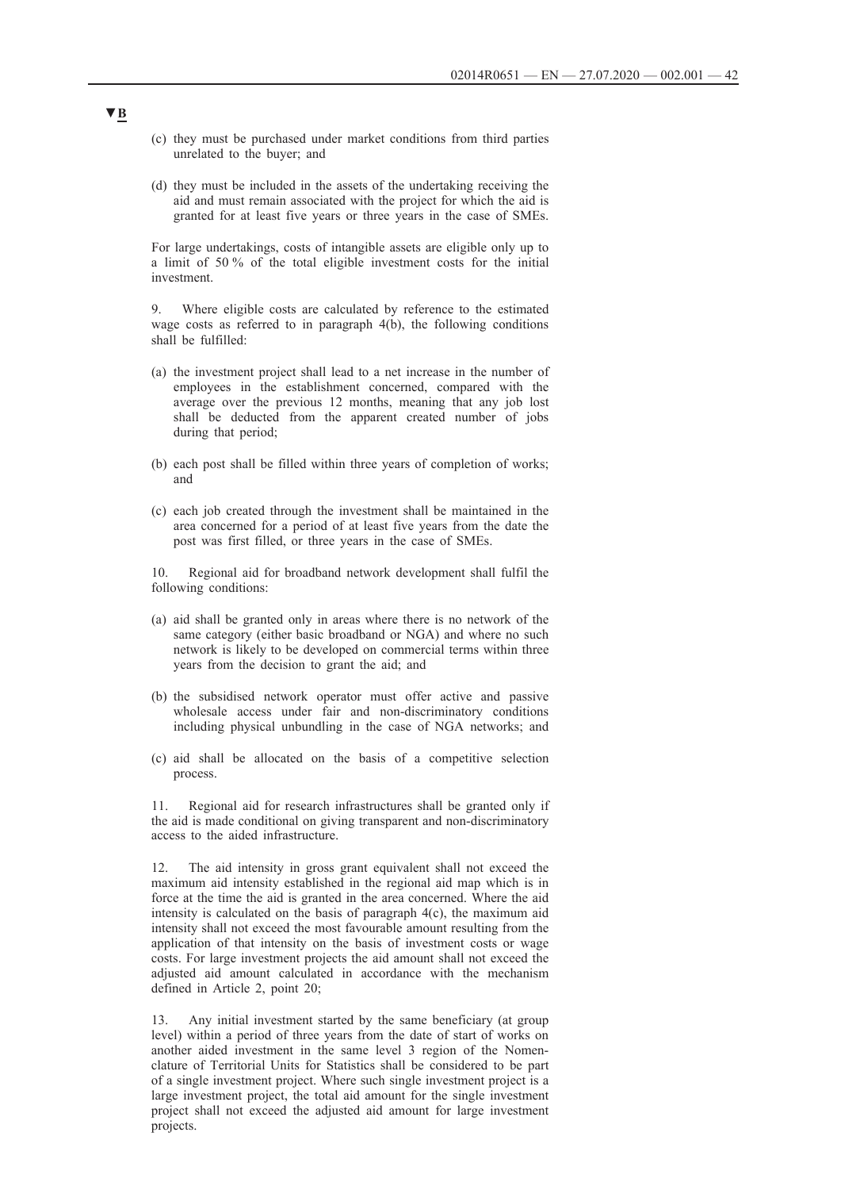▼B

(c) they must be purchased under market conditions from third parties unrelated to the buyer; and

(d) they must be included in the assets of the undertaking receiving the aid and must remain associated with the project for which the aid is granted for at least five years or three years in the case of SMEs.

For large undertakings, costs of intangible assets are eligible only up to a limit of 50 % of the total eligible investment costs for the initial investment.

9. Where eligible costs are calculated by reference to the estimated wage costs as referred to in paragraph 4(b), the following conditions shall be fulfilled:

(a) the investment project shall lead to a net increase in the number of employees in the establishment concerned, compared with the average over the previous 12 months, meaning that any job lost shall be deducted from the apparent created number of jobs during that period;

(b) each post shall be filled within three years of completion of works; and

(c) each job created through the investment shall be maintained in the area concerned for a period of at least five years from the date the post was first filled, or three years in the case of SMEs.

10. Regional aid for broadband network development shall fulfil the following conditions:

(a) aid shall be granted only in areas where there is no network of the same category (either basic broadband or NGA) and where no such network is likely to be developed on commercial terms within three years from the decision to grant the aid; and

(b) the subsidised network operator must offer active and passive wholesale access under fair and non-discriminatory conditions including physical unbundling in the case of NGA networks; and

(c) aid shall be allocated on the basis of a competitive selection process.

11. Regional aid for research infrastructures shall be granted only if the aid is made conditional on giving transparent and non-discriminatory access to the aided infrastructure.

12. The aid intensity in gross grant equivalent shall not exceed the maximum aid intensity established in the regional aid map which is in force at the time the aid is granted in the area concerned. Where the aid intensity is calculated on the basis of paragraph 4(c), the maximum aid intensity shall not exceed the most favourable amount resulting from the application of that intensity on the basis of investment costs or wage costs. For large investment projects the aid amount shall not exceed the adjusted aid amount calculated in accordance with the mechanism defined in Article 2, point 20;

13. Any initial investment started by the same beneficiary (at group level) within a period of three years from the date of start of works on another aided investment in the same level 3 region of the Nomenclature of Territorial Units for Statistics shall be considered to be part of a single investment project. Where such single investment project is a large investment project, the total aid amount for the single investment project shall not exceed the adjusted aid amount for large investment projects.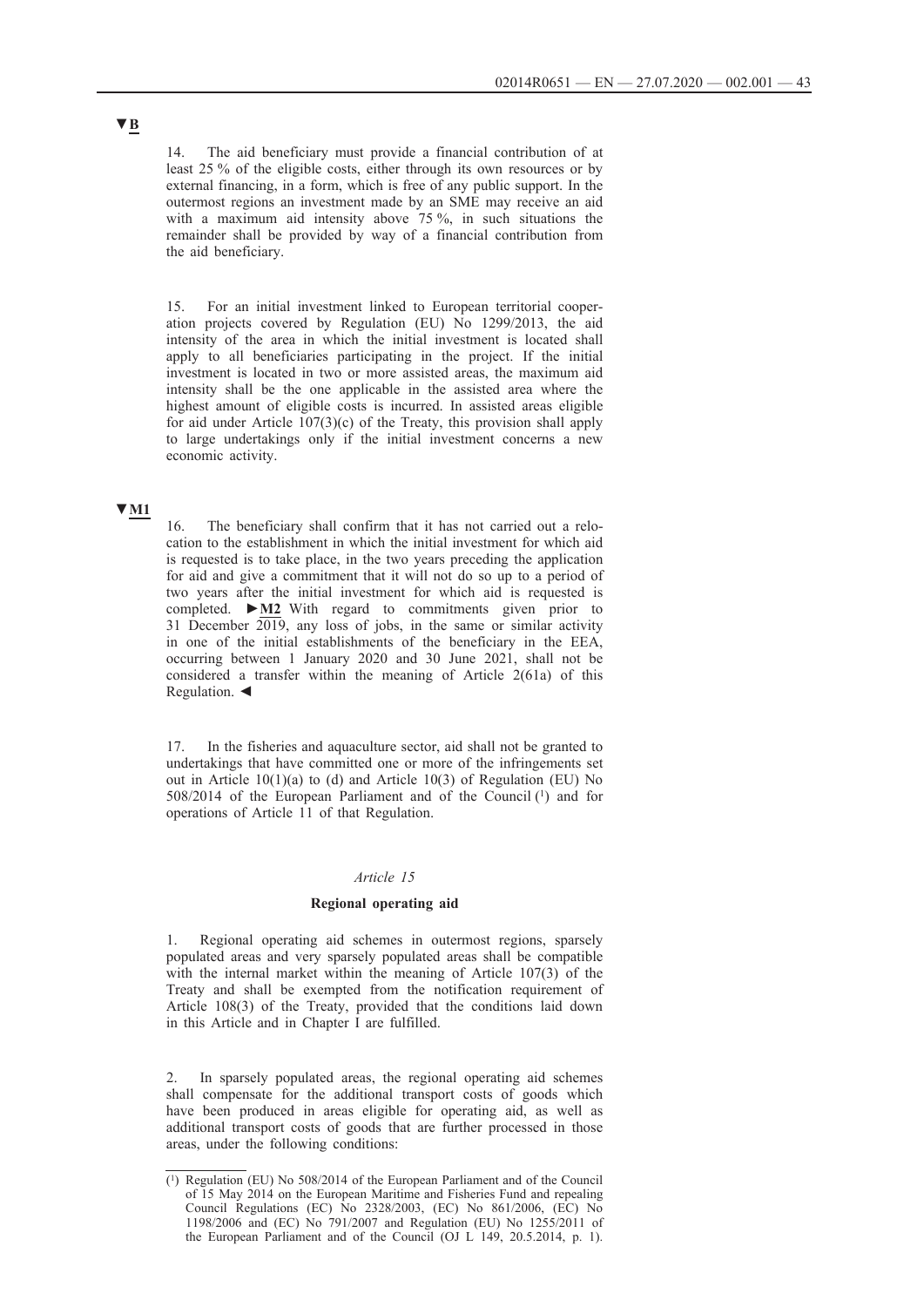▼B

14. The aid beneficiary must provide a financial contribution of at least 25 % of the eligible costs, either through its own resources or by external financing, in a form, which is free of any public support. In the outermost regions an investment made by an SME may receive an aid with a maximum aid intensity above 75 %, in such situations the remainder shall be provided by way of a financial contribution from the aid beneficiary.

15. For an initial investment linked to European territorial cooperation projects covered by Regulation (EU) No 1299/2013, the aid intensity of the area in which the initial investment is located shall apply to all beneficiaries participating in the project. If the initial investment is located in two or more assisted areas, the maximum aid intensity shall be the one applicable in the assisted area where the highest amount of eligible costs is incurred. In assisted areas eligible for aid under Article 107(3)(c) of the Treaty, this provision shall apply to large undertakings only if the initial investment concerns a new economic activity.

▼M1

16. The beneficiary shall confirm that it has not carried out a relocation to the establishment in which the initial investment for which aid is requested is to take place, in the two years preceding the application for aid and give a commitment that it will not do so up to a period of two years after the initial investment for which aid is requested is completed. ►M2 With regard to commitments given prior to 31 December 2019, any loss of jobs, in the same or similar activity in one of the initial establishments of the beneficiary in the EEA, occurring between 1 January 2020 and 30 June 2021, shall not be considered a transfer within the meaning of Article 2(61a) of this Regulation. ◄

17. In the fisheries and aquaculture sector, aid shall not be granted to undertakings that have committed one or more of the infringements set out in Article 10(1)(a) to (d) and Article 10(3) of Regulation (EU) No 508/2014 of the European Parliament and of the Council [1] and for operations of Article 11 of that Regulation.

*Article 15*

**Regional operating aid**

1. Regional operating aid schemes in outermost regions, sparsely populated areas and very sparsely populated areas shall be compatible with the internal market within the meaning of Article 107(3) of the Treaty and shall be exempted from the notification requirement of Article 108(3) of the Treaty, provided that the conditions laid down in this Article and in Chapter I are fulfilled.

2. In sparsely populated areas, the regional operating aid schemes shall compensate for the additional transport costs of goods which have been produced in areas eligible for operating aid, as well as additional transport costs of goods that are further processed in those areas, under the following conditions:

[1] Regulation (EU) No 508/2014 of the European Parliament and of the Council of 15 May 2014 on the European Maritime and Fisheries Fund and repealing Council Regulations (EC) No 2328/2003, (EC) No 861/2006, (EC) No 1198/2006 and (EC) No 791/2007 and Regulation (EU) No 1255/2011 of the European Parliament and of the Council (OJ L 149, 20.5.2014, p. 1).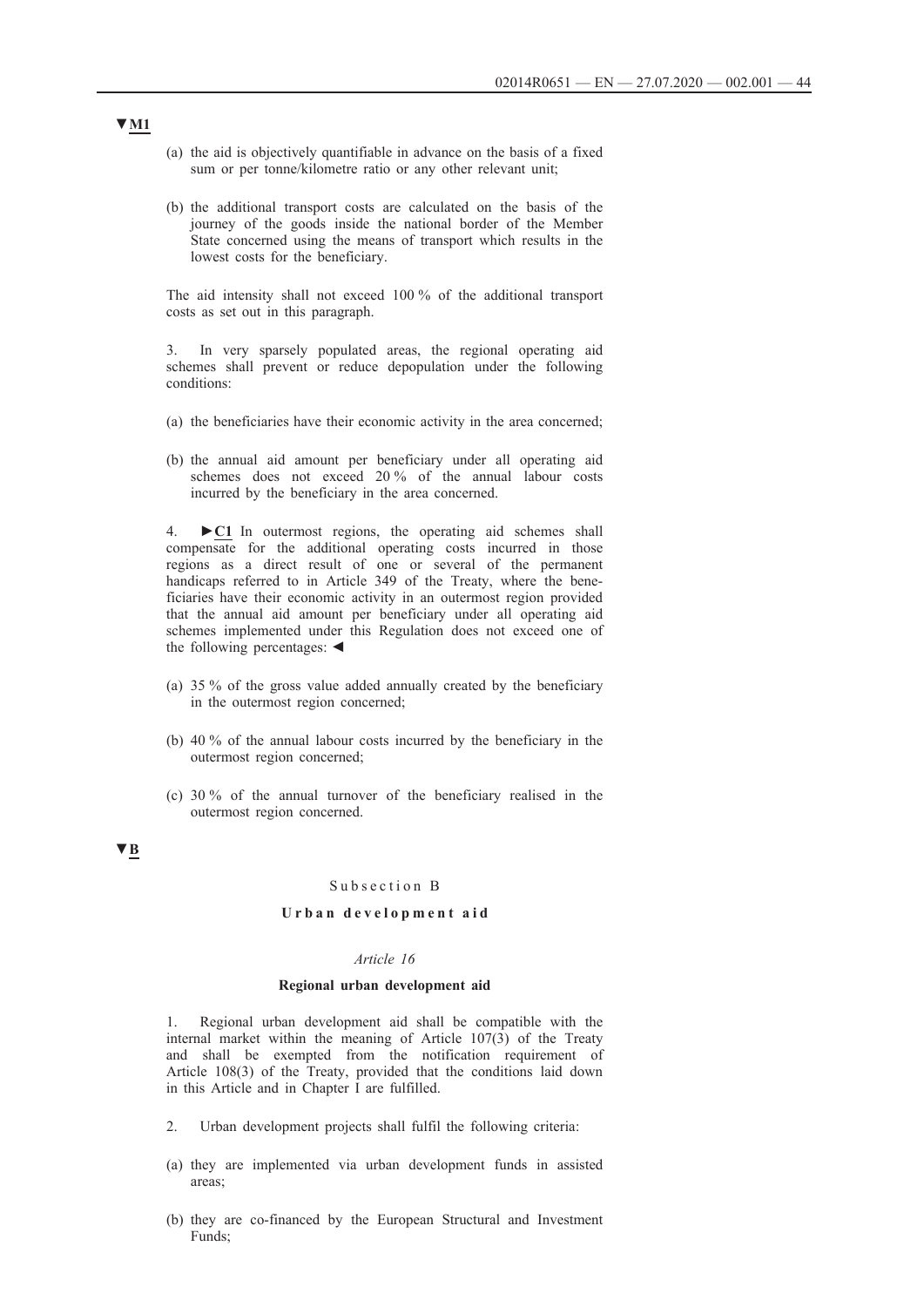▼M1

(a) the aid is objectively quantifiable in advance on the basis of a fixed sum or per tonne/kilometre ratio or any other relevant unit;

(b) the additional transport costs are calculated on the basis of the journey of the goods inside the national border of the Member State concerned using the means of transport which results in the lowest costs for the beneficiary.

The aid intensity shall not exceed 100 % of the additional transport costs as set out in this paragraph.

3. In very sparsely populated areas, the regional operating aid schemes shall prevent or reduce depopulation under the following conditions:

(a) the beneficiaries have their economic activity in the area concerned;

(b) the annual aid amount per beneficiary under all operating aid schemes does not exceed 20 % of the annual labour costs incurred by the beneficiary in the area concerned.

4. ►C1 In outermost regions, the operating aid schemes shall compensate for the additional operating costs incurred in those regions as a direct result of one or several of the permanent handicaps referred to in Article 349 of the Treaty, where the beneficiaries have their economic activity in an outermost region provided that the annual aid amount per beneficiary under all operating aid schemes implemented under this Regulation does not exceed one of the following percentages: ◄

(a) 35 % of the gross value added annually created by the beneficiary in the outermost region concerned;

(b) 40 % of the annual labour costs incurred by the beneficiary in the outermost region concerned;

(c) 30 % of the annual turnover of the beneficiary realised in the outermost region concerned.

▼B

### Subsection B

### Urban development aid

*Article 16*

**Regional urban development aid**

1. Regional urban development aid shall be compatible with the internal market within the meaning of Article 107(3) of the Treaty and shall be exempted from the notification requirement of Article 108(3) of the Treaty, provided that the conditions laid down in this Article and in Chapter I are fulfilled.

2. Urban development projects shall fulfil the following criteria:

(a) they are implemented via urban development funds in assisted areas;

(b) they are co-financed by the European Structural and Investment Funds;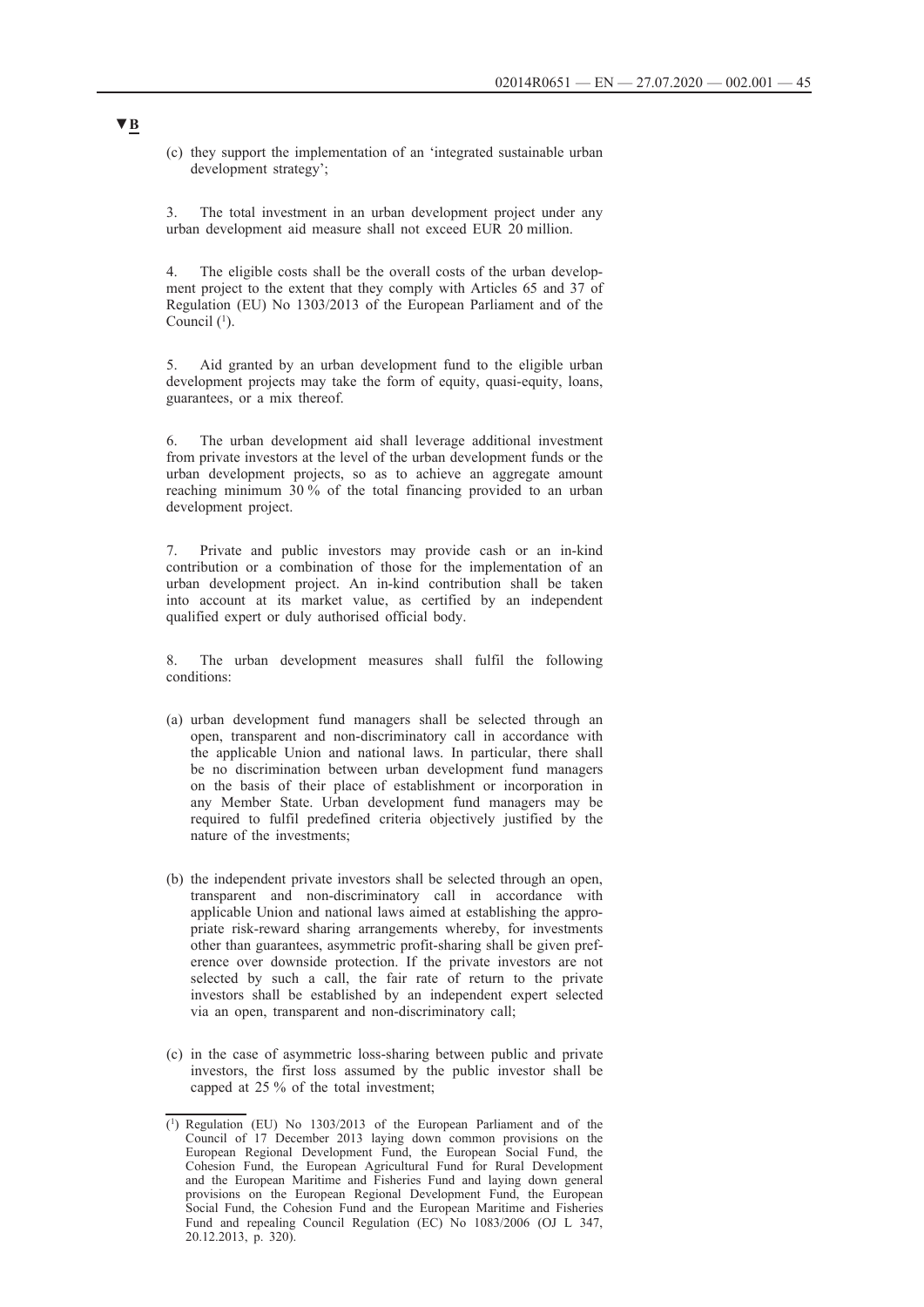▼B

(c) they support the implementation of an 'integrated sustainable urban development strategy';

3. The total investment in an urban development project under any urban development aid measure shall not exceed EUR 20 million.

4. The eligible costs shall be the overall costs of the urban development project to the extent that they comply with Articles 65 and 37 of Regulation (EU) No 1303/2013 of the European Parliament and of the Council [1].

5. Aid granted by an urban development fund to the eligible urban development projects may take the form of equity, quasi-equity, loans, guarantees, or a mix thereof.

6. The urban development aid shall leverage additional investment from private investors at the level of the urban development funds or the urban development projects, so as to achieve an aggregate amount reaching minimum 30 % of the total financing provided to an urban development project.

7. Private and public investors may provide cash or an in-kind contribution or a combination of those for the implementation of an urban development project. An in-kind contribution shall be taken into account at its market value, as certified by an independent qualified expert or duly authorised official body.

8. The urban development measures shall fulfil the following conditions:

(a) urban development fund managers shall be selected through an open, transparent and non-discriminatory call in accordance with the applicable Union and national laws. In particular, there shall be no discrimination between urban development fund managers on the basis of their place of establishment or incorporation in any Member State. Urban development fund managers may be required to fulfil predefined criteria objectively justified by the nature of the investments;

(b) the independent private investors shall be selected through an open, transparent and non-discriminatory call in accordance with applicable Union and national laws aimed at establishing the appropriate risk-reward sharing arrangements whereby, for investments other than guarantees, asymmetric profit-sharing shall be given preference over downside protection. If the private investors are not selected by such a call, the fair rate of return to the private investors shall be established by an independent expert selected via an open, transparent and non-discriminatory call;

(c) in the case of asymmetric loss-sharing between public and private investors, the first loss assumed by the public investor shall be capped at 25 % of the total investment;

---

[1] Regulation (EU) No 1303/2013 of the European Parliament and of the Council of 17 December 2013 laying down common provisions on the European Regional Development Fund, the European Social Fund, the Cohesion Fund, the European Agricultural Fund for Rural Development and the European Maritime and Fisheries Fund and laying down general provisions on the European Regional Development Fund, the European Social Fund, the Cohesion Fund and the European Maritime and Fisheries Fund and repealing Council Regulation (EC) No 1083/2006 (OJ L 347, 20.12.2013, p. 320).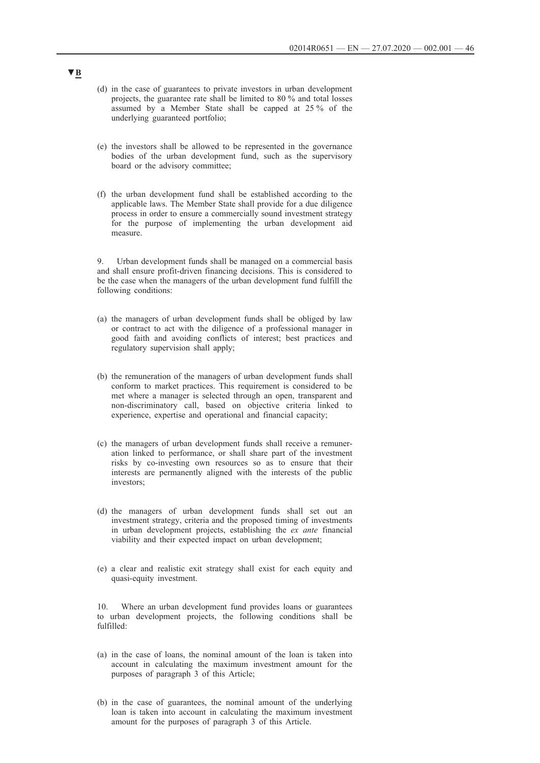▼B

(d) in the case of guarantees to private investors in urban development projects, the guarantee rate shall be limited to 80 % and total losses assumed by a Member State shall be capped at 25 % of the underlying guaranteed portfolio;

(e) the investors shall be allowed to be represented in the governance bodies of the urban development fund, such as the supervisory board or the advisory committee;

(f) the urban development fund shall be established according to the applicable laws. The Member State shall provide for a due diligence process in order to ensure a commercially sound investment strategy for the purpose of implementing the urban development aid measure.

9. Urban development funds shall be managed on a commercial basis and shall ensure profit-driven financing decisions. This is considered to be the case when the managers of the urban development fund fulfill the following conditions:

(a) the managers of urban development funds shall be obliged by law or contract to act with the diligence of a professional manager in good faith and avoiding conflicts of interest; best practices and regulatory supervision shall apply;

(b) the remuneration of the managers of urban development funds shall conform to market practices. This requirement is considered to be met where a manager is selected through an open, transparent and non-discriminatory call, based on objective criteria linked to experience, expertise and operational and financial capacity;

(c) the managers of urban development funds shall receive a remuneration linked to performance, or shall share part of the investment risks by co-investing own resources so as to ensure that their interests are permanently aligned with the interests of the public investors;

(d) the managers of urban development funds shall set out an investment strategy, criteria and the proposed timing of investments in urban development projects, establishing the *ex ante* financial viability and their expected impact on urban development;

(e) a clear and realistic exit strategy shall exist for each equity and quasi-equity investment.

10. Where an urban development fund provides loans or guarantees to urban development projects, the following conditions shall be fulfilled:

(a) in the case of loans, the nominal amount of the loan is taken into account in calculating the maximum investment amount for the purposes of paragraph 3 of this Article;

(b) in the case of guarantees, the nominal amount of the underlying loan is taken into account in calculating the maximum investment amount for the purposes of paragraph 3 of this Article.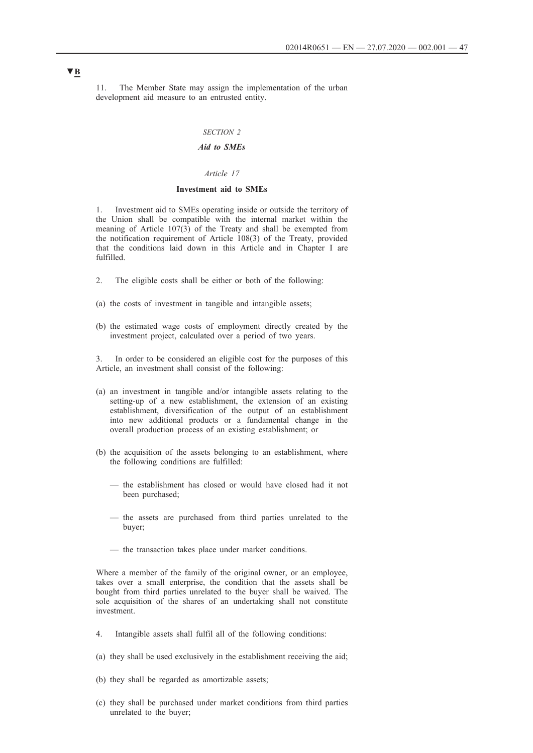▼B

11. The Member State may assign the implementation of the urban development aid measure to an entrusted entity.

*SECTION 2*

***Aid to SMEs***

*Article 17*

**Investment aid to SMEs**

1. Investment aid to SMEs operating inside or outside the territory of the Union shall be compatible with the internal market within the meaning of Article 107(3) of the Treaty and shall be exempted from the notification requirement of Article 108(3) of the Treaty, provided that the conditions laid down in this Article and in Chapter I are fulfilled.

2. The eligible costs shall be either or both of the following:

(a) the costs of investment in tangible and intangible assets;

(b) the estimated wage costs of employment directly created by the investment project, calculated over a period of two years.

3. In order to be considered an eligible cost for the purposes of this Article, an investment shall consist of the following:

(a) an investment in tangible and/or intangible assets relating to the setting-up of a new establishment, the extension of an existing establishment, diversification of the output of an establishment into new additional products or a fundamental change in the overall production process of an existing establishment; or

(b) the acquisition of the assets belonging to an establishment, where the following conditions are fulfilled:

— the establishment has closed or would have closed had it not been purchased;

— the assets are purchased from third parties unrelated to the buyer;

— the transaction takes place under market conditions.

Where a member of the family of the original owner, or an employee, takes over a small enterprise, the condition that the assets shall be bought from third parties unrelated to the buyer shall be waived. The sole acquisition of the shares of an undertaking shall not constitute investment.

4. Intangible assets shall fulfil all of the following conditions:

(a) they shall be used exclusively in the establishment receiving the aid;

(b) they shall be regarded as amortizable assets;

(c) they shall be purchased under market conditions from third parties unrelated to the buyer;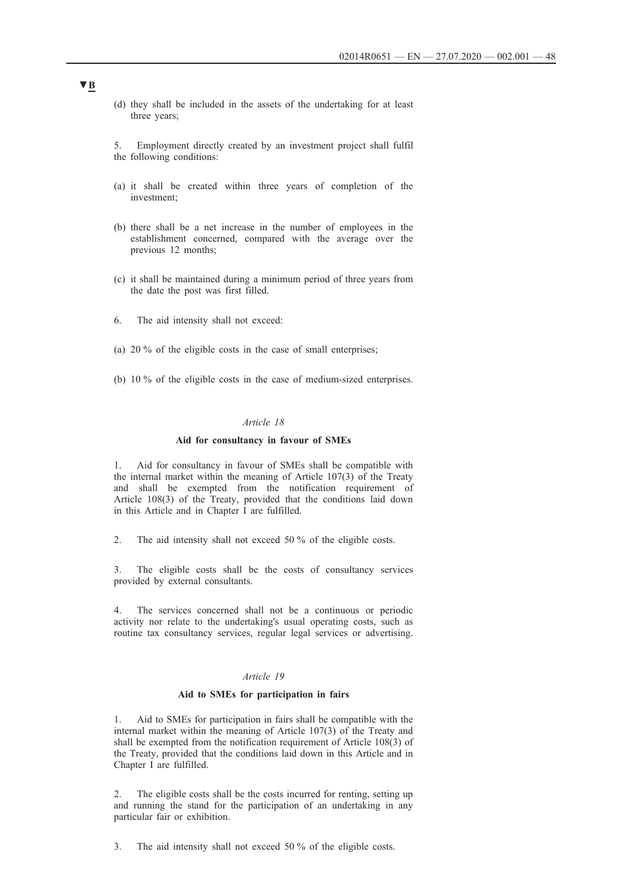▼B

(d) they shall be included in the assets of the undertaking for at least three years;

5. Employment directly created by an investment project shall fulfil the following conditions:

(a) it shall be created within three years of completion of the investment;

(b) there shall be a net increase in the number of employees in the establishment concerned, compared with the average over the previous 12 months;

(c) it shall be maintained during a minimum period of three years from the date the post was first filled.

6. The aid intensity shall not exceed:

(a) 20 % of the eligible costs in the case of small enterprises;

(b) 10 % of the eligible costs in the case of medium-sized enterprises.

*Article 18*

**Aid for consultancy in favour of SMEs**

1. Aid for consultancy in favour of SMEs shall be compatible with the internal market within the meaning of Article 107(3) of the Treaty and shall be exempted from the notification requirement of Article 108(3) of the Treaty, provided that the conditions laid down in this Article and in Chapter I are fulfilled.

2. The aid intensity shall not exceed 50 % of the eligible costs.

3. The eligible costs shall be the costs of consultancy services provided by external consultants.

4. The services concerned shall not be a continuous or periodic activity nor relate to the undertaking's usual operating costs, such as routine tax consultancy services, regular legal services or advertising.

*Article 19*

**Aid to SMEs for participation in fairs**

1. Aid to SMEs for participation in fairs shall be compatible with the internal market within the meaning of Article 107(3) of the Treaty and shall be exempted from the notification requirement of Article 108(3) of the Treaty, provided that the conditions laid down in this Article and in Chapter I are fulfilled.

2. The eligible costs shall be the costs incurred for renting, setting up and running the stand for the participation of an undertaking in any particular fair or exhibition.

3. The aid intensity shall not exceed 50 % of the eligible costs.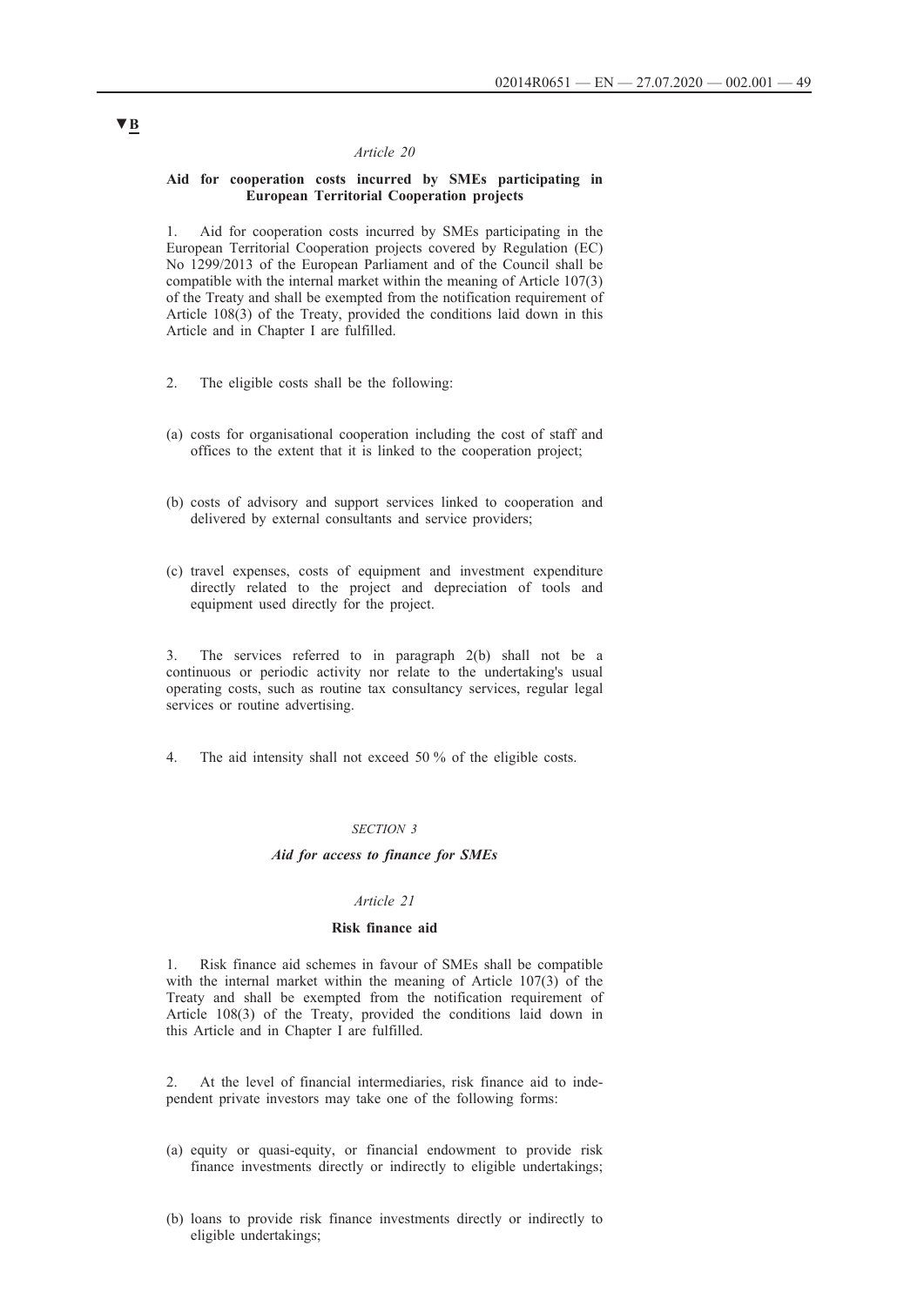▼B

*Article 20*

**Aid for cooperation costs incurred by SMEs participating in European Territorial Cooperation projects**

1. Aid for cooperation costs incurred by SMEs participating in the European Territorial Cooperation projects covered by Regulation (EC) No 1299/2013 of the European Parliament and of the Council shall be compatible with the internal market within the meaning of Article 107(3) of the Treaty and shall be exempted from the notification requirement of Article 108(3) of the Treaty, provided the conditions laid down in this Article and in Chapter I are fulfilled.

2. The eligible costs shall be the following:

(a) costs for organisational cooperation including the cost of staff and offices to the extent that it is linked to the cooperation project;

(b) costs of advisory and support services linked to cooperation and delivered by external consultants and service providers;

(c) travel expenses, costs of equipment and investment expenditure directly related to the project and depreciation of tools and equipment used directly for the project.

3. The services referred to in paragraph 2(b) shall not be a continuous or periodic activity nor relate to the undertaking's usual operating costs, such as routine tax consultancy services, regular legal services or routine advertising.

4. The aid intensity shall not exceed 50 % of the eligible costs.

*SECTION 3*

*Aid for access to finance for SMEs*

*Article 21*

**Risk finance aid**

1. Risk finance aid schemes in favour of SMEs shall be compatible with the internal market within the meaning of Article 107(3) of the Treaty and shall be exempted from the notification requirement of Article 108(3) of the Treaty, provided the conditions laid down in this Article and in Chapter I are fulfilled.

2. At the level of financial intermediaries, risk finance aid to independent private investors may take one of the following forms:

(a) equity or quasi-equity, or financial endowment to provide risk finance investments directly or indirectly to eligible undertakings;

(b) loans to provide risk finance investments directly or indirectly to eligible undertakings;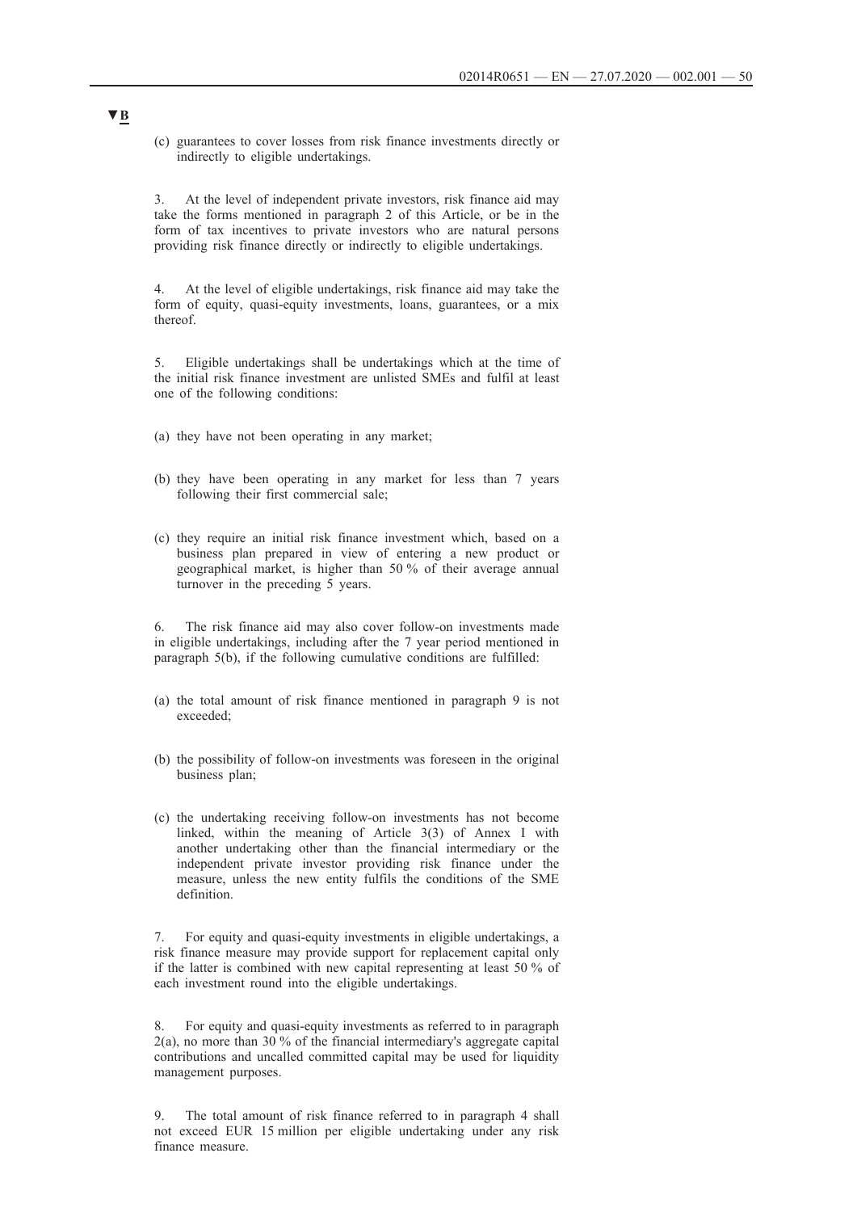▼B

(c) guarantees to cover losses from risk finance investments directly or indirectly to eligible undertakings.

3. At the level of independent private investors, risk finance aid may take the forms mentioned in paragraph 2 of this Article, or be in the form of tax incentives to private investors who are natural persons providing risk finance directly or indirectly to eligible undertakings.

4. At the level of eligible undertakings, risk finance aid may take the form of equity, quasi-equity investments, loans, guarantees, or a mix thereof.

5. Eligible undertakings shall be undertakings which at the time of the initial risk finance investment are unlisted SMEs and fulfil at least one of the following conditions:

(a) they have not been operating in any market;

(b) they have been operating in any market for less than 7 years following their first commercial sale;

(c) they require an initial risk finance investment which, based on a business plan prepared in view of entering a new product or geographical market, is higher than 50 % of their average annual turnover in the preceding 5 years.

6. The risk finance aid may also cover follow-on investments made in eligible undertakings, including after the 7 year period mentioned in paragraph 5(b), if the following cumulative conditions are fulfilled:

(a) the total amount of risk finance mentioned in paragraph 9 is not exceeded;

(b) the possibility of follow-on investments was foreseen in the original business plan;

(c) the undertaking receiving follow-on investments has not become linked, within the meaning of Article 3(3) of Annex I with another undertaking other than the financial intermediary or the independent private investor providing risk finance under the measure, unless the new entity fulfils the conditions of the SME definition.

7. For equity and quasi-equity investments in eligible undertakings, a risk finance measure may provide support for replacement capital only if the latter is combined with new capital representing at least 50 % of each investment round into the eligible undertakings.

8. For equity and quasi-equity investments as referred to in paragraph 2(a), no more than 30 % of the financial intermediary's aggregate capital contributions and uncalled committed capital may be used for liquidity management purposes.

9. The total amount of risk finance referred to in paragraph 4 shall not exceed EUR 15 million per eligible undertaking under any risk finance measure.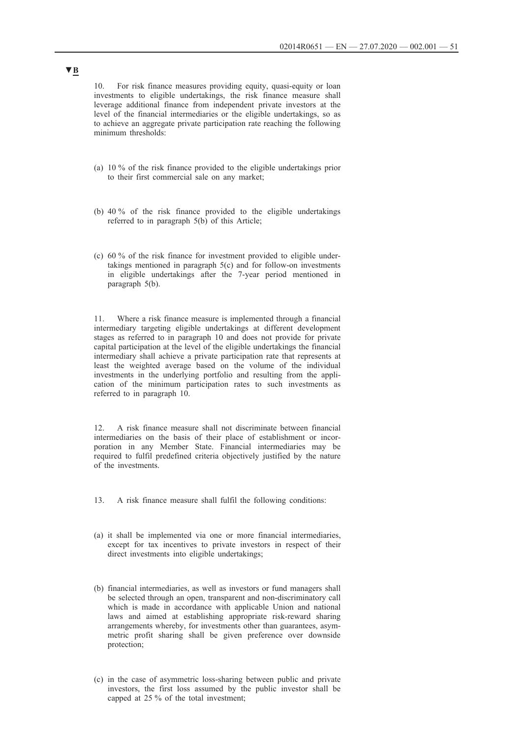**▼B**

10. For risk finance measures providing equity, quasi-equity or loan investments to eligible undertakings, the risk finance measure shall leverage additional finance from independent private investors at the level of the financial intermediaries or the eligible undertakings, so as to achieve an aggregate private participation rate reaching the following minimum thresholds:

(a) 10 % of the risk finance provided to the eligible undertakings prior to their first commercial sale on any market;

(b) 40 % of the risk finance provided to the eligible undertakings referred to in paragraph 5(b) of this Article;

(c) 60 % of the risk finance for investment provided to eligible undertakings mentioned in paragraph 5(c) and for follow-on investments in eligible undertakings after the 7-year period mentioned in paragraph 5(b).

11. Where a risk finance measure is implemented through a financial intermediary targeting eligible undertakings at different development stages as referred to in paragraph 10 and does not provide for private capital participation at the level of the eligible undertakings the financial intermediary shall achieve a private participation rate that represents at least the weighted average based on the volume of the individual investments in the underlying portfolio and resulting from the application of the minimum participation rates to such investments as referred to in paragraph 10.

12. A risk finance measure shall not discriminate between financial intermediaries on the basis of their place of establishment or incorporation in any Member State. Financial intermediaries may be required to fulfil predefined criteria objectively justified by the nature of the investments.

13. A risk finance measure shall fulfil the following conditions:

(a) it shall be implemented via one or more financial intermediaries, except for tax incentives to private investors in respect of their direct investments into eligible undertakings;

(b) financial intermediaries, as well as investors or fund managers shall be selected through an open, transparent and non-discriminatory call which is made in accordance with applicable Union and national laws and aimed at establishing appropriate risk-reward sharing arrangements whereby, for investments other than guarantees, asymmetric profit sharing shall be given preference over downside protection;

(c) in the case of asymmetric loss-sharing between public and private investors, the first loss assumed by the public investor shall be capped at 25 % of the total investment;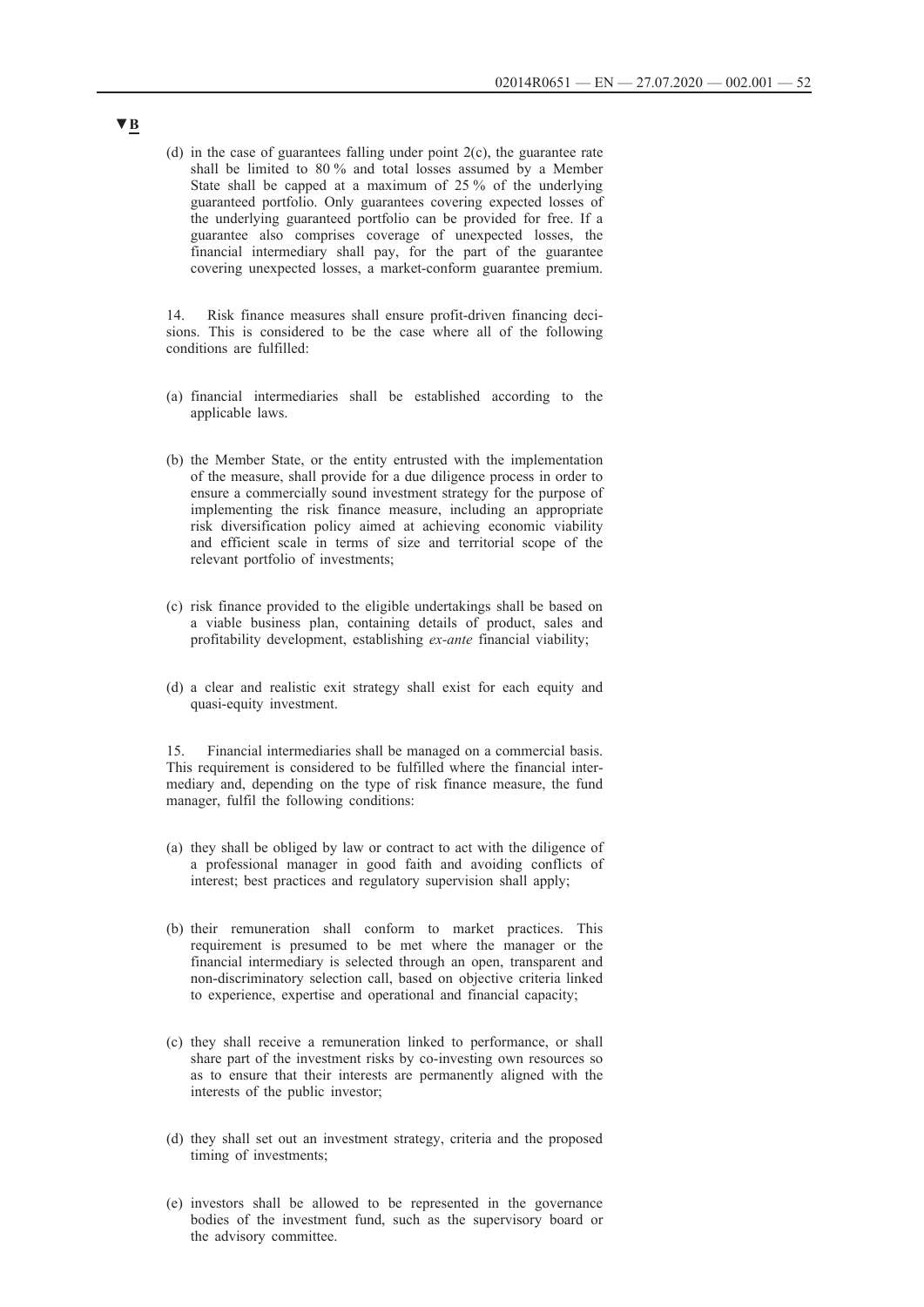▼B

(d) in the case of guarantees falling under point 2(c), the guarantee rate shall be limited to 80 % and total losses assumed by a Member State shall be capped at a maximum of 25 % of the underlying guaranteed portfolio. Only guarantees covering expected losses of the underlying guaranteed portfolio can be provided for free. If a guarantee also comprises coverage of unexpected losses, the financial intermediary shall pay, for the part of the guarantee covering unexpected losses, a market-conform guarantee premium.

14. Risk finance measures shall ensure profit-driven financing decisions. This is considered to be the case where all of the following conditions are fulfilled:

(a) financial intermediaries shall be established according to the applicable laws.

(b) the Member State, or the entity entrusted with the implementation of the measure, shall provide for a due diligence process in order to ensure a commercially sound investment strategy for the purpose of implementing the risk finance measure, including an appropriate risk diversification policy aimed at achieving economic viability and efficient scale in terms of size and territorial scope of the relevant portfolio of investments;

(c) risk finance provided to the eligible undertakings shall be based on a viable business plan, containing details of product, sales and profitability development, establishing *ex-ante* financial viability;

(d) a clear and realistic exit strategy shall exist for each equity and quasi-equity investment.

15. Financial intermediaries shall be managed on a commercial basis. This requirement is considered to be fulfilled where the financial intermediary and, depending on the type of risk finance measure, the fund manager, fulfil the following conditions:

(a) they shall be obliged by law or contract to act with the diligence of a professional manager in good faith and avoiding conflicts of interest; best practices and regulatory supervision shall apply;

(b) their remuneration shall conform to market practices. This requirement is presumed to be met where the manager or the financial intermediary is selected through an open, transparent and non-discriminatory selection call, based on objective criteria linked to experience, expertise and operational and financial capacity;

(c) they shall receive a remuneration linked to performance, or shall share part of the investment risks by co-investing own resources so as to ensure that their interests are permanently aligned with the interests of the public investor;

(d) they shall set out an investment strategy, criteria and the proposed timing of investments;

(e) investors shall be allowed to be represented in the governance bodies of the investment fund, such as the supervisory board or the advisory committee.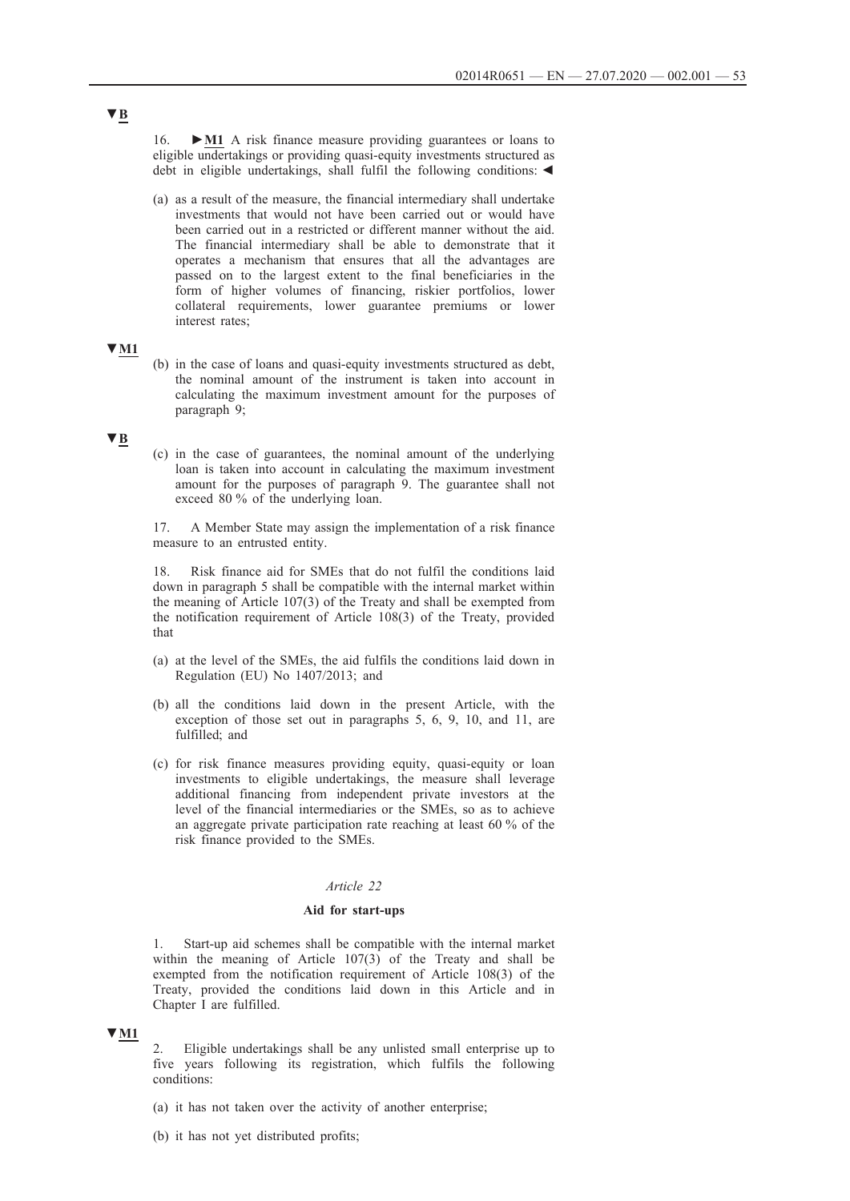▼B

16. ►M1 A risk finance measure providing guarantees or loans to eligible undertakings or providing quasi-equity investments structured as debt in eligible undertakings, shall fulfil the following conditions: ◄

(a) as a result of the measure, the financial intermediary shall undertake investments that would not have been carried out or would have been carried out in a restricted or different manner without the aid. The financial intermediary shall be able to demonstrate that it operates a mechanism that ensures that all the advantages are passed on to the largest extent to the final beneficiaries in the form of higher volumes of financing, riskier portfolios, lower collateral requirements, lower guarantee premiums or lower interest rates;

▼M1

(b) in the case of loans and quasi-equity investments structured as debt, the nominal amount of the instrument is taken into account in calculating the maximum investment amount for the purposes of paragraph 9;

▼B

(c) in the case of guarantees, the nominal amount of the underlying loan is taken into account in calculating the maximum investment amount for the purposes of paragraph 9. The guarantee shall not exceed 80 % of the underlying loan.

17. A Member State may assign the implementation of a risk finance measure to an entrusted entity.

18. Risk finance aid for SMEs that do not fulfil the conditions laid down in paragraph 5 shall be compatible with the internal market within the meaning of Article 107(3) of the Treaty and shall be exempted from the notification requirement of Article 108(3) of the Treaty, provided that

(a) at the level of the SMEs, the aid fulfils the conditions laid down in Regulation (EU) No 1407/2013; and

(b) all the conditions laid down in the present Article, with the exception of those set out in paragraphs 5, 6, 9, 10, and 11, are fulfilled; and

(c) for risk finance measures providing equity, quasi-equity or loan investments to eligible undertakings, the measure shall leverage additional financing from independent private investors at the level of the financial intermediaries or the SMEs, so as to achieve an aggregate private participation rate reaching at least 60 % of the risk finance provided to the SMEs.

*Article 22*

**Aid for start-ups**

1. Start-up aid schemes shall be compatible with the internal market within the meaning of Article 107(3) of the Treaty and shall be exempted from the notification requirement of Article 108(3) of the Treaty, provided the conditions laid down in this Article and in Chapter I are fulfilled.

▼M1

2. Eligible undertakings shall be any unlisted small enterprise up to five years following its registration, which fulfils the following conditions:

(a) it has not taken over the activity of another enterprise;

(b) it has not yet distributed profits;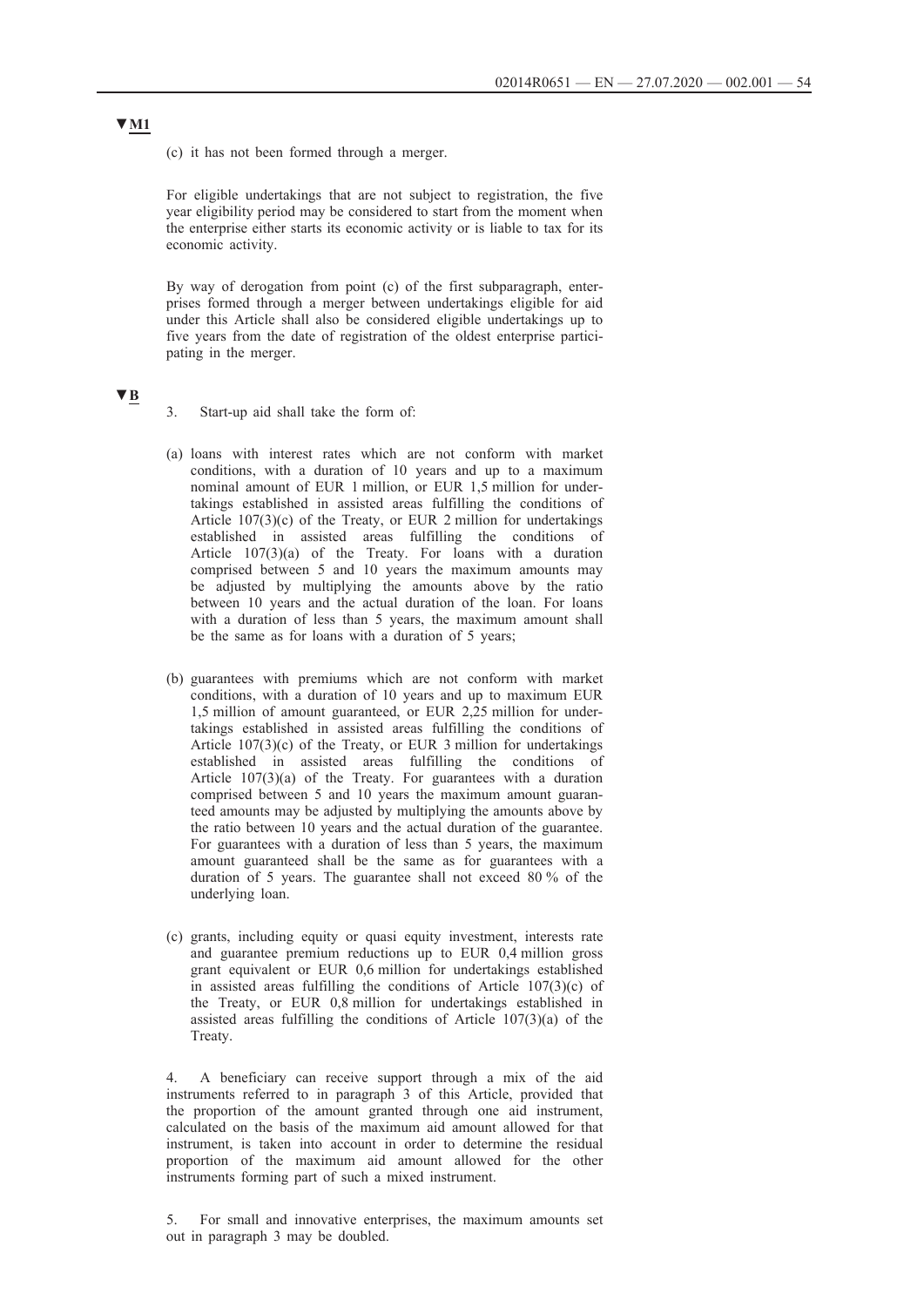▼M1

(c) it has not been formed through a merger.

For eligible undertakings that are not subject to registration, the five year eligibility period may be considered to start from the moment when the enterprise either starts its economic activity or is liable to tax for its economic activity.

By way of derogation from point (c) of the first subparagraph, enterprises formed through a merger between undertakings eligible for aid under this Article shall also be considered eligible undertakings up to five years from the date of registration of the oldest enterprise participating in the merger.

▼B

3. Start-up aid shall take the form of:

(a) loans with interest rates which are not conform with market conditions, with a duration of 10 years and up to a maximum nominal amount of EUR 1 million, or EUR 1,5 million for undertakings established in assisted areas fulfilling the conditions of Article 107(3)(c) of the Treaty, or EUR 2 million for undertakings established in assisted areas fulfilling the conditions of Article 107(3)(a) of the Treaty. For loans with a duration comprised between 5 and 10 years the maximum amounts may be adjusted by multiplying the amounts above by the ratio between 10 years and the actual duration of the loan. For loans with a duration of less than 5 years, the maximum amount shall be the same as for loans with a duration of 5 years;

(b) guarantees with premiums which are not conform with market conditions, with a duration of 10 years and up to maximum EUR 1,5 million of amount guaranteed, or EUR 2,25 million for undertakings established in assisted areas fulfilling the conditions of Article 107(3)(c) of the Treaty, or EUR 3 million for undertakings established in assisted areas fulfilling the conditions of Article 107(3)(a) of the Treaty. For guarantees with a duration comprised between 5 and 10 years the maximum amount guaranteed amounts may be adjusted by multiplying the amounts above by the ratio between 10 years and the actual duration of the guarantee. For guarantees with a duration of less than 5 years, the maximum amount guaranteed shall be the same as for guarantees with a duration of 5 years. The guarantee shall not exceed 80 % of the underlying loan.

(c) grants, including equity or quasi equity investment, interests rate and guarantee premium reductions up to EUR 0,4 million gross grant equivalent or EUR 0,6 million for undertakings established in assisted areas fulfilling the conditions of Article 107(3)(c) of the Treaty, or EUR 0,8 million for undertakings established in assisted areas fulfilling the conditions of Article 107(3)(a) of the Treaty.

4. A beneficiary can receive support through a mix of the aid instruments referred to in paragraph 3 of this Article, provided that the proportion of the amount granted through one aid instrument, calculated on the basis of the maximum aid amount allowed for that instrument, is taken into account in order to determine the residual proportion of the maximum aid amount allowed for the other instruments forming part of such a mixed instrument.

5. For small and innovative enterprises, the maximum amounts set out in paragraph 3 may be doubled.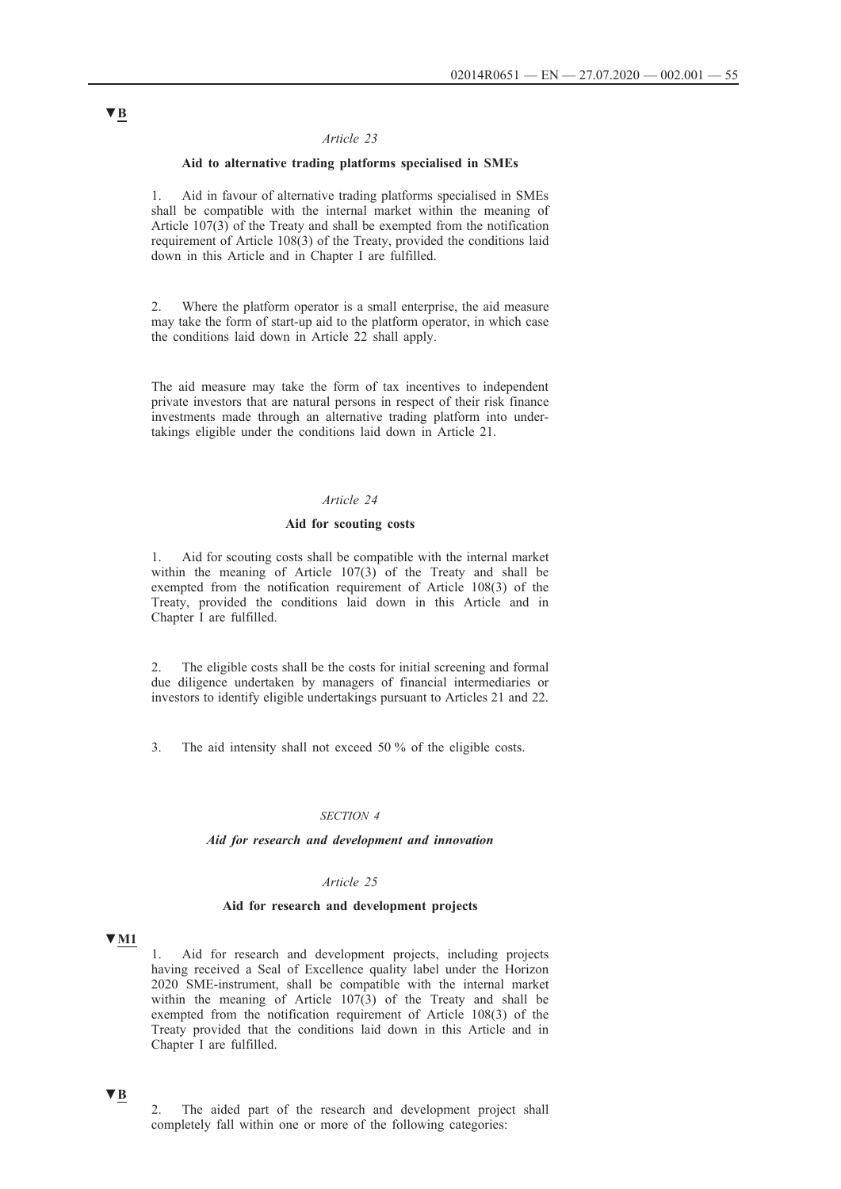▼B

*Article 23*

**Aid to alternative trading platforms specialised in SMEs**

1. Aid in favour of alternative trading platforms specialised in SMEs shall be compatible with the internal market within the meaning of Article 107(3) of the Treaty and shall be exempted from the notification requirement of Article 108(3) of the Treaty, provided the conditions laid down in this Article and in Chapter I are fulfilled.

2. Where the platform operator is a small enterprise, the aid measure may take the form of start-up aid to the platform operator, in which case the conditions laid down in Article 22 shall apply.

The aid measure may take the form of tax incentives to independent private investors that are natural persons in respect of their risk finance investments made through an alternative trading platform into undertakings eligible under the conditions laid down in Article 21.

*Article 24*

**Aid for scouting costs**

1. Aid for scouting costs shall be compatible with the internal market within the meaning of Article 107(3) of the Treaty and shall be exempted from the notification requirement of Article 108(3) of the Treaty, provided the conditions laid down in this Article and in Chapter I are fulfilled.

2. The eligible costs shall be the costs for initial screening and formal due diligence undertaken by managers of financial intermediaries or investors to identify eligible undertakings pursuant to Articles 21 and 22.

3. The aid intensity shall not exceed 50 % of the eligible costs.

*SECTION 4*

***Aid for research and development and innovation***

*Article 25*

**Aid for research and development projects**

▼M1

1. Aid for research and development projects, including projects having received a Seal of Excellence quality label under the Horizon 2020 SME-instrument, shall be compatible with the internal market within the meaning of Article 107(3) of the Treaty and shall be exempted from the notification requirement of Article 108(3) of the Treaty provided that the conditions laid down in this Article and in Chapter I are fulfilled.

▼B

2. The aided part of the research and development project shall completely fall within one or more of the following categories: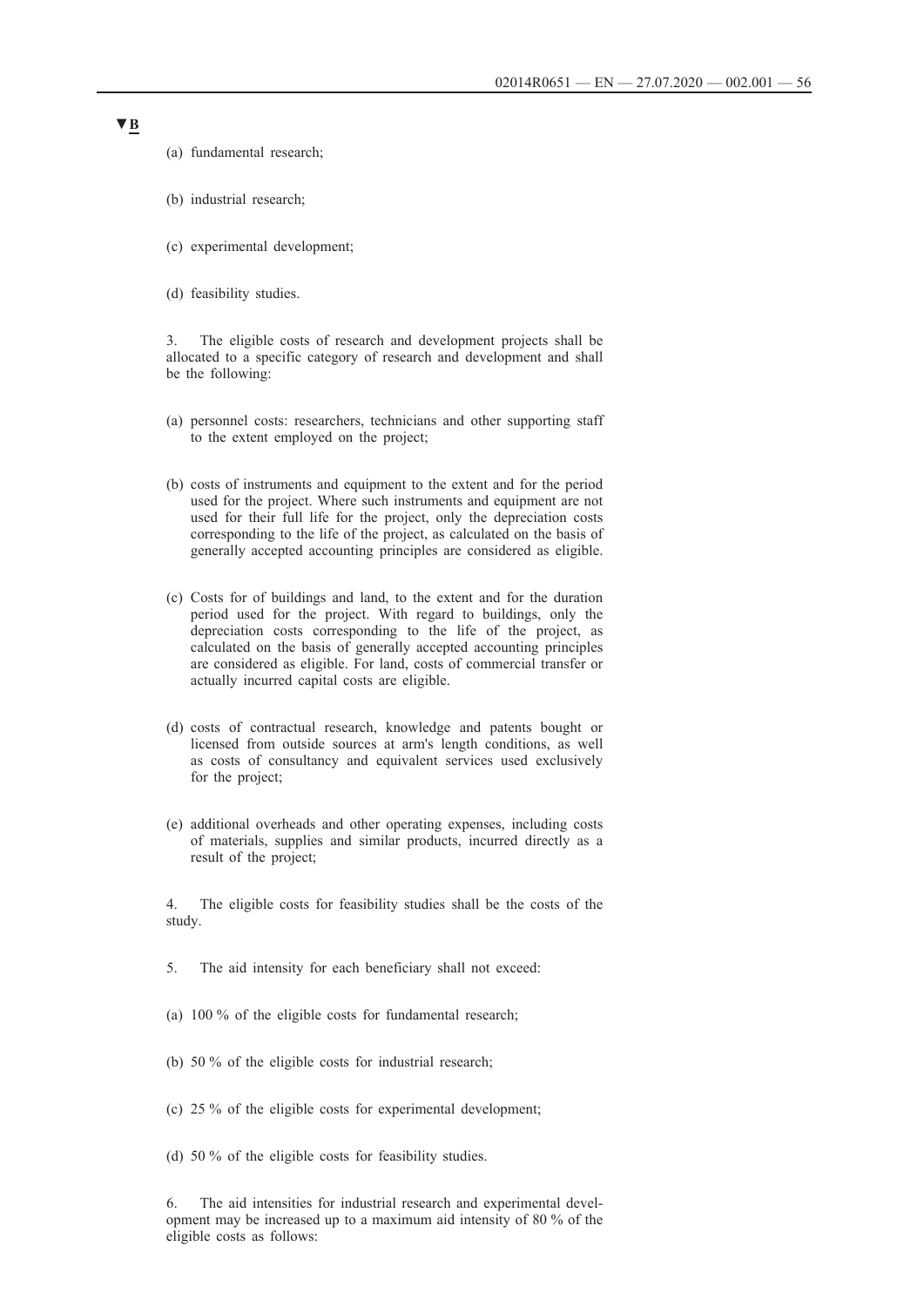▼B

(a) fundamental research;

(b) industrial research;

(c) experimental development;

(d) feasibility studies.

3. The eligible costs of research and development projects shall be allocated to a specific category of research and development and shall be the following:

(a) personnel costs: researchers, technicians and other supporting staff to the extent employed on the project;

(b) costs of instruments and equipment to the extent and for the period used for the project. Where such instruments and equipment are not used for their full life for the project, only the depreciation costs corresponding to the life of the project, as calculated on the basis of generally accepted accounting principles are considered as eligible.

(c) Costs for of buildings and land, to the extent and for the duration period used for the project. With regard to buildings, only the depreciation costs corresponding to the life of the project, as calculated on the basis of generally accepted accounting principles are considered as eligible. For land, costs of commercial transfer or actually incurred capital costs are eligible.

(d) costs of contractual research, knowledge and patents bought or licensed from outside sources at arm's length conditions, as well as costs of consultancy and equivalent services used exclusively for the project;

(e) additional overheads and other operating expenses, including costs of materials, supplies and similar products, incurred directly as a result of the project;

4. The eligible costs for feasibility studies shall be the costs of the study.

5. The aid intensity for each beneficiary shall not exceed:

(a) 100 % of the eligible costs for fundamental research;

(b) 50 % of the eligible costs for industrial research;

(c) 25 % of the eligible costs for experimental development;

(d) 50 % of the eligible costs for feasibility studies.

6. The aid intensities for industrial research and experimental development may be increased up to a maximum aid intensity of 80 % of the eligible costs as follows: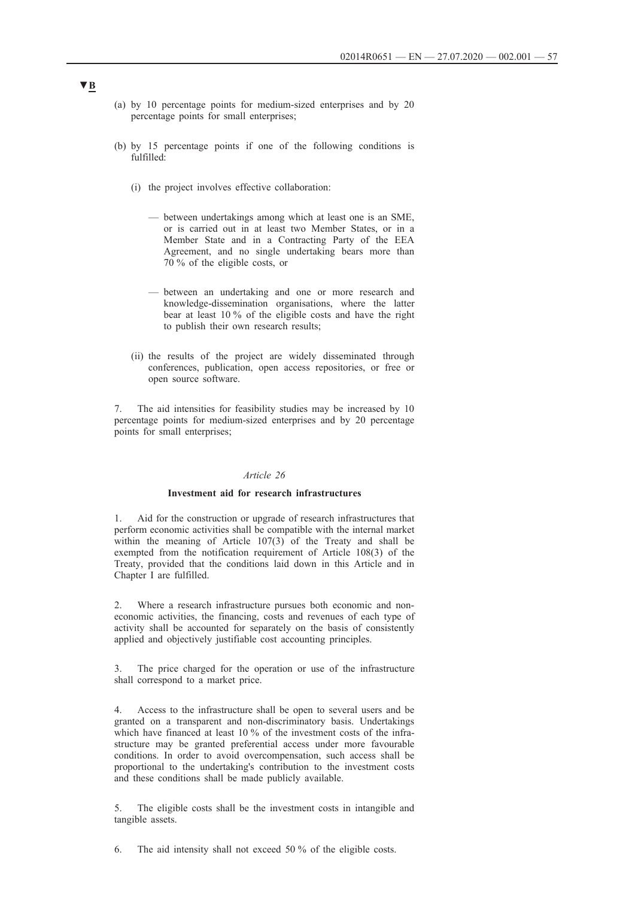▼B

(a) by 10 percentage points for medium-sized enterprises and by 20 percentage points for small enterprises;

(b) by 15 percentage points if one of the following conditions is fulfilled:

(i) the project involves effective collaboration:

— between undertakings among which at least one is an SME, or is carried out in at least two Member States, or in a Member State and in a Contracting Party of the EEA Agreement, and no single undertaking bears more than 70 % of the eligible costs, or

— between an undertaking and one or more research and knowledge-dissemination organisations, where the latter bear at least 10 % of the eligible costs and have the right to publish their own research results;

(ii) the results of the project are widely disseminated through conferences, publication, open access repositories, or free or open source software.

7. The aid intensities for feasibility studies may be increased by 10 percentage points for medium-sized enterprises and by 20 percentage points for small enterprises;

*Article 26*

**Investment aid for research infrastructures**

1. Aid for the construction or upgrade of research infrastructures that perform economic activities shall be compatible with the internal market within the meaning of Article 107(3) of the Treaty and shall be exempted from the notification requirement of Article 108(3) of the Treaty, provided that the conditions laid down in this Article and in Chapter I are fulfilled.

2. Where a research infrastructure pursues both economic and non-economic activities, the financing, costs and revenues of each type of activity shall be accounted for separately on the basis of consistently applied and objectively justifiable cost accounting principles.

3. The price charged for the operation or use of the infrastructure shall correspond to a market price.

4. Access to the infrastructure shall be open to several users and be granted on a transparent and non-discriminatory basis. Undertakings which have financed at least 10 % of the investment costs of the infrastructure may be granted preferential access under more favourable conditions. In order to avoid overcompensation, such access shall be proportional to the undertaking's contribution to the investment costs and these conditions shall be made publicly available.

5. The eligible costs shall be the investment costs in intangible and tangible assets.

6. The aid intensity shall not exceed 50 % of the eligible costs.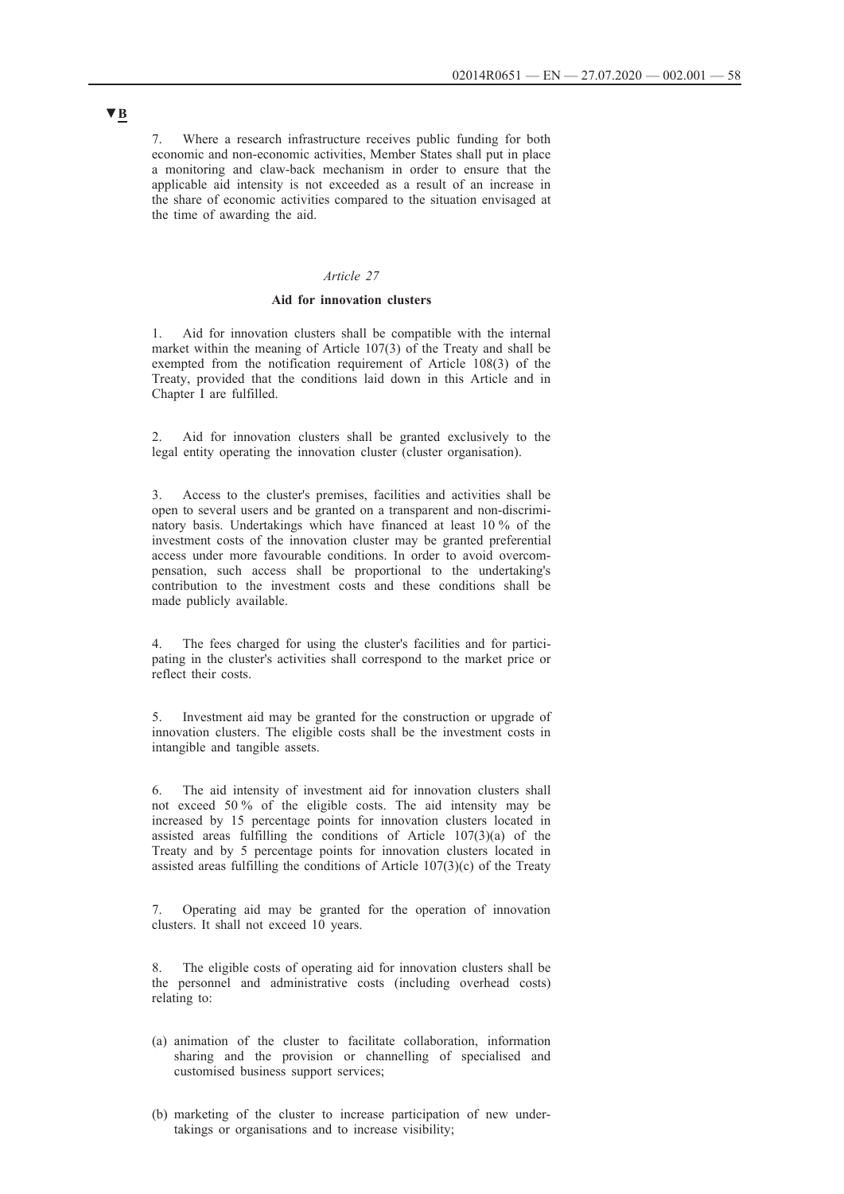▼B

7. Where a research infrastructure receives public funding for both economic and non-economic activities, Member States shall put in place a monitoring and claw-back mechanism in order to ensure that the applicable aid intensity is not exceeded as a result of an increase in the share of economic activities compared to the situation envisaged at the time of awarding the aid.

*Article 27*

**Aid for innovation clusters**

1. Aid for innovation clusters shall be compatible with the internal market within the meaning of Article 107(3) of the Treaty and shall be exempted from the notification requirement of Article 108(3) of the Treaty, provided that the conditions laid down in this Article and in Chapter I are fulfilled.

2. Aid for innovation clusters shall be granted exclusively to the legal entity operating the innovation cluster (cluster organisation).

3. Access to the cluster's premises, facilities and activities shall be open to several users and be granted on a transparent and non-discriminatory basis. Undertakings which have financed at least 10 % of the investment costs of the innovation cluster may be granted preferential access under more favourable conditions. In order to avoid overcompensation, such access shall be proportional to the undertaking's contribution to the investment costs and these conditions shall be made publicly available.

4. The fees charged for using the cluster's facilities and for participating in the cluster's activities shall correspond to the market price or reflect their costs.

5. Investment aid may be granted for the construction or upgrade of innovation clusters. The eligible costs shall be the investment costs in intangible and tangible assets.

6. The aid intensity of investment aid for innovation clusters shall not exceed 50 % of the eligible costs. The aid intensity may be increased by 15 percentage points for innovation clusters located in assisted areas fulfilling the conditions of Article 107(3)(a) of the Treaty and by 5 percentage points for innovation clusters located in assisted areas fulfilling the conditions of Article 107(3)(c) of the Treaty

7. Operating aid may be granted for the operation of innovation clusters. It shall not exceed 10 years.

8. The eligible costs of operating aid for innovation clusters shall be the personnel and administrative costs (including overhead costs) relating to:

(a) animation of the cluster to facilitate collaboration, information sharing and the provision or channelling of specialised and customised business support services;

(b) marketing of the cluster to increase participation of new undertakings or organisations and to increase visibility;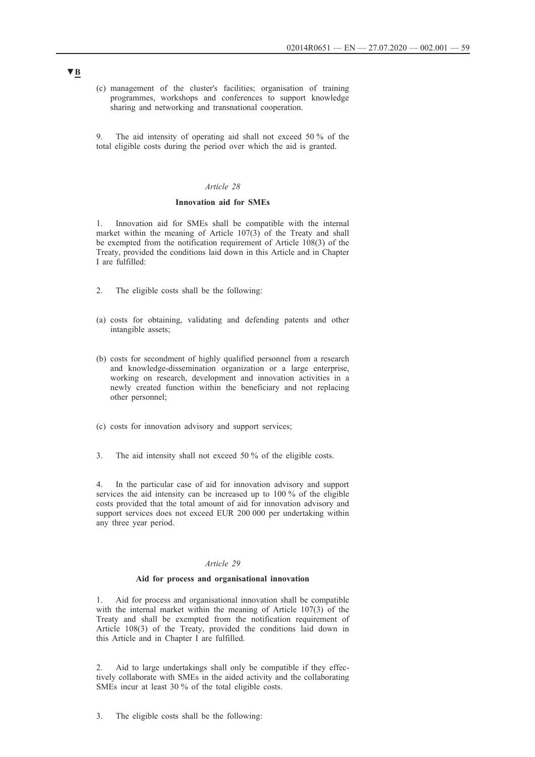▼B

(c) management of the cluster's facilities; organisation of training programmes, workshops and conferences to support knowledge sharing and networking and transnational cooperation.

9. The aid intensity of operating aid shall not exceed 50 % of the total eligible costs during the period over which the aid is granted.

*Article 28*

**Innovation aid for SMEs**

1. Innovation aid for SMEs shall be compatible with the internal market within the meaning of Article 107(3) of the Treaty and shall be exempted from the notification requirement of Article 108(3) of the Treaty, provided the conditions laid down in this Article and in Chapter I are fulfilled:

2. The eligible costs shall be the following:

(a) costs for obtaining, validating and defending patents and other intangible assets;

(b) costs for secondment of highly qualified personnel from a research and knowledge-dissemination organization or a large enterprise, working on research, development and innovation activities in a newly created function within the beneficiary and not replacing other personnel;

(c) costs for innovation advisory and support services;

3. The aid intensity shall not exceed 50 % of the eligible costs.

4. In the particular case of aid for innovation advisory and support services the aid intensity can be increased up to 100 % of the eligible costs provided that the total amount of aid for innovation advisory and support services does not exceed EUR 200 000 per undertaking within any three year period.

*Article 29*

**Aid for process and organisational innovation**

1. Aid for process and organisational innovation shall be compatible with the internal market within the meaning of Article 107(3) of the Treaty and shall be exempted from the notification requirement of Article 108(3) of the Treaty, provided the conditions laid down in this Article and in Chapter I are fulfilled.

2. Aid to large undertakings shall only be compatible if they effectively collaborate with SMEs in the aided activity and the collaborating SMEs incur at least 30 % of the total eligible costs.

3. The eligible costs shall be the following: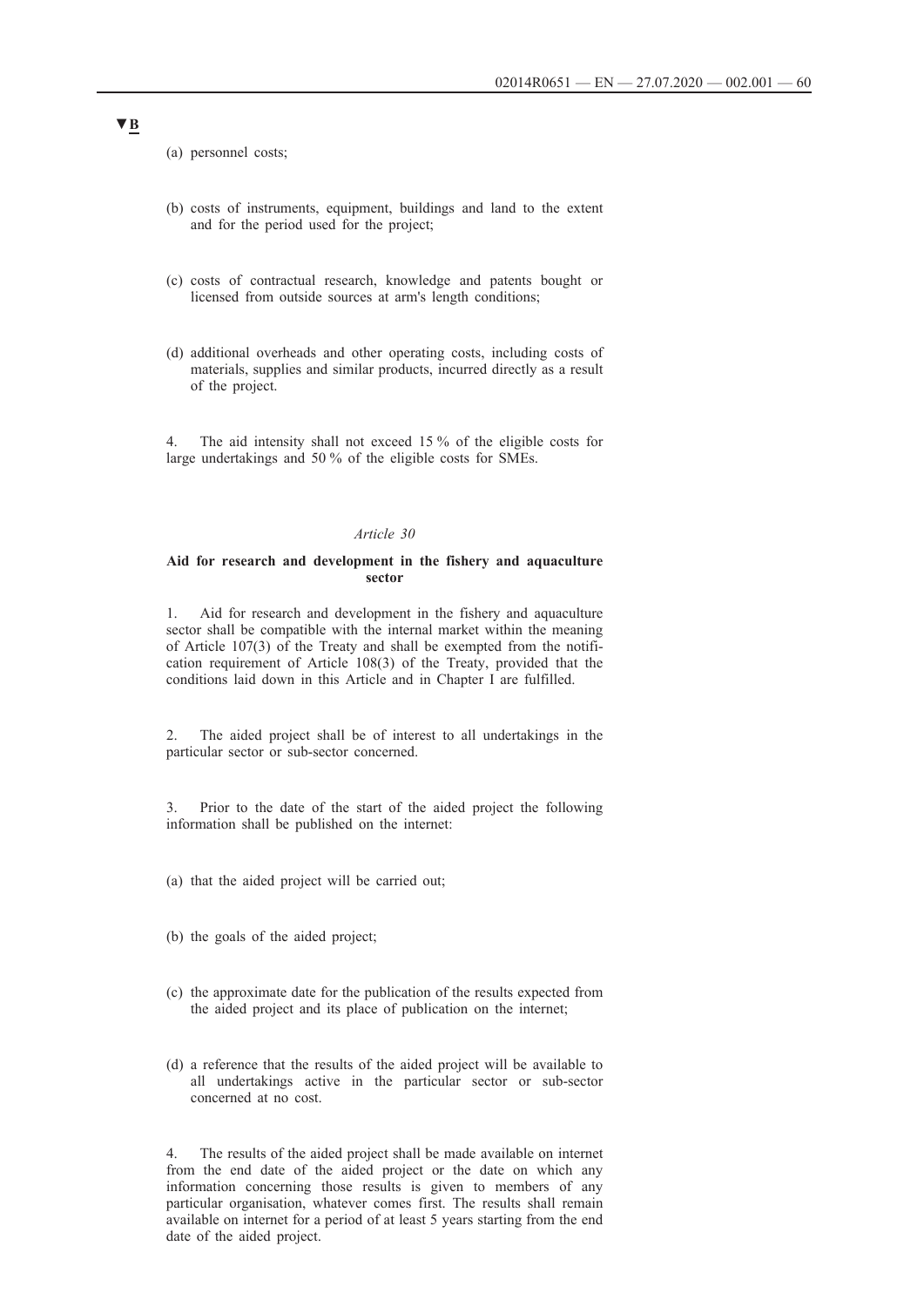▼B

(a) personnel costs;

(b) costs of instruments, equipment, buildings and land to the extent and for the period used for the project;

(c) costs of contractual research, knowledge and patents bought or licensed from outside sources at arm's length conditions;

(d) additional overheads and other operating costs, including costs of materials, supplies and similar products, incurred directly as a result of the project.

4. The aid intensity shall not exceed 15 % of the eligible costs for large undertakings and 50 % of the eligible costs for SMEs.

*Article 30*

**Aid for research and development in the fishery and aquaculture sector**

1. Aid for research and development in the fishery and aquaculture sector shall be compatible with the internal market within the meaning of Article 107(3) of the Treaty and shall be exempted from the notification requirement of Article 108(3) of the Treaty, provided that the conditions laid down in this Article and in Chapter I are fulfilled.

2. The aided project shall be of interest to all undertakings in the particular sector or sub-sector concerned.

3. Prior to the date of the start of the aided project the following information shall be published on the internet:

(a) that the aided project will be carried out;

(b) the goals of the aided project;

(c) the approximate date for the publication of the results expected from the aided project and its place of publication on the internet;

(d) a reference that the results of the aided project will be available to all undertakings active in the particular sector or sub-sector concerned at no cost.

4. The results of the aided project shall be made available on internet from the end date of the aided project or the date on which any information concerning those results is given to members of any particular organisation, whatever comes first. The results shall remain available on internet for a period of at least 5 years starting from the end date of the aided project.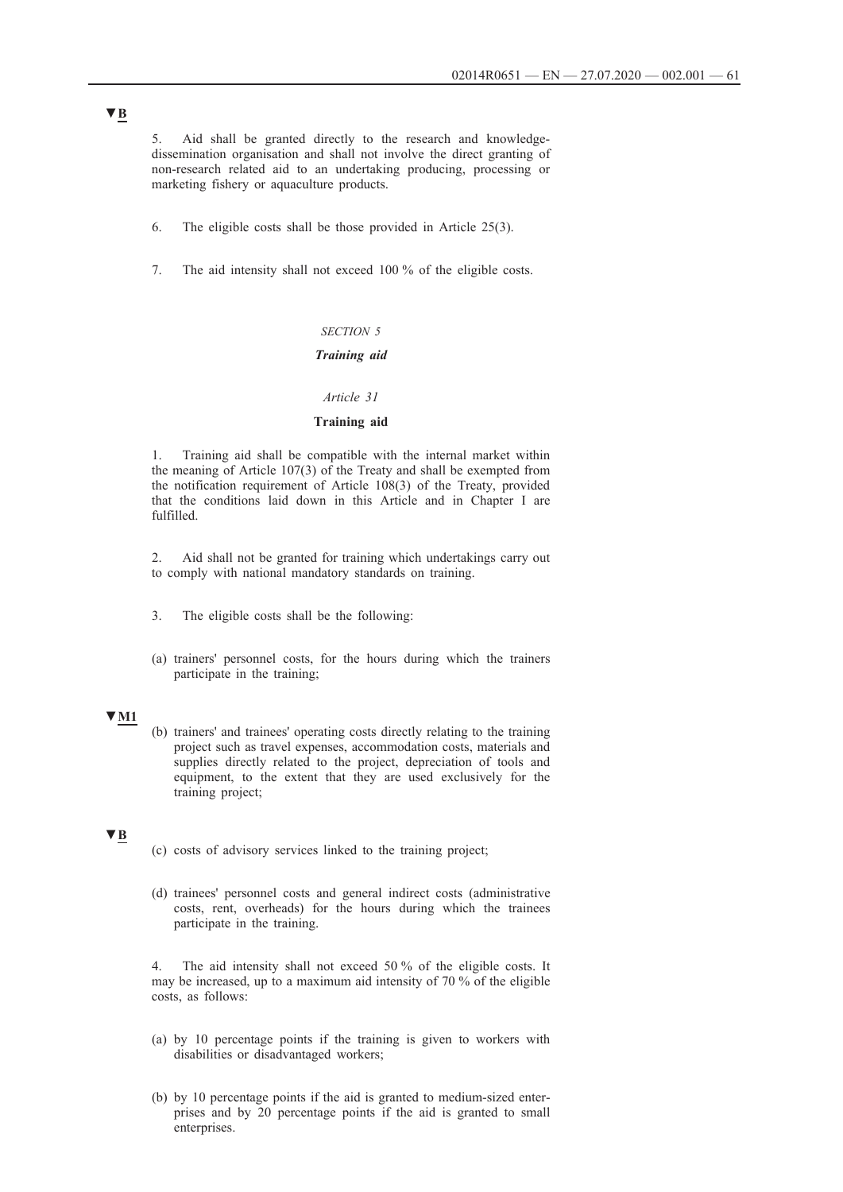▼B

5. Aid shall be granted directly to the research and knowledge-dissemination organisation and shall not involve the direct granting of non-research related aid to an undertaking producing, processing or marketing fishery or aquaculture products.

6. The eligible costs shall be those provided in Article 25(3).

7. The aid intensity shall not exceed 100 % of the eligible costs.

### *SECTION 5*

### ***Training aid***

#### *Article 31*

#### **Training aid**

1. Training aid shall be compatible with the internal market within the meaning of Article 107(3) of the Treaty and shall be exempted from the notification requirement of Article 108(3) of the Treaty, provided that the conditions laid down in this Article and in Chapter I are fulfilled.

2. Aid shall not be granted for training which undertakings carry out to comply with national mandatory standards on training.

3. The eligible costs shall be the following:

(a) trainers' personnel costs, for the hours during which the trainers participate in the training;

▼M1

(b) trainers' and trainees' operating costs directly relating to the training project such as travel expenses, accommodation costs, materials and supplies directly related to the project, depreciation of tools and equipment, to the extent that they are used exclusively for the training project;

▼B

(c) costs of advisory services linked to the training project;

(d) trainees' personnel costs and general indirect costs (administrative costs, rent, overheads) for the hours during which the trainees participate in the training.

4. The aid intensity shall not exceed 50 % of the eligible costs. It may be increased, up to a maximum aid intensity of 70 % of the eligible costs, as follows:

(a) by 10 percentage points if the training is given to workers with disabilities or disadvantaged workers;

(b) by 10 percentage points if the aid is granted to medium-sized enterprises and by 20 percentage points if the aid is granted to small enterprises.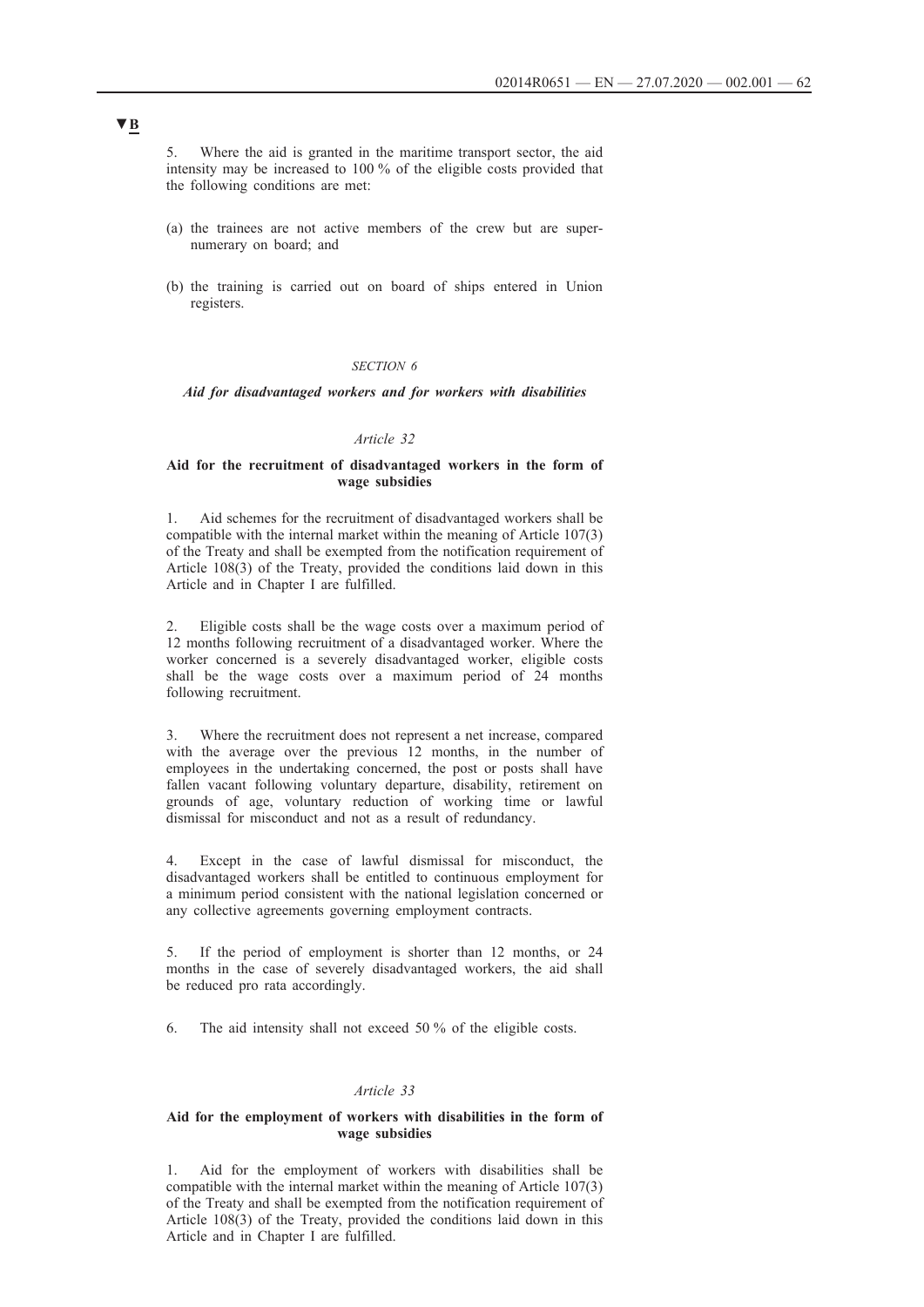▼B

5. Where the aid is granted in the maritime transport sector, the aid intensity may be increased to 100 % of the eligible costs provided that the following conditions are met:

(a) the trainees are not active members of the crew but are supernumerary on board; and

(b) the training is carried out on board of ships entered in Union registers.

*SECTION 6*

***Aid for disadvantaged workers and for workers with disabilities***

*Article 32*

**Aid for the recruitment of disadvantaged workers in the form of wage subsidies**

1. Aid schemes for the recruitment of disadvantaged workers shall be compatible with the internal market within the meaning of Article 107(3) of the Treaty and shall be exempted from the notification requirement of Article 108(3) of the Treaty, provided the conditions laid down in this Article and in Chapter I are fulfilled.

2. Eligible costs shall be the wage costs over a maximum period of 12 months following recruitment of a disadvantaged worker. Where the worker concerned is a severely disadvantaged worker, eligible costs shall be the wage costs over a maximum period of 24 months following recruitment.

3. Where the recruitment does not represent a net increase, compared with the average over the previous 12 months, in the number of employees in the undertaking concerned, the post or posts shall have fallen vacant following voluntary departure, disability, retirement on grounds of age, voluntary reduction of working time or lawful dismissal for misconduct and not as a result of redundancy.

4. Except in the case of lawful dismissal for misconduct, the disadvantaged workers shall be entitled to continuous employment for a minimum period consistent with the national legislation concerned or any collective agreements governing employment contracts.

5. If the period of employment is shorter than 12 months, or 24 months in the case of severely disadvantaged workers, the aid shall be reduced pro rata accordingly.

6. The aid intensity shall not exceed 50 % of the eligible costs.

*Article 33*

**Aid for the employment of workers with disabilities in the form of wage subsidies**

1. Aid for the employment of workers with disabilities shall be compatible with the internal market within the meaning of Article 107(3) of the Treaty and shall be exempted from the notification requirement of Article 108(3) of the Treaty, provided the conditions laid down in this Article and in Chapter I are fulfilled.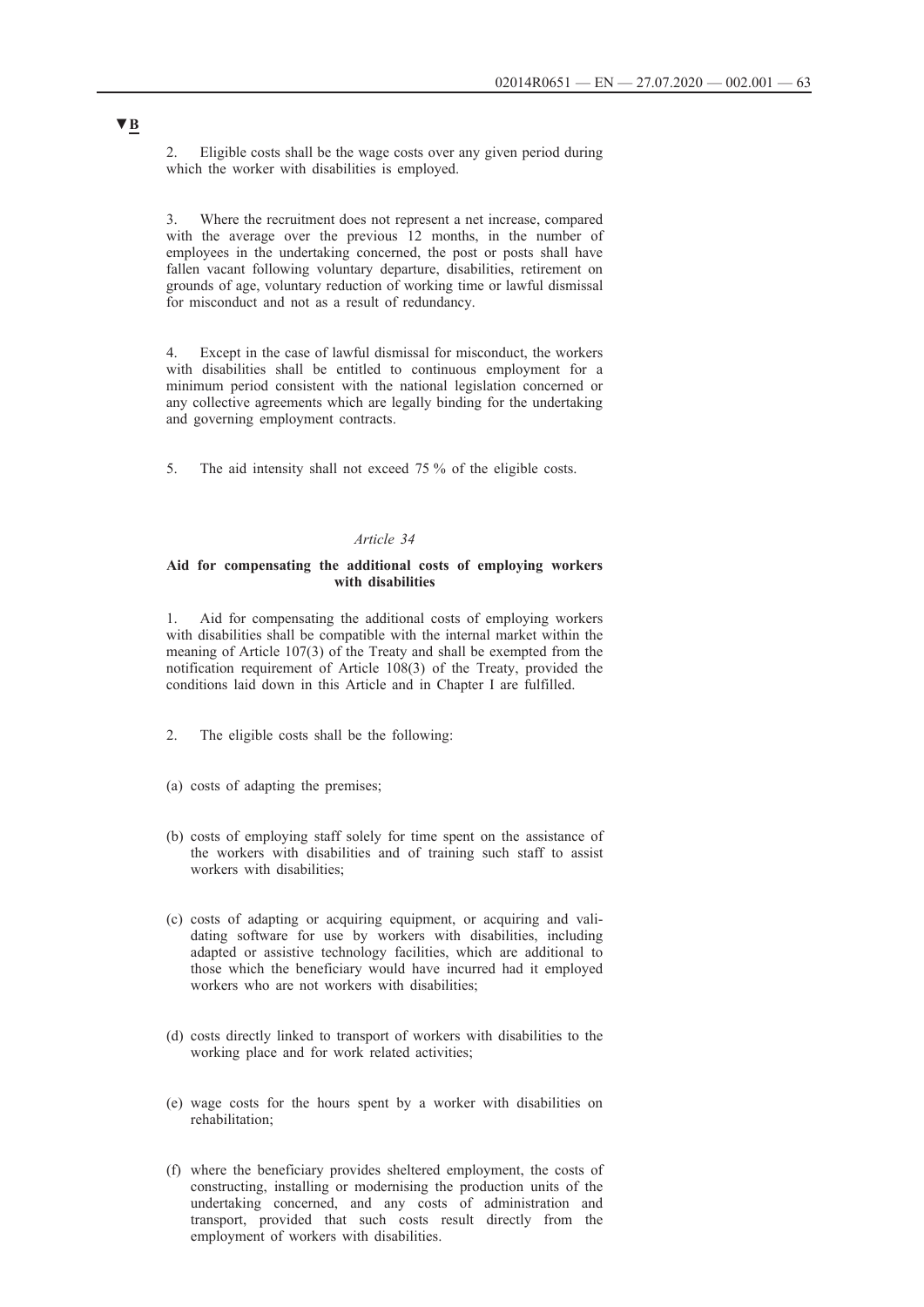▼B

2. Eligible costs shall be the wage costs over any given period during which the worker with disabilities is employed.

3. Where the recruitment does not represent a net increase, compared with the average over the previous 12 months, in the number of employees in the undertaking concerned, the post or posts shall have fallen vacant following voluntary departure, disabilities, retirement on grounds of age, voluntary reduction of working time or lawful dismissal for misconduct and not as a result of redundancy.

4. Except in the case of lawful dismissal for misconduct, the workers with disabilities shall be entitled to continuous employment for a minimum period consistent with the national legislation concerned or any collective agreements which are legally binding for the undertaking and governing employment contracts.

5. The aid intensity shall not exceed 75 % of the eligible costs.

*Article 34*

**Aid for compensating the additional costs of employing workers with disabilities**

1. Aid for compensating the additional costs of employing workers with disabilities shall be compatible with the internal market within the meaning of Article 107(3) of the Treaty and shall be exempted from the notification requirement of Article 108(3) of the Treaty, provided the conditions laid down in this Article and in Chapter I are fulfilled.

2. The eligible costs shall be the following:

(a) costs of adapting the premises;

(b) costs of employing staff solely for time spent on the assistance of the workers with disabilities and of training such staff to assist workers with disabilities;

(c) costs of adapting or acquiring equipment, or acquiring and validating software for use by workers with disabilities, including adapted or assistive technology facilities, which are additional to those which the beneficiary would have incurred had it employed workers who are not workers with disabilities;

(d) costs directly linked to transport of workers with disabilities to the working place and for work related activities;

(e) wage costs for the hours spent by a worker with disabilities on rehabilitation;

(f) where the beneficiary provides sheltered employment, the costs of constructing, installing or modernising the production units of the undertaking concerned, and any costs of administration and transport, provided that such costs result directly from the employment of workers with disabilities.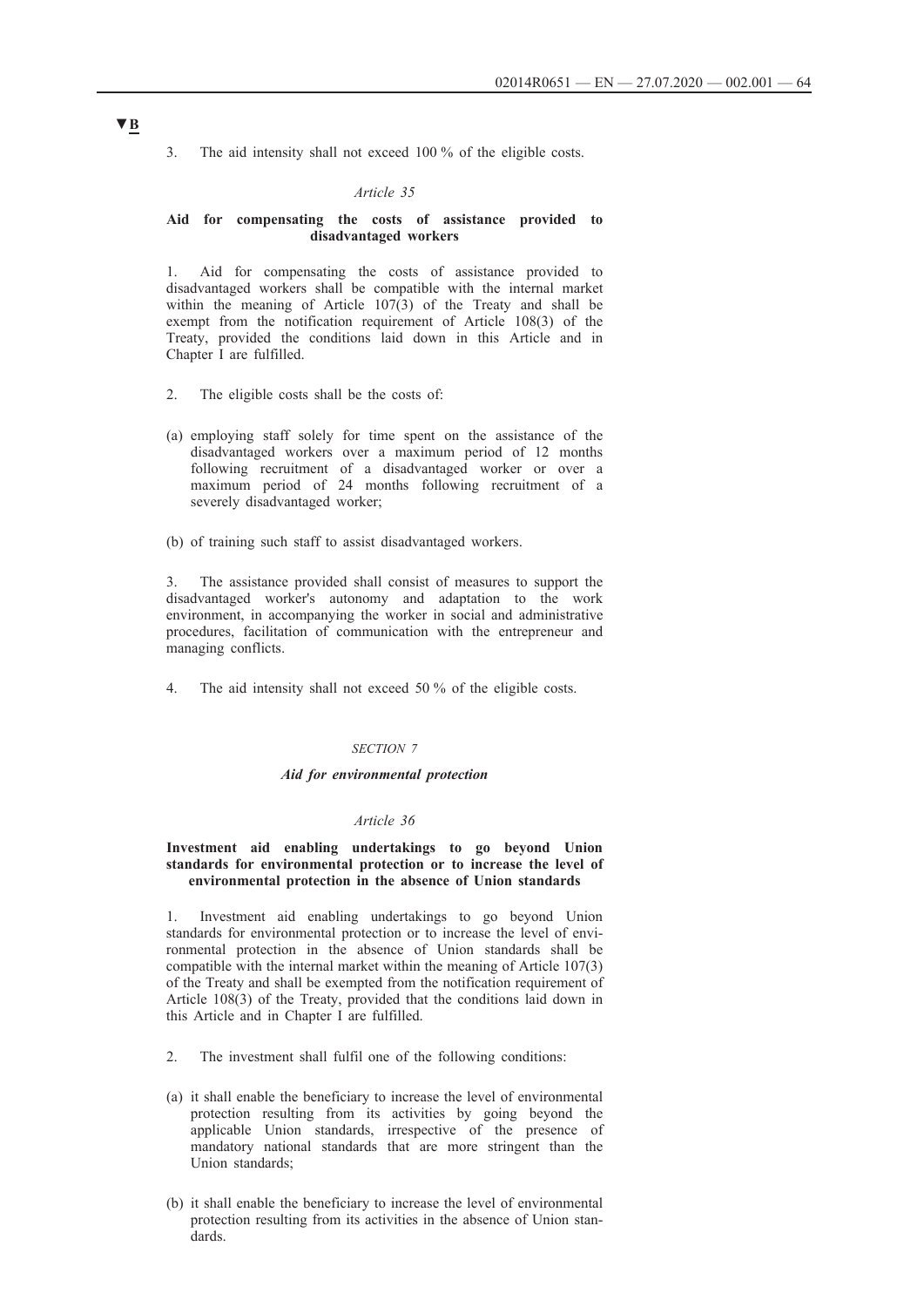**▼B**

3. The aid intensity shall not exceed 100 % of the eligible costs.

*Article 35*

**Aid for compensating the costs of assistance provided to disadvantaged workers**

1. Aid for compensating the costs of assistance provided to disadvantaged workers shall be compatible with the internal market within the meaning of Article 107(3) of the Treaty and shall be exempt from the notification requirement of Article 108(3) of the Treaty, provided the conditions laid down in this Article and in Chapter I are fulfilled.

2. The eligible costs shall be the costs of:

(a) employing staff solely for time spent on the assistance of the disadvantaged workers over a maximum period of 12 months following recruitment of a disadvantaged worker or over a maximum period of 24 months following recruitment of a severely disadvantaged worker;

(b) of training such staff to assist disadvantaged workers.

3. The assistance provided shall consist of measures to support the disadvantaged worker's autonomy and adaptation to the work environment, in accompanying the worker in social and administrative procedures, facilitation of communication with the entrepreneur and managing conflicts.

4. The aid intensity shall not exceed 50 % of the eligible costs.

*SECTION 7*

***Aid for environmental protection***

*Article 36*

**Investment aid enabling undertakings to go beyond Union standards for environmental protection or to increase the level of environmental protection in the absence of Union standards**

1. Investment aid enabling undertakings to go beyond Union standards for environmental protection or to increase the level of environmental protection in the absence of Union standards shall be compatible with the internal market within the meaning of Article 107(3) of the Treaty and shall be exempted from the notification requirement of Article 108(3) of the Treaty, provided that the conditions laid down in this Article and in Chapter I are fulfilled.

2. The investment shall fulfil one of the following conditions:

(a) it shall enable the beneficiary to increase the level of environmental protection resulting from its activities by going beyond the applicable Union standards, irrespective of the presence of mandatory national standards that are more stringent than the Union standards;

(b) it shall enable the beneficiary to increase the level of environmental protection resulting from its activities in the absence of Union standards.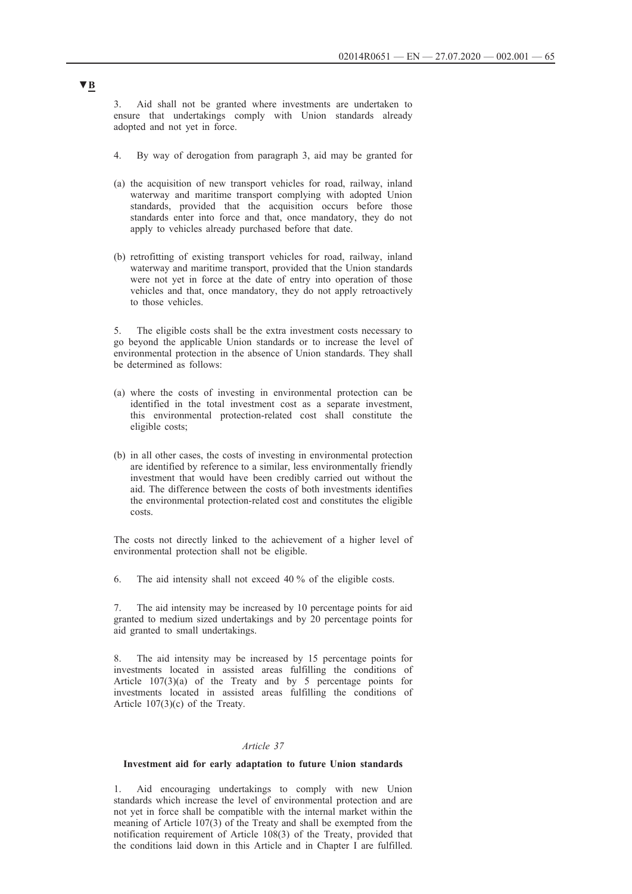▼B

3. Aid shall not be granted where investments are undertaken to ensure that undertakings comply with Union standards already adopted and not yet in force.

4. By way of derogation from paragraph 3, aid may be granted for

(a) the acquisition of new transport vehicles for road, railway, inland waterway and maritime transport complying with adopted Union standards, provided that the acquisition occurs before those standards enter into force and that, once mandatory, they do not apply to vehicles already purchased before that date.

(b) retrofitting of existing transport vehicles for road, railway, inland waterway and maritime transport, provided that the Union standards were not yet in force at the date of entry into operation of those vehicles and that, once mandatory, they do not apply retroactively to those vehicles.

5. The eligible costs shall be the extra investment costs necessary to go beyond the applicable Union standards or to increase the level of environmental protection in the absence of Union standards. They shall be determined as follows:

(a) where the costs of investing in environmental protection can be identified in the total investment cost as a separate investment, this environmental protection-related cost shall constitute the eligible costs;

(b) in all other cases, the costs of investing in environmental protection are identified by reference to a similar, less environmentally friendly investment that would have been credibly carried out without the aid. The difference between the costs of both investments identifies the environmental protection-related cost and constitutes the eligible costs.

The costs not directly linked to the achievement of a higher level of environmental protection shall not be eligible.

6. The aid intensity shall not exceed 40 % of the eligible costs.

7. The aid intensity may be increased by 10 percentage points for aid granted to medium sized undertakings and by 20 percentage points for aid granted to small undertakings.

8. The aid intensity may be increased by 15 percentage points for investments located in assisted areas fulfilling the conditions of Article 107(3)(a) of the Treaty and by 5 percentage points for investments located in assisted areas fulfilling the conditions of Article 107(3)(c) of the Treaty.

*Article 37*

**Investment aid for early adaptation to future Union standards**

1. Aid encouraging undertakings to comply with new Union standards which increase the level of environmental protection and are not yet in force shall be compatible with the internal market within the meaning of Article 107(3) of the Treaty and shall be exempted from the notification requirement of Article 108(3) of the Treaty, provided that the conditions laid down in this Article and in Chapter I are fulfilled.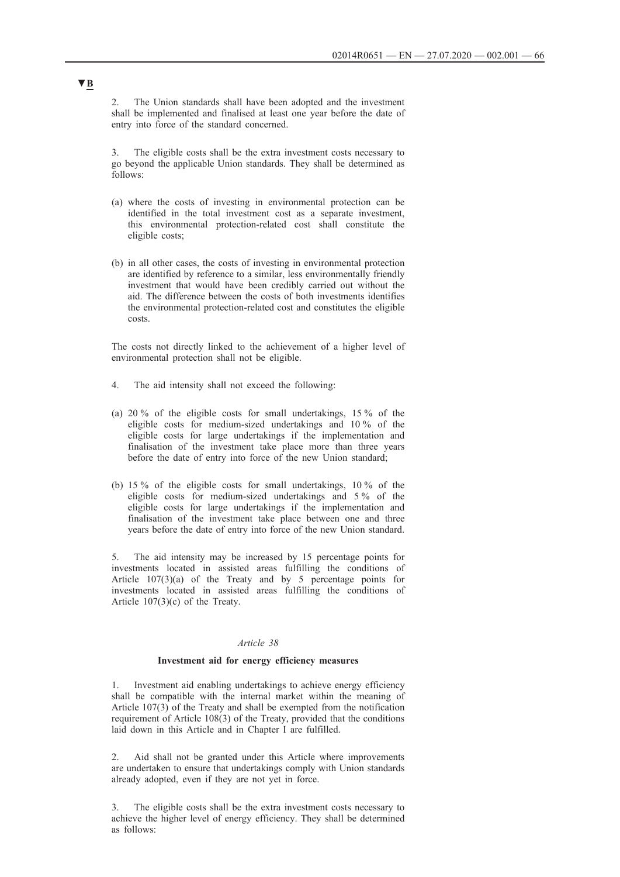▼B

2. The Union standards shall have been adopted and the investment shall be implemented and finalised at least one year before the date of entry into force of the standard concerned.

3. The eligible costs shall be the extra investment costs necessary to go beyond the applicable Union standards. They shall be determined as follows:

(a) where the costs of investing in environmental protection can be identified in the total investment cost as a separate investment, this environmental protection-related cost shall constitute the eligible costs;

(b) in all other cases, the costs of investing in environmental protection are identified by reference to a similar, less environmentally friendly investment that would have been credibly carried out without the aid. The difference between the costs of both investments identifies the environmental protection-related cost and constitutes the eligible costs.

The costs not directly linked to the achievement of a higher level of environmental protection shall not be eligible.

4. The aid intensity shall not exceed the following:

(a) 20 % of the eligible costs for small undertakings, 15 % of the eligible costs for medium-sized undertakings and 10 % of the eligible costs for large undertakings if the implementation and finalisation of the investment take place more than three years before the date of entry into force of the new Union standard;

(b) 15 % of the eligible costs for small undertakings, 10 % of the eligible costs for medium-sized undertakings and 5 % of the eligible costs for large undertakings if the implementation and finalisation of the investment take place between one and three years before the date of entry into force of the new Union standard.

5. The aid intensity may be increased by 15 percentage points for investments located in assisted areas fulfilling the conditions of Article 107(3)(a) of the Treaty and by 5 percentage points for investments located in assisted areas fulfilling the conditions of Article 107(3)(c) of the Treaty.

*Article 38*

**Investment aid for energy efficiency measures**

1. Investment aid enabling undertakings to achieve energy efficiency shall be compatible with the internal market within the meaning of Article 107(3) of the Treaty and shall be exempted from the notification requirement of Article 108(3) of the Treaty, provided that the conditions laid down in this Article and in Chapter I are fulfilled.

2. Aid shall not be granted under this Article where improvements are undertaken to ensure that undertakings comply with Union standards already adopted, even if they are not yet in force.

3. The eligible costs shall be the extra investment costs necessary to achieve the higher level of energy efficiency. They shall be determined as follows: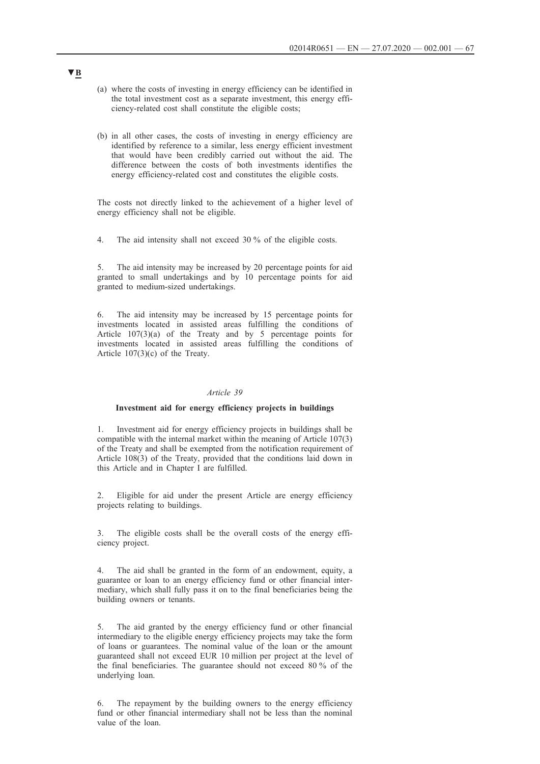▼B

(a) where the costs of investing in energy efficiency can be identified in the total investment cost as a separate investment, this energy efficiency-related cost shall constitute the eligible costs;

(b) in all other cases, the costs of investing in energy efficiency are identified by reference to a similar, less energy efficient investment that would have been credibly carried out without the aid. The difference between the costs of both investments identifies the energy efficiency-related cost and constitutes the eligible costs.

The costs not directly linked to the achievement of a higher level of energy efficiency shall not be eligible.

4. The aid intensity shall not exceed 30 % of the eligible costs.

5. The aid intensity may be increased by 20 percentage points for aid granted to small undertakings and by 10 percentage points for aid granted to medium-sized undertakings.

6. The aid intensity may be increased by 15 percentage points for investments located in assisted areas fulfilling the conditions of Article 107(3)(a) of the Treaty and by 5 percentage points for investments located in assisted areas fulfilling the conditions of Article 107(3)(c) of the Treaty.

*Article 39*

**Investment aid for energy efficiency projects in buildings**

1. Investment aid for energy efficiency projects in buildings shall be compatible with the internal market within the meaning of Article 107(3) of the Treaty and shall be exempted from the notification requirement of Article 108(3) of the Treaty, provided that the conditions laid down in this Article and in Chapter I are fulfilled.

2. Eligible for aid under the present Article are energy efficiency projects relating to buildings.

3. The eligible costs shall be the overall costs of the energy efficiency project.

4. The aid shall be granted in the form of an endowment, equity, a guarantee or loan to an energy efficiency fund or other financial intermediary, which shall fully pass it on to the final beneficiaries being the building owners or tenants.

5. The aid granted by the energy efficiency fund or other financial intermediary to the eligible energy efficiency projects may take the form of loans or guarantees. The nominal value of the loan or the amount guaranteed shall not exceed EUR 10 million per project at the level of the final beneficiaries. The guarantee should not exceed 80 % of the underlying loan.

6. The repayment by the building owners to the energy efficiency fund or other financial intermediary shall not be less than the nominal value of the loan.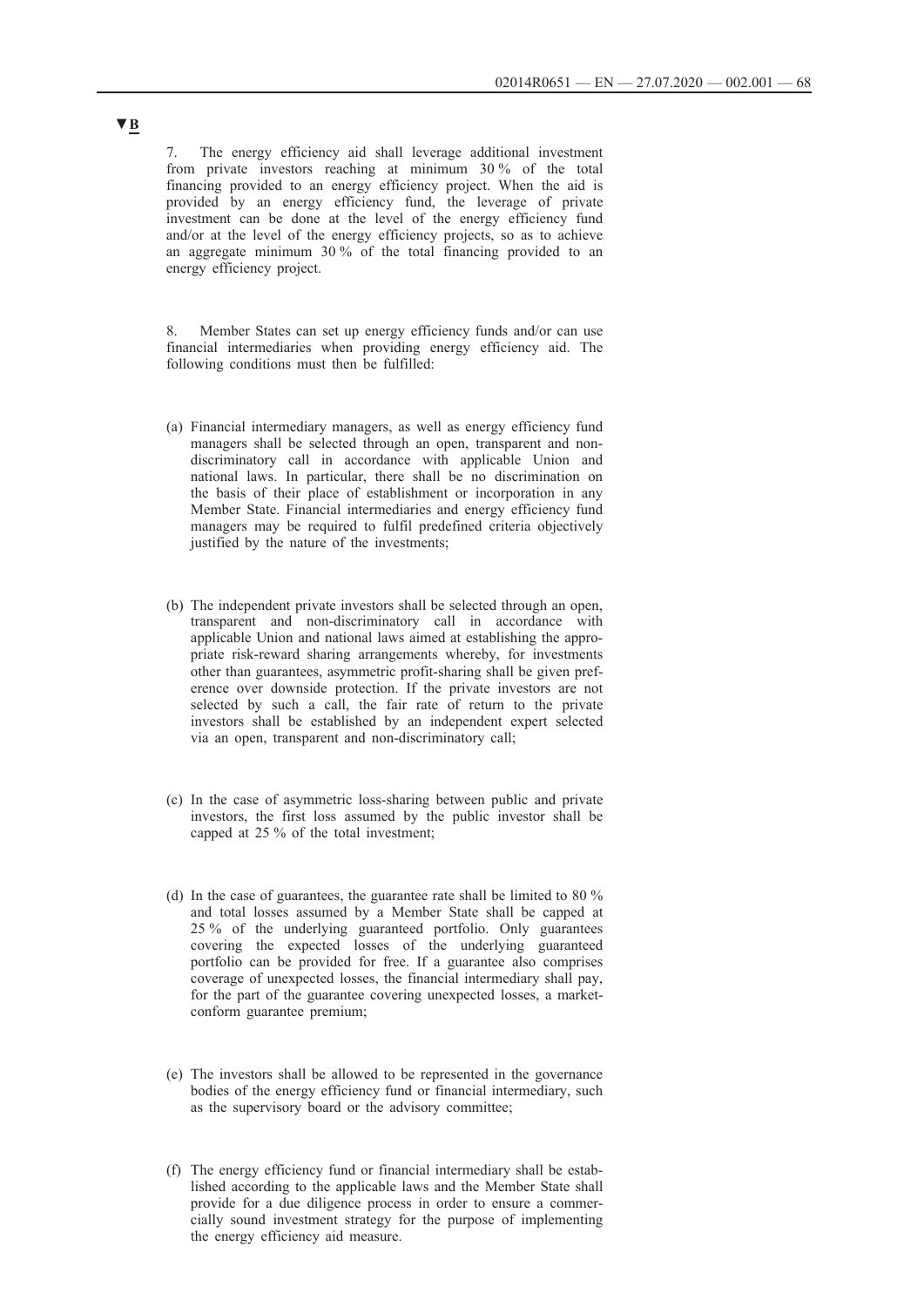▼B

7. The energy efficiency aid shall leverage additional investment from private investors reaching at minimum 30 % of the total financing provided to an energy efficiency project. When the aid is provided by an energy efficiency fund, the leverage of private investment can be done at the level of the energy efficiency fund and/or at the level of the energy efficiency projects, so as to achieve an aggregate minimum 30 % of the total financing provided to an energy efficiency project.

8. Member States can set up energy efficiency funds and/or can use financial intermediaries when providing energy efficiency aid. The following conditions must then be fulfilled:

(a) Financial intermediary managers, as well as energy efficiency fund managers shall be selected through an open, transparent and non-discriminatory call in accordance with applicable Union and national laws. In particular, there shall be no discrimination on the basis of their place of establishment or incorporation in any Member State. Financial intermediaries and energy efficiency fund managers may be required to fulfil predefined criteria objectively justified by the nature of the investments;

(b) The independent private investors shall be selected through an open, transparent and non-discriminatory call in accordance with applicable Union and national laws aimed at establishing the appropriate risk-reward sharing arrangements whereby, for investments other than guarantees, asymmetric profit-sharing shall be given preference over downside protection. If the private investors are not selected by such a call, the fair rate of return to the private investors shall be established by an independent expert selected via an open, transparent and non-discriminatory call;

(c) In the case of asymmetric loss-sharing between public and private investors, the first loss assumed by the public investor shall be capped at 25 % of the total investment;

(d) In the case of guarantees, the guarantee rate shall be limited to 80 % and total losses assumed by a Member State shall be capped at 25 % of the underlying guaranteed portfolio. Only guarantees covering the expected losses of the underlying guaranteed portfolio can be provided for free. If a guarantee also comprises coverage of unexpected losses, the financial intermediary shall pay, for the part of the guarantee covering unexpected losses, a market-conform guarantee premium;

(e) The investors shall be allowed to be represented in the governance bodies of the energy efficiency fund or financial intermediary, such as the supervisory board or the advisory committee;

(f) The energy efficiency fund or financial intermediary shall be established according to the applicable laws and the Member State shall provide for a due diligence process in order to ensure a commercially sound investment strategy for the purpose of implementing the energy efficiency aid measure.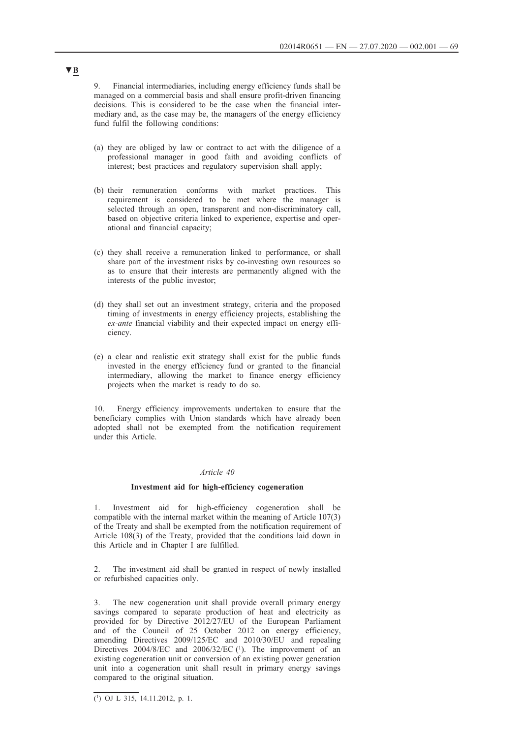▼B

9. Financial intermediaries, including energy efficiency funds shall be managed on a commercial basis and shall ensure profit-driven financing decisions. This is considered to be the case when the financial intermediary and, as the case may be, the managers of the energy efficiency fund fulfil the following conditions:

(a) they are obliged by law or contract to act with the diligence of a professional manager in good faith and avoiding conflicts of interest; best practices and regulatory supervision shall apply;

(b) their remuneration conforms with market practices. This requirement is considered to be met where the manager is selected through an open, transparent and non-discriminatory call, based on objective criteria linked to experience, expertise and operational and financial capacity;

(c) they shall receive a remuneration linked to performance, or shall share part of the investment risks by co-investing own resources so as to ensure that their interests are permanently aligned with the interests of the public investor;

(d) they shall set out an investment strategy, criteria and the proposed timing of investments in energy efficiency projects, establishing the *ex-ante* financial viability and their expected impact on energy efficiency.

(e) a clear and realistic exit strategy shall exist for the public funds invested in the energy efficiency fund or granted to the financial intermediary, allowing the market to finance energy efficiency projects when the market is ready to do so.

10. Energy efficiency improvements undertaken to ensure that the beneficiary complies with Union standards which have already been adopted shall not be exempted from the notification requirement under this Article.

*Article 40*

**Investment aid for high-efficiency cogeneration**

1. Investment aid for high-efficiency cogeneration shall be compatible with the internal market within the meaning of Article 107(3) of the Treaty and shall be exempted from the notification requirement of Article 108(3) of the Treaty, provided that the conditions laid down in this Article and in Chapter I are fulfilled.

2. The investment aid shall be granted in respect of newly installed or refurbished capacities only.

3. The new cogeneration unit shall provide overall primary energy savings compared to separate production of heat and electricity as provided for by Directive 2012/27/EU of the European Parliament and of the Council of 25 October 2012 on energy efficiency, amending Directives 2009/125/EC and 2010/30/EU and repealing Directives 2004/8/EC and 2006/32/EC [1]. The improvement of an existing cogeneration unit or conversion of an existing power generation unit into a cogeneration unit shall result in primary energy savings compared to the original situation.

---

[1] OJ L 315, 14.11.2012, p. 1.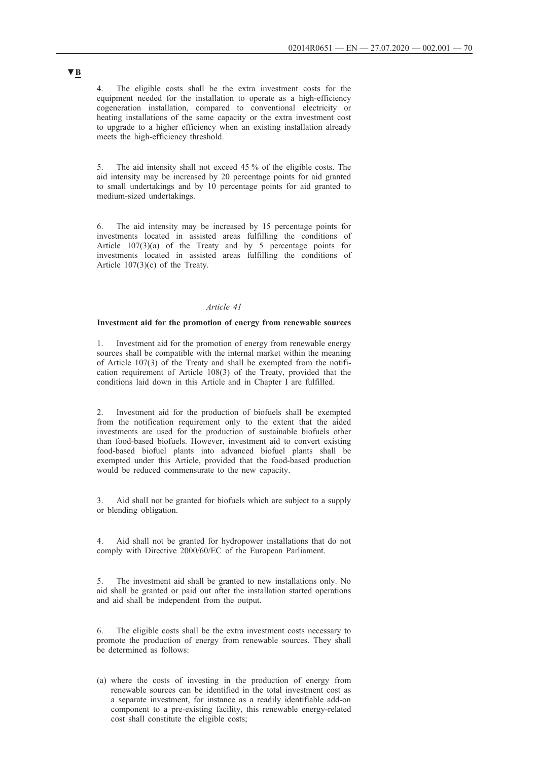▼B

4. The eligible costs shall be the extra investment costs for the equipment needed for the installation to operate as a high-efficiency cogeneration installation, compared to conventional electricity or heating installations of the same capacity or the extra investment cost to upgrade to a higher efficiency when an existing installation already meets the high-efficiency threshold.

5. The aid intensity shall not exceed 45 % of the eligible costs. The aid intensity may be increased by 20 percentage points for aid granted to small undertakings and by 10 percentage points for aid granted to medium-sized undertakings.

6. The aid intensity may be increased by 15 percentage points for investments located in assisted areas fulfilling the conditions of Article 107(3)(a) of the Treaty and by 5 percentage points for investments located in assisted areas fulfilling the conditions of Article 107(3)(c) of the Treaty.

*Article 41*

**Investment aid for the promotion of energy from renewable sources**

1. Investment aid for the promotion of energy from renewable energy sources shall be compatible with the internal market within the meaning of Article 107(3) of the Treaty and shall be exempted from the notification requirement of Article 108(3) of the Treaty, provided that the conditions laid down in this Article and in Chapter I are fulfilled.

2. Investment aid for the production of biofuels shall be exempted from the notification requirement only to the extent that the aided investments are used for the production of sustainable biofuels other than food-based biofuels. However, investment aid to convert existing food-based biofuel plants into advanced biofuel plants shall be exempted under this Article, provided that the food-based production would be reduced commensurate to the new capacity.

3. Aid shall not be granted for biofuels which are subject to a supply or blending obligation.

4. Aid shall not be granted for hydropower installations that do not comply with Directive 2000/60/EC of the European Parliament.

5. The investment aid shall be granted to new installations only. No aid shall be granted or paid out after the installation started operations and aid shall be independent from the output.

6. The eligible costs shall be the extra investment costs necessary to promote the production of energy from renewable sources. They shall be determined as follows:

(a) where the costs of investing in the production of energy from renewable sources can be identified in the total investment cost as a separate investment, for instance as a readily identifiable add-on component to a pre-existing facility, this renewable energy-related cost shall constitute the eligible costs;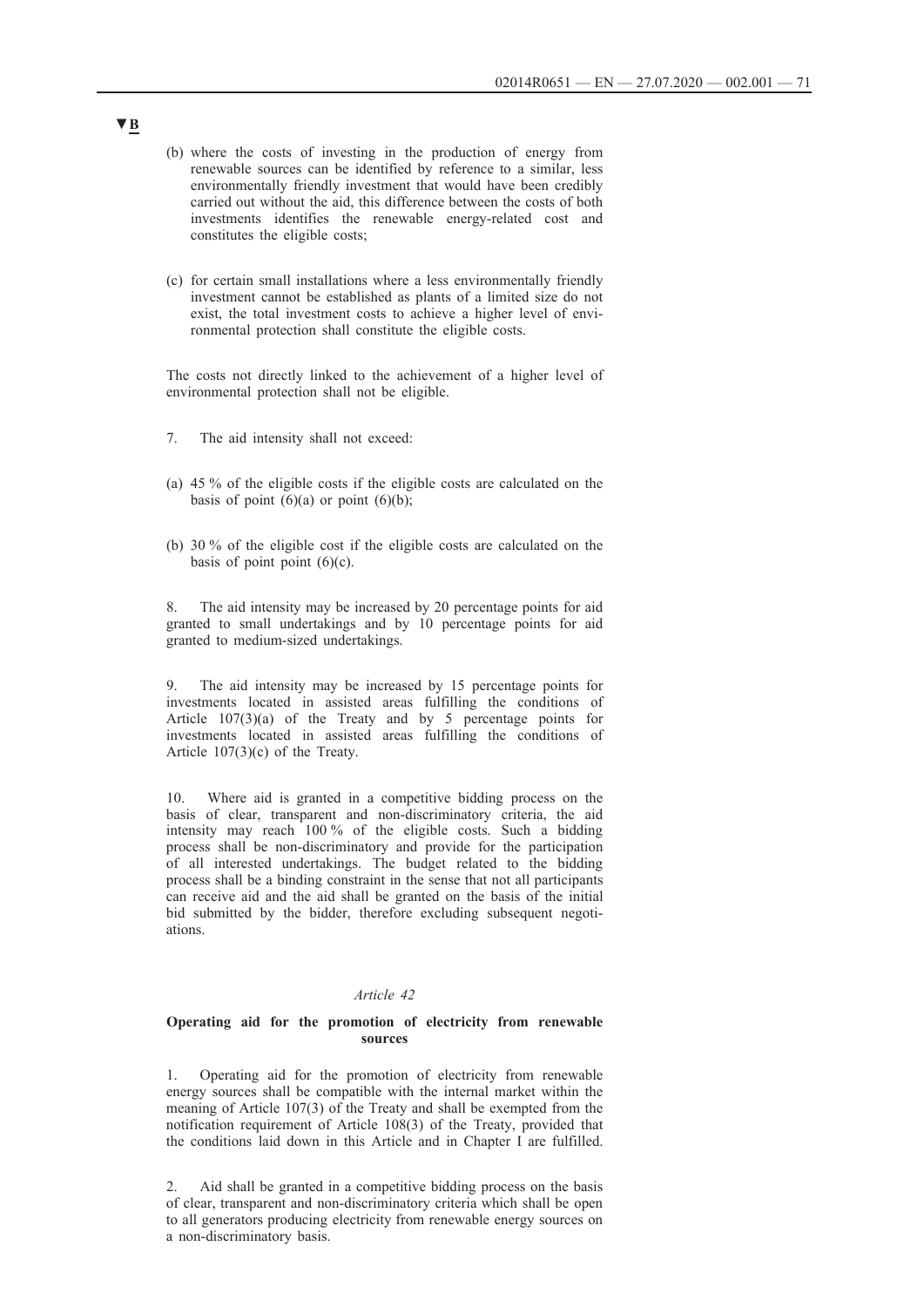▼B

(b) where the costs of investing in the production of energy from renewable sources can be identified by reference to a similar, less environmentally friendly investment that would have been credibly carried out without the aid, this difference between the costs of both investments identifies the renewable energy-related cost and constitutes the eligible costs;

(c) for certain small installations where a less environmentally friendly investment cannot be established as plants of a limited size do not exist, the total investment costs to achieve a higher level of environmental protection shall constitute the eligible costs.

The costs not directly linked to the achievement of a higher level of environmental protection shall not be eligible.

7. The aid intensity shall not exceed:

(a) 45 % of the eligible costs if the eligible costs are calculated on the basis of point (6)(a) or point (6)(b);

(b) 30 % of the eligible cost if the eligible costs are calculated on the basis of point point (6)(c).

8. The aid intensity may be increased by 20 percentage points for aid granted to small undertakings and by 10 percentage points for aid granted to medium-sized undertakings.

9. The aid intensity may be increased by 15 percentage points for investments located in assisted areas fulfilling the conditions of Article 107(3)(a) of the Treaty and by 5 percentage points for investments located in assisted areas fulfilling the conditions of Article 107(3)(c) of the Treaty.

10. Where aid is granted in a competitive bidding process on the basis of clear, transparent and non-discriminatory criteria, the aid intensity may reach 100 % of the eligible costs. Such a bidding process shall be non-discriminatory and provide for the participation of all interested undertakings. The budget related to the bidding process shall be a binding constraint in the sense that not all participants can receive aid and the aid shall be granted on the basis of the initial bid submitted by the bidder, therefore excluding subsequent negotiations.

*Article 42*

**Operating aid for the promotion of electricity from renewable sources**

1. Operating aid for the promotion of electricity from renewable energy sources shall be compatible with the internal market within the meaning of Article 107(3) of the Treaty and shall be exempted from the notification requirement of Article 108(3) of the Treaty, provided that the conditions laid down in this Article and in Chapter I are fulfilled.

2. Aid shall be granted in a competitive bidding process on the basis of clear, transparent and non-discriminatory criteria which shall be open to all generators producing electricity from renewable energy sources on a non-discriminatory basis.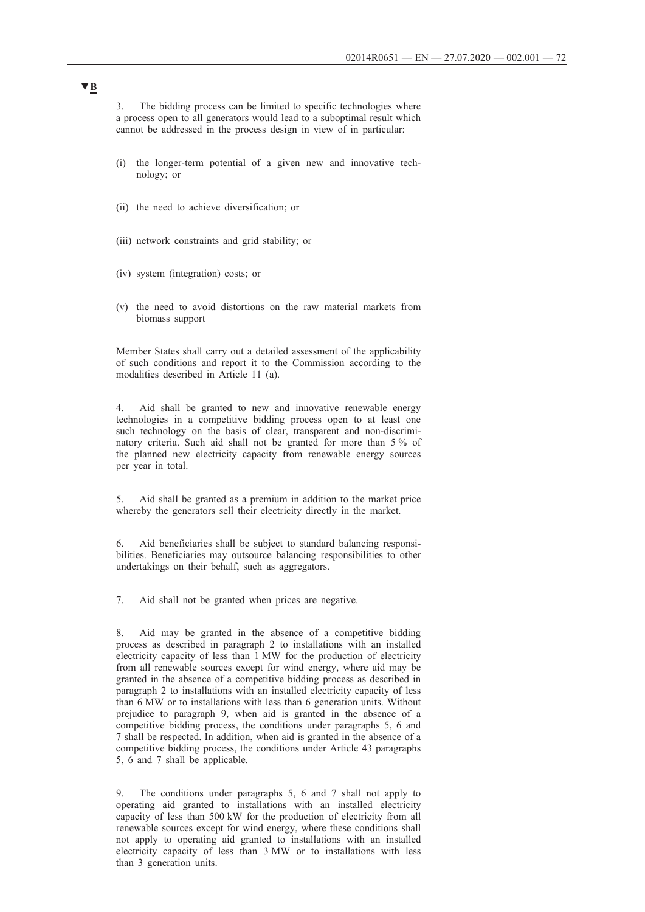▼B

3. The bidding process can be limited to specific technologies where a process open to all generators would lead to a suboptimal result which cannot be addressed in the process design in view of in particular:

(i) the longer-term potential of a given new and innovative technology; or

(ii) the need to achieve diversification; or

(iii) network constraints and grid stability; or

(iv) system (integration) costs; or

(v) the need to avoid distortions on the raw material markets from biomass support

Member States shall carry out a detailed assessment of the applicability of such conditions and report it to the Commission according to the modalities described in Article 11 (a).

4. Aid shall be granted to new and innovative renewable energy technologies in a competitive bidding process open to at least one such technology on the basis of clear, transparent and non-discriminatory criteria. Such aid shall not be granted for more than 5 % of the planned new electricity capacity from renewable energy sources per year in total.

5. Aid shall be granted as a premium in addition to the market price whereby the generators sell their electricity directly in the market.

6. Aid beneficiaries shall be subject to standard balancing responsibilities. Beneficiaries may outsource balancing responsibilities to other undertakings on their behalf, such as aggregators.

7. Aid shall not be granted when prices are negative.

8. Aid may be granted in the absence of a competitive bidding process as described in paragraph 2 to installations with an installed electricity capacity of less than 1 MW for the production of electricity from all renewable sources except for wind energy, where aid may be granted in the absence of a competitive bidding process as described in paragraph 2 to installations with an installed electricity capacity of less than 6 MW or to installations with less than 6 generation units. Without prejudice to paragraph 9, when aid is granted in the absence of a competitive bidding process, the conditions under paragraphs 5, 6 and 7 shall be respected. In addition, when aid is granted in the absence of a competitive bidding process, the conditions under Article 43 paragraphs 5, 6 and 7 shall be applicable.

9. The conditions under paragraphs 5, 6 and 7 shall not apply to operating aid granted to installations with an installed electricity capacity of less than 500 kW for the production of electricity from all renewable sources except for wind energy, where these conditions shall not apply to operating aid granted to installations with an installed electricity capacity of less than 3 MW or to installations with less than 3 generation units.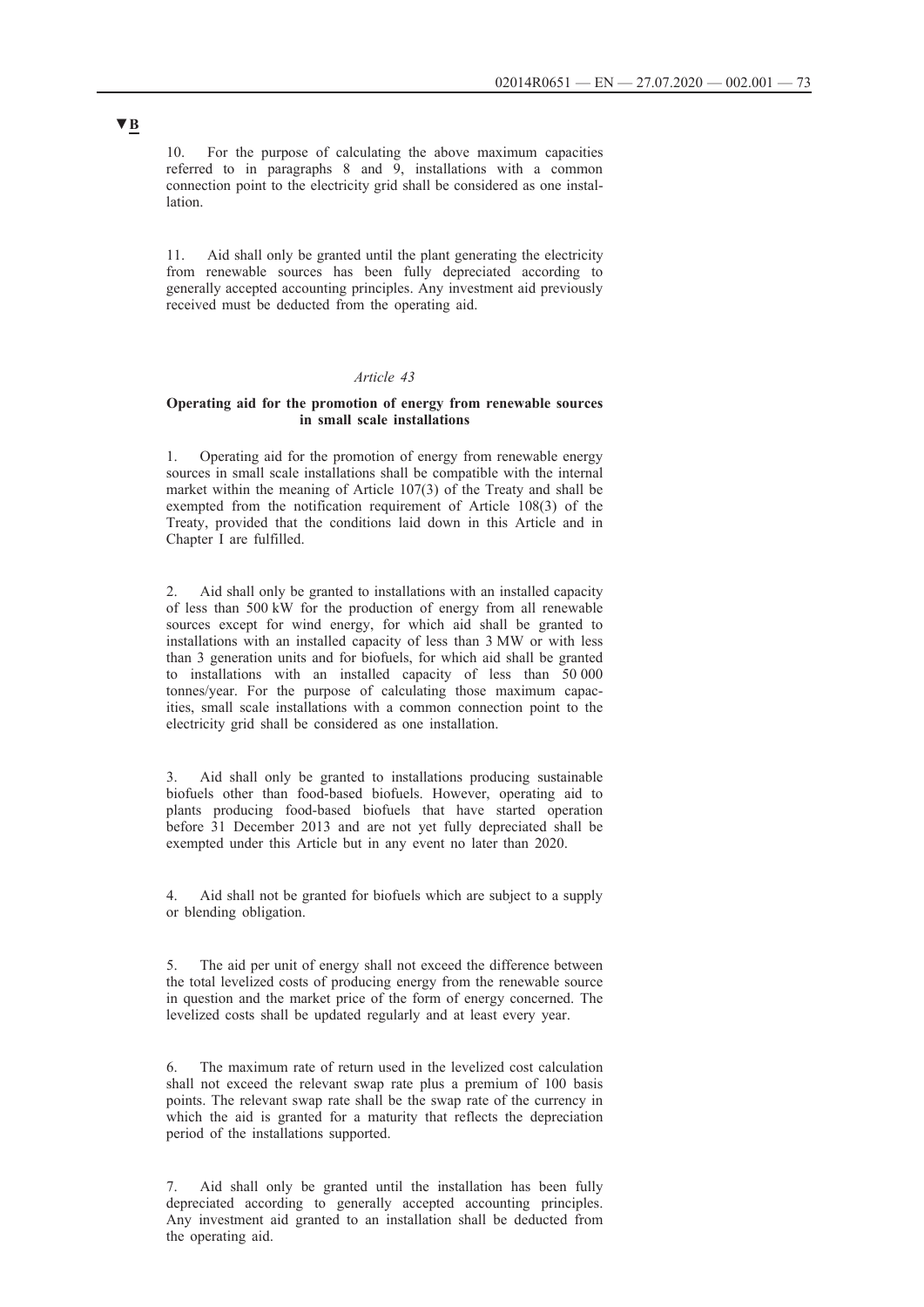▼B

10. For the purpose of calculating the above maximum capacities referred to in paragraphs 8 and 9, installations with a common connection point to the electricity grid shall be considered as one installation.

11. Aid shall only be granted until the plant generating the electricity from renewable sources has been fully depreciated according to generally accepted accounting principles. Any investment aid previously received must be deducted from the operating aid.

*Article 43*

**Operating aid for the promotion of energy from renewable sources in small scale installations**

1. Operating aid for the promotion of energy from renewable energy sources in small scale installations shall be compatible with the internal market within the meaning of Article 107(3) of the Treaty and shall be exempted from the notification requirement of Article 108(3) of the Treaty, provided that the conditions laid down in this Article and in Chapter I are fulfilled.

2. Aid shall only be granted to installations with an installed capacity of less than 500 kW for the production of energy from all renewable sources except for wind energy, for which aid shall be granted to installations with an installed capacity of less than 3 MW or with less than 3 generation units and for biofuels, for which aid shall be granted to installations with an installed capacity of less than 50 000 tonnes/year. For the purpose of calculating those maximum capacities, small scale installations with a common connection point to the electricity grid shall be considered as one installation.

3. Aid shall only be granted to installations producing sustainable biofuels other than food-based biofuels. However, operating aid to plants producing food-based biofuels that have started operation before 31 December 2013 and are not yet fully depreciated shall be exempted under this Article but in any event no later than 2020.

4. Aid shall not be granted for biofuels which are subject to a supply or blending obligation.

5. The aid per unit of energy shall not exceed the difference between the total levelized costs of producing energy from the renewable source in question and the market price of the form of energy concerned. The levelized costs shall be updated regularly and at least every year.

6. The maximum rate of return used in the levelized cost calculation shall not exceed the relevant swap rate plus a premium of 100 basis points. The relevant swap rate shall be the swap rate of the currency in which the aid is granted for a maturity that reflects the depreciation period of the installations supported.

7. Aid shall only be granted until the installation has been fully depreciated according to generally accepted accounting principles. Any investment aid granted to an installation shall be deducted from the operating aid.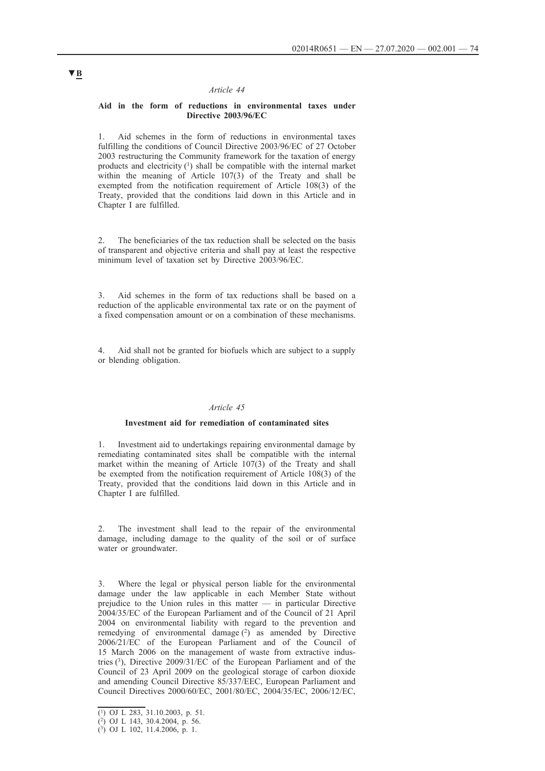▼B

*Article 44*

**Aid in the form of reductions in environmental taxes under Directive 2003/96/EC**

1. Aid schemes in the form of reductions in environmental taxes fulfilling the conditions of Council Directive 2003/96/EC of 27 October 2003 restructuring the Community framework for the taxation of energy products and electricity [1] shall be compatible with the internal market within the meaning of Article 107(3) of the Treaty and shall be exempted from the notification requirement of Article 108(3) of the Treaty, provided that the conditions laid down in this Article and in Chapter I are fulfilled.

2. The beneficiaries of the tax reduction shall be selected on the basis of transparent and objective criteria and shall pay at least the respective minimum level of taxation set by Directive 2003/96/EC.

3. Aid schemes in the form of tax reductions shall be based on a reduction of the applicable environmental tax rate or on the payment of a fixed compensation amount or on a combination of these mechanisms.

4. Aid shall not be granted for biofuels which are subject to a supply or blending obligation.

*Article 45*

**Investment aid for remediation of contaminated sites**

1. Investment aid to undertakings repairing environmental damage by remediating contaminated sites shall be compatible with the internal market within the meaning of Article 107(3) of the Treaty and shall be exempted from the notification requirement of Article 108(3) of the Treaty, provided that the conditions laid down in this Article and in Chapter I are fulfilled.

2. The investment shall lead to the repair of the environmental damage, including damage to the quality of the soil or of surface water or groundwater.

3. Where the legal or physical person liable for the environmental damage under the law applicable in each Member State without prejudice to the Union rules in this matter — in particular Directive 2004/35/EC of the European Parliament and of the Council of 21 April 2004 on environmental liability with regard to the prevention and remedying of environmental damage [2] as amended by Directive 2006/21/EC of the European Parliament and of the Council of 15 March 2006 on the management of waste from extractive industries [3], Directive 2009/31/EC of the European Parliament and of the Council of 23 April 2009 on the geological storage of carbon dioxide and amending Council Directive 85/337/EEC, European Parliament and Council Directives 2000/60/EC, 2001/80/EC, 2004/35/EC, 2006/12/EC,

---

[1] OJ L 283, 31.10.2003, p. 51.
[2] OJ L 143, 30.4.2004, p. 56.
[3] OJ L 102, 11.4.2006, p. 1.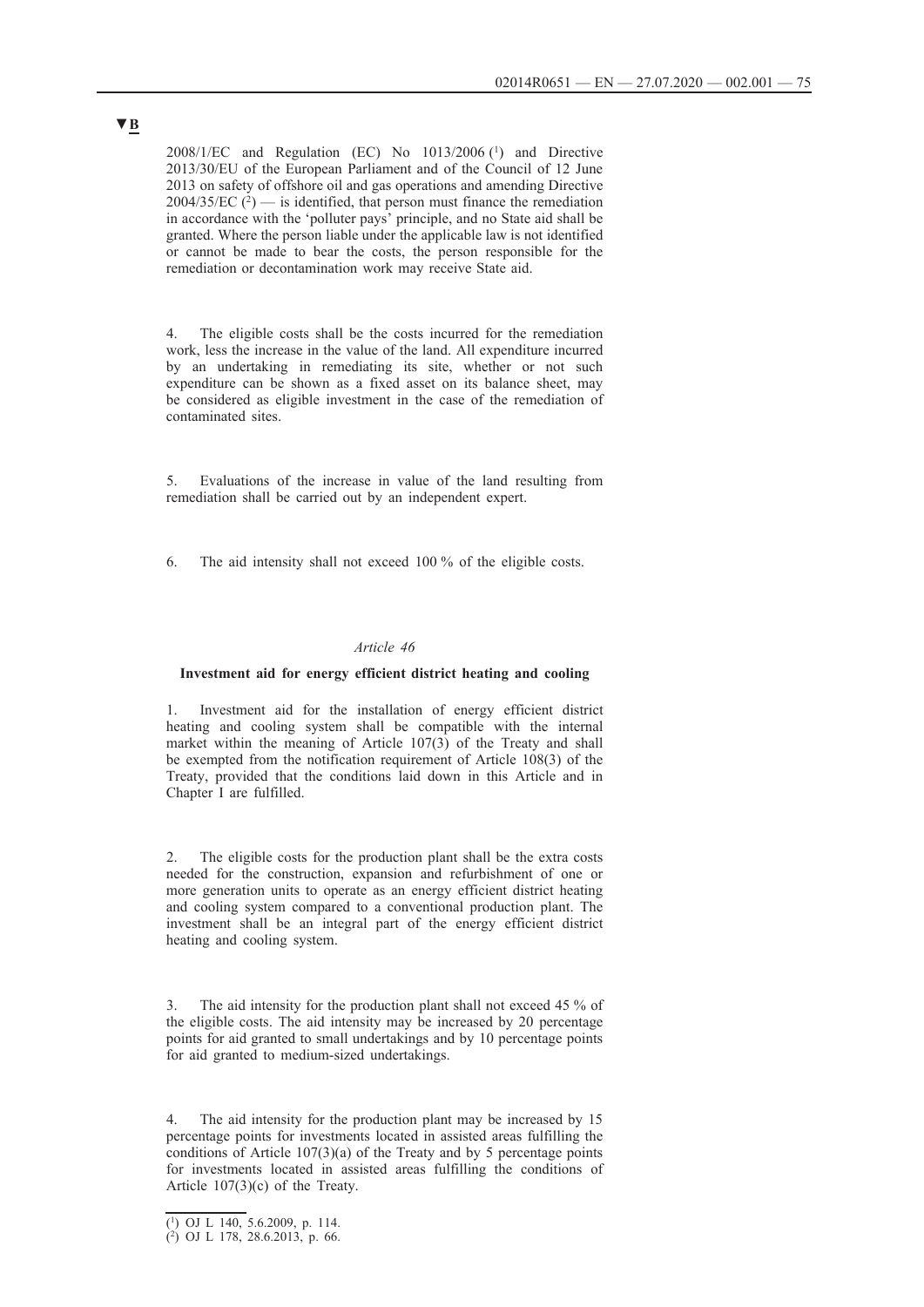2008/1/EC and Regulation (EC) No 1013/2006 [1] and Directive 2013/30/EU of the European Parliament and of the Council of 12 June 2013 on safety of offshore oil and gas operations and amending Directive 2004/35/EC [2] — is identified, that person must finance the remediation in accordance with the 'polluter pays' principle, and no State aid shall be granted. Where the person liable under the applicable law is not identified or cannot be made to bear the costs, the person responsible for the remediation or decontamination work may receive State aid.

4. The eligible costs shall be the costs incurred for the remediation work, less the increase in the value of the land. All expenditure incurred by an undertaking in remediating its site, whether or not such expenditure can be shown as a fixed asset on its balance sheet, may be considered as eligible investment in the case of the remediation of contaminated sites.

5. Evaluations of the increase in value of the land resulting from remediation shall be carried out by an independent expert.

6. The aid intensity shall not exceed 100 % of the eligible costs.

*Article 46*

**Investment aid for energy efficient district heating and cooling**

1. Investment aid for the installation of energy efficient district heating and cooling system shall be compatible with the internal market within the meaning of Article 107(3) of the Treaty and shall be exempted from the notification requirement of Article 108(3) of the Treaty, provided that the conditions laid down in this Article and in Chapter I are fulfilled.

2. The eligible costs for the production plant shall be the extra costs needed for the construction, expansion and refurbishment of one or more generation units to operate as an energy efficient district heating and cooling system compared to a conventional production plant. The investment shall be an integral part of the energy efficient district heating and cooling system.

3. The aid intensity for the production plant shall not exceed 45 % of the eligible costs. The aid intensity may be increased by 20 percentage points for aid granted to small undertakings and by 10 percentage points for aid granted to medium-sized undertakings.

4. The aid intensity for the production plant may be increased by 15 percentage points for investments located in assisted areas fulfilling the conditions of Article 107(3)(a) of the Treaty and by 5 percentage points for investments located in assisted areas fulfilling the conditions of Article 107(3)(c) of the Treaty.

[1] OJ L 140, 5.6.2009, p. 114.

[2] OJ L 178, 28.6.2013, p. 66.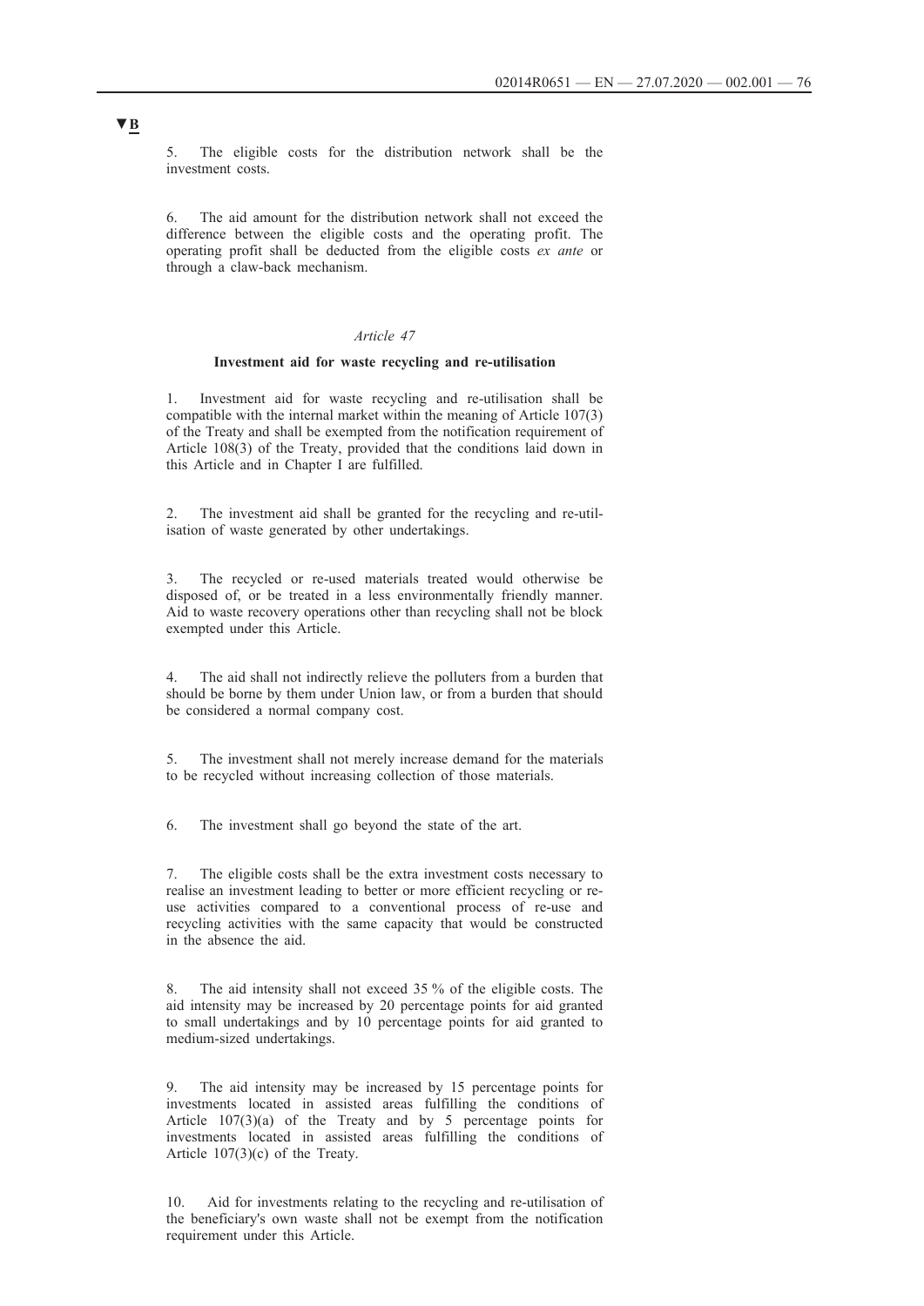▼B

5. The eligible costs for the distribution network shall be the investment costs.

6. The aid amount for the distribution network shall not exceed the difference between the eligible costs and the operating profit. The operating profit shall be deducted from the eligible costs *ex ante* or through a claw-back mechanism.

*Article 47*

**Investment aid for waste recycling and re-utilisation**

1. Investment aid for waste recycling and re-utilisation shall be compatible with the internal market within the meaning of Article 107(3) of the Treaty and shall be exempted from the notification requirement of Article 108(3) of the Treaty, provided that the conditions laid down in this Article and in Chapter I are fulfilled.

2. The investment aid shall be granted for the recycling and re-utilisation of waste generated by other undertakings.

3. The recycled or re-used materials treated would otherwise be disposed of, or be treated in a less environmentally friendly manner. Aid to waste recovery operations other than recycling shall not be block exempted under this Article.

4. The aid shall not indirectly relieve the polluters from a burden that should be borne by them under Union law, or from a burden that should be considered a normal company cost.

5. The investment shall not merely increase demand for the materials to be recycled without increasing collection of those materials.

6. The investment shall go beyond the state of the art.

7. The eligible costs shall be the extra investment costs necessary to realise an investment leading to better or more efficient recycling or re-use activities compared to a conventional process of re-use and recycling activities with the same capacity that would be constructed in the absence the aid.

8. The aid intensity shall not exceed 35 % of the eligible costs. The aid intensity may be increased by 20 percentage points for aid granted to small undertakings and by 10 percentage points for aid granted to medium-sized undertakings.

9. The aid intensity may be increased by 15 percentage points for investments located in assisted areas fulfilling the conditions of Article 107(3)(a) of the Treaty and by 5 percentage points for investments located in assisted areas fulfilling the conditions of Article 107(3)(c) of the Treaty.

10. Aid for investments relating to the recycling and re-utilisation of the beneficiary's own waste shall not be exempt from the notification requirement under this Article.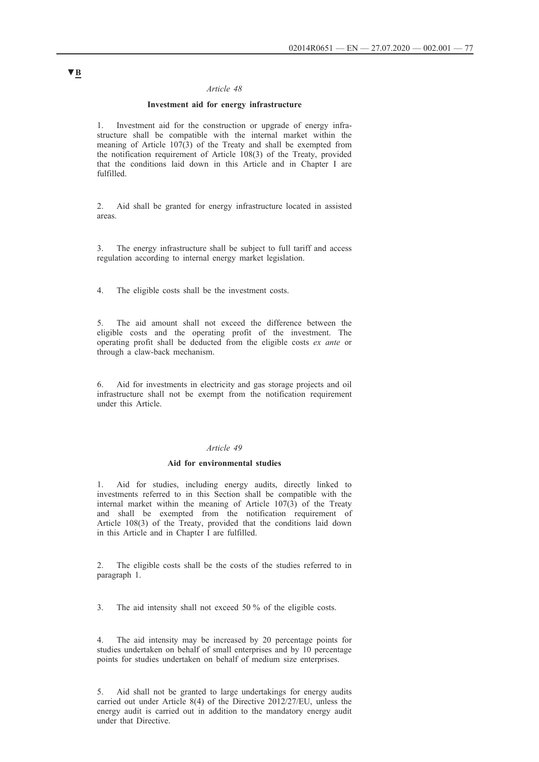▼B

*Article 48*

**Investment aid for energy infrastructure**

1. Investment aid for the construction or upgrade of energy infrastructure shall be compatible with the internal market within the meaning of Article 107(3) of the Treaty and shall be exempted from the notification requirement of Article 108(3) of the Treaty, provided that the conditions laid down in this Article and in Chapter I are fulfilled.

2. Aid shall be granted for energy infrastructure located in assisted areas.

3. The energy infrastructure shall be subject to full tariff and access regulation according to internal energy market legislation.

4. The eligible costs shall be the investment costs.

5. The aid amount shall not exceed the difference between the eligible costs and the operating profit of the investment. The operating profit shall be deducted from the eligible costs *ex ante* or through a claw-back mechanism.

6. Aid for investments in electricity and gas storage projects and oil infrastructure shall not be exempt from the notification requirement under this Article.

*Article 49*

**Aid for environmental studies**

1. Aid for studies, including energy audits, directly linked to investments referred to in this Section shall be compatible with the internal market within the meaning of Article 107(3) of the Treaty and shall be exempted from the notification requirement of Article 108(3) of the Treaty, provided that the conditions laid down in this Article and in Chapter I are fulfilled.

2. The eligible costs shall be the costs of the studies referred to in paragraph 1.

3. The aid intensity shall not exceed 50 % of the eligible costs.

4. The aid intensity may be increased by 20 percentage points for studies undertaken on behalf of small enterprises and by 10 percentage points for studies undertaken on behalf of medium size enterprises.

5. Aid shall not be granted to large undertakings for energy audits carried out under Article 8(4) of the Directive 2012/27/EU, unless the energy audit is carried out in addition to the mandatory energy audit under that Directive.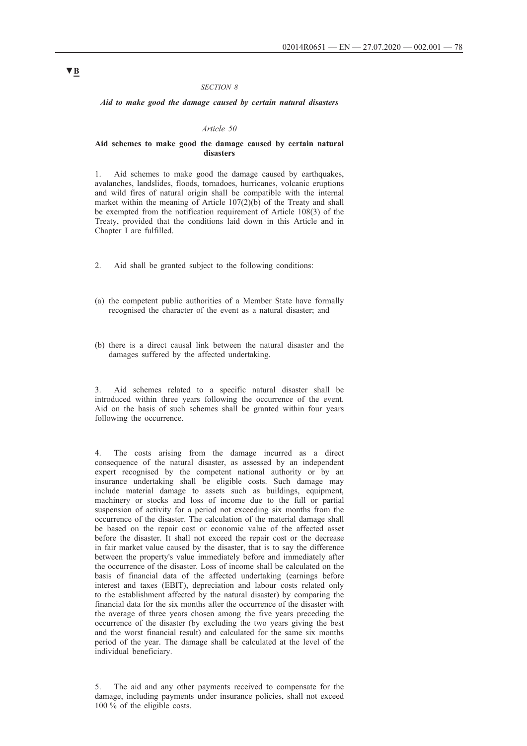▼B

*SECTION 8*

***Aid to make good the damage caused by certain natural disasters***

*Article 50*

**Aid schemes to make good the damage caused by certain natural disasters**

1. Aid schemes to make good the damage caused by earthquakes, avalanches, landslides, floods, tornadoes, hurricanes, volcanic eruptions and wild fires of natural origin shall be compatible with the internal market within the meaning of Article 107(2)(b) of the Treaty and shall be exempted from the notification requirement of Article 108(3) of the Treaty, provided that the conditions laid down in this Article and in Chapter I are fulfilled.

2. Aid shall be granted subject to the following conditions:

(a) the competent public authorities of a Member State have formally recognised the character of the event as a natural disaster; and

(b) there is a direct causal link between the natural disaster and the damages suffered by the affected undertaking.

3. Aid schemes related to a specific natural disaster shall be introduced within three years following the occurrence of the event. Aid on the basis of such schemes shall be granted within four years following the occurrence.

4. The costs arising from the damage incurred as a direct consequence of the natural disaster, as assessed by an independent expert recognised by the competent national authority or by an insurance undertaking shall be eligible costs. Such damage may include material damage to assets such as buildings, equipment, machinery or stocks and loss of income due to the full or partial suspension of activity for a period not exceeding six months from the occurrence of the disaster. The calculation of the material damage shall be based on the repair cost or economic value of the affected asset before the disaster. It shall not exceed the repair cost or the decrease in fair market value caused by the disaster, that is to say the difference between the property's value immediately before and immediately after the occurrence of the disaster. Loss of income shall be calculated on the basis of financial data of the affected undertaking (earnings before interest and taxes (EBIT), depreciation and labour costs related only to the establishment affected by the natural disaster) by comparing the financial data for the six months after the occurrence of the disaster with the average of three years chosen among the five years preceding the occurrence of the disaster (by excluding the two years giving the best and the worst financial result) and calculated for the same six months period of the year. The damage shall be calculated at the level of the individual beneficiary.

5. The aid and any other payments received to compensate for the damage, including payments under insurance policies, shall not exceed 100 % of the eligible costs.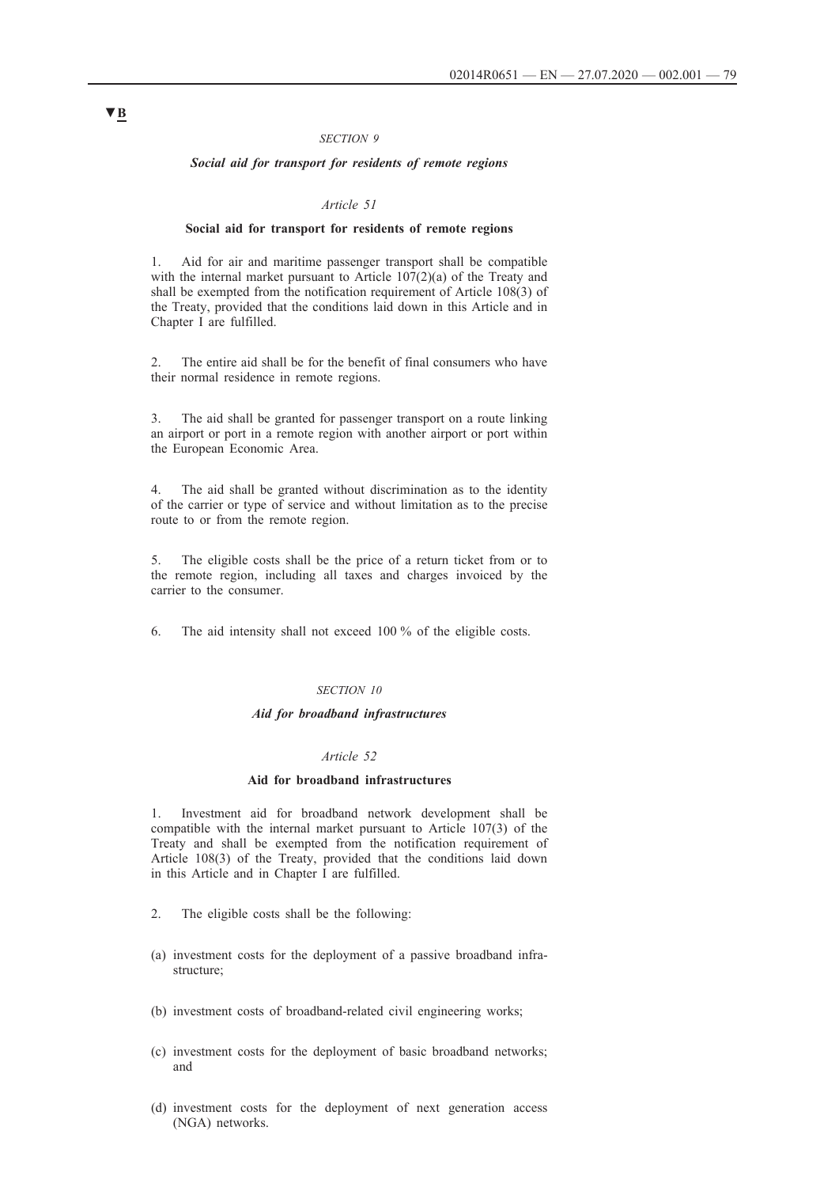▼B

*SECTION 9*

### *Social aid for transport for residents of remote regions*

*Article 51*

#### **Social aid for transport for residents of remote regions**

1. Aid for air and maritime passenger transport shall be compatible with the internal market pursuant to Article 107(2)(a) of the Treaty and shall be exempted from the notification requirement of Article 108(3) of the Treaty, provided that the conditions laid down in this Article and in Chapter I are fulfilled.

2. The entire aid shall be for the benefit of final consumers who have their normal residence in remote regions.

3. The aid shall be granted for passenger transport on a route linking an airport or port in a remote region with another airport or port within the European Economic Area.

4. The aid shall be granted without discrimination as to the identity of the carrier or type of service and without limitation as to the precise route to or from the remote region.

5. The eligible costs shall be the price of a return ticket from or to the remote region, including all taxes and charges invoiced by the carrier to the consumer.

6. The aid intensity shall not exceed 100 % of the eligible costs.

*SECTION 10*

### *Aid for broadband infrastructures*

*Article 52*

#### **Aid for broadband infrastructures**

1. Investment aid for broadband network development shall be compatible with the internal market pursuant to Article 107(3) of the Treaty and shall be exempted from the notification requirement of Article 108(3) of the Treaty, provided that the conditions laid down in this Article and in Chapter I are fulfilled.

2. The eligible costs shall be the following:

(a) investment costs for the deployment of a passive broadband infrastructure;

(b) investment costs of broadband-related civil engineering works;

(c) investment costs for the deployment of basic broadband networks; and

(d) investment costs for the deployment of next generation access (NGA) networks.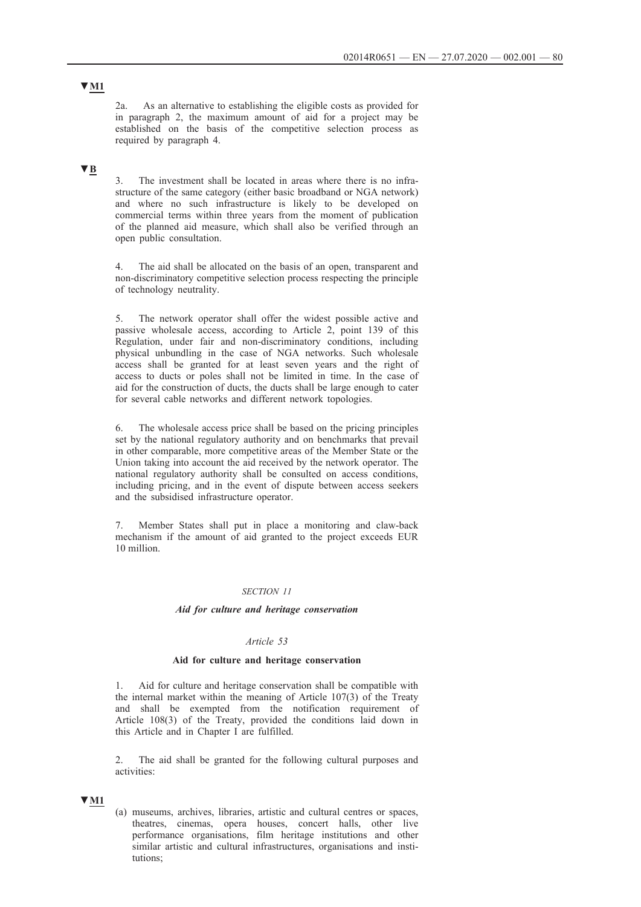▼M1

2a. As an alternative to establishing the eligible costs as provided for in paragraph 2, the maximum amount of aid for a project may be established on the basis of the competitive selection process as required by paragraph 4.

▼B

3. The investment shall be located in areas where there is no infrastructure of the same category (either basic broadband or NGA network) and where no such infrastructure is likely to be developed on commercial terms within three years from the moment of publication of the planned aid measure, which shall also be verified through an open public consultation.

4. The aid shall be allocated on the basis of an open, transparent and non-discriminatory competitive selection process respecting the principle of technology neutrality.

5. The network operator shall offer the widest possible active and passive wholesale access, according to Article 2, point 139 of this Regulation, under fair and non-discriminatory conditions, including physical unbundling in the case of NGA networks. Such wholesale access shall be granted for at least seven years and the right of access to ducts or poles shall not be limited in time. In the case of aid for the construction of ducts, the ducts shall be large enough to cater for several cable networks and different network topologies.

6. The wholesale access price shall be based on the pricing principles set by the national regulatory authority and on benchmarks that prevail in other comparable, more competitive areas of the Member State or the Union taking into account the aid received by the network operator. The national regulatory authority shall be consulted on access conditions, including pricing, and in the event of dispute between access seekers and the subsidised infrastructure operator.

7. Member States shall put in place a monitoring and claw-back mechanism if the amount of aid granted to the project exceeds EUR 10 million.

*SECTION 11*

***Aid for culture and heritage conservation***

*Article 53*

**Aid for culture and heritage conservation**

1. Aid for culture and heritage conservation shall be compatible with the internal market within the meaning of Article 107(3) of the Treaty and shall be exempted from the notification requirement of Article 108(3) of the Treaty, provided the conditions laid down in this Article and in Chapter I are fulfilled.

2. The aid shall be granted for the following cultural purposes and activities:

▼M1

(a) museums, archives, libraries, artistic and cultural centres or spaces, theatres, cinemas, opera houses, concert halls, other live performance organisations, film heritage institutions and other similar artistic and cultural infrastructures, organisations and institutions;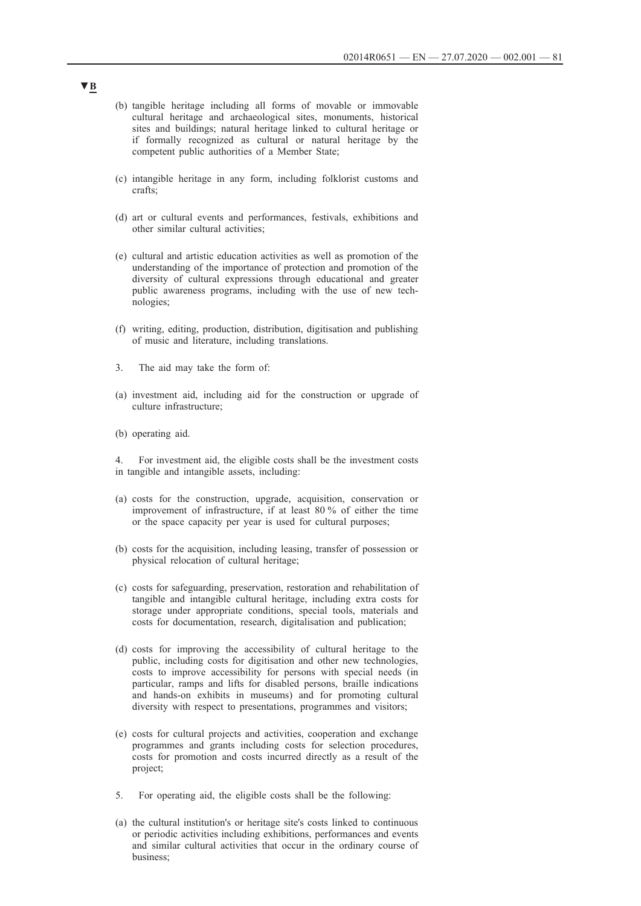▼B

(b) tangible heritage including all forms of movable or immovable cultural heritage and archaeological sites, monuments, historical sites and buildings; natural heritage linked to cultural heritage or if formally recognized as cultural or natural heritage by the competent public authorities of a Member State;

(c) intangible heritage in any form, including folklorist customs and crafts;

(d) art or cultural events and performances, festivals, exhibitions and other similar cultural activities;

(e) cultural and artistic education activities as well as promotion of the understanding of the importance of protection and promotion of the diversity of cultural expressions through educational and greater public awareness programs, including with the use of new technologies;

(f) writing, editing, production, distribution, digitisation and publishing of music and literature, including translations.

3. The aid may take the form of:

(a) investment aid, including aid for the construction or upgrade of culture infrastructure;

(b) operating aid.

4. For investment aid, the eligible costs shall be the investment costs in tangible and intangible assets, including:

(a) costs for the construction, upgrade, acquisition, conservation or improvement of infrastructure, if at least 80 % of either the time or the space capacity per year is used for cultural purposes;

(b) costs for the acquisition, including leasing, transfer of possession or physical relocation of cultural heritage;

(c) costs for safeguarding, preservation, restoration and rehabilitation of tangible and intangible cultural heritage, including extra costs for storage under appropriate conditions, special tools, materials and costs for documentation, research, digitalisation and publication;

(d) costs for improving the accessibility of cultural heritage to the public, including costs for digitisation and other new technologies, costs to improve accessibility for persons with special needs (in particular, ramps and lifts for disabled persons, braille indications and hands-on exhibits in museums) and for promoting cultural diversity with respect to presentations, programmes and visitors;

(e) costs for cultural projects and activities, cooperation and exchange programmes and grants including costs for selection procedures, costs for promotion and costs incurred directly as a result of the project;

5. For operating aid, the eligible costs shall be the following:

(a) the cultural institution's or heritage site's costs linked to continuous or periodic activities including exhibitions, performances and events and similar cultural activities that occur in the ordinary course of business;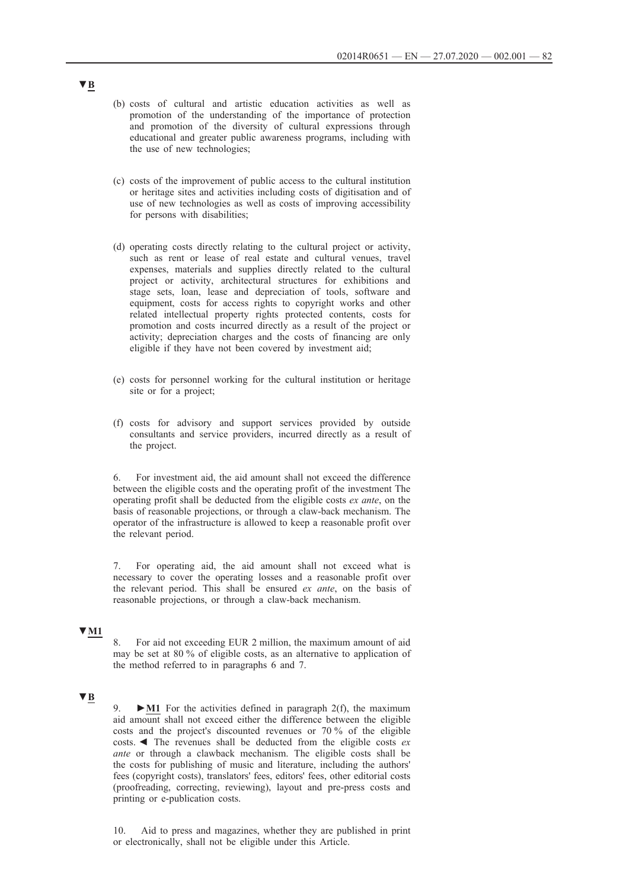▼B

(b) costs of cultural and artistic education activities as well as promotion of the understanding of the importance of protection and promotion of the diversity of cultural expressions through educational and greater public awareness programs, including with the use of new technologies;

(c) costs of the improvement of public access to the cultural institution or heritage sites and activities including costs of digitisation and of use of new technologies as well as costs of improving accessibility for persons with disabilities;

(d) operating costs directly relating to the cultural project or activity, such as rent or lease of real estate and cultural venues, travel expenses, materials and supplies directly related to the cultural project or activity, architectural structures for exhibitions and stage sets, loan, lease and depreciation of tools, software and equipment, costs for access rights to copyright works and other related intellectual property rights protected contents, costs for promotion and costs incurred directly as a result of the project or activity; depreciation charges and the costs of financing are only eligible if they have not been covered by investment aid;

(e) costs for personnel working for the cultural institution or heritage site or for a project;

(f) costs for advisory and support services provided by outside consultants and service providers, incurred directly as a result of the project.

6. For investment aid, the aid amount shall not exceed the difference between the eligible costs and the operating profit of the investment The operating profit shall be deducted from the eligible costs *ex ante*, on the basis of reasonable projections, or through a claw-back mechanism. The operator of the infrastructure is allowed to keep a reasonable profit over the relevant period.

7. For operating aid, the aid amount shall not exceed what is necessary to cover the operating losses and a reasonable profit over the relevant period. This shall be ensured *ex ante*, on the basis of reasonable projections, or through a claw-back mechanism.

▼M1

8. For aid not exceeding EUR 2 million, the maximum amount of aid may be set at 80 % of eligible costs, as an alternative to application of the method referred to in paragraphs 6 and 7.

▼B

9. ►M1 For the activities defined in paragraph 2(f), the maximum aid amount shall not exceed either the difference between the eligible costs and the project's discounted revenues or 70 % of the eligible costs. ◄ The revenues shall be deducted from the eligible costs *ex ante* or through a clawback mechanism. The eligible costs shall be the costs for publishing of music and literature, including the authors' fees (copyright costs), translators' fees, editors' fees, other editorial costs (proofreading, correcting, reviewing), layout and pre-press costs and printing or e-publication costs.

10. Aid to press and magazines, whether they are published in print or electronically, shall not be eligible under this Article.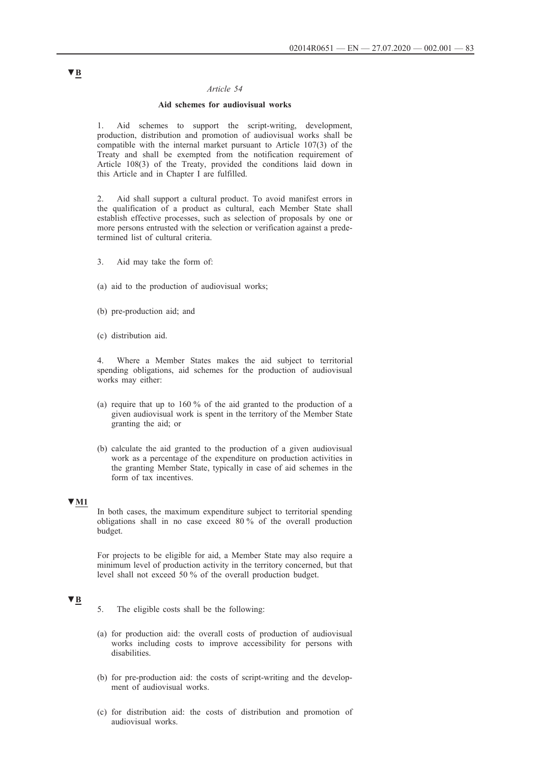▼B

*Article 54*

**Aid schemes for audiovisual works**

1. Aid schemes to support the script-writing, development, production, distribution and promotion of audiovisual works shall be compatible with the internal market pursuant to Article 107(3) of the Treaty and shall be exempted from the notification requirement of Article 108(3) of the Treaty, provided the conditions laid down in this Article and in Chapter I are fulfilled.

2. Aid shall support a cultural product. To avoid manifest errors in the qualification of a product as cultural, each Member State shall establish effective processes, such as selection of proposals by one or more persons entrusted with the selection or verification against a predetermined list of cultural criteria.

3. Aid may take the form of:

(a) aid to the production of audiovisual works;

(b) pre-production aid; and

(c) distribution aid.

4. Where a Member States makes the aid subject to territorial spending obligations, aid schemes for the production of audiovisual works may either:

(a) require that up to 160 % of the aid granted to the production of a given audiovisual work is spent in the territory of the Member State granting the aid; or

(b) calculate the aid granted to the production of a given audiovisual work as a percentage of the expenditure on production activities in the granting Member State, typically in case of aid schemes in the form of tax incentives.

▼M1

In both cases, the maximum expenditure subject to territorial spending obligations shall in no case exceed 80 % of the overall production budget.

For projects to be eligible for aid, a Member State may also require a minimum level of production activity in the territory concerned, but that level shall not exceed 50 % of the overall production budget.

▼B

5. The eligible costs shall be the following:

(a) for production aid: the overall costs of production of audiovisual works including costs to improve accessibility for persons with disabilities.

(b) for pre-production aid: the costs of script-writing and the development of audiovisual works.

(c) for distribution aid: the costs of distribution and promotion of audiovisual works.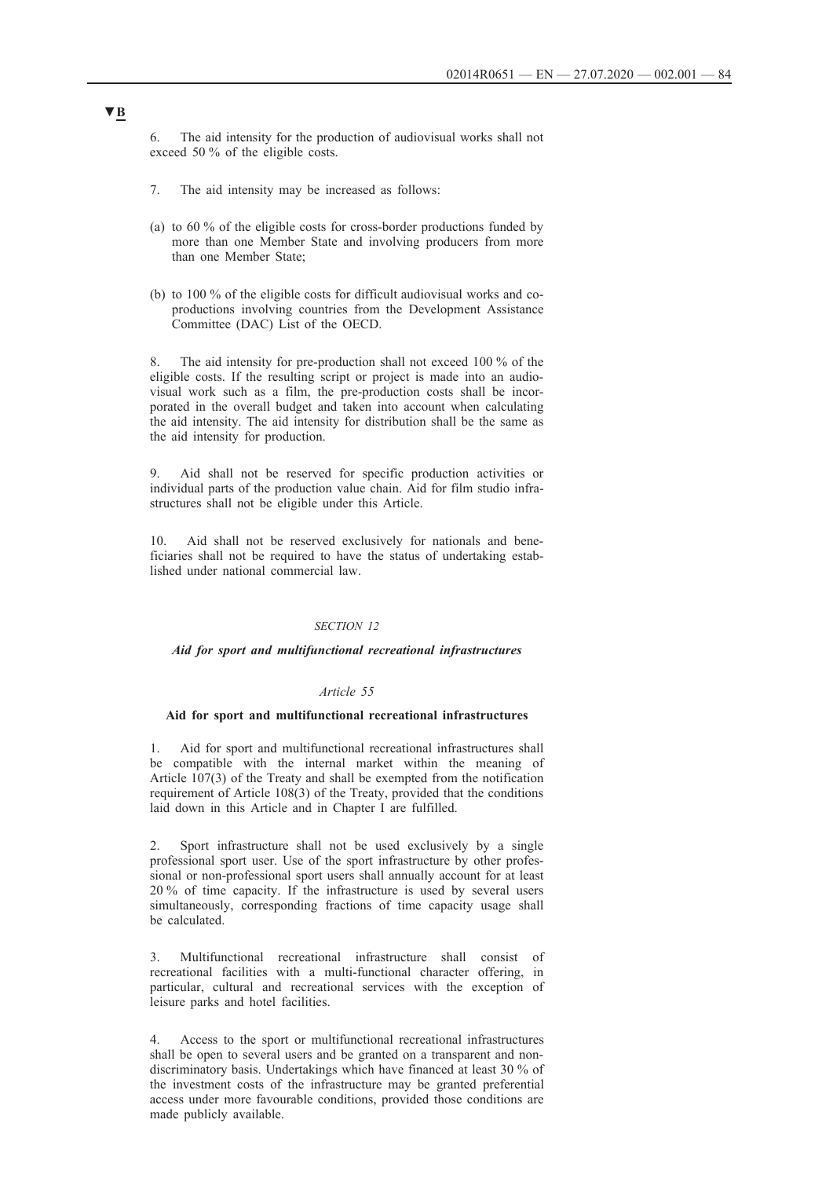▼B

6. The aid intensity for the production of audiovisual works shall not exceed 50 % of the eligible costs.

7. The aid intensity may be increased as follows:

(a) to 60 % of the eligible costs for cross-border productions funded by more than one Member State and involving producers from more than one Member State;

(b) to 100 % of the eligible costs for difficult audiovisual works and co-productions involving countries from the Development Assistance Committee (DAC) List of the OECD.

8. The aid intensity for pre-production shall not exceed 100 % of the eligible costs. If the resulting script or project is made into an audiovisual work such as a film, the pre-production costs shall be incorporated in the overall budget and taken into account when calculating the aid intensity. The aid intensity for distribution shall be the same as the aid intensity for production.

9. Aid shall not be reserved for specific production activities or individual parts of the production value chain. Aid for film studio infrastructures shall not be eligible under this Article.

10. Aid shall not be reserved exclusively for nationals and beneficiaries shall not be required to have the status of undertaking established under national commercial law.

*SECTION 12*

***Aid for sport and multifunctional recreational infrastructures***

*Article 55*

**Aid for sport and multifunctional recreational infrastructures**

1. Aid for sport and multifunctional recreational infrastructures shall be compatible with the internal market within the meaning of Article 107(3) of the Treaty and shall be exempted from the notification requirement of Article 108(3) of the Treaty, provided that the conditions laid down in this Article and in Chapter I are fulfilled.

2. Sport infrastructure shall not be used exclusively by a single professional sport user. Use of the sport infrastructure by other professional or non-professional sport users shall annually account for at least 20 % of time capacity. If the infrastructure is used by several users simultaneously, corresponding fractions of time capacity usage shall be calculated.

3. Multifunctional recreational infrastructure shall consist of recreational facilities with a multi-functional character offering, in particular, cultural and recreational services with the exception of leisure parks and hotel facilities.

4. Access to the sport or multifunctional recreational infrastructures shall be open to several users and be granted on a transparent and non-discriminatory basis. Undertakings which have financed at least 30 % of the investment costs of the infrastructure may be granted preferential access under more favourable conditions, provided those conditions are made publicly available.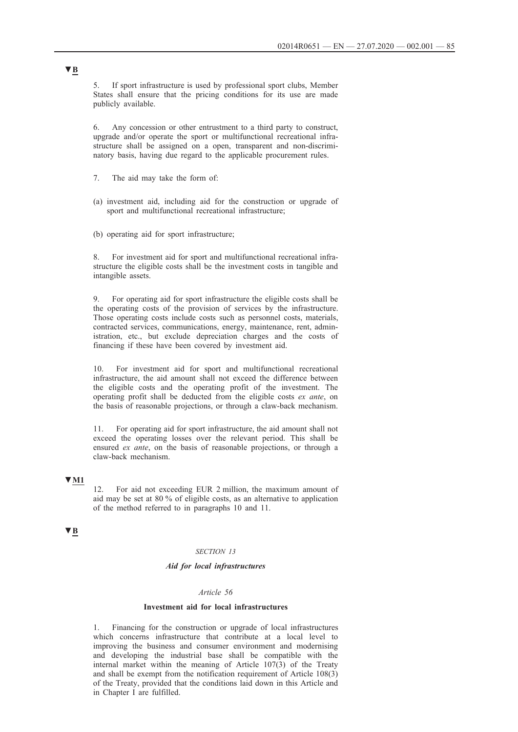▼B

5. If sport infrastructure is used by professional sport clubs, Member States shall ensure that the pricing conditions for its use are made publicly available.

6. Any concession or other entrustment to a third party to construct, upgrade and/or operate the sport or multifunctional recreational infrastructure shall be assigned on a open, transparent and non-discriminatory basis, having due regard to the applicable procurement rules.

7. The aid may take the form of:

(a) investment aid, including aid for the construction or upgrade of sport and multifunctional recreational infrastructure;

(b) operating aid for sport infrastructure;

8. For investment aid for sport and multifunctional recreational infrastructure the eligible costs shall be the investment costs in tangible and intangible assets.

9. For operating aid for sport infrastructure the eligible costs shall be the operating costs of the provision of services by the infrastructure. Those operating costs include costs such as personnel costs, materials, contracted services, communications, energy, maintenance, rent, administration, etc., but exclude depreciation charges and the costs of financing if these have been covered by investment aid.

10. For investment aid for sport and multifunctional recreational infrastructure, the aid amount shall not exceed the difference between the eligible costs and the operating profit of the investment. The operating profit shall be deducted from the eligible costs *ex ante*, on the basis of reasonable projections, or through a claw-back mechanism.

11. For operating aid for sport infrastructure, the aid amount shall not exceed the operating losses over the relevant period. This shall be ensured *ex ante*, on the basis of reasonable projections, or through a claw-back mechanism.

▼M1

12. For aid not exceeding EUR 2 million, the maximum amount of aid may be set at 80 % of eligible costs, as an alternative to application of the method referred to in paragraphs 10 and 11.

▼B

*SECTION 13*

***Aid for local infrastructures***

*Article 56*

**Investment aid for local infrastructures**

1. Financing for the construction or upgrade of local infrastructures which concerns infrastructure that contribute at a local level to improving the business and consumer environment and modernising and developing the industrial base shall be compatible with the internal market within the meaning of Article 107(3) of the Treaty and shall be exempt from the notification requirement of Article 108(3) of the Treaty, provided that the conditions laid down in this Article and in Chapter I are fulfilled.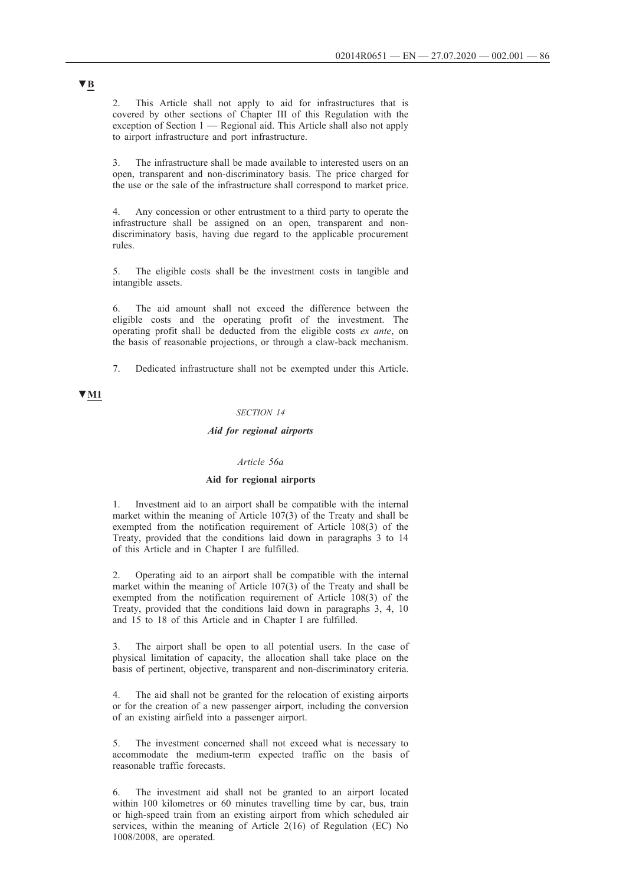▼B

2. This Article shall not apply to aid for infrastructures that is covered by other sections of Chapter III of this Regulation with the exception of Section 1 — Regional aid. This Article shall also not apply to airport infrastructure and port infrastructure.

3. The infrastructure shall be made available to interested users on an open, transparent and non-discriminatory basis. The price charged for the use or the sale of the infrastructure shall correspond to market price.

4. Any concession or other entrustment to a third party to operate the infrastructure shall be assigned on an open, transparent and non-discriminatory basis, having due regard to the applicable procurement rules.

5. The eligible costs shall be the investment costs in tangible and intangible assets.

6. The aid amount shall not exceed the difference between the eligible costs and the operating profit of the investment. The operating profit shall be deducted from the eligible costs *ex ante*, on the basis of reasonable projections, or through a claw-back mechanism.

7. Dedicated infrastructure shall not be exempted under this Article.

▼M1

*SECTION 14*

***Aid for regional airports***

*Article 56a*

**Aid for regional airports**

1. Investment aid to an airport shall be compatible with the internal market within the meaning of Article 107(3) of the Treaty and shall be exempted from the notification requirement of Article 108(3) of the Treaty, provided that the conditions laid down in paragraphs 3 to 14 of this Article and in Chapter I are fulfilled.

2. Operating aid to an airport shall be compatible with the internal market within the meaning of Article 107(3) of the Treaty and shall be exempted from the notification requirement of Article 108(3) of the Treaty, provided that the conditions laid down in paragraphs 3, 4, 10 and 15 to 18 of this Article and in Chapter I are fulfilled.

3. The airport shall be open to all potential users. In the case of physical limitation of capacity, the allocation shall take place on the basis of pertinent, objective, transparent and non-discriminatory criteria.

4. The aid shall not be granted for the relocation of existing airports or for the creation of a new passenger airport, including the conversion of an existing airfield into a passenger airport.

5. The investment concerned shall not exceed what is necessary to accommodate the medium-term expected traffic on the basis of reasonable traffic forecasts.

6. The investment aid shall not be granted to an airport located within 100 kilometres or 60 minutes travelling time by car, bus, train or high-speed train from an existing airport from which scheduled air services, within the meaning of Article 2(16) of Regulation (EC) No 1008/2008, are operated.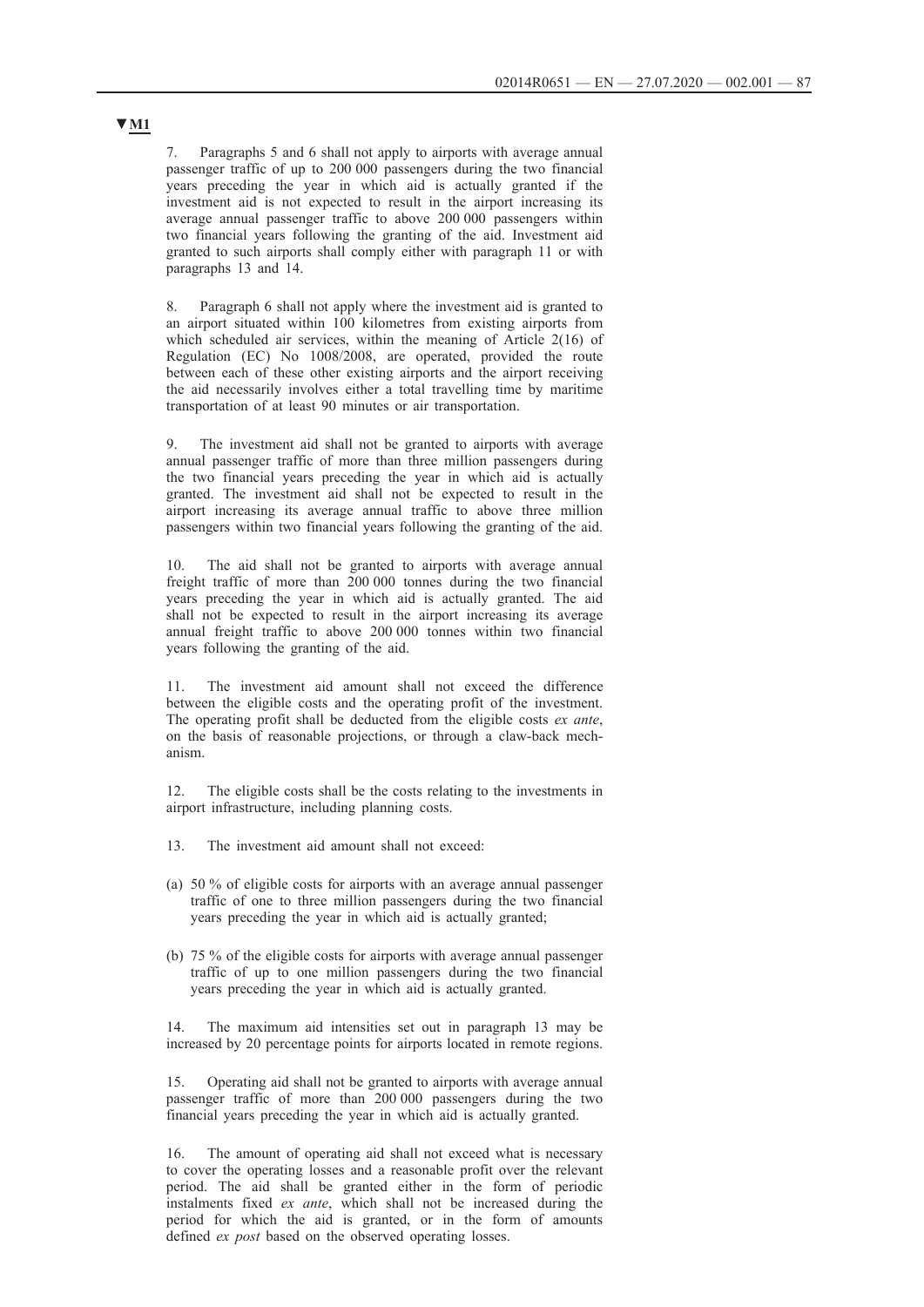**▼M1**

7. Paragraphs 5 and 6 shall not apply to airports with average annual passenger traffic of up to 200 000 passengers during the two financial years preceding the year in which aid is actually granted if the investment aid is not expected to result in the airport increasing its average annual passenger traffic to above 200 000 passengers within two financial years following the granting of the aid. Investment aid granted to such airports shall comply either with paragraph 11 or with paragraphs 13 and 14.

8. Paragraph 6 shall not apply where the investment aid is granted to an airport situated within 100 kilometres from existing airports from which scheduled air services, within the meaning of Article 2(16) of Regulation (EC) No 1008/2008, are operated, provided the route between each of these other existing airports and the airport receiving the aid necessarily involves either a total travelling time by maritime transportation of at least 90 minutes or air transportation.

9. The investment aid shall not be granted to airports with average annual passenger traffic of more than three million passengers during the two financial years preceding the year in which aid is actually granted. The investment aid shall not be expected to result in the airport increasing its average annual traffic to above three million passengers within two financial years following the granting of the aid.

10. The aid shall not be granted to airports with average annual freight traffic of more than 200 000 tonnes during the two financial years preceding the year in which aid is actually granted. The aid shall not be expected to result in the airport increasing its average annual freight traffic to above 200 000 tonnes within two financial years following the granting of the aid.

11. The investment aid amount shall not exceed the difference between the eligible costs and the operating profit of the investment. The operating profit shall be deducted from the eligible costs *ex ante*, on the basis of reasonable projections, or through a claw-back mechanism.

12. The eligible costs shall be the costs relating to the investments in airport infrastructure, including planning costs.

13. The investment aid amount shall not exceed:

(a) 50 % of eligible costs for airports with an average annual passenger traffic of one to three million passengers during the two financial years preceding the year in which aid is actually granted;

(b) 75 % of the eligible costs for airports with average annual passenger traffic of up to one million passengers during the two financial years preceding the year in which aid is actually granted.

14. The maximum aid intensities set out in paragraph 13 may be increased by 20 percentage points for airports located in remote regions.

15. Operating aid shall not be granted to airports with average annual passenger traffic of more than 200 000 passengers during the two financial years preceding the year in which aid is actually granted.

16. The amount of operating aid shall not exceed what is necessary to cover the operating losses and a reasonable profit over the relevant period. The aid shall be granted either in the form of periodic instalments fixed *ex ante*, which shall not be increased during the period for which the aid is granted, or in the form of amounts defined *ex post* based on the observed operating losses.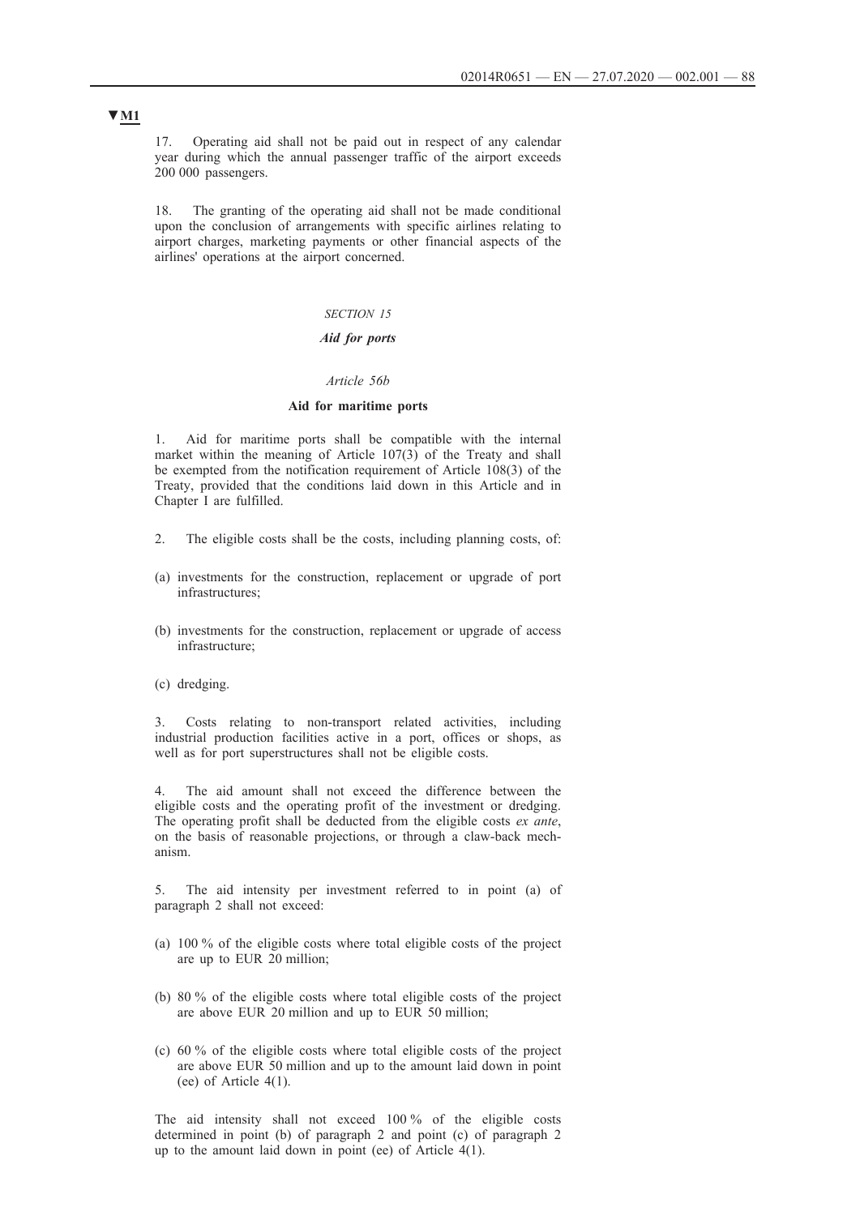▼M1

17. Operating aid shall not be paid out in respect of any calendar year during which the annual passenger traffic of the airport exceeds 200 000 passengers.

18. The granting of the operating aid shall not be made conditional upon the conclusion of arrangements with specific airlines relating to airport charges, marketing payments or other financial aspects of the airlines' operations at the airport concerned.

*SECTION 15*

*Aid for ports*

*Article 56b*

**Aid for maritime ports**

1. Aid for maritime ports shall be compatible with the internal market within the meaning of Article 107(3) of the Treaty and shall be exempted from the notification requirement of Article 108(3) of the Treaty, provided that the conditions laid down in this Article and in Chapter I are fulfilled.

2. The eligible costs shall be the costs, including planning costs, of:

(a) investments for the construction, replacement or upgrade of port infrastructures;

(b) investments for the construction, replacement or upgrade of access infrastructure;

(c) dredging.

3. Costs relating to non-transport related activities, including industrial production facilities active in a port, offices or shops, as well as for port superstructures shall not be eligible costs.

4. The aid amount shall not exceed the difference between the eligible costs and the operating profit of the investment or dredging. The operating profit shall be deducted from the eligible costs *ex ante*, on the basis of reasonable projections, or through a claw-back mechanism.

5. The aid intensity per investment referred to in point (a) of paragraph 2 shall not exceed:

(a) 100 % of the eligible costs where total eligible costs of the project are up to EUR 20 million;

(b) 80 % of the eligible costs where total eligible costs of the project are above EUR 20 million and up to EUR 50 million;

(c) 60 % of the eligible costs where total eligible costs of the project are above EUR 50 million and up to the amount laid down in point (ee) of Article 4(1).

The aid intensity shall not exceed 100 % of the eligible costs determined in point (b) of paragraph 2 and point (c) of paragraph 2 up to the amount laid down in point (ee) of Article 4(1).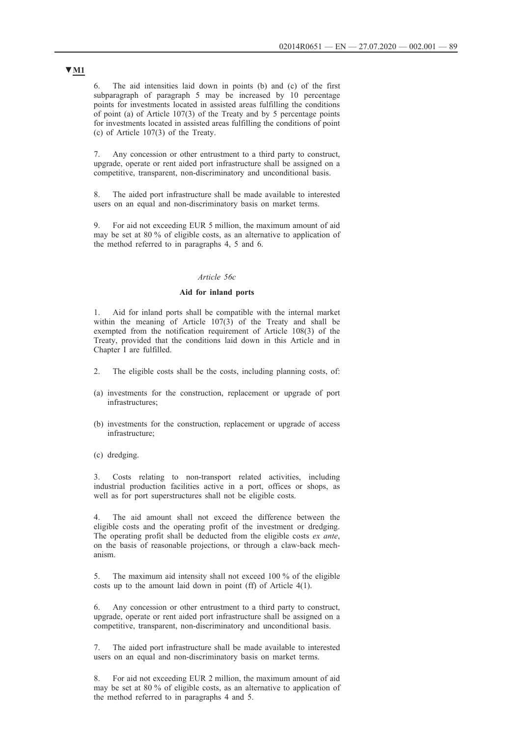▼M1

6. The aid intensities laid down in points (b) and (c) of the first subparagraph of paragraph 5 may be increased by 10 percentage points for investments located in assisted areas fulfilling the conditions of point (a) of Article 107(3) of the Treaty and by 5 percentage points for investments located in assisted areas fulfilling the conditions of point (c) of Article 107(3) of the Treaty.

7. Any concession or other entrustment to a third party to construct, upgrade, operate or rent aided port infrastructure shall be assigned on a competitive, transparent, non-discriminatory and unconditional basis.

8. The aided port infrastructure shall be made available to interested users on an equal and non-discriminatory basis on market terms.

9. For aid not exceeding EUR 5 million, the maximum amount of aid may be set at 80 % of eligible costs, as an alternative to application of the method referred to in paragraphs 4, 5 and 6.

*Article 56c*

**Aid for inland ports**

1. Aid for inland ports shall be compatible with the internal market within the meaning of Article 107(3) of the Treaty and shall be exempted from the notification requirement of Article 108(3) of the Treaty, provided that the conditions laid down in this Article and in Chapter I are fulfilled.

2. The eligible costs shall be the costs, including planning costs, of:

(a) investments for the construction, replacement or upgrade of port infrastructures;

(b) investments for the construction, replacement or upgrade of access infrastructure;

(c) dredging.

3. Costs relating to non-transport related activities, including industrial production facilities active in a port, offices or shops, as well as for port superstructures shall not be eligible costs.

4. The aid amount shall not exceed the difference between the eligible costs and the operating profit of the investment or dredging. The operating profit shall be deducted from the eligible costs *ex ante*, on the basis of reasonable projections, or through a claw-back mechanism.

5. The maximum aid intensity shall not exceed 100 % of the eligible costs up to the amount laid down in point (ff) of Article 4(1).

6. Any concession or other entrustment to a third party to construct, upgrade, operate or rent aided port infrastructure shall be assigned on a competitive, transparent, non-discriminatory and unconditional basis.

7. The aided port infrastructure shall be made available to interested users on an equal and non-discriminatory basis on market terms.

8. For aid not exceeding EUR 2 million, the maximum amount of aid may be set at 80 % of eligible costs, as an alternative to application of the method referred to in paragraphs 4 and 5.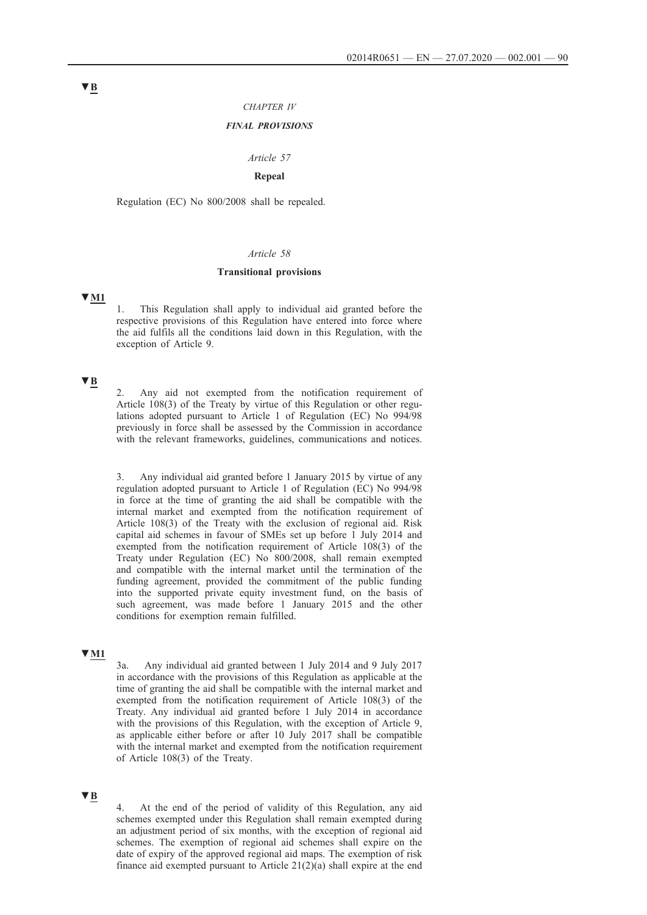▼B

*CHAPTER IV*

***FINAL PROVISIONS***

*Article 57*

**Repeal**

Regulation (EC) No 800/2008 shall be repealed.

*Article 58*

**Transitional provisions**

▼M1

1. This Regulation shall apply to individual aid granted before the respective provisions of this Regulation have entered into force where the aid fulfils all the conditions laid down in this Regulation, with the exception of Article 9.

▼B

2. Any aid not exempted from the notification requirement of Article 108(3) of the Treaty by virtue of this Regulation or other regulations adopted pursuant to Article 1 of Regulation (EC) No 994/98 previously in force shall be assessed by the Commission in accordance with the relevant frameworks, guidelines, communications and notices.

3. Any individual aid granted before 1 January 2015 by virtue of any regulation adopted pursuant to Article 1 of Regulation (EC) No 994/98 in force at the time of granting the aid shall be compatible with the internal market and exempted from the notification requirement of Article 108(3) of the Treaty with the exclusion of regional aid. Risk capital aid schemes in favour of SMEs set up before 1 July 2014 and exempted from the notification requirement of Article 108(3) of the Treaty under Regulation (EC) No 800/2008, shall remain exempted and compatible with the internal market until the termination of the funding agreement, provided the commitment of the public funding into the supported private equity investment fund, on the basis of such agreement, was made before 1 January 2015 and the other conditions for exemption remain fulfilled.

▼M1

3a. Any individual aid granted between 1 July 2014 and 9 July 2017 in accordance with the provisions of this Regulation as applicable at the time of granting the aid shall be compatible with the internal market and exempted from the notification requirement of Article 108(3) of the Treaty. Any individual aid granted before 1 July 2014 in accordance with the provisions of this Regulation, with the exception of Article 9, as applicable either before or after 10 July 2017 shall be compatible with the internal market and exempted from the notification requirement of Article 108(3) of the Treaty.

▼B

4. At the end of the period of validity of this Regulation, any aid schemes exempted under this Regulation shall remain exempted during an adjustment period of six months, with the exception of regional aid schemes. The exemption of regional aid schemes shall expire on the date of expiry of the approved regional aid maps. The exemption of risk finance aid exempted pursuant to Article 21(2)(a) shall expire at the end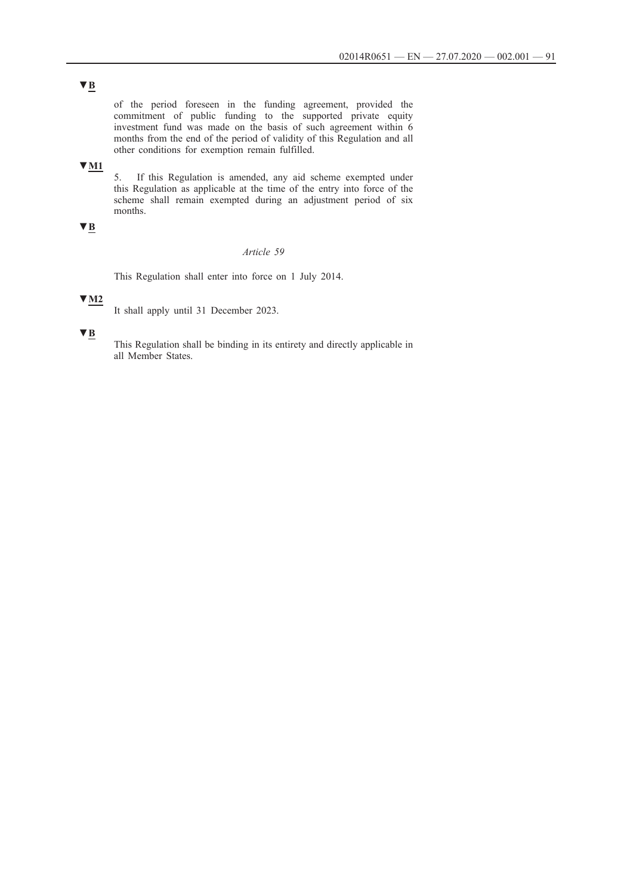▼B

of the period foreseen in the funding agreement, provided the commitment of public funding to the supported private equity investment fund was made on the basis of such agreement within 6 months from the end of the period of validity of this Regulation and all other conditions for exemption remain fulfilled.

▼M1

5. If this Regulation is amended, any aid scheme exempted under this Regulation as applicable at the time of the entry into force of the scheme shall remain exempted during an adjustment period of six months.

▼B

*Article 59*

This Regulation shall enter into force on 1 July 2014.

▼M2

It shall apply until 31 December 2023.

▼B

This Regulation shall be binding in its entirety and directly applicable in all Member States.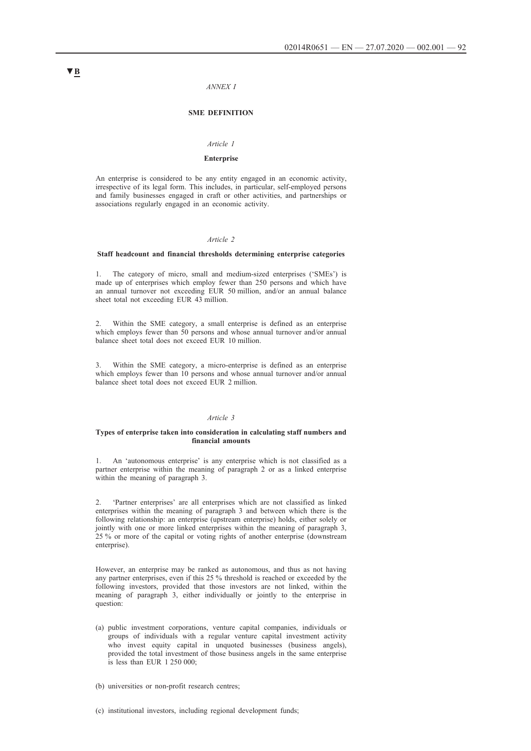▼B

*ANNEX I*

## SME DEFINITION

*Article 1*

### Enterprise

An enterprise is considered to be any entity engaged in an economic activity, irrespective of its legal form. This includes, in particular, self-employed persons and family businesses engaged in craft or other activities, and partnerships or associations regularly engaged in an economic activity.

*Article 2*

### Staff headcount and financial thresholds determining enterprise categories

1. The category of micro, small and medium-sized enterprises ('SMEs') is made up of enterprises which employ fewer than 250 persons and which have an annual turnover not exceeding EUR 50 million, and/or an annual balance sheet total not exceeding EUR 43 million.

2. Within the SME category, a small enterprise is defined as an enterprise which employs fewer than 50 persons and whose annual turnover and/or annual balance sheet total does not exceed EUR 10 million.

3. Within the SME category, a micro-enterprise is defined as an enterprise which employs fewer than 10 persons and whose annual turnover and/or annual balance sheet total does not exceed EUR 2 million.

*Article 3*

### Types of enterprise taken into consideration in calculating staff numbers and financial amounts

1. An 'autonomous enterprise' is any enterprise which is not classified as a partner enterprise within the meaning of paragraph 2 or as a linked enterprise within the meaning of paragraph 3.

2. 'Partner enterprises' are all enterprises which are not classified as linked enterprises within the meaning of paragraph 3 and between which there is the following relationship: an enterprise (upstream enterprise) holds, either solely or jointly with one or more linked enterprises within the meaning of paragraph 3, 25 % or more of the capital or voting rights of another enterprise (downstream enterprise).

However, an enterprise may be ranked as autonomous, and thus as not having any partner enterprises, even if this 25 % threshold is reached or exceeded by the following investors, provided that those investors are not linked, within the meaning of paragraph 3, either individually or jointly to the enterprise in question:

(a) public investment corporations, venture capital companies, individuals or groups of individuals with a regular venture capital investment activity who invest equity capital in unquoted businesses (business angels), provided the total investment of those business angels in the same enterprise is less than EUR 1 250 000;

(b) universities or non-profit research centres;

(c) institutional investors, including regional development funds;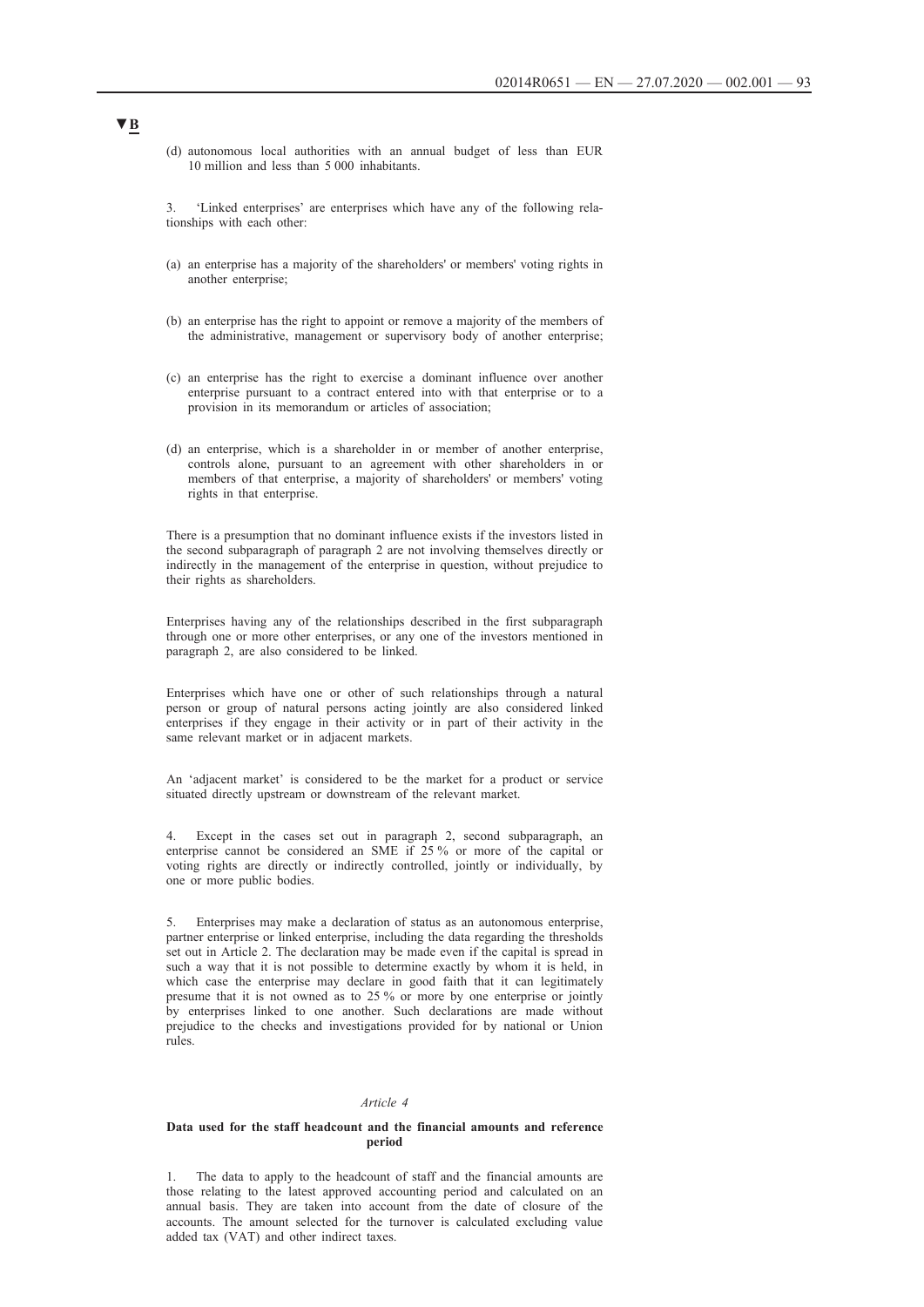▼B

(d) autonomous local authorities with an annual budget of less than EUR 10 million and less than 5 000 inhabitants.

3. 'Linked enterprises' are enterprises which have any of the following relationships with each other:

(a) an enterprise has a majority of the shareholders' or members' voting rights in another enterprise;

(b) an enterprise has the right to appoint or remove a majority of the members of the administrative, management or supervisory body of another enterprise;

(c) an enterprise has the right to exercise a dominant influence over another enterprise pursuant to a contract entered into with that enterprise or to a provision in its memorandum or articles of association;

(d) an enterprise, which is a shareholder in or member of another enterprise, controls alone, pursuant to an agreement with other shareholders in or members of that enterprise, a majority of shareholders' or members' voting rights in that enterprise.

There is a presumption that no dominant influence exists if the investors listed in the second subparagraph of paragraph 2 are not involving themselves directly or indirectly in the management of the enterprise in question, without prejudice to their rights as shareholders.

Enterprises having any of the relationships described in the first subparagraph through one or more other enterprises, or any one of the investors mentioned in paragraph 2, are also considered to be linked.

Enterprises which have one or other of such relationships through a natural person or group of natural persons acting jointly are also considered linked enterprises if they engage in their activity or in part of their activity in the same relevant market or in adjacent markets.

An 'adjacent market' is considered to be the market for a product or service situated directly upstream or downstream of the relevant market.

4. Except in the cases set out in paragraph 2, second subparagraph, an enterprise cannot be considered an SME if 25 % or more of the capital or voting rights are directly or indirectly controlled, jointly or individually, by one or more public bodies.

5. Enterprises may make a declaration of status as an autonomous enterprise, partner enterprise or linked enterprise, including the data regarding the thresholds set out in Article 2. The declaration may be made even if the capital is spread in such a way that it is not possible to determine exactly by whom it is held, in which case the enterprise may declare in good faith that it can legitimately presume that it is not owned as to 25 % or more by one enterprise or jointly by enterprises linked to one another. Such declarations are made without prejudice to the checks and investigations provided for by national or Union rules.

*Article 4*

**Data used for the staff headcount and the financial amounts and reference period**

1. The data to apply to the headcount of staff and the financial amounts are those relating to the latest approved accounting period and calculated on an annual basis. They are taken into account from the date of closure of the accounts. The amount selected for the turnover is calculated excluding value added tax (VAT) and other indirect taxes.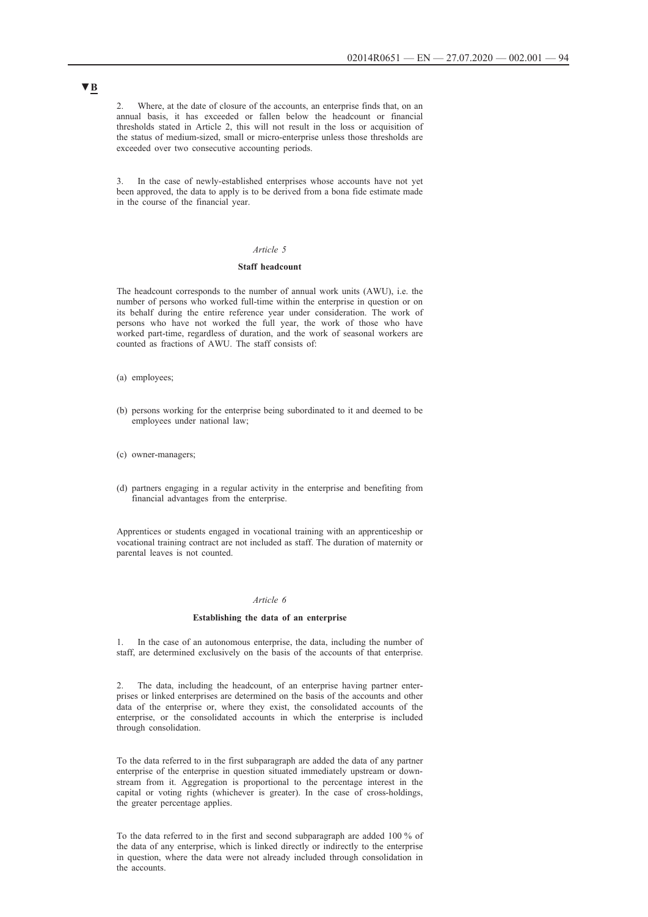▼B

2. Where, at the date of closure of the accounts, an enterprise finds that, on an annual basis, it has exceeded or fallen below the headcount or financial thresholds stated in Article 2, this will not result in the loss or acquisition of the status of medium-sized, small or micro-enterprise unless those thresholds are exceeded over two consecutive accounting periods.

3. In the case of newly-established enterprises whose accounts have not yet been approved, the data to apply is to be derived from a bona fide estimate made in the course of the financial year.

*Article 5*

**Staff headcount**

The headcount corresponds to the number of annual work units (AWU), i.e. the number of persons who worked full-time within the enterprise in question or on its behalf during the entire reference year under consideration. The work of persons who have not worked the full year, the work of those who have worked part-time, regardless of duration, and the work of seasonal workers are counted as fractions of AWU. The staff consists of:

(a) employees;

(b) persons working for the enterprise being subordinated to it and deemed to be employees under national law;

(c) owner-managers;

(d) partners engaging in a regular activity in the enterprise and benefiting from financial advantages from the enterprise.

Apprentices or students engaged in vocational training with an apprenticeship or vocational training contract are not included as staff. The duration of maternity or parental leaves is not counted.

*Article 6*

**Establishing the data of an enterprise**

1. In the case of an autonomous enterprise, the data, including the number of staff, are determined exclusively on the basis of the accounts of that enterprise.

2. The data, including the headcount, of an enterprise having partner enterprises or linked enterprises are determined on the basis of the accounts and other data of the enterprise or, where they exist, the consolidated accounts of the enterprise, or the consolidated accounts in which the enterprise is included through consolidation.

To the data referred to in the first subparagraph are added the data of any partner enterprise of the enterprise in question situated immediately upstream or downstream from it. Aggregation is proportional to the percentage interest in the capital or voting rights (whichever is greater). In the case of cross-holdings, the greater percentage applies.

To the data referred to in the first and second subparagraph are added 100 % of the data of any enterprise, which is linked directly or indirectly to the enterprise in question, where the data were not already included through consolidation in the accounts.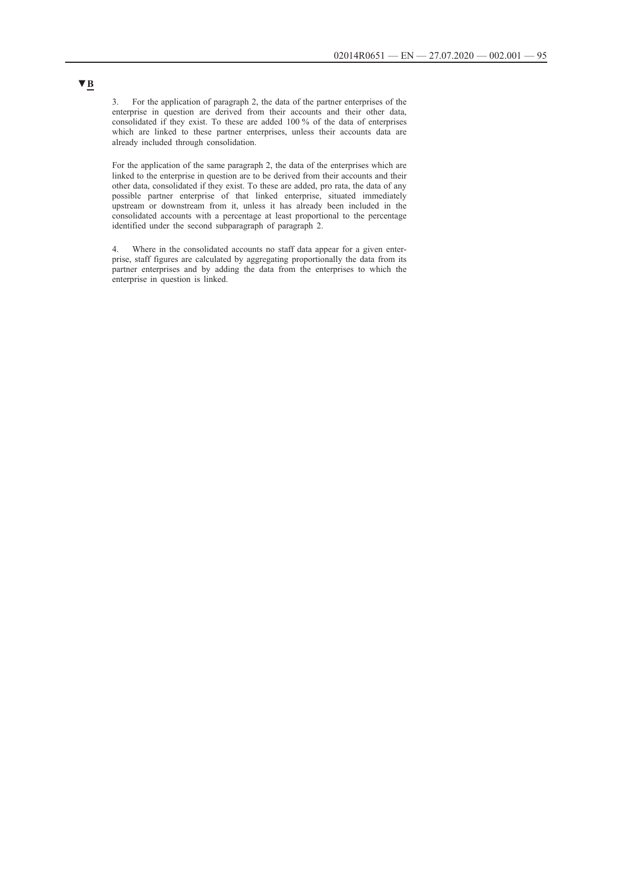▼B

3. For the application of paragraph 2, the data of the partner enterprises of the enterprise in question are derived from their accounts and their other data, consolidated if they exist. To these are added 100 % of the data of enterprises which are linked to these partner enterprises, unless their accounts data are already included through consolidation.

For the application of the same paragraph 2, the data of the enterprises which are linked to the enterprise in question are to be derived from their accounts and their other data, consolidated if they exist. To these are added, pro rata, the data of any possible partner enterprise of that linked enterprise, situated immediately upstream or downstream from it, unless it has already been included in the consolidated accounts with a percentage at least proportional to the percentage identified under the second subparagraph of paragraph 2.

4. Where in the consolidated accounts no staff data appear for a given enterprise, staff figures are calculated by aggregating proportionally the data from its partner enterprises and by adding the data from the enterprises to which the enterprise in question is linked.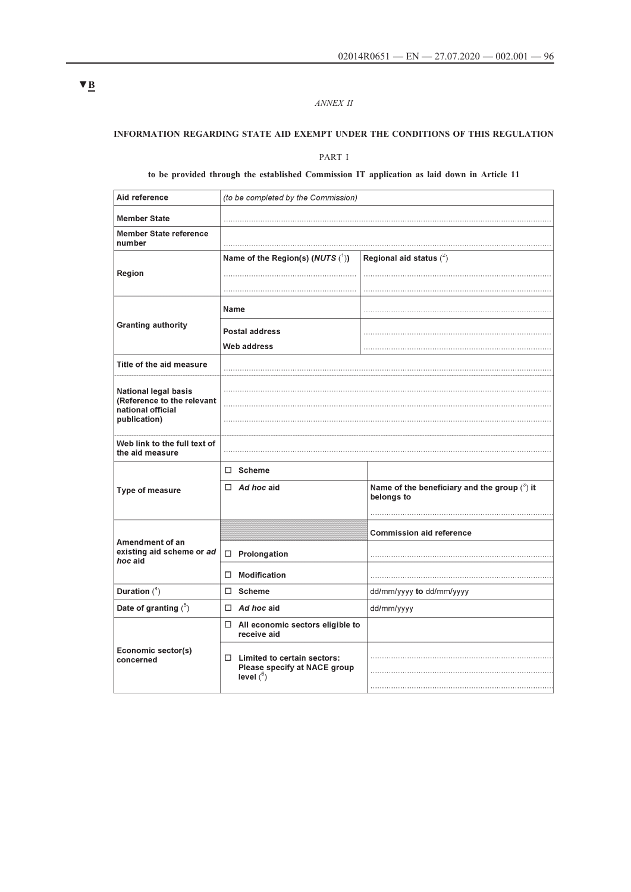▼B

*ANNEX II*

## INFORMATION REGARDING STATE AID EXEMPT UNDER THE CONDITIONS OF THIS REGULATION

### PART I

**to be provided through the established Commission IT application as laid down in Article 11**

| | | |
|---|---|---|
| **Aid reference** | *(to be completed by the Commission)* | |
| **Member State** | ..................... | |
| **Member State reference number** | ..................... | |
| **Region** | **Name of the Region(s) (*NUTS* [1])** ..................... ..................... | **Regional aid status** [2] ..................... ..................... |
| **Granting authority** | **Name** | ..................... |
| | **Postal address** **Web address** | ..................... ..................... |
| **Title of the aid measure** | ..................... | |
| **National legal basis (Reference to the relevant national official publication)** | ..................... ..................... ..................... | |
| **Web link to the full text of the aid measure** | ..................... | |
| **Type of measure** | ☐ **Scheme** | |
| | ☐ ***Ad hoc* aid** | **Name of the beneficiary and the group** [3] **it belongs to** ..................... |
| **Amendment of an existing aid scheme or *ad hoc* aid** | | **Commission aid reference** |
| | ☐ **Prolongation** | ..................... |
| | ☐ **Modification** | ..................... |
| **Duration** [4] | ☐ **Scheme** | dd/mm/yyyy **to** dd/mm/yyyy |
| **Date of granting** [5] | ☐ ***Ad hoc* aid** | dd/mm/yyyy |
| **Economic sector(s) concerned** | ☐ **All economic sectors eligible to receive aid** | |
| | ☐ **Limited to certain sectors: Please specify at NACE group level** [6] | ..................... ..................... ..................... |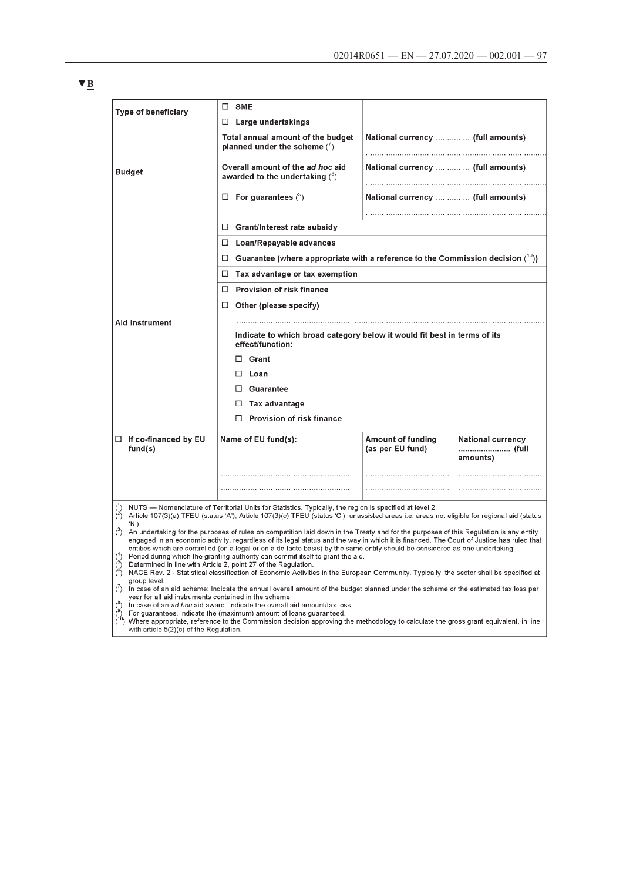▼B

| Type of beneficiary | ☐ SME | | |
|---|---|---|---|
| | ☐ Large undertakings | | |
| Budget | Total annual amount of the budget planned under the scheme ([7]) | National currency ............... (full amounts) ............................................................................... | |
| | Overall amount of the *ad hoc* aid awarded to the undertaking ([8]) | National currency ............... (full amounts) ............................................................................... | |
| | ☐ For guarantees ([9]) | National currency ............... (full amounts) ............................................................................... | |
| Aid instrument | ☐ Grant/Interest rate subsidy | | |
| | ☐ Loan/Repayable advances | | |
| | ☐ Guarantee (where appropriate with a reference to the Commission decision ([10])) | | |
| | ☐ Tax advantage or tax exemption | | |
| | ☐ Provision of risk finance | | |
| | ☐ Other (please specify) ............................................................................................................................................ Indicate to which broad category below it would fit best in terms of its effect/function: ☐ Grant ☐ Loan ☐ Guarantee ☐ Tax advantage ☐ Provision of risk finance | | |
| ☐ If co-financed by EU fund(s) | Name of EU fund(s): | Amount of funding (as per EU fund) | National currency ....................... (full amounts) |
| | ............................................................ | ..................................... | ..................................... |
| | ............................................................ | ..................................... | ..................................... |

([1]) NUTS — Nomenclature of Territorial Units for Statistics. Typically, the region is specified at level 2.
([2]) Article 107(3)(a) TFEU (status 'A'), Article 107(3)(c) TFEU (status 'C'), unassisted areas i.e. areas not eligible for regional aid (status 'N').
([3]) An undertaking for the purposes of rules on competition laid down in the Treaty and for the purposes of this Regulation is any entity engaged in an economic activity, regardless of its legal status and the way in which it is financed. The Court of Justice has ruled that entities which are controlled (on a legal or on a de facto basis) by the same entity should be considered as one undertaking.
([4]) Period during which the granting authority can commit itself to grant the aid.
([5]) Determined in line with Article 2, point 27 of the Regulation.
([6]) NACE Rev. 2 - Statistical classification of Economic Activities in the European Community. Typically, the sector shall be specified at group level.
([7]) In case of an aid scheme: Indicate the annual overall amount of the budget planned under the scheme or the estimated tax loss per year for all aid instruments contained in the scheme.
([8]) In case of an *ad hoc* aid award: Indicate the overall aid amount/tax loss.
([9]) For guarantees, indicate the (maximum) amount of loans guaranteed.
([10]) Where appropriate, reference to the Commission decision approving the methodology to calculate the gross grant equivalent, in line with article 5(2)(c) of the Regulation.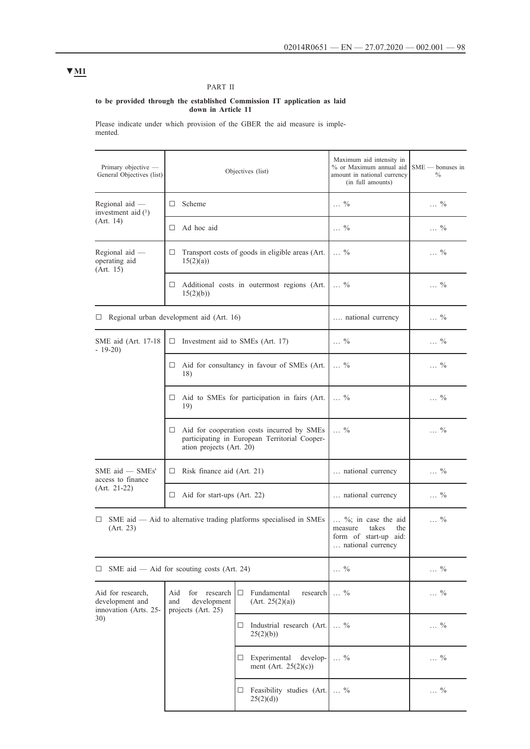▼M1

PART II

**to be provided through the established Commission IT application as laid down in Article 11**

Please indicate under which provision of the GBER the aid measure is implemented.

| Primary objective — General Objectives (list) | Objectives (list) | | Maximum aid intensity in % or Maximum annual aid amount in national currency (in full amounts) | SME — bonuses in % |
|---|---|---|---|---|
| Regional aid — investment aid [1] (Art. 14) | ☐ Scheme | | … % | … % |
| | ☐ Ad hoc aid | | … % | … % |
| Regional aid — operating aid (Art. 15) | ☐ Transport costs of goods in eligible areas (Art. 15(2)(a)) | | … % | … % |
| | ☐ Additional costs in outermost regions (Art. 15(2)(b)) | | … % | … % |
| ☐ Regional urban development aid (Art. 16) | | | …. national currency | … % |
| SME aid (Art. 17-18 - 19-20) | ☐ Investment aid to SMEs (Art. 17) | | … % | … % |
| | ☐ Aid for consultancy in favour of SMEs (Art. 18) | | … % | … % |
| | ☐ Aid to SMEs for participation in fairs (Art. 19) | | … % | … % |
| | ☐ Aid for cooperation costs incurred by SMEs participating in European Territorial Cooperation projects (Art. 20) | | … % | … % |
| SME aid — SMEs' access to finance (Art. 21-22) | ☐ Risk finance aid (Art. 21) | | … national currency | … % |
| | ☐ Aid for start-ups (Art. 22) | | … national currency | … % |
| ☐ SME aid — Aid to alternative trading platforms specialised in SMEs (Art. 23) | | | … %; in case the aid measure takes the form of start-up aid: … national currency | … % |
| ☐ SME aid — Aid for scouting costs (Art. 24) | | | … % | … % |
| Aid for research, development and innovation (Arts. 25-30) | Aid for research and development projects (Art. 25) | ☐ Fundamental research (Art. 25(2)(a)) | … % | … % |
| | | ☐ Industrial research (Art. 25(2)(b)) | … % | … % |
| | | ☐ Experimental development (Art. 25(2)(c)) | … % | … % |
| | | ☐ Feasibility studies (Art. 25(2)(d)) | … % | … % |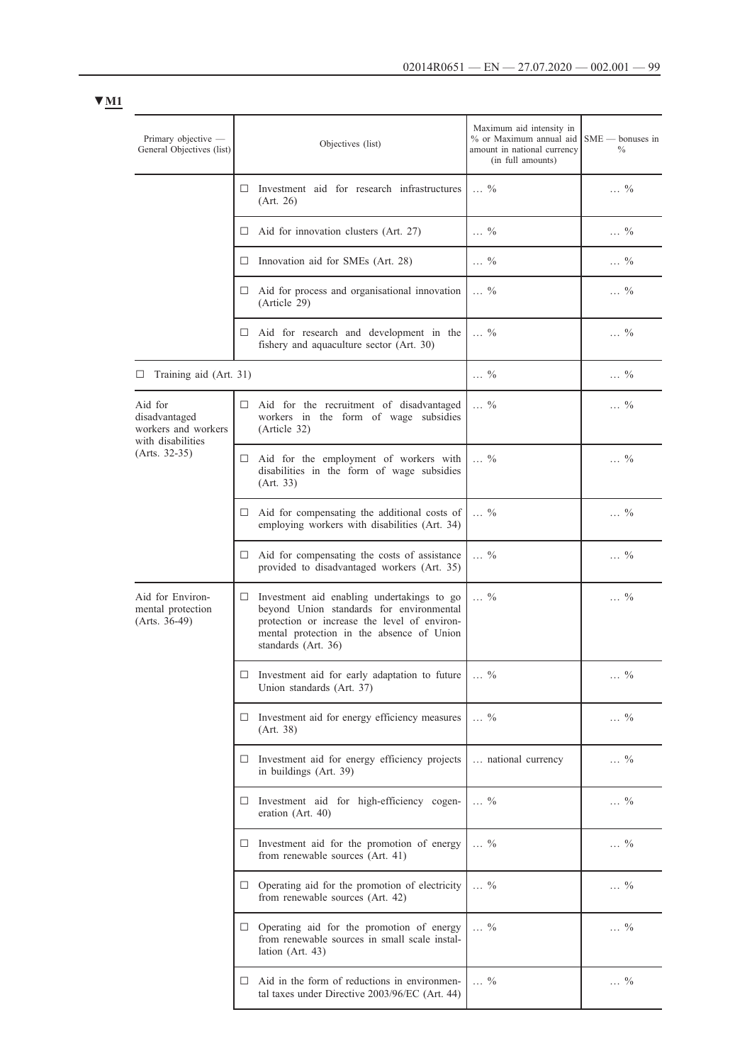▼M1

| Primary objective — General Objectives (list) | Objectives (list) | Maximum aid intensity in % or Maximum annual aid amount in national currency (in full amounts) | SME — bonuses in % |
|---|---|---|---|
| | ☐ Investment aid for research infrastructures (Art. 26) | … % | … % |
| | ☐ Aid for innovation clusters (Art. 27) | … % | … % |
| | ☐ Innovation aid for SMEs (Art. 28) | … % | … % |
| | ☐ Aid for process and organisational innovation (Article 29) | … % | … % |
| | ☐ Aid for research and development in the fishery and aquaculture sector (Art. 30) | … % | … % |
| ☐ Training aid (Art. 31) | | … % | … % |
| Aid for disadvantaged workers and workers with disabilities (Arts. 32-35) | ☐ Aid for the recruitment of disadvantaged workers in the form of wage subsidies (Article 32) | … % | … % |
| | ☐ Aid for the employment of workers with disabilities in the form of wage subsidies (Art. 33) | … % | … % |
| | ☐ Aid for compensating the additional costs of employing workers with disabilities (Art. 34) | … % | … % |
| | ☐ Aid for compensating the costs of assistance provided to disadvantaged workers (Art. 35) | … % | … % |
| Aid for Environmental protection (Arts. 36-49) | ☐ Investment aid enabling undertakings to go beyond Union standards for environmental protection or increase the level of environmental protection in the absence of Union standards (Art. 36) | … % | … % |
| | ☐ Investment aid for early adaptation to future Union standards (Art. 37) | … % | … % |
| | ☐ Investment aid for energy efficiency measures (Art. 38) | … % | … % |
| | ☐ Investment aid for energy efficiency projects in buildings (Art. 39) | … national currency | … % |
| | ☐ Investment aid for high-efficiency cogeneration (Art. 40) | … % | … % |
| | ☐ Investment aid for the promotion of energy from renewable sources (Art. 41) | … % | … % |
| | ☐ Operating aid for the promotion of electricity from renewable sources (Art. 42) | … % | … % |
| | ☐ Operating aid for the promotion of energy from renewable sources in small scale installation (Art. 43) | … % | … % |
| | ☐ Aid in the form of reductions in environmental taxes under Directive 2003/96/EC (Art. 44) | … % | … % |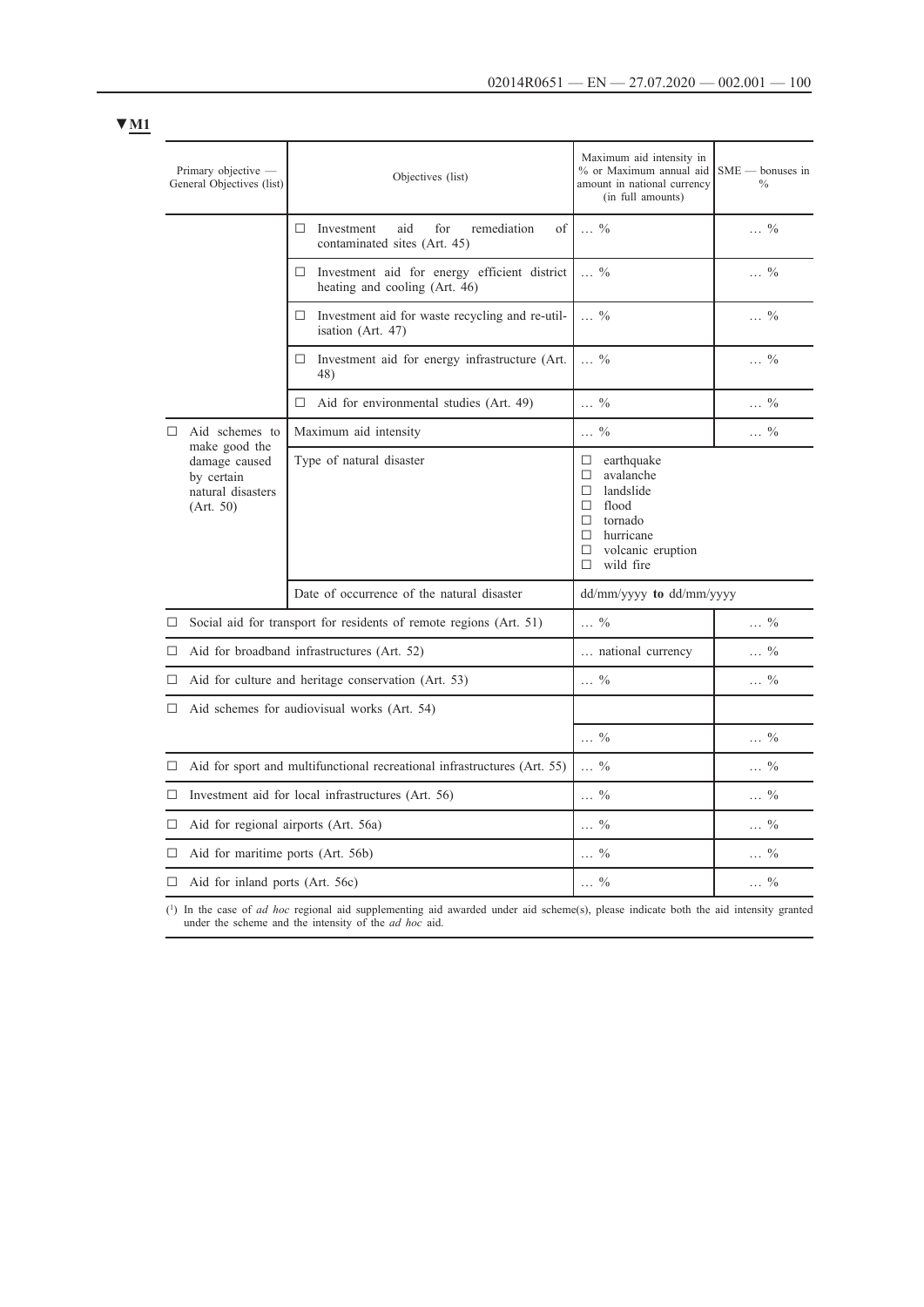▼M1

| Primary objective — General Objectives (list) | Objectives (list) | Maximum aid intensity in % or Maximum annual aid amount in national currency (in full amounts) | SME — bonuses in % |
|---|---|---|---|
| | ☐ Investment aid for remediation of contaminated sites (Art. 45) | … % | … % |
| | ☐ Investment aid for energy efficient district heating and cooling (Art. 46) | … % | … % |
| | ☐ Investment aid for waste recycling and re-utilisation (Art. 47) | … % | … % |
| | ☐ Investment aid for energy infrastructure (Art. 48) | … % | … % |
| | ☐ Aid for environmental studies (Art. 49) | … % | … % |
| ☐ Aid schemes to make good the damage caused by certain natural disasters (Art. 50) | Maximum aid intensity | … % | … % |
| | Type of natural disaster | ☐ earthquake<br>☐ avalanche<br>☐ landslide<br>☐ flood<br>☐ tornado<br>☐ hurricane<br>☐ volcanic eruption<br>☐ wild fire | |
| | Date of occurrence of the natural disaster | dd/mm/yyyy **to** dd/mm/yyyy | |
| ☐ Social aid for transport for residents of remote regions (Art. 51) | | … % | … % |
| ☐ Aid for broadband infrastructures (Art. 52) | | … national currency | … % |
| ☐ Aid for culture and heritage conservation (Art. 53) | | … % | … % |
| ☐ Aid schemes for audiovisual works (Art. 54) | | | |
| | | … % | … % |
| ☐ Aid for sport and multifunctional recreational infrastructures (Art. 55) | | … % | … % |
| ☐ Investment aid for local infrastructures (Art. 56) | | … % | … % |
| ☐ Aid for regional airports (Art. 56a) | | … % | … % |
| ☐ Aid for maritime ports (Art. 56b) | | … % | … % |
| ☐ Aid for inland ports (Art. 56c) | | … % | … % |

(1) In the case of *ad hoc* regional aid supplementing aid awarded under aid scheme(s), please indicate both the aid intensity granted under the scheme and the intensity of the *ad hoc* aid.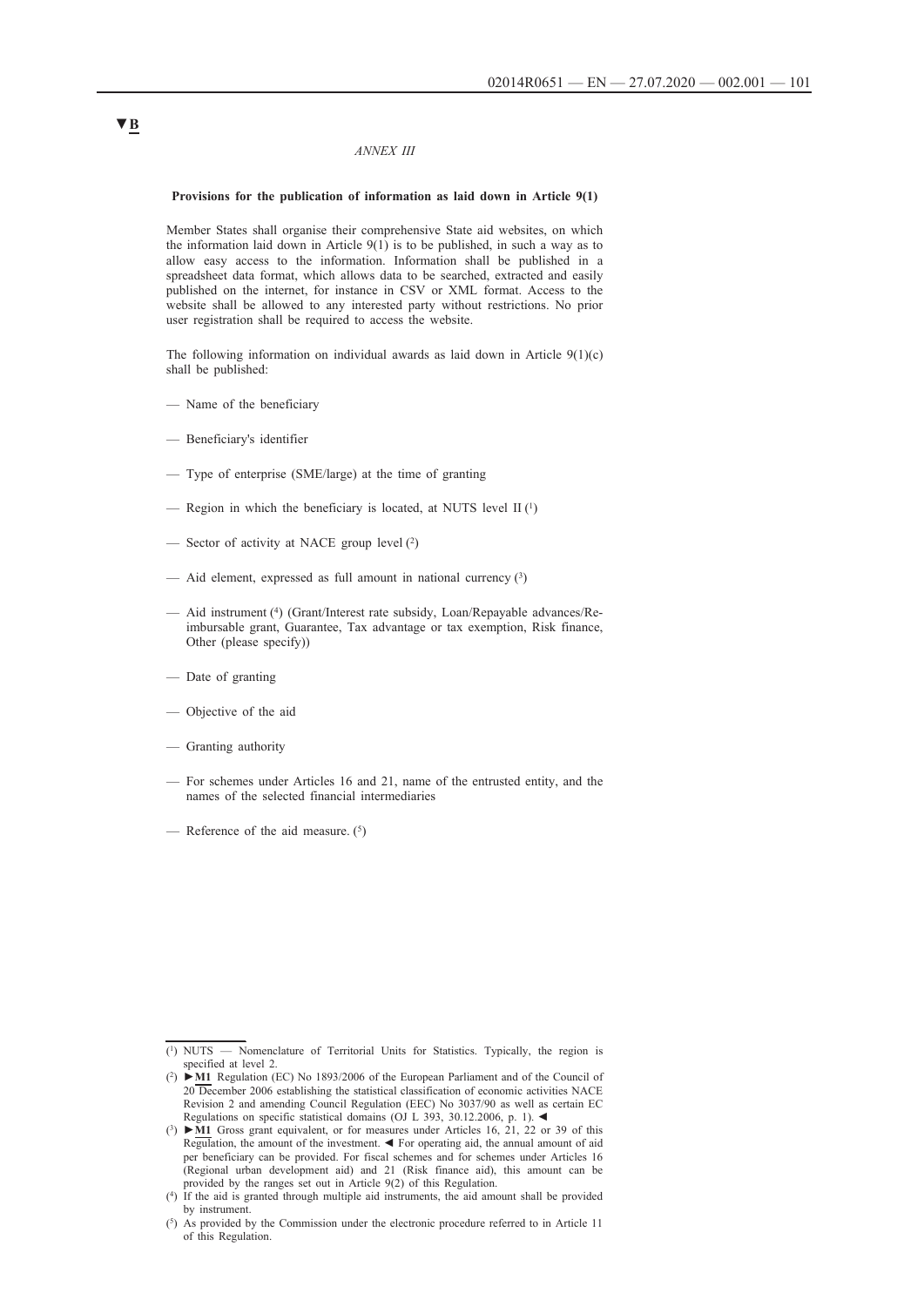▼B

*ANNEX III*

**Provisions for the publication of information as laid down in Article 9(1)**

Member States shall organise their comprehensive State aid websites, on which the information laid down in Article 9(1) is to be published, in such a way as to allow easy access to the information. Information shall be published in a spreadsheet data format, which allows data to be searched, extracted and easily published on the internet, for instance in CSV or XML format. Access to the website shall be allowed to any interested party without restrictions. No prior user registration shall be required to access the website.

The following information on individual awards as laid down in Article 9(1)(c) shall be published:

— Name of the beneficiary

— Beneficiary's identifier

— Type of enterprise (SME/large) at the time of granting

— Region in which the beneficiary is located, at NUTS level II [1]

— Sector of activity at NACE group level [2]

— Aid element, expressed as full amount in national currency [3]

— Aid instrument [4] (Grant/Interest rate subsidy, Loan/Repayable advances/Reimbursable grant, Guarantee, Tax advantage or tax exemption, Risk finance, Other (please specify))

— Date of granting

— Objective of the aid

— Granting authority

— For schemes under Articles 16 and 21, name of the entrusted entity, and the names of the selected financial intermediaries

— Reference of the aid measure. [5]

---

[1] NUTS — Nomenclature of Territorial Units for Statistics. Typically, the region is specified at level 2.

[2] ►M1 Regulation (EC) No 1893/2006 of the European Parliament and of the Council of 20 December 2006 establishing the statistical classification of economic activities NACE Revision 2 and amending Council Regulation (EEC) No 3037/90 as well as certain EC Regulations on specific statistical domains (OJ L 393, 30.12.2006, p. 1). ◄

[3] ►M1 Gross grant equivalent, or for measures under Articles 16, 21, 22 or 39 of this Regulation, the amount of the investment. ◄ For operating aid, the annual amount of aid per beneficiary can be provided. For fiscal schemes and for schemes under Articles 16 (Regional urban development aid) and 21 (Risk finance aid), this amount can be provided by the ranges set out in Article 9(2) of this Regulation.

[4] If the aid is granted through multiple aid instruments, the aid amount shall be provided by instrument.

[5] As provided by the Commission under the electronic procedure referred to in Article 11 of this Regulation.